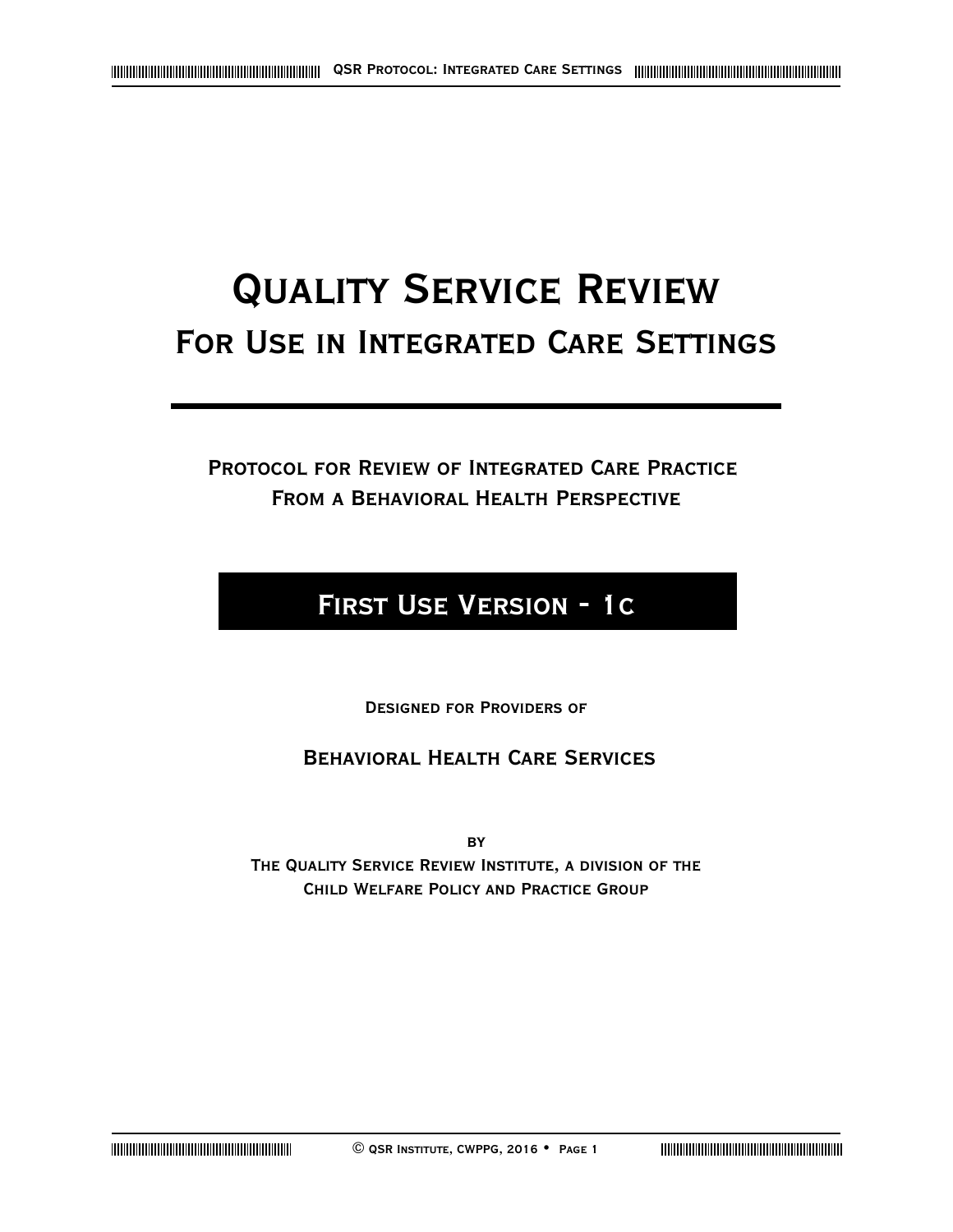# Quality Service Review
## For Use in Integrated Care Settings

### Protocol for Review of Integrated Care Practice From a Behavioral Health Perspective

**First Use Version - 1c**

Designed for Providers of

**Behavioral Health Care Services**

by

The Quality Service Review Institute, a division of the Child Welfare Policy and Practice Group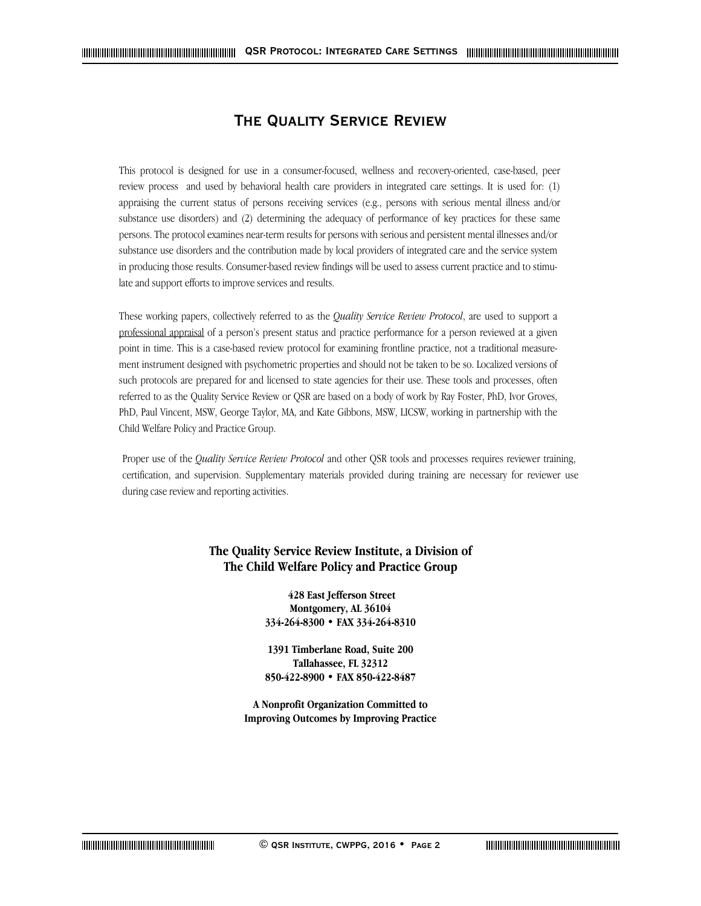# The Quality Service Review

This protocol is designed for use in a consumer-focused, wellness and recovery-oriented, case-based, peer review process and used by behavioral health care providers in integrated care settings. It is used for: (1) appraising the current status of persons receiving services (e.g., persons with serious mental illness and/or substance use disorders) and (2) determining the adequacy of performance of key practices for these same persons. The protocol examines near-term results for persons with serious and persistent mental illnesses and/or substance use disorders and the contribution made by local providers of integrated care and the service system in producing those results. Consumer-based review findings will be used to assess current practice and to stimulate and support efforts to improve services and results.

These working papers, collectively referred to as the *Quality Service Review Protocol*, are used to support a professional appraisal of a person's present status and practice performance for a person reviewed at a given point in time. This is a case-based review protocol for examining frontline practice, not a traditional measurement instrument designed with psychometric properties and should not be taken to be so. Localized versions of such protocols are prepared for and licensed to state agencies for their use. These tools and processes, often referred to as the Quality Service Review or QSR are based on a body of work by Ray Foster, PhD, Ivor Groves, PhD, Paul Vincent, MSW, George Taylor, MA, and Kate Gibbons, MSW, LICSW, working in partnership with the Child Welfare Policy and Practice Group.

Proper use of the *Quality Service Review Protocol* and other QSR tools and processes requires reviewer training, certification, and supervision. Supplementary materials provided during training are necessary for reviewer use during case review and reporting activities.

**The Quality Service Review Institute, a Division of**
**The Child Welfare Policy and Practice Group**

**428 East Jefferson Street**
**Montgomery, AL 36104**
**334-264-8300 • FAX 334-264-8310**

**1391 Timberlane Road, Suite 200**
**Tallahassee, FL 32312**
**850-422-8900 • FAX 850-422-8487**

**A Nonprofit Organization Committed to**
**Improving Outcomes by Improving Practice**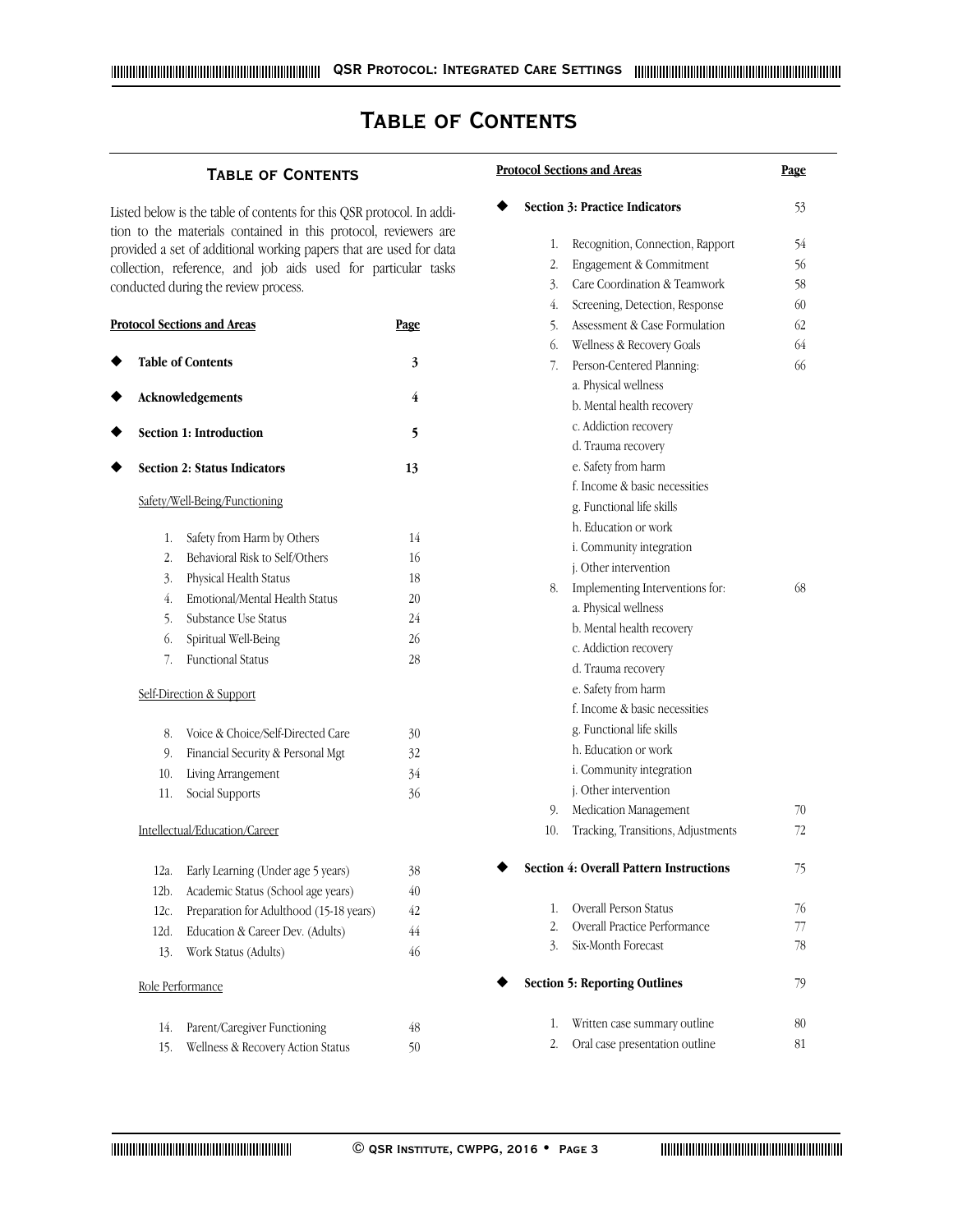# Table of Contents

## Table of Contents

Listed below is the table of contents for this QSR protocol. In addition to the materials contained in this protocol, reviewers are provided a set of additional working papers that are used for data collection, reference, and job aids used for particular tasks conducted during the review process.

| Protocol Sections and Areas | Page |
|---|---|
| ◆ **Table of Contents** | **3** |
| ◆ **Acknowledgements** | **4** |
| ◆ **Section 1: Introduction** | **5** |
| ◆ **Section 2: Status Indicators** | **13** |
| Safety/Well-Being/Functioning | |
| 1. Safety from Harm by Others | 14 |
| 2. Behavioral Risk to Self/Others | 16 |
| 3. Physical Health Status | 18 |
| 4. Emotional/Mental Health Status | 20 |
| 5. Substance Use Status | 24 |
| 6. Spiritual Well-Being | 26 |
| 7. Functional Status | 28 |
| Self-Direction & Support | |
| 8. Voice & Choice/Self-Directed Care | 30 |
| 9. Financial Security & Personal Mgt | 32 |
| 10. Living Arrangement | 34 |
| 11. Social Supports | 36 |
| Intellectual/Education/Career | |
| 12a. Early Learning (Under age 5 years) | 38 |
| 12b. Academic Status (School age years) | 40 |
| 12c. Preparation for Adulthood (15-18 years) | 42 |
| 12d. Education & Career Dev. (Adults) | 44 |
| 13. Work Status (Adults) | 46 |
| Role Performance | |
| 14. Parent/Caregiver Functioning | 48 |
| 15. Wellness & Recovery Action Status | 50 |
| ◆ **Section 3: Practice Indicators** | 53 |
| 1. Recognition, Connection, Rapport | 54 |
| 2. Engagement & Commitment | 56 |
| 3. Care Coordination & Teamwork | 58 |
| 4. Screening, Detection, Response | 60 |
| 5. Assessment & Case Formulation | 62 |
| 6. Wellness & Recovery Goals | 64 |
| 7. Person-Centered Planning: a. Physical wellness; b. Mental health recovery; c. Addiction recovery; d. Trauma recovery; e. Safety from harm; f. Income & basic necessities; g. Functional life skills; h. Education or work; i. Community integration; j. Other intervention | 66 |
| 8. Implementing Interventions for: a. Physical wellness; b. Mental health recovery; c. Addiction recovery; d. Trauma recovery; e. Safety from harm; f. Income & basic necessities; g. Functional life skills; h. Education or work; i. Community integration; j. Other intervention | 68 |
| 9. Medication Management | 70 |
| 10. Tracking, Transitions, Adjustments | 72 |
| ◆ **Section 4: Overall Pattern Instructions** | 75 |
| 1. Overall Person Status | 76 |
| 2. Overall Practice Performance | 77 |
| 3. Six-Month Forecast | 78 |
| ◆ **Section 5: Reporting Outlines** | 79 |
| 1. Written case summary outline | 80 |
| 2. Oral case presentation outline | 81 |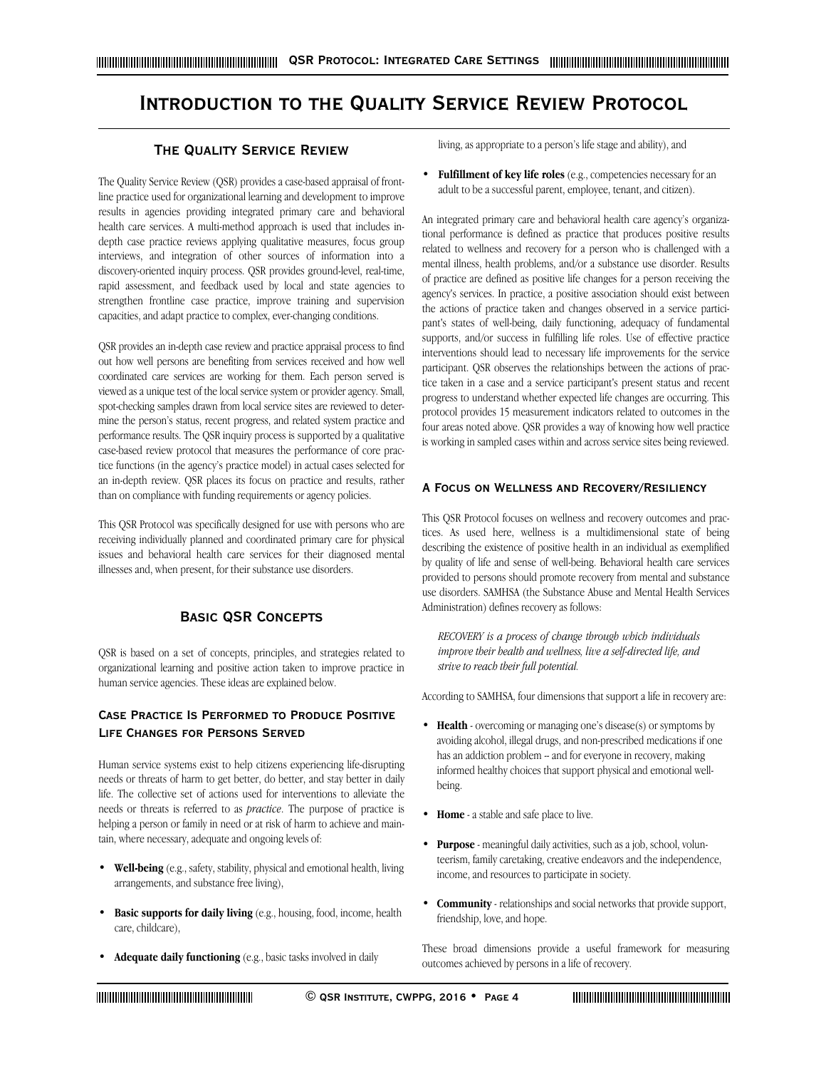# Introduction to the Quality Service Review Protocol

## The Quality Service Review

The Quality Service Review (QSR) provides a case-based appraisal of frontline practice used for organizational learning and development to improve results in agencies providing integrated primary care and behavioral health care services. A multi-method approach is used that includes in-depth case practice reviews applying qualitative measures, focus group interviews, and integration of other sources of information into a discovery-oriented inquiry process. QSR provides ground-level, real-time, rapid assessment, and feedback used by local and state agencies to strengthen frontline case practice, improve training and supervision capacities, and adapt practice to complex, ever-changing conditions.

QSR provides an in-depth case review and practice appraisal process to find out how well persons are benefiting from services received and how well coordinated care services are working for them. Each person served is viewed as a unique test of the local service system or provider agency. Small, spot-checking samples drawn from local service sites are reviewed to determine the person's status, recent progress, and related system practice and performance results. The QSR inquiry process is supported by a qualitative case-based review protocol that measures the performance of core practice functions (in the agency's practice model) in actual cases selected for an in-depth review. QSR places its focus on practice and results, rather than on compliance with funding requirements or agency policies.

This QSR Protocol was specifically designed for use with persons who are receiving individually planned and coordinated primary care for physical issues and behavioral health care services for their diagnosed mental illnesses and, when present, for their substance use disorders.

## Basic QSR Concepts

QSR is based on a set of concepts, principles, and strategies related to organizational learning and positive action taken to improve practice in human service agencies. These ideas are explained below.

### Case Practice Is Performed to Produce Positive Life Changes for Persons Served

Human service systems exist to help citizens experiencing life-disrupting needs or threats of harm to get better, do better, and stay better in daily life. The collective set of actions used for interventions to alleviate the needs or threats is referred to as *practice*. The purpose of practice is helping a person or family in need or at risk of harm to achieve and maintain, where necessary, adequate and ongoing levels of:

- **Well-being** (e.g., safety, stability, physical and emotional health, living arrangements, and substance free living),
- **Basic supports for daily living** (e.g., housing, food, income, health care, childcare),
- **Adequate daily functioning** (e.g., basic tasks involved in daily living, as appropriate to a person's life stage and ability), and
- **Fulfillment of key life roles** (e.g., competencies necessary for an adult to be a successful parent, employee, tenant, and citizen).

An integrated primary care and behavioral health care agency's organizational performance is defined as practice that produces positive results related to wellness and recovery for a person who is challenged with a mental illness, health problems, and/or a substance use disorder. Results of practice are defined as positive life changes for a person receiving the agency's services. In practice, a positive association should exist between the actions of practice taken and changes observed in a service participant's states of well-being, daily functioning, adequacy of fundamental supports, and/or success in fulfilling life roles. Use of effective practice interventions should lead to necessary life improvements for the service participant. QSR observes the relationships between the actions of practice taken in a case and a service participant's present status and recent progress to understand whether expected life changes are occurring. This protocol provides 15 measurement indicators related to outcomes in the four areas noted above. QSR provides a way of knowing how well practice is working in sampled cases within and across service sites being reviewed.

### A Focus on Wellness and Recovery/Resiliency

This QSR Protocol focuses on wellness and recovery outcomes and practices. As used here, wellness is a multidimensional state of being describing the existence of positive health in an individual as exemplified by quality of life and sense of well-being. Behavioral health care services provided to persons should promote recovery from mental and substance use disorders. SAMHSA (the Substance Abuse and Mental Health Services Administration) defines recovery as follows:

> *RECOVERY is a process of change through which individuals improve their health and wellness, live a self-directed life, and strive to reach their full potential.*

According to SAMHSA, four dimensions that support a life in recovery are:

- **Health** - overcoming or managing one's disease(s) or symptoms by avoiding alcohol, illegal drugs, and non-prescribed medications if one has an addiction problem -- and for everyone in recovery, making informed healthy choices that support physical and emotional well-being.
- **Home** - a stable and safe place to live.
- **Purpose** - meaningful daily activities, such as a job, school, volunteerism, family caretaking, creative endeavors and the independence, income, and resources to participate in society.
- **Community** - relationships and social networks that provide support, friendship, love, and hope.

These broad dimensions provide a useful framework for measuring outcomes achieved by persons in a life of recovery.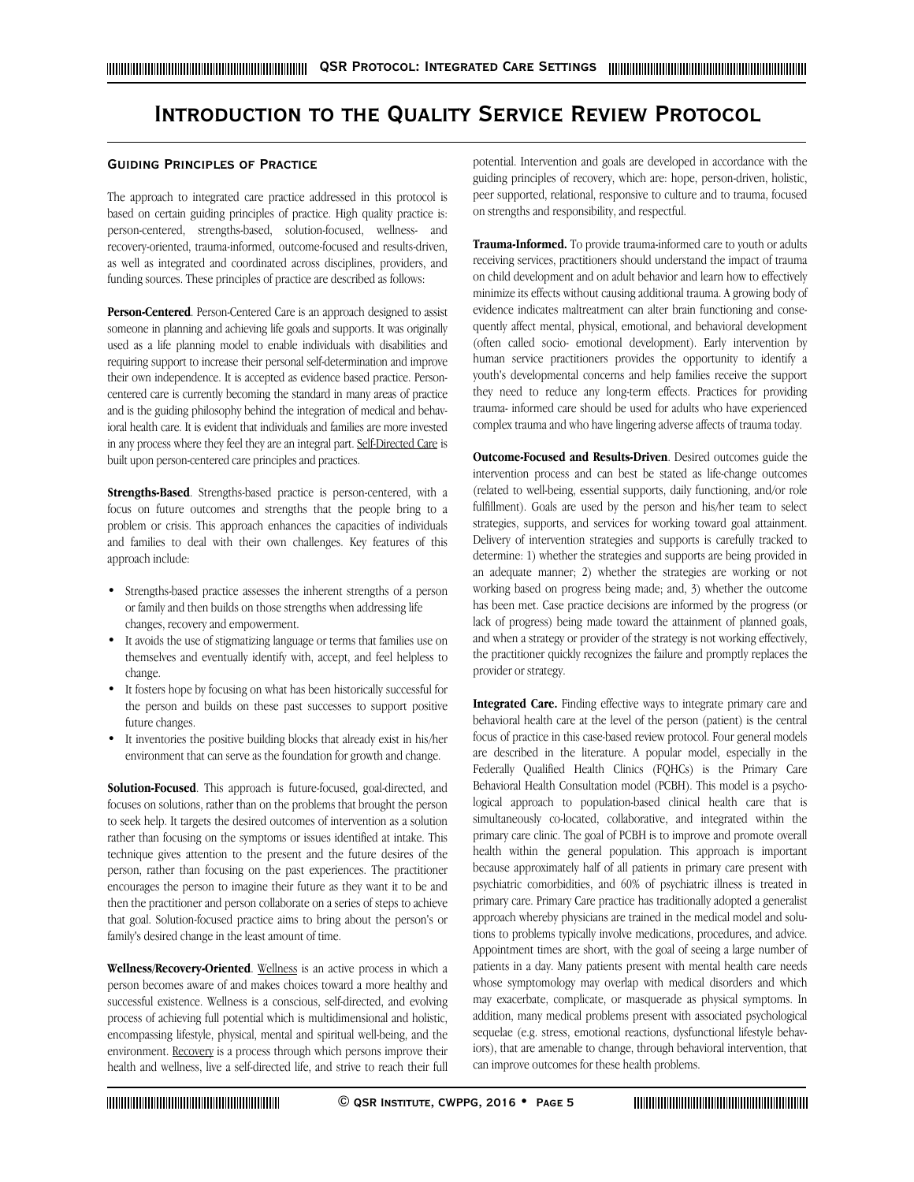# Introduction to the Quality Service Review Protocol

## Guiding Principles of Practice

The approach to integrated care practice addressed in this protocol is based on certain guiding principles of practice. High quality practice is: person-centered, strengths-based, solution-focused, wellness- and recovery-oriented, trauma-informed, outcome-focused and results-driven, as well as integrated and coordinated across disciplines, providers, and funding sources. These principles of practice are described as follows:

**Person-Centered**. Person-Centered Care is an approach designed to assist someone in planning and achieving life goals and supports. It was originally used as a life planning model to enable individuals with disabilities and requiring support to increase their personal self-determination and improve their own independence. It is accepted as evidence based practice. Person-centered care is currently becoming the standard in many areas of practice and is the guiding philosophy behind the integration of medical and behavioral health care. It is evident that individuals and families are more invested in any process where they feel they are an integral part. Self-Directed Care is built upon person-centered care principles and practices.

**Strengths-Based**. Strengths-based practice is person-centered, with a focus on future outcomes and strengths that the people bring to a problem or crisis. This approach enhances the capacities of individuals and families to deal with their own challenges. Key features of this approach include:

- Strengths-based practice assesses the inherent strengths of a person or family and then builds on those strengths when addressing life changes, recovery and empowerment.
- It avoids the use of stigmatizing language or terms that families use on themselves and eventually identify with, accept, and feel helpless to change.
- It fosters hope by focusing on what has been historically successful for the person and builds on these past successes to support positive future changes.
- It inventories the positive building blocks that already exist in his/her environment that can serve as the foundation for growth and change.

**Solution-Focused**. This approach is future-focused, goal-directed, and focuses on solutions, rather than on the problems that brought the person to seek help. It targets the desired outcomes of intervention as a solution rather than focusing on the symptoms or issues identified at intake. This technique gives attention to the present and the future desires of the person, rather than focusing on the past experiences. The practitioner encourages the person to imagine their future as they want it to be and then the practitioner and person collaborate on a series of steps to achieve that goal. Solution-focused practice aims to bring about the person's or family's desired change in the least amount of time.

**Wellness/Recovery-Oriented**. Wellness is an active process in which a person becomes aware of and makes choices toward a more healthy and successful existence. Wellness is a conscious, self-directed, and evolving process of achieving full potential which is multidimensional and holistic, encompassing lifestyle, physical, mental and spiritual well-being, and the environment. Recovery is a process through which persons improve their health and wellness, live a self-directed life, and strive to reach their full potential. Intervention and goals are developed in accordance with the guiding principles of recovery, which are: hope, person-driven, holistic, peer supported, relational, responsive to culture and to trauma, focused on strengths and responsibility, and respectful.

**Trauma-Informed.** To provide trauma-informed care to youth or adults receiving services, practitioners should understand the impact of trauma on child development and on adult behavior and learn how to effectively minimize its effects without causing additional trauma. A growing body of evidence indicates maltreatment can alter brain functioning and consequently affect mental, physical, emotional, and behavioral development (often called socio- emotional development). Early intervention by human service practitioners provides the opportunity to identify a youth's developmental concerns and help families receive the support they need to reduce any long-term effects. Practices for providing trauma- informed care should be used for adults who have experienced complex trauma and who have lingering adverse affects of trauma today.

**Outcome-Focused and Results-Driven**. Desired outcomes guide the intervention process and can best be stated as life-change outcomes (related to well-being, essential supports, daily functioning, and/or role fulfillment). Goals are used by the person and his/her team to select strategies, supports, and services for working toward goal attainment. Delivery of intervention strategies and supports is carefully tracked to determine: 1) whether the strategies and supports are being provided in an adequate manner; 2) whether the strategies are working or not working based on progress being made; and, 3) whether the outcome has been met. Case practice decisions are informed by the progress (or lack of progress) being made toward the attainment of planned goals, and when a strategy or provider of the strategy is not working effectively, the practitioner quickly recognizes the failure and promptly replaces the provider or strategy.

**Integrated Care.** Finding effective ways to integrate primary care and behavioral health care at the level of the person (patient) is the central focus of practice in this case-based review protocol. Four general models are described in the literature. A popular model, especially in the Federally Qualified Health Clinics (FQHCs) is the Primary Care Behavioral Health Consultation model (PCBH). This model is a psychological approach to population-based clinical health care that is simultaneously co-located, collaborative, and integrated within the primary care clinic. The goal of PCBH is to improve and promote overall health within the general population. This approach is important because approximately half of all patients in primary care present with psychiatric comorbidities, and 60% of psychiatric illness is treated in primary care. Primary Care practice has traditionally adopted a generalist approach whereby physicians are trained in the medical model and solutions to problems typically involve medications, procedures, and advice. Appointment times are short, with the goal of seeing a large number of patients in a day. Many patients present with mental health care needs whose symptomology may overlap with medical disorders and which may exacerbate, complicate, or masquerade as physical symptoms. In addition, many medical problems present with associated psychological sequelae (e.g. stress, emotional reactions, dysfunctional lifestyle behaviors), that are amenable to change, through behavioral intervention, that can improve outcomes for these health problems.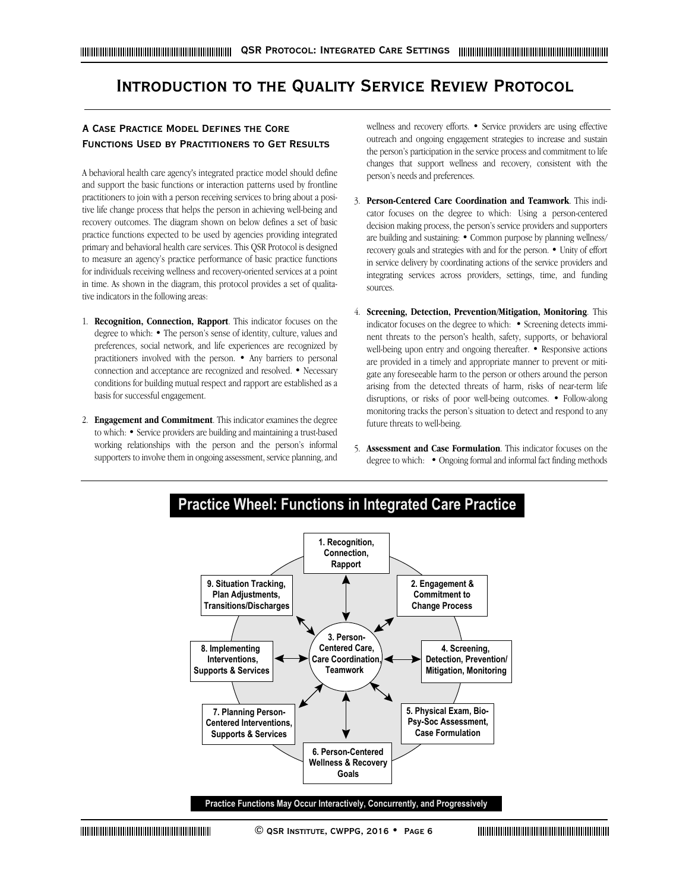# Introduction to the Quality Service Review Protocol

### A Case Practice Model Defines the Core Functions Used by Practitioners to Get Results

A behavioral health care agency's integrated practice model should define and support the basic functions or interaction patterns used by frontline practitioners to join with a person receiving services to bring about a positive life change process that helps the person in achieving well-being and recovery outcomes. The diagram shown on below defines a set of basic practice functions expected to be used by agencies providing integrated primary and behavioral health care services. This QSR Protocol is designed to measure an agency's practice performance of basic practice functions for individuals receiving wellness and recovery-oriented services at a point in time. As shown in the diagram, this protocol provides a set of qualitative indicators in the following areas:

1. **Recognition, Connection, Rapport**. This indicator focuses on the degree to which: • The person's sense of identity, culture, values and preferences, social network, and life experiences are recognized by practitioners involved with the person. • Any barriers to personal connection and acceptance are recognized and resolved. • Necessary conditions for building mutual respect and rapport are established as a basis for successful engagement.

2. **Engagement and Commitment**. This indicator examines the degree to which: • Service providers are building and maintaining a trust-based working relationships with the person and the person's informal supporters to involve them in ongoing assessment, service planning, and wellness and recovery efforts. • Service providers are using effective outreach and ongoing engagement strategies to increase and sustain the person's participation in the service process and commitment to life changes that support wellness and recovery, consistent with the person's needs and preferences.

3. **Person-Centered Care Coordination and Teamwork**. This indicator focuses on the degree to which: Using a person-centered decision making process, the person's service providers and supporters are building and sustaining: • Common purpose by planning wellness/recovery goals and strategies with and for the person. • Unity of effort in service delivery by coordinating actions of the service providers and integrating services across providers, settings, time, and funding sources.

4. **Screening, Detection, Prevention/Mitigation, Monitoring**. This indicator focuses on the degree to which: • Screening detects imminent threats to the person's health, safety, supports, or behavioral well-being upon entry and ongoing thereafter. • Responsive actions are provided in a timely and appropriate manner to prevent or mitigate any foreseeable harm to the person or others around the person arising from the detected threats of harm, risks of near-term life disruptions, or risks of poor well-being outcomes. • Follow-along monitoring tracks the person's situation to detect and respond to any future threats to well-being.

5. **Assessment and Case Formulation**. This indicator focuses on the degree to which: • Ongoing formal and informal fact finding methods

## Practice Wheel: Functions in Integrated Care Practice

1. Recognition, Connection, Rapport
2. Engagement & Commitment to Change Process
3. Person-Centered Care, Care Coordination, Teamwork
4. Screening, Detection, Prevention/ Mitigation, Monitoring
5. Physical Exam, Bio-Psy-Soc Assessment, Case Formulation
6. Person-Centered Wellness & Recovery Goals
7. Planning Person-Centered Interventions, Supports & Services
8. Implementing Interventions, Supports & Services
9. Situation Tracking, Plan Adjustments, Transitions/Discharges

Practice Functions May Occur Interactively, Concurrently, and Progressively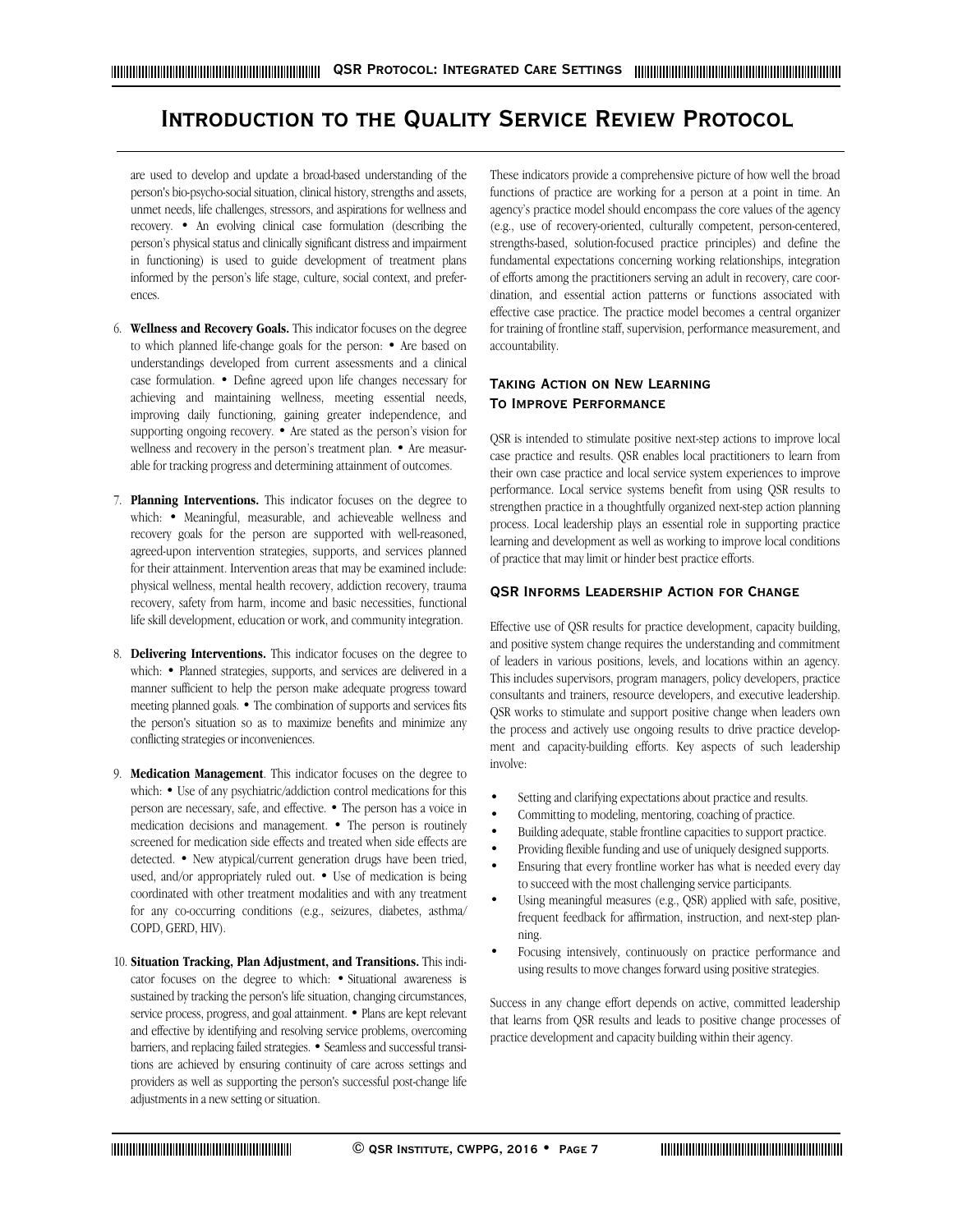# Introduction to the Quality Service Review Protocol

are used to develop and update a broad-based understanding of the person's bio-psycho-social situation, clinical history, strengths and assets, unmet needs, life challenges, stressors, and aspirations for wellness and recovery. • An evolving clinical case formulation (describing the person's physical status and clinically significant distress and impairment in functioning) is used to guide development of treatment plans informed by the person's life stage, culture, social context, and preferences.

6. **Wellness and Recovery Goals.** This indicator focuses on the degree to which planned life-change goals for the person: • Are based on understandings developed from current assessments and a clinical case formulation. • Define agreed upon life changes necessary for achieving and maintaining wellness, meeting essential needs, improving daily functioning, gaining greater independence, and supporting ongoing recovery. • Are stated as the person's vision for wellness and recovery in the person's treatment plan. • Are measurable for tracking progress and determining attainment of outcomes.

7. **Planning Interventions.** This indicator focuses on the degree to which: • Meaningful, measurable, and achieveable wellness and recovery goals for the person are supported with well-reasoned, agreed-upon intervention strategies, supports, and services planned for their attainment. Intervention areas that may be examined include: physical wellness, mental health recovery, addiction recovery, trauma recovery, safety from harm, income and basic necessities, functional life skill development, education or work, and community integration.

8. **Delivering Interventions.** This indicator focuses on the degree to which: • Planned strategies, supports, and services are delivered in a manner sufficient to help the person make adequate progress toward meeting planned goals. • The combination of supports and services fits the person's situation so as to maximize benefits and minimize any conflicting strategies or inconveniences.

9. **Medication Management**. This indicator focuses on the degree to which: • Use of any psychiatric/addiction control medications for this person are necessary, safe, and effective. • The person has a voice in medication decisions and management. • The person is routinely screened for medication side effects and treated when side effects are detected. • New atypical/current generation drugs have been tried, used, and/or appropriately ruled out. • Use of medication is being coordinated with other treatment modalities and with any treatment for any co-occurring conditions (e.g., seizures, diabetes, asthma/ COPD, GERD, HIV).

10. **Situation Tracking, Plan Adjustment, and Transitions.** This indicator focuses on the degree to which: • Situational awareness is sustained by tracking the person's life situation, changing circumstances, service process, progress, and goal attainment. • Plans are kept relevant and effective by identifying and resolving service problems, overcoming barriers, and replacing failed strategies. • Seamless and successful transitions are achieved by ensuring continuity of care across settings and providers as well as supporting the person's successful post-change life adjustments in a new setting or situation.

These indicators provide a comprehensive picture of how well the broad functions of practice are working for a person at a point in time. An agency's practice model should encompass the core values of the agency (e.g., use of recovery-oriented, culturally competent, person-centered, strengths-based, solution-focused practice principles) and define the fundamental expectations concerning working relationships, integration of efforts among the practitioners serving an adult in recovery, care coordination, and essential action patterns or functions associated with effective case practice. The practice model becomes a central organizer for training of frontline staff, supervision, performance measurement, and accountability.

### Taking Action on New Learning To Improve Performance

QSR is intended to stimulate positive next-step actions to improve local case practice and results. QSR enables local practitioners to learn from their own case practice and local service system experiences to improve performance. Local service systems benefit from using QSR results to strengthen practice in a thoughtfully organized next-step action planning process. Local leadership plays an essential role in supporting practice learning and development as well as working to improve local conditions of practice that may limit or hinder best practice efforts.

### QSR Informs Leadership Action for Change

Effective use of QSR results for practice development, capacity building, and positive system change requires the understanding and commitment of leaders in various positions, levels, and locations within an agency. This includes supervisors, program managers, policy developers, practice consultants and trainers, resource developers, and executive leadership. QSR works to stimulate and support positive change when leaders own the process and actively use ongoing results to drive practice development and capacity-building efforts. Key aspects of such leadership involve:

- Setting and clarifying expectations about practice and results.
- Committing to modeling, mentoring, coaching of practice.
- Building adequate, stable frontline capacities to support practice.
- Providing flexible funding and use of uniquely designed supports.
- Ensuring that every frontline worker has what is needed every day to succeed with the most challenging service participants.
- Using meaningful measures (e.g., QSR) applied with safe, positive, frequent feedback for affirmation, instruction, and next-step planning.
- Focusing intensively, continuously on practice performance and using results to move changes forward using positive strategies.

Success in any change effort depends on active, committed leadership that learns from QSR results and leads to positive change processes of practice development and capacity building within their agency.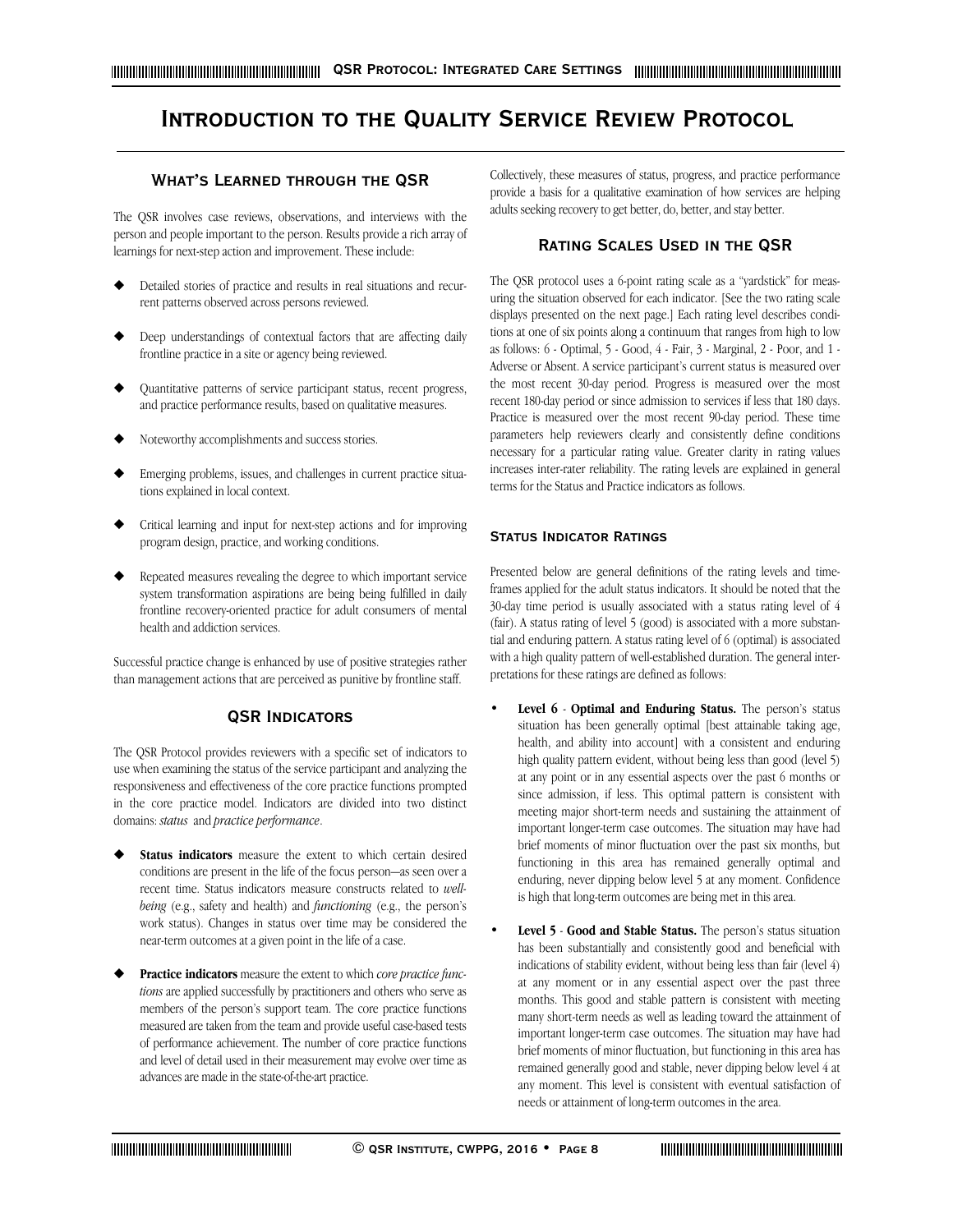# Introduction to the Quality Service Review Protocol

## What's Learned through the QSR

The QSR involves case reviews, observations, and interviews with the person and people important to the person. Results provide a rich array of learnings for next-step action and improvement. These include:

- Detailed stories of practice and results in real situations and recurrent patterns observed across persons reviewed.
- Deep understandings of contextual factors that are affecting daily frontline practice in a site or agency being reviewed.
- Quantitative patterns of service participant status, recent progress, and practice performance results, based on qualitative measures.
- Noteworthy accomplishments and success stories.
- Emerging problems, issues, and challenges in current practice situations explained in local context.
- Critical learning and input for next-step actions and for improving program design, practice, and working conditions.
- Repeated measures revealing the degree to which important service system transformation aspirations are being being fulfilled in daily frontline recovery-oriented practice for adult consumers of mental health and addiction services.

Successful practice change is enhanced by use of positive strategies rather than management actions that are perceived as punitive by frontline staff.

## QSR Indicators

The QSR Protocol provides reviewers with a specific set of indicators to use when examining the status of the service participant and analyzing the responsiveness and effectiveness of the core practice functions prompted in the core practice model. Indicators are divided into two distinct domains: *status* and *practice performance*.

- **Status indicators** measure the extent to which certain desired conditions are present in the life of the focus person—as seen over a recent time. Status indicators measure constructs related to *well-being* (e.g., safety and health) and *functioning* (e.g., the person's work status). Changes in status over time may be considered the near-term outcomes at a given point in the life of a case.
- **Practice indicators** measure the extent to which *core practice functions* are applied successfully by practitioners and others who serve as members of the person's support team. The core practice functions measured are taken from the team and provide useful case-based tests of performance achievement. The number of core practice functions and level of detail used in their measurement may evolve over time as advances are made in the state-of-the-art practice.

Collectively, these measures of status, progress, and practice performance provide a basis for a qualitative examination of how services are helping adults seeking recovery to get better, do, better, and stay better.

## Rating Scales Used in the QSR

The QSR protocol uses a 6-point rating scale as a "yardstick" for measuring the situation observed for each indicator. [See the two rating scale displays presented on the next page.] Each rating level describes conditions at one of six points along a continuum that ranges from high to low as follows: 6 - Optimal, 5 - Good, 4 - Fair, 3 - Marginal, 2 - Poor, and 1 - Adverse or Absent. A service participant's current status is measured over the most recent 30-day period. Progress is measured over the most recent 180-day period or since admission to services if less that 180 days. Practice is measured over the most recent 90-day period. These time parameters help reviewers clearly and consistently define conditions necessary for a particular rating value. Greater clarity in rating values increases inter-rater reliability. The rating levels are explained in general terms for the Status and Practice indicators as follows.

### Status Indicator Ratings

Presented below are general definitions of the rating levels and timeframes applied for the adult status indicators. It should be noted that the 30-day time period is usually associated with a status rating level of 4 (fair). A status rating of level 5 (good) is associated with a more substantial and enduring pattern. A status rating level of 6 (optimal) is associated with a high quality pattern of well-established duration. The general interpretations for these ratings are defined as follows:

- **Level 6 - Optimal and Enduring Status.** The person's status situation has been generally optimal [best attainable taking age, health, and ability into account] with a consistent and enduring high quality pattern evident, without being less than good (level 5) at any point or in any essential aspects over the past 6 months or since admission, if less. This optimal pattern is consistent with meeting major short-term needs and sustaining the attainment of important longer-term case outcomes. The situation may have had brief moments of minor fluctuation over the past six months, but functioning in this area has remained generally optimal and enduring, never dipping below level 5 at any moment. Confidence is high that long-term outcomes are being met in this area.
- **Level 5 - Good and Stable Status.** The person's status situation has been substantially and consistently good and beneficial with indications of stability evident, without being less than fair (level 4) at any moment or in any essential aspect over the past three months. This good and stable pattern is consistent with meeting many short-term needs as well as leading toward the attainment of important longer-term case outcomes. The situation may have had brief moments of minor fluctuation, but functioning in this area has remained generally good and stable, never dipping below level 4 at any moment. This level is consistent with eventual satisfaction of needs or attainment of long-term outcomes in the area.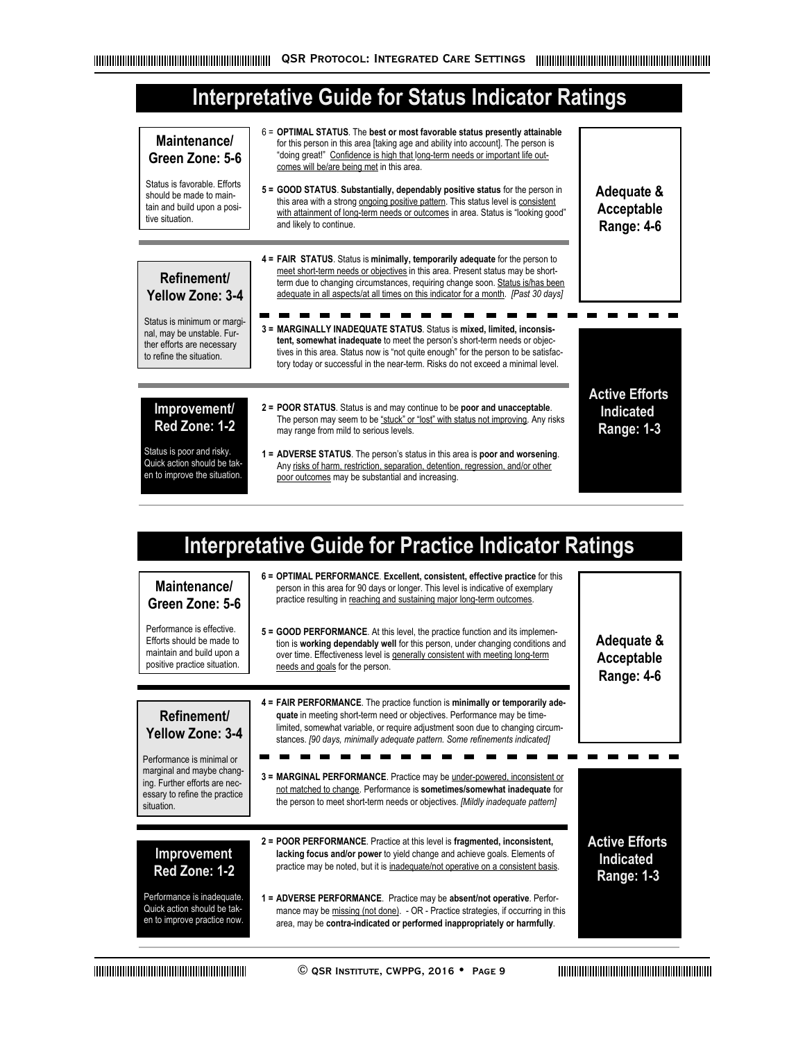# Interpretative Guide for Status Indicator Ratings

**Maintenance/ Green Zone: 5-6**

Status is favorable. Efforts should be made to maintain and build upon a positive situation.

6 = **OPTIMAL STATUS**. The **best or most favorable status presently attainable** for this person in this area [taking age and ability into account]. The person is "doing great!" Confidence is high that long-term needs or important life outcomes will be/are being met in this area.

5 = **GOOD STATUS**. **Substantially, dependably positive status** for the person in this area with a strong ongoing positive pattern. This status level is consistent with attainment of long-term needs or outcomes in area. Status is "looking good" and likely to continue.

**Refinement/ Yellow Zone: 3-4**

Status is minimum or marginal, may be unstable. Further efforts are necessary to refine the situation.

4 = **FAIR STATUS**. Status is **minimally, temporarily adequate** for the person to meet short-term needs or objectives in this area. Present status may be short-term due to changing circumstances, requiring change soon. Status is/has been adequate in all aspects/at all times on this indicator for a month. *[Past 30 days]*

**Adequate & Acceptable Range: 4-6**

3 = **MARGINALLY INADEQUATE STATUS**. Status is **mixed, limited, inconsistent, somewhat inadequate** to meet the person's short-term needs or objectives in this area. Status now is "not quite enough" for the person to be satisfactory today or successful in the near-term. Risks do not exceed a minimal level.

**Improvement/ Red Zone: 1-2**

Status is poor and risky. Quick action should be taken to improve the situation.

2 = **POOR STATUS**. Status is and may continue to be **poor and unacceptable**. The person may seem to be "stuck" or "lost" with status not improving. Any risks may range from mild to serious levels.

1 = **ADVERSE STATUS**. The person's status in this area is **poor and worsening**. Any risks of harm, restriction, separation, detention, regression, and/or other poor outcomes may be substantial and increasing.

**Active Efforts Indicated Range: 1-3**

# Interpretative Guide for Practice Indicator Ratings

**Maintenance/ Green Zone: 5-6**

Performance is effective. Efforts should be made to maintain and build upon a positive practice situation.

6 = **OPTIMAL PERFORMANCE**. **Excellent, consistent, effective practice** for this person in this area for 90 days or longer. This level is indicative of exemplary practice resulting in reaching and sustaining major long-term outcomes.

5 = **GOOD PERFORMANCE**. At this level, the practice function and its implementation is **working dependably well** for this person, under changing conditions and over time. Effectiveness level is generally consistent with meeting long-term needs and goals for the person.

**Refinement/ Yellow Zone: 3-4**

Performance is minimal or marginal and maybe changing. Further efforts are necessary to refine the practice situation.

4 = **FAIR PERFORMANCE**. The practice function is **minimally or temporarily adequate** in meeting short-term need or objectives. Performance may be time-limited, somewhat variable, or require adjustment soon due to changing circumstances. *[90 days, minimally adequate pattern. Some refinements indicated]*

**Adequate & Acceptable Range: 4-6**

3 = **MARGINAL PERFORMANCE**. Practice may be under-powered, inconsistent or not matched to change. Performance is **sometimes/somewhat inadequate** for the person to meet short-term needs or objectives. *[Mildly inadequate pattern]*

**Improvement Red Zone: 1-2**

Performance is inadequate. Quick action should be taken to improve practice now.

2 = **POOR PERFORMANCE**. Practice at this level is **fragmented, inconsistent, lacking focus and/or power** to yield change and achieve goals. Elements of practice may be noted, but it is inadequate/not operative on a consistent basis.

1 = **ADVERSE PERFORMANCE**. Practice may be **absent/not operative**. Performance may be missing (not done). - OR - Practice strategies, if occurring in this area, may be **contra-indicated or performed inappropriately or harmfully**.

**Active Efforts Indicated Range: 1-3**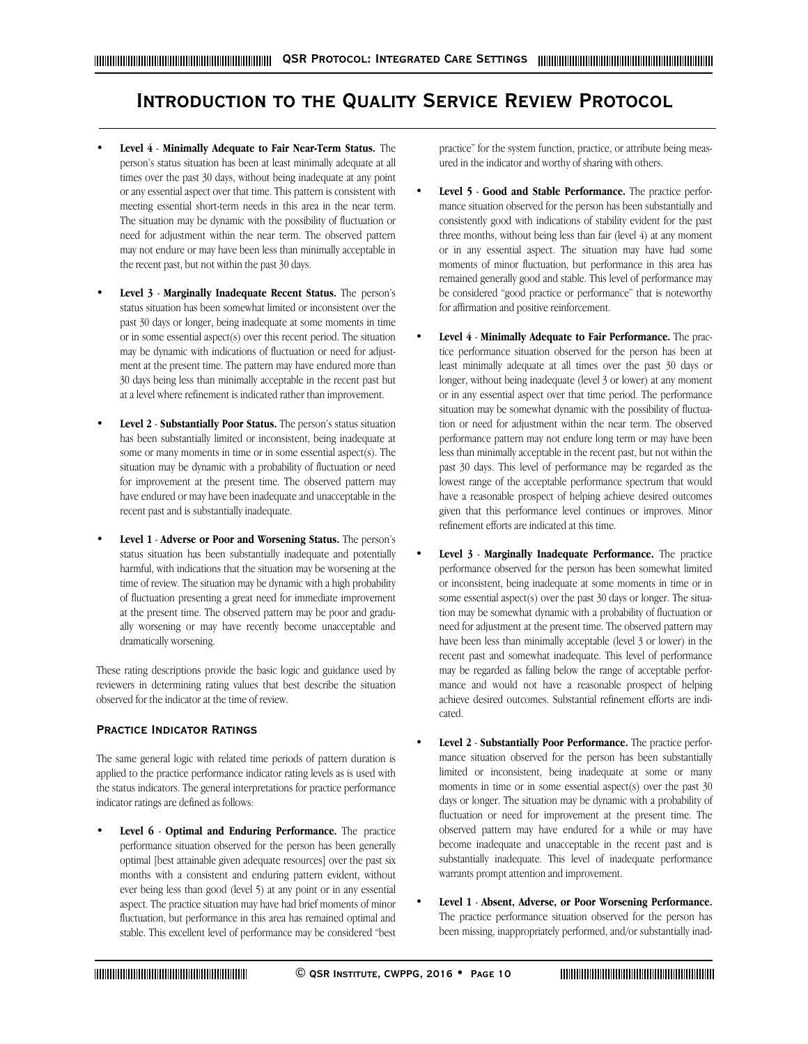- **Level 4 - Minimally Adequate to Fair Near-Term Status.** The person's status situation has been at least minimally adequate at all times over the past 30 days, without being inadequate at any point or any essential aspect over that time. This pattern is consistent with meeting essential short-term needs in this area in the near term. The situation may be dynamic with the possibility of fluctuation or need for adjustment within the near term. The observed pattern may not endure or may have been less than minimally acceptable in the recent past, but not within the past 30 days.

- **Level 3 - Marginally Inadequate Recent Status.** The person's status situation has been somewhat limited or inconsistent over the past 30 days or longer, being inadequate at some moments in time or in some essential aspect(s) over this recent period. The situation may be dynamic with indications of fluctuation or need for adjustment at the present time. The pattern may have endured more than 30 days being less than minimally acceptable in the recent past but at a level where refinement is indicated rather than improvement.

- **Level 2 - Substantially Poor Status.** The person's status situation has been substantially limited or inconsistent, being inadequate at some or many moments in time or in some essential aspect(s). The situation may be dynamic with a probability of fluctuation or need for improvement at the present time. The observed pattern may have endured or may have been inadequate and unacceptable in the recent past and is substantially inadequate.

- **Level 1 - Adverse or Poor and Worsening Status.** The person's status situation has been substantially inadequate and potentially harmful, with indications that the situation may be worsening at the time of review. The situation may be dynamic with a high probability of fluctuation presenting a great need for immediate improvement at the present time. The observed pattern may be poor and gradually worsening or may have recently become unacceptable and dramatically worsening.

These rating descriptions provide the basic logic and guidance used by reviewers in determining rating values that best describe the situation observed for the indicator at the time of review.

### Practice Indicator Ratings

The same general logic with related time periods of pattern duration is applied to the practice performance indicator rating levels as is used with the status indicators. The general interpretations for practice performance indicator ratings are defined as follows:

- **Level 6 - Optimal and Enduring Performance.** The practice performance situation observed for the person has been generally optimal [best attainable given adequate resources] over the past six months with a consistent and enduring pattern evident, without ever being less than good (level 5) at any point or in any essential aspect. The practice situation may have had brief moments of minor fluctuation, but performance in this area has remained optimal and stable. This excellent level of performance may be considered "best practice" for the system function, practice, or attribute being measured in the indicator and worthy of sharing with others.

- **Level 5 - Good and Stable Performance.** The practice performance situation observed for the person has been substantially and consistently good with indications of stability evident for the past three months, without being less than fair (level 4) at any moment or in any essential aspect. The situation may have had some moments of minor fluctuation, but performance in this area has remained generally good and stable. This level of performance may be considered "good practice or performance" that is noteworthy for affirmation and positive reinforcement.

- **Level 4 - Minimally Adequate to Fair Performance.** The practice performance situation observed for the person has been at least minimally adequate at all times over the past 30 days or longer, without being inadequate (level 3 or lower) at any moment or in any essential aspect over that time period. The performance situation may be somewhat dynamic with the possibility of fluctuation or need for adjustment within the near term. The observed performance pattern may not endure long term or may have been less than minimally acceptable in the recent past, but not within the past 30 days. This level of performance may be regarded as the lowest range of the acceptable performance spectrum that would have a reasonable prospect of helping achieve desired outcomes given that this performance level continues or improves. Minor refinement efforts are indicated at this time.

- **Level 3 - Marginally Inadequate Performance.** The practice performance observed for the person has been somewhat limited or inconsistent, being inadequate at some moments in time or in some essential aspect(s) over the past 30 days or longer. The situation may be somewhat dynamic with a probability of fluctuation or need for adjustment at the present time. The observed pattern may have been less than minimally acceptable (level 3 or lower) in the recent past and somewhat inadequate. This level of performance may be regarded as falling below the range of acceptable performance and would not have a reasonable prospect of helping achieve desired outcomes. Substantial refinement efforts are indicated.

- **Level 2 - Substantially Poor Performance.** The practice performance situation observed for the person has been substantially limited or inconsistent, being inadequate at some or many moments in time or in some essential aspect(s) over the past 30 days or longer. The situation may be dynamic with a probability of fluctuation or need for improvement at the present time. The observed pattern may have endured for a while or may have become inadequate and unacceptable in the recent past and is substantially inadequate. This level of inadequate performance warrants prompt attention and improvement.

- **Level 1 - Absent, Adverse, or Poor Worsening Performance.** The practice performance situation observed for the person has been missing, inappropriately performed, and/or substantially inad-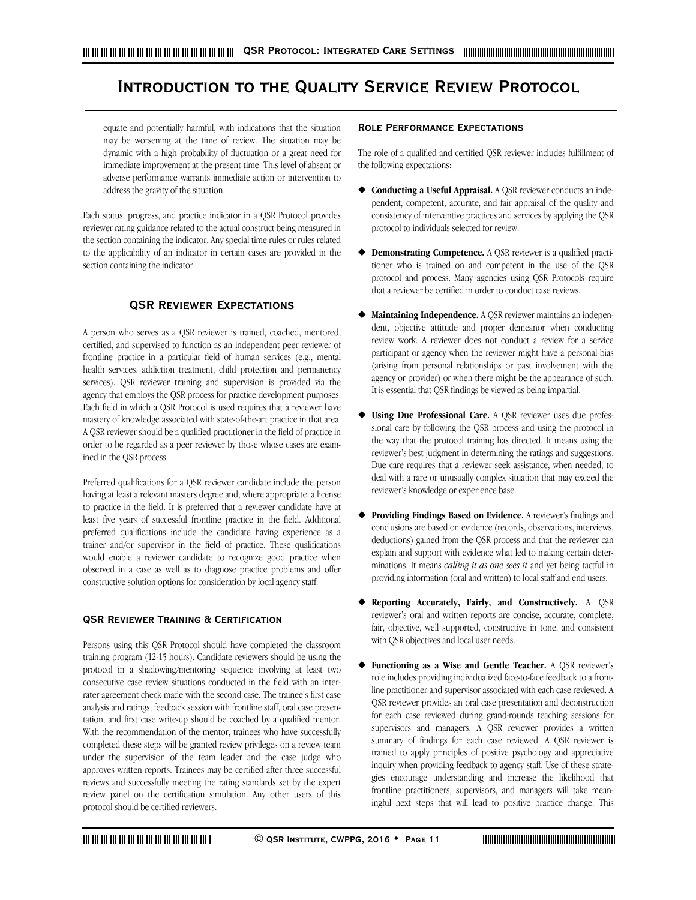equate and potentially harmful, with indications that the situation may be worsening at the time of review. The situation may be dynamic with a high probability of fluctuation or a great need for immediate improvement at the present time. This level of absent or adverse performance warrants immediate action or intervention to address the gravity of the situation.

Each status, progress, and practice indicator in a QSR Protocol provides reviewer rating guidance related to the actual construct being measured in the section containing the indicator. Any special time rules or rules related to the applicability of an indicator in certain cases are provided in the section containing the indicator.

## QSR Reviewer Expectations

A person who serves as a QSR reviewer is trained, coached, mentored, certified, and supervised to function as an independent peer reviewer of frontline practice in a particular field of human services (e.g., mental health services, addiction treatment, child protection and permanency services). QSR reviewer training and supervision is provided via the agency that employs the QSR process for practice development purposes. Each field in which a QSR Protocol is used requires that a reviewer have mastery of knowledge associated with state-of-the-art practice in that area. A QSR reviewer should be a qualified practitioner in the field of practice in order to be regarded as a peer reviewer by those whose cases are examined in the QSR process.

Preferred qualifications for a QSR reviewer candidate include the person having at least a relevant masters degree and, where appropriate, a license to practice in the field. It is preferred that a reviewer candidate have at least five years of successful frontline practice in the field. Additional preferred qualifications include the candidate having experience as a trainer and/or supervisor in the field of practice. These qualifications would enable a reviewer candidate to recognize good practice when observed in a case as well as to diagnose practice problems and offer constructive solution options for consideration by local agency staff.

### QSR Reviewer Training & Certification

Persons using this QSR Protocol should have completed the classroom training program (12-15 hours). Candidate reviewers should be using the protocol in a shadowing/mentoring sequence involving at least two consecutive case review situations conducted in the field with an inter-rater agreement check made with the second case. The trainee's first case analysis and ratings, feedback session with frontline staff, oral case presentation, and first case write-up should be coached by a qualified mentor. With the recommendation of the mentor, trainees who have successfully completed these steps will be granted review privileges on a review team under the supervision of the team leader and the case judge who approves written reports. Trainees may be certified after three successful reviews and successfully meeting the rating standards set by the expert review panel on the certification simulation. Any other users of this protocol should be certified reviewers.

### Role Performance Expectations

The role of a qualified and certified QSR reviewer includes fulfillment of the following expectations:

- **Conducting a Useful Appraisal.** A QSR reviewer conducts an independent, competent, accurate, and fair appraisal of the quality and consistency of interventive practices and services by applying the QSR protocol to individuals selected for review.
- **Demonstrating Competence.** A QSR reviewer is a qualified practitioner who is trained on and competent in the use of the QSR protocol and process. Many agencies using QSR Protocols require that a reviewer be certified in order to conduct case reviews.
- **Maintaining Independence.** A QSR reviewer maintains an independent, objective attitude and proper demeanor when conducting review work. A reviewer does not conduct a review for a service participant or agency when the reviewer might have a personal bias (arising from personal relationships or past involvement with the agency or provider) or when there might be the appearance of such. It is essential that QSR findings be viewed as being impartial.
- **Using Due Professional Care.** A QSR reviewer uses due professional care by following the QSR process and using the protocol in the way that the protocol training has directed. It means using the reviewer's best judgment in determining the ratings and suggestions. Due care requires that a reviewer seek assistance, when needed, to deal with a rare or unusually complex situation that may exceed the reviewer's knowledge or experience base.
- **Providing Findings Based on Evidence.** A reviewer's findings and conclusions are based on evidence (records, observations, interviews, deductions) gained from the QSR process and that the reviewer can explain and support with evidence what led to making certain determinations. It means *calling it as one sees it* and yet being tactful in providing information (oral and written) to local staff and end users.
- **Reporting Accurately, Fairly, and Constructively.** A QSR reviewer's oral and written reports are concise, accurate, complete, fair, objective, well supported, constructive in tone, and consistent with QSR objectives and local user needs.
- **Functioning as a Wise and Gentle Teacher.** A QSR reviewer's role includes providing individualized face-to-face feedback to a frontline practitioner and supervisor associated with each case reviewed. A QSR reviewer provides an oral case presentation and deconstruction for each case reviewed during grand-rounds teaching sessions for supervisors and managers. A QSR reviewer provides a written summary of findings for each case reviewed. A QSR reviewer is trained to apply principles of positive psychology and appreciative inquiry when providing feedback to agency staff. Use of these strategies encourage understanding and increase the likelihood that frontline practitioners, supervisors, and managers will take meaningful next steps that will lead to positive practice change. This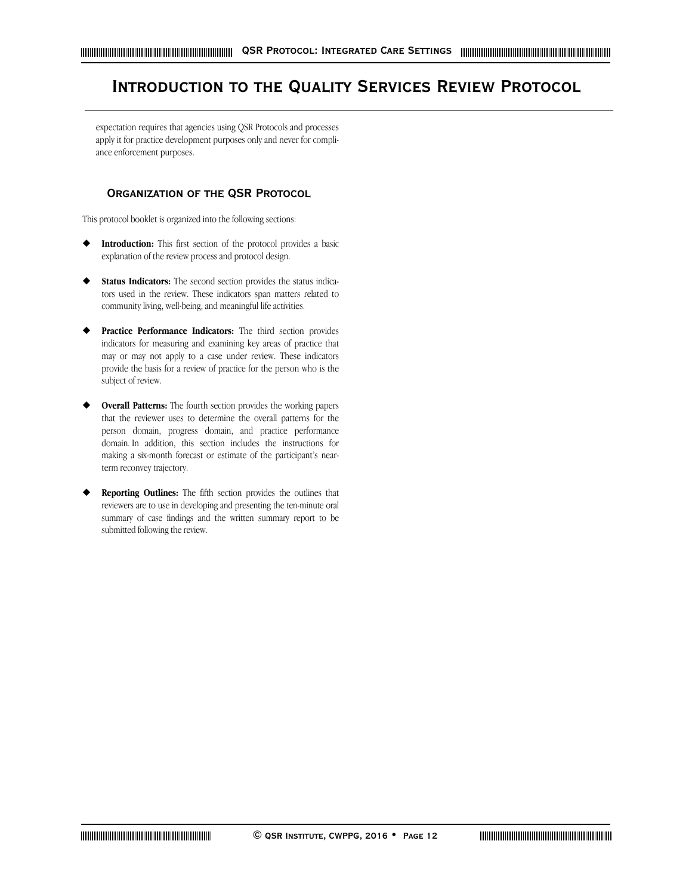# Introduction to the Quality Services Review Protocol

expectation requires that agencies using QSR Protocols and processes apply it for practice development purposes only and never for compliance enforcement purposes.

### Organization of the QSR Protocol

This protocol booklet is organized into the following sections:

- **Introduction:** This first section of the protocol provides a basic explanation of the review process and protocol design.
- **Status Indicators:** The second section provides the status indicators used in the review. These indicators span matters related to community living, well-being, and meaningful life activities.
- **Practice Performance Indicators:** The third section provides indicators for measuring and examining key areas of practice that may or may not apply to a case under review. These indicators provide the basis for a review of practice for the person who is the subject of review.
- **Overall Patterns:** The fourth section provides the working papers that the reviewer uses to determine the overall patterns for the person domain, progress domain, and practice performance domain. In addition, this section includes the instructions for making a six-month forecast or estimate of the participant's near-term reconvey trajectory.
- **Reporting Outlines:** The fifth section provides the outlines that reviewers are to use in developing and presenting the ten-minute oral summary of case findings and the written summary report to be submitted following the review.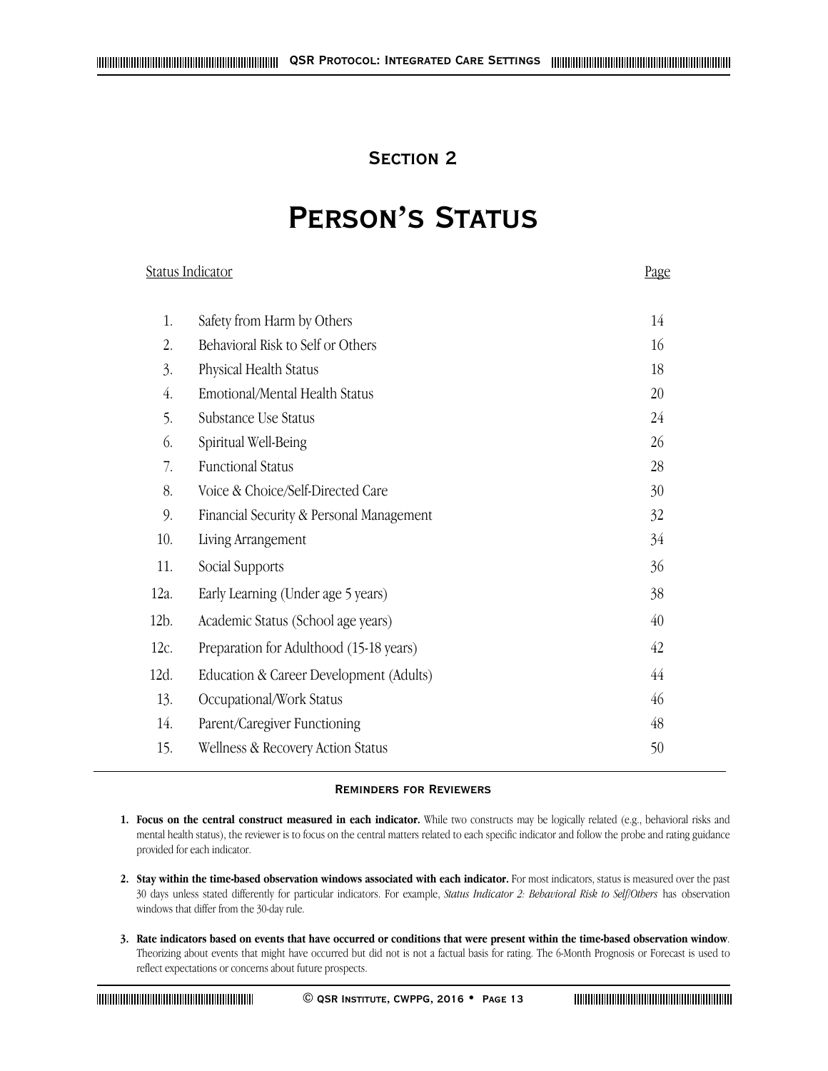## Section 2

# Person's Status

| Status Indicator | | Page |
|---|---|---|
| 1. | Safety from Harm by Others | 14 |
| 2. | Behavioral Risk to Self or Others | 16 |
| 3. | Physical Health Status | 18 |
| 4. | Emotional/Mental Health Status | 20 |
| 5. | Substance Use Status | 24 |
| 6. | Spiritual Well-Being | 26 |
| 7. | Functional Status | 28 |
| 8. | Voice & Choice/Self-Directed Care | 30 |
| 9. | Financial Security & Personal Management | 32 |
| 10. | Living Arrangement | 34 |
| 11. | Social Supports | 36 |
| 12a. | Early Learning (Under age 5 years) | 38 |
| 12b. | Academic Status (School age years) | 40 |
| 12c. | Preparation for Adulthood (15-18 years) | 42 |
| 12d. | Education & Career Development (Adults) | 44 |
| 13. | Occupational/Work Status | 46 |
| 14. | Parent/Caregiver Functioning | 48 |
| 15. | Wellness & Recovery Action Status | 50 |

### Reminders for Reviewers

1. **Focus on the central construct measured in each indicator.** While two constructs may be logically related (e.g., behavioral risks and mental health status), the reviewer is to focus on the central matters related to each specific indicator and follow the probe and rating guidance provided for each indicator.

2. **Stay within the time-based observation windows associated with each indicator.** For most indicators, status is measured over the past 30 days unless stated differently for particular indicators. For example, *Status Indicator 2: Behavioral Risk to Self/Others* has observation windows that differ from the 30-day rule.

3. **Rate indicators based on events that have occurred or conditions that were present within the time-based observation window**. Theorizing about events that might have occurred but did not is not a factual basis for rating. The 6-Month Prognosis or Forecast is used to reflect expectations or concerns about future prospects.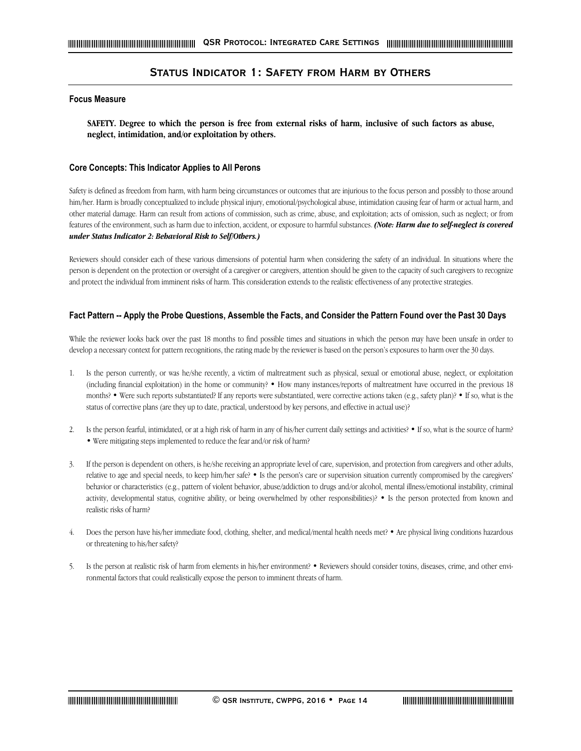# Status Indicator 1: Safety from Harm by Others

### Focus Measure

**SAFETY. Degree to which the person is free from external risks of harm, inclusive of such factors as abuse, neglect, intimidation, and/or exploitation by others.**

### Core Concepts: This Indicator Applies to All Perons

Safety is defined as freedom from harm, with harm being circumstances or outcomes that are injurious to the focus person and possibly to those around him/her. Harm is broadly conceptualized to include physical injury, emotional/psychological abuse, intimidation causing fear of harm or actual harm, and other material damage. Harm can result from actions of commission, such as crime, abuse, and exploitation; acts of omission, such as neglect; or from features of the environment, such as harm due to infection, accident, or exposure to harmful substances. ***(Note: Harm due to self-neglect is covered under Status Indicator 2: Behavioral Risk to Self/Others.)***

Reviewers should consider each of these various dimensions of potential harm when considering the safety of an individual. In situations where the person is dependent on the protection or oversight of a caregiver or caregivers, attention should be given to the capacity of such caregivers to recognize and protect the individual from imminent risks of harm. This consideration extends to the realistic effectiveness of any protective strategies.

### Fact Pattern -- Apply the Probe Questions, Assemble the Facts, and Consider the Pattern Found over the Past 30 Days

While the reviewer looks back over the past 18 months to find possible times and situations in which the person may have been unsafe in order to develop a necessary context for pattern recognitions, the rating made by the reviewer is based on the person's exposures to harm over the 30 days.

1. Is the person currently, or was he/she recently, a victim of maltreatment such as physical, sexual or emotional abuse, neglect, or exploitation (including financial exploitation) in the home or community? • How many instances/reports of maltreatment have occurred in the previous 18 months? • Were such reports substantiated? If any reports were substantiated, were corrective actions taken (e.g., safety plan)? • If so, what is the status of corrective plans (are they up to date, practical, understood by key persons, and effective in actual use)?

2. Is the person fearful, intimidated, or at a high risk of harm in any of his/her current daily settings and activities? • If so, what is the source of harm? • Were mitigating steps implemented to reduce the fear and/or risk of harm?

3. If the person is dependent on others, is he/she receiving an appropriate level of care, supervision, and protection from caregivers and other adults, relative to age and special needs, to keep him/her safe? • Is the person's care or supervision situation currently compromised by the caregivers' behavior or characteristics (e.g., pattern of violent behavior, abuse/addiction to drugs and/or alcohol, mental illness/emotional instability, criminal activity, developmental status, cognitive ability, or being overwhelmed by other responsibilities)? • Is the person protected from known and realistic risks of harm?

4. Does the person have his/her immediate food, clothing, shelter, and medical/mental health needs met? • Are physical living conditions hazardous or threatening to his/her safety?

5. Is the person at realistic risk of harm from elements in his/her environment? • Reviewers should consider toxins, diseases, crime, and other environmental factors that could realistically expose the person to imminent threats of harm.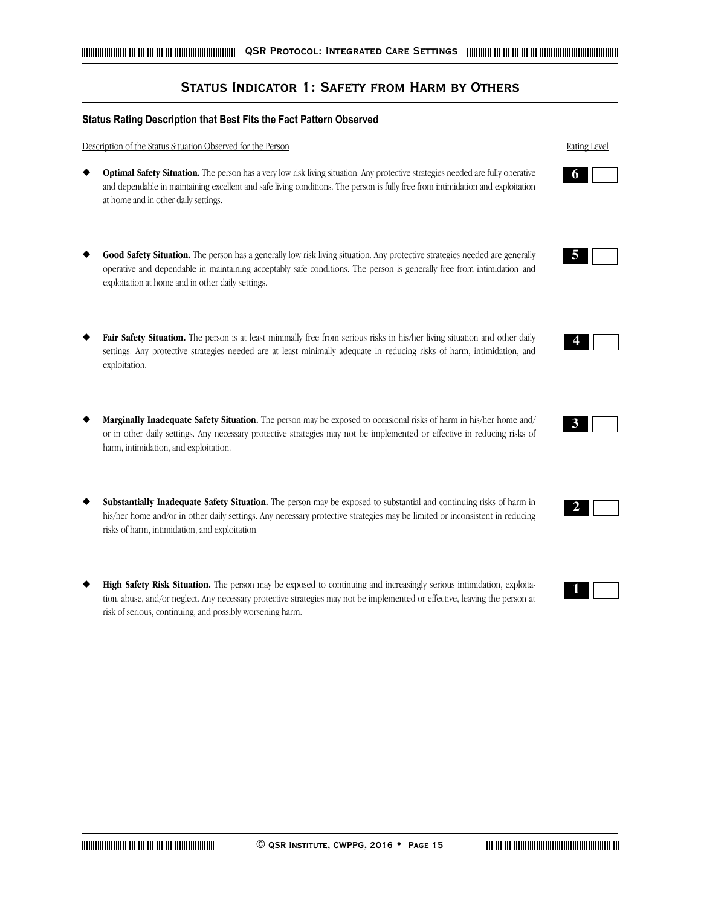## Status Indicator 1: Safety from Harm by Others

**Status Rating Description that Best Fits the Fact Pattern Observed**

| Description of the Status Situation Observed for the Person | Rating Level |
|---|---|
| **Optimal Safety Situation.** The person has a very low risk living situation. Any protective strategies needed are fully operative and dependable in maintaining excellent and safe living conditions. The person is fully free from intimidation and exploitation at home and in other daily settings. | 6 |
| **Good Safety Situation.** The person has a generally low risk living situation. Any protective strategies needed are generally operative and dependable in maintaining acceptably safe conditions. The person is generally free from intimidation and exploitation at home and in other daily settings. | 5 |
| **Fair Safety Situation.** The person is at least minimally free from serious risks in his/her living situation and other daily settings. Any protective strategies needed are at least minimally adequate in reducing risks of harm, intimidation, and exploitation. | 4 |
| **Marginally Inadequate Safety Situation.** The person may be exposed to occasional risks of harm in his/her home and/or in other daily settings. Any necessary protective strategies may not be implemented or effective in reducing risks of harm, intimidation, and exploitation. | 3 |
| **Substantially Inadequate Safety Situation.** The person may be exposed to substantial and continuing risks of harm in his/her home and/or in other daily settings. Any necessary protective strategies may be limited or inconsistent in reducing risks of harm, intimidation, and exploitation. | 2 |
| **High Safety Risk Situation.** The person may be exposed to continuing and increasingly serious intimidation, exploitation, abuse, and/or neglect. Any necessary protective strategies may not be implemented or effective, leaving the person at risk of serious, continuing, and possibly worsening harm. | 1 |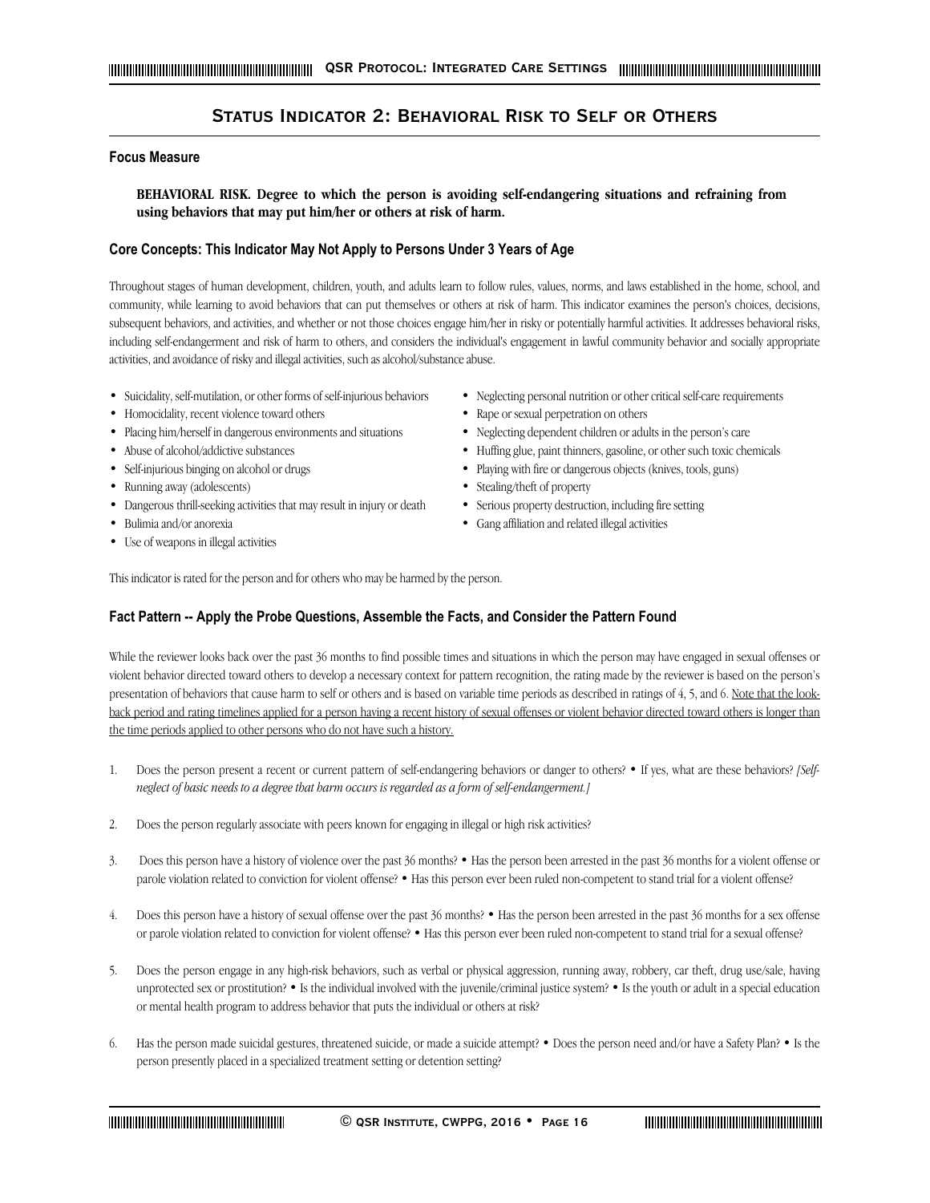# Status Indicator 2: Behavioral Risk to Self or Others

### Focus Measure

**BEHAVIORAL RISK. Degree to which the person is avoiding self-endangering situations and refraining from using behaviors that may put him/her or others at risk of harm.**

### Core Concepts: This Indicator May Not Apply to Persons Under 3 Years of Age

Throughout stages of human development, children, youth, and adults learn to follow rules, values, norms, and laws established in the home, school, and community, while learning to avoid behaviors that can put themselves or others at risk of harm. This indicator examines the person's choices, decisions, subsequent behaviors, and activities, and whether or not those choices engage him/her in risky or potentially harmful activities. It addresses behavioral risks, including self-endangerment and risk of harm to others, and considers the individual's engagement in lawful community behavior and socially appropriate activities, and avoidance of risky and illegal activities, such as alcohol/substance abuse.

- Suicidality, self-mutilation, or other forms of self-injurious behaviors
- Homocidality, recent violence toward others
- Placing him/herself in dangerous environments and situations
- Abuse of alcohol/addictive substances
- Self-injurious binging on alcohol or drugs
- Running away (adolescents)
- Dangerous thrill-seeking activities that may result in injury or death
- Bulimia and/or anorexia
- Use of weapons in illegal activities
- Neglecting personal nutrition or other critical self-care requirements
- Rape or sexual perpetration on others
- Neglecting dependent children or adults in the person's care
- Huffing glue, paint thinners, gasoline, or other such toxic chemicals
- Playing with fire or dangerous objects (knives, tools, guns)
- Stealing/theft of property
- Serious property destruction, including fire setting
- Gang affiliation and related illegal activities

This indicator is rated for the person and for others who may be harmed by the person.

### Fact Pattern -- Apply the Probe Questions, Assemble the Facts, and Consider the Pattern Found

While the reviewer looks back over the past 36 months to find possible times and situations in which the person may have engaged in sexual offenses or violent behavior directed toward others to develop a necessary context for pattern recognition, the rating made by the reviewer is based on the person's presentation of behaviors that cause harm to self or others and is based on variable time periods as described in ratings of 4, 5, and 6. Note that the look-back period and rating timelines applied for a person having a recent history of sexual offenses or violent behavior directed toward others is longer than the time periods applied to other persons who do not have such a history.

1. Does the person present a recent or current pattern of self-endangering behaviors or danger to others? • If yes, what are these behaviors? *[Self-neglect of basic needs to a degree that harm occurs is regarded as a form of self-endangerment.]*

2. Does the person regularly associate with peers known for engaging in illegal or high risk activities?

3. Does this person have a history of violence over the past 36 months? • Has the person been arrested in the past 36 months for a violent offense or parole violation related to conviction for violent offense? • Has this person ever been ruled non-competent to stand trial for a violent offense?

4. Does this person have a history of sexual offense over the past 36 months? • Has the person been arrested in the past 36 months for a sex offense or parole violation related to conviction for violent offense? • Has this person ever been ruled non-competent to stand trial for a sexual offense?

5. Does the person engage in any high-risk behaviors, such as verbal or physical aggression, running away, robbery, car theft, drug use/sale, having unprotected sex or prostitution? • Is the individual involved with the juvenile/criminal justice system? • Is the youth or adult in a special education or mental health program to address behavior that puts the individual or others at risk?

6. Has the person made suicidal gestures, threatened suicide, or made a suicide attempt? • Does the person need and/or have a Safety Plan? • Is the person presently placed in a specialized treatment setting or detention setting?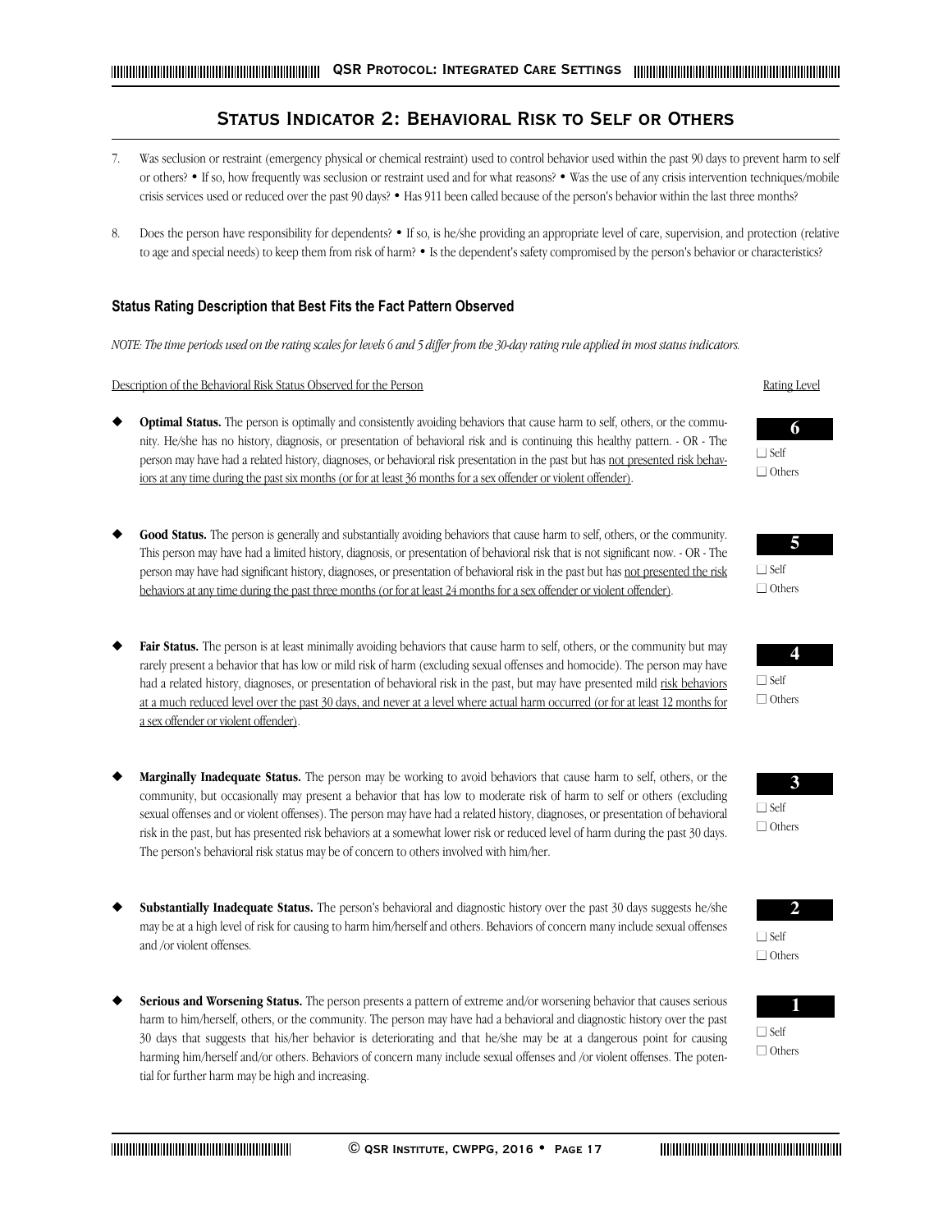## Status Indicator 2: Behavioral Risk to Self or Others

7. Was seclusion or restraint (emergency physical or chemical restraint) used to control behavior used within the past 90 days to prevent harm to self or others? • If so, how frequently was seclusion or restraint used and for what reasons? • Was the use of any crisis intervention techniques/mobile crisis services used or reduced over the past 90 days? • Has 911 been called because of the person's behavior within the last three months?

8. Does the person have responsibility for dependents? • If so, is he/she providing an appropriate level of care, supervision, and protection (relative to age and special needs) to keep them from risk of harm? • Is the dependent's safety compromised by the person's behavior or characteristics?

### Status Rating Description that Best Fits the Fact Pattern Observed

*NOTE: The time periods used on the rating scales for levels 6 and 5 differ from the 30-day rating rule applied in most status indicators.*

| Description of the Behavioral Risk Status Observed for the Person | Rating Level |
|---|---|
| **Optimal Status.** The person is optimally and consistently avoiding behaviors that cause harm to self, others, or the community. He/she has no history, diagnosis, or presentation of behavioral risk and is continuing this healthy pattern. - OR - The person may have had a related history, diagnoses, or behavioral risk presentation in the past but has not presented risk behaviors at any time during the past six months (or for at least 36 months for a sex offender or violent offender). | **6** ☐ Self ☐ Others |
| **Good Status.** The person is generally and substantially avoiding behaviors that cause harm to self, others, or the community. This person may have had a limited history, diagnosis, or presentation of behavioral risk that is not significant now. - OR - The person may have had significant history, diagnoses, or presentation of behavioral risk in the past but has not presented the risk behaviors at any time during the past three months (or for at least 24 months for a sex offender or violent offender). | **5** ☐ Self ☐ Others |
| **Fair Status.** The person is at least minimally avoiding behaviors that cause harm to self, others, or the community but may rarely present a behavior that has low or mild risk of harm (excluding sexual offenses and homocide). The person may have had a related history, diagnoses, or presentation of behavioral risk in the past, but may have presented mild risk behaviors at a much reduced level over the past 30 days, and never at a level where actual harm occurred (or for at least 12 months for a sex offender or violent offender). | **4** ☐ Self ☐ Others |
| **Marginally Inadequate Status.** The person may be working to avoid behaviors that cause harm to self, others, or the community, but occasionally may present a behavior that has low to moderate risk of harm to self or others (excluding sexual offenses and or violent offenses). The person may have had a related history, diagnoses, or presentation of behavioral risk in the past, but has presented risk behaviors at a somewhat lower risk or reduced level of harm during the past 30 days. The person's behavioral risk status may be of concern to others involved with him/her. | **3** ☐ Self ☐ Others |
| **Substantially Inadequate Status.** The person's behavioral and diagnostic history over the past 30 days suggests he/she may be at a high level of risk for causing to harm him/herself and others. Behaviors of concern many include sexual offenses and /or violent offenses. | **2** ☐ Self ☐ Others |
| **Serious and Worsening Status.** The person presents a pattern of extreme and/or worsening behavior that causes serious harm to him/herself, others, or the community. The person may have had a behavioral and diagnostic history over the past 30 days that suggests that his/her behavior is deteriorating and that he/she may be at a dangerous point for causing harming him/herself and/or others. Behaviors of concern many include sexual offenses and /or violent offenses. The potential for further harm may be high and increasing. | **1** ☐ Self ☐ Others |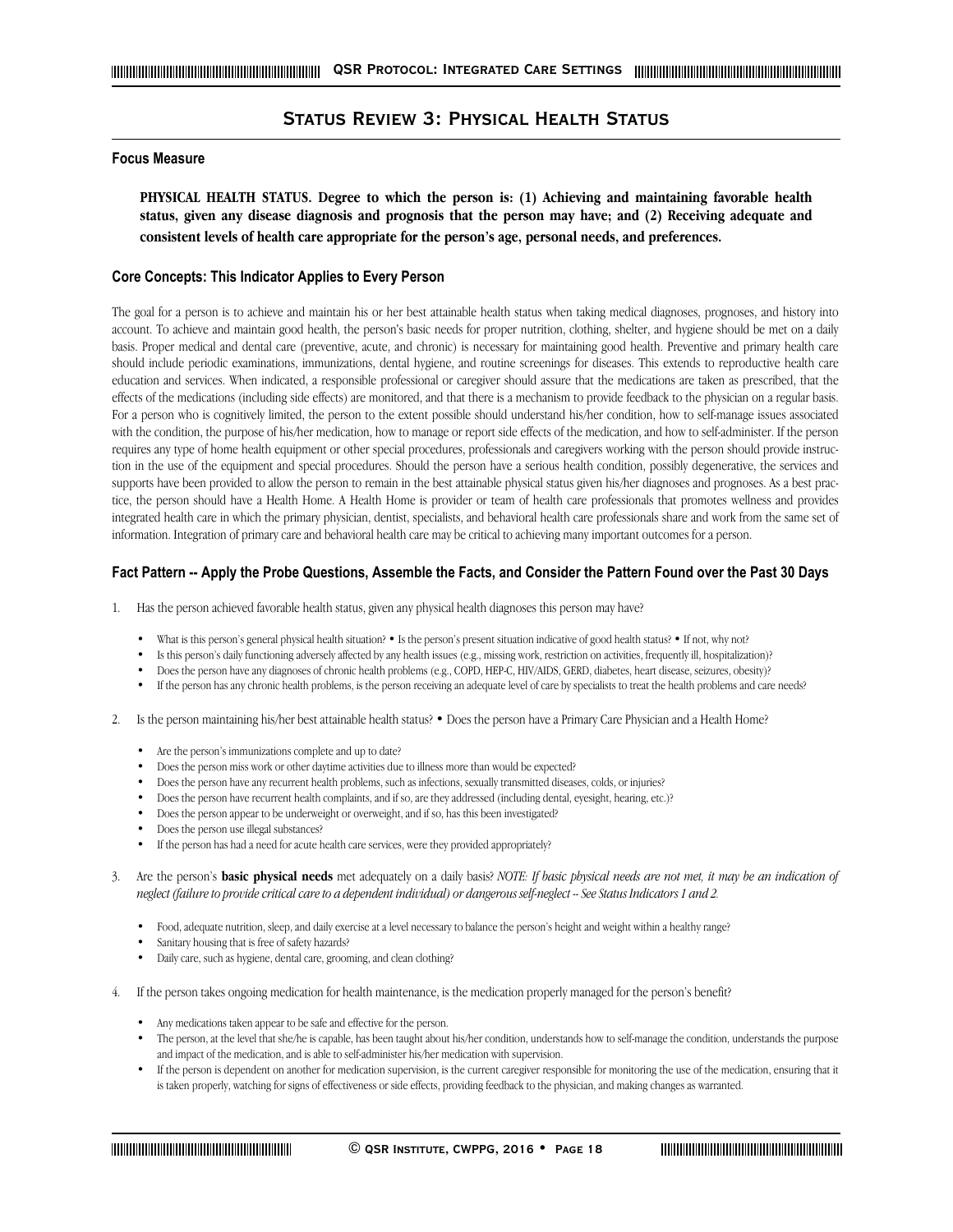# Status Review 3: Physical Health Status

### Focus Measure

**PHYSICAL HEALTH STATUS. Degree to which the person is: (1) Achieving and maintaining favorable health status, given any disease diagnosis and prognosis that the person may have; and (2) Receiving adequate and consistent levels of health care appropriate for the person's age, personal needs, and preferences.**

### Core Concepts: This Indicator Applies to Every Person

The goal for a person is to achieve and maintain his or her best attainable health status when taking medical diagnoses, prognoses, and history into account. To achieve and maintain good health, the person's basic needs for proper nutrition, clothing, shelter, and hygiene should be met on a daily basis. Proper medical and dental care (preventive, acute, and chronic) is necessary for maintaining good health. Preventive and primary health care should include periodic examinations, immunizations, dental hygiene, and routine screenings for diseases. This extends to reproductive health care education and services. When indicated, a responsible professional or caregiver should assure that the medications are taken as prescribed, that the effects of the medications (including side effects) are monitored, and that there is a mechanism to provide feedback to the physician on a regular basis. For a person who is cognitively limited, the person to the extent possible should understand his/her condition, how to self-manage issues associated with the condition, the purpose of his/her medication, how to manage or report side effects of the medication, and how to self-administer. If the person requires any type of home health equipment or other special procedures, professionals and caregivers working with the person should provide instruction in the use of the equipment and special procedures. Should the person have a serious health condition, possibly degenerative, the services and supports have been provided to allow the person to remain in the best attainable physical status given his/her diagnoses and prognoses. As a best practice, the person should have a Health Home. A Health Home is provider or team of health care professionals that promotes wellness and provides integrated health care in which the primary physician, dentist, specialists, and behavioral health care professionals share and work from the same set of information. Integration of primary care and behavioral health care may be critical to achieving many important outcomes for a person.

### Fact Pattern -- Apply the Probe Questions, Assemble the Facts, and Consider the Pattern Found over the Past 30 Days

1. Has the person achieved favorable health status, given any physical health diagnoses this person may have?
   - What is this person's general physical health situation? • Is the person's present situation indicative of good health status? • If not, why not?
   - Is this person's daily functioning adversely affected by any health issues (e.g., missing work, restriction on activities, frequently ill, hospitalization)?
   - Does the person have any diagnoses of chronic health problems (e.g., COPD, HEP-C, HIV/AIDS, GERD, diabetes, heart disease, seizures, obesity)?
   - If the person has any chronic health problems, is the person receiving an adequate level of care by specialists to treat the health problems and care needs?

2. Is the person maintaining his/her best attainable health status? • Does the person have a Primary Care Physician and a Health Home?
   - Are the person's immunizations complete and up to date?
   - Does the person miss work or other daytime activities due to illness more than would be expected?
   - Does the person have any recurrent health problems, such as infections, sexually transmitted diseases, colds, or injuries?
   - Does the person have recurrent health complaints, and if so, are they addressed (including dental, eyesight, hearing, etc.)?
   - Does the person appear to be underweight or overweight, and if so, has this been investigated?
   - Does the person use illegal substances?
   - If the person has had a need for acute health care services, were they provided appropriately?

3. Are the person's **basic physical needs** met adequately on a daily basis? *NOTE: If basic physical needs are not met, it may be an indication of neglect (failure to provide critical care to a dependent individual) or dangerous self-neglect -- See Status Indicators 1 and 2.*
   - Food, adequate nutrition, sleep, and daily exercise at a level necessary to balance the person's height and weight within a healthy range?
   - Sanitary housing that is free of safety hazards?
   - Daily care, such as hygiene, dental care, grooming, and clean clothing?

4. If the person takes ongoing medication for health maintenance, is the medication properly managed for the person's benefit?
   - Any medications taken appear to be safe and effective for the person.
   - The person, at the level that she/he is capable, has been taught about his/her condition, understands how to self-manage the condition, understands the purpose and impact of the medication, and is able to self-administer his/her medication with supervision.
   - If the person is dependent on another for medication supervision, is the current caregiver responsible for monitoring the use of the medication, ensuring that it is taken properly, watching for signs of effectiveness or side effects, providing feedback to the physician, and making changes as warranted.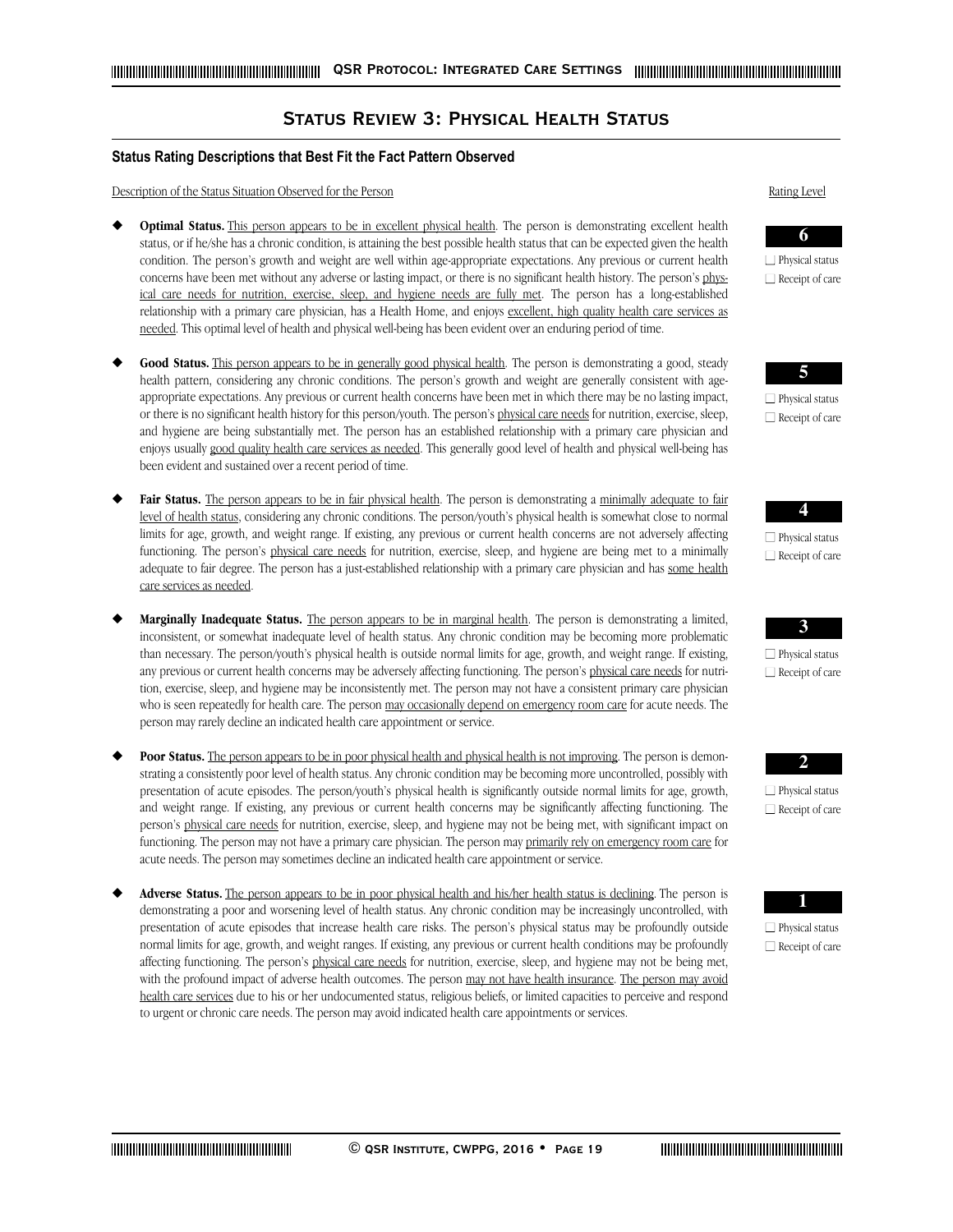# Status Review 3: Physical Health Status

### Status Rating Descriptions that Best Fit the Fact Pattern Observed

Description of the Status Situation Observed for the Person — Rating Level

- **Optimal Status.** This person appears to be in excellent physical health. The person is demonstrating excellent health status, or if he/she has a chronic condition, is attaining the best possible health status that can be expected given the health condition. The person's growth and weight are well within age-appropriate expectations. Any previous or current health concerns have been met without any adverse or lasting impact, or there is no significant health history. The person's physical care needs for nutrition, exercise, sleep, and hygiene needs are fully met. The person has a long-established relationship with a primary care physician, has a Health Home, and enjoys excellent, high quality health care services as needed. This optimal level of health and physical well-being has been evident over an enduring period of time.

  **6** — ☐ Physical status ☐ Receipt of care

- **Good Status.** This person appears to be in generally good physical health. The person is demonstrating a good, steady health pattern, considering any chronic conditions. The person's growth and weight are generally consistent with age-appropriate expectations. Any previous or current health concerns have been met in which there may be no lasting impact, or there is no significant health history for this person/youth. The person's physical care needs for nutrition, exercise, sleep, and hygiene are being substantially met. The person has an established relationship with a primary care physician and enjoys usually good quality health care services as needed. This generally good level of health and physical well-being has been evident and sustained over a recent period of time.

  **5** — ☐ Physical status ☐ Receipt of care

- **Fair Status.** The person appears to be in fair physical health. The person is demonstrating a minimally adequate to fair level of health status, considering any chronic conditions. The person/youth's physical health is somewhat close to normal limits for age, growth, and weight range. If existing, any previous or current health concerns are not adversely affecting functioning. The person's physical care needs for nutrition, exercise, sleep, and hygiene are being met to a minimally adequate to fair degree. The person has a just-established relationship with a primary care physician and has some health care services as needed.

  **4** — ☐ Physical status ☐ Receipt of care

- **Marginally Inadequate Status.** The person appears to be in marginal health. The person is demonstrating a limited, inconsistent, or somewhat inadequate level of health status. Any chronic condition may be becoming more problematic than necessary. The person/youth's physical health is outside normal limits for age, growth, and weight range. If existing, any previous or current health concerns may be adversely affecting functioning. The person's physical care needs for nutrition, exercise, sleep, and hygiene may be inconsistently met. The person may not have a consistent primary care physician who is seen repeatedly for health care. The person may occasionally depend on emergency room care for acute needs. The person may rarely decline an indicated health care appointment or service.

  **3** — ☐ Physical status ☐ Receipt of care

- **Poor Status.** The person appears to be in poor physical health and physical health is not improving. The person is demonstrating a consistently poor level of health status. Any chronic condition may be becoming more uncontrolled, possibly with presentation of acute episodes. The person/youth's physical health is significantly outside normal limits for age, growth, and weight range. If existing, any previous or current health concerns may be significantly affecting functioning. The person's physical care needs for nutrition, exercise, sleep, and hygiene may not be being met, with significant impact on functioning. The person may not have a primary care physician. The person may primarily rely on emergency room care for acute needs. The person may sometimes decline an indicated health care appointment or service.

  **2** — ☐ Physical status ☐ Receipt of care

- **Adverse Status.** The person appears to be in poor physical health and his/her health status is declining. The person is demonstrating a poor and worsening level of health status. Any chronic condition may be increasingly uncontrolled, with presentation of acute episodes that increase health care risks. The person's physical status may be profoundly outside normal limits for age, growth, and weight ranges. If existing, any previous or current health conditions may be profoundly affecting functioning. The person's physical care needs for nutrition, exercise, sleep, and hygiene may not be being met, with the profound impact of adverse health outcomes. The person may not have health insurance. The person may avoid health care services due to his or her undocumented status, religious beliefs, or limited capacities to perceive and respond to urgent or chronic care needs. The person may avoid indicated health care appointments or services.

  **1** — ☐ Physical status ☐ Receipt of care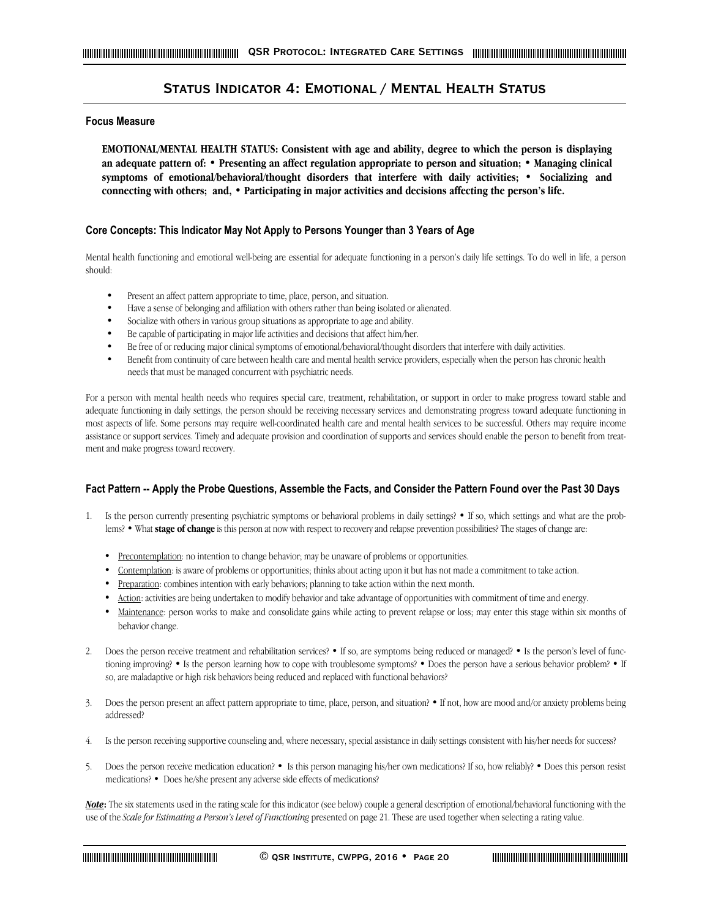# Status Indicator 4: Emotional / Mental Health Status

### Focus Measure

**EMOTIONAL/MENTAL HEALTH STATUS: Consistent with age and ability, degree to which the person is displaying an adequate pattern of: • Presenting an affect regulation appropriate to person and situation; • Managing clinical symptoms of emotional/behavioral/thought disorders that interfere with daily activities; • Socializing and connecting with others; and, • Participating in major activities and decisions affecting the person's life.**

### Core Concepts: This Indicator May Not Apply to Persons Younger than 3 Years of Age

Mental health functioning and emotional well-being are essential for adequate functioning in a person's daily life settings. To do well in life, a person should:

- Present an affect pattern appropriate to time, place, person, and situation.
- Have a sense of belonging and affiliation with others rather than being isolated or alienated.
- Socialize with others in various group situations as appropriate to age and ability.
- Be capable of participating in major life activities and decisions that affect him/her.
- Be free of or reducing major clinical symptoms of emotional/behavioral/thought disorders that interfere with daily activities.
- Benefit from continuity of care between health care and mental health service providers, especially when the person has chronic health needs that must be managed concurrent with psychiatric needs.

For a person with mental health needs who requires special care, treatment, rehabilitation, or support in order to make progress toward stable and adequate functioning in daily settings, the person should be receiving necessary services and demonstrating progress toward adequate functioning in most aspects of life. Some persons may require well-coordinated health care and mental health services to be successful. Others may require income assistance or support services. Timely and adequate provision and coordination of supports and services should enable the person to benefit from treatment and make progress toward recovery.

### Fact Pattern -- Apply the Probe Questions, Assemble the Facts, and Consider the Pattern Found over the Past 30 Days

1. Is the person currently presenting psychiatric symptoms or behavioral problems in daily settings? • If so, which settings and what are the problems? • What **stage of change** is this person at now with respect to recovery and relapse prevention possibilities? The stages of change are:

   - Precontemplation: no intention to change behavior; may be unaware of problems or opportunities.
   - Contemplation: is aware of problems or opportunities; thinks about acting upon it but has not made a commitment to take action.
   - Preparation: combines intention with early behaviors; planning to take action within the next month.
   - Action: activities are being undertaken to modify behavior and take advantage of opportunities with commitment of time and energy.
   - Maintenance: person works to make and consolidate gains while acting to prevent relapse or loss; may enter this stage within six months of behavior change.

2. Does the person receive treatment and rehabilitation services? • If so, are symptoms being reduced or managed? • Is the person's level of functioning improving? • Is the person learning how to cope with troublesome symptoms? • Does the person have a serious behavior problem? • If so, are maladaptive or high risk behaviors being reduced and replaced with functional behaviors?

3. Does the person present an affect pattern appropriate to time, place, person, and situation? • If not, how are mood and/or anxiety problems being addressed?

4. Is the person receiving supportive counseling and, where necessary, special assistance in daily settings consistent with his/her needs for success?

5. Does the person receive medication education? • Is this person managing his/her own medications? If so, how reliably? • Does this person resist medications? • Does he/she present any adverse side effects of medications?

***Note*:** The six statements used in the rating scale for this indicator (see below) couple a general description of emotional/behavioral functioning with the use of the *Scale for Estimating a Person's Level of Functioning* presented on page 21. These are used together when selecting a rating value.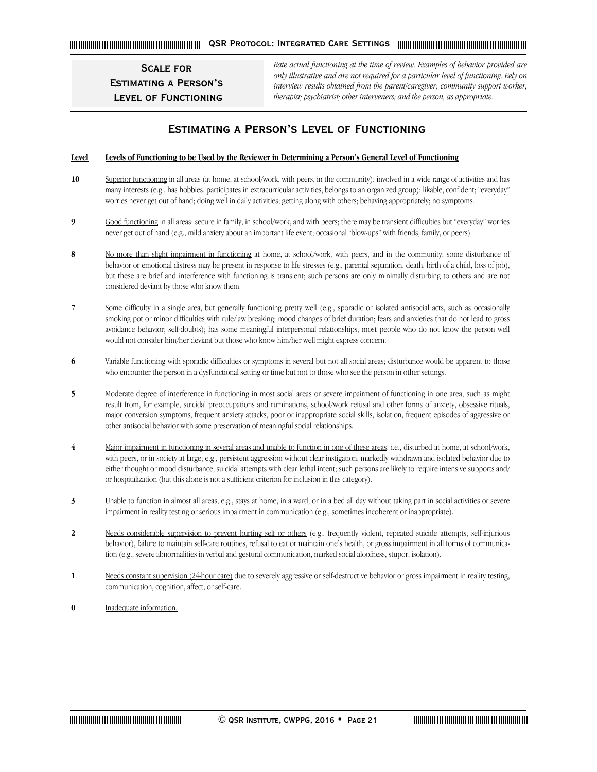## Scale for Estimating a Person's Level of Functioning

*Rate actual functioning at the time of review. Examples of behavior provided are only illustrative and are not required for a particular level of functioning. Rely on interview results obtained from the parent/caregiver; community support worker, therapist; psychiatrist; other interveners; and the person, as appropriate.*

# Estimating a Person's Level of Functioning

| Level | Levels of Functioning to be Used by the Reviewer in Determining a Person's General Level of Functioning |
|---|---|
| **10** | Superior functioning in all areas (at home, at school/work, with peers, in the community); involved in a wide range of activities and has many interests (e.g., has hobbies, participates in extracurricular activities, belongs to an organized group); likable, confident; "everyday" worries never get out of hand; doing well in daily activities; getting along with others; behaving appropriately; no symptoms. |
| **9** | Good functioning in all areas: secure in family, in school/work, and with peers; there may be transient difficulties but "everyday" worries never get out of hand (e.g., mild anxiety about an important life event; occasional "blow-ups" with friends, family, or peers). |
| **8** | No more than slight impairment in functioning at home, at school/work, with peers, and in the community; some disturbance of behavior or emotional distress may be present in response to life stresses (e.g., parental separation, death, birth of a child, loss of job), but these are brief and interference with functioning is transient; such persons are only minimally disturbing to others and are not considered deviant by those who know them. |
| **7** | Some difficulty in a single area, but generally functioning pretty well (e.g., sporadic or isolated antisocial acts, such as occasionally smoking pot or minor difficulties with rule/law breaking; mood changes of brief duration; fears and anxieties that do not lead to gross avoidance behavior; self-doubts); has some meaningful interpersonal relationships; most people who do not know the person well would not consider him/her deviant but those who know him/her well might express concern. |
| **6** | Variable functioning with sporadic difficulties or symptoms in several but not all social areas; disturbance would be apparent to those who encounter the person in a dysfunctional setting or time but not to those who see the person in other settings. |
| **5** | Moderate degree of interference in functioning in most social areas or severe impairment of functioning in one area, such as might result from, for example, suicidal preoccupations and ruminations, school/work refusal and other forms of anxiety, obsessive rituals, major conversion symptoms, frequent anxiety attacks, poor or inappropriate social skills, isolation, frequent episodes of aggressive or other antisocial behavior with some preservation of meaningful social relationships. |
| **4** | Major impairment in functioning in several areas and unable to function in one of these areas; i.e., disturbed at home, at school/work, with peers, or in society at large; e.g., persistent aggression without clear instigation, markedly withdrawn and isolated behavior due to either thought or mood disturbance, suicidal attempts with clear lethal intent; such persons are likely to require intensive supports and/or hospitalization (but this alone is not a sufficient criterion for inclusion in this category). |
| **3** | Unable to function in almost all areas, e.g., stays at home, in a ward, or in a bed all day without taking part in social activities or severe impairment in reality testing or serious impairment in communication (e.g., sometimes incoherent or inappropriate). |
| **2** | Needs considerable supervision to prevent hurting self or others (e.g., frequently violent, repeated suicide attempts, self-injurious behavior), failure to maintain self-care routines, refusal to eat or maintain one's health, or gross impairment in all forms of communication (e.g., severe abnormalities in verbal and gestural communication, marked social aloofness, stupor, isolation). |
| **1** | Needs constant supervision (24-hour care) due to severely aggressive or self-destructive behavior or gross impairment in reality testing, communication, cognition, affect, or self-care. |
| **0** | Inadequate information. |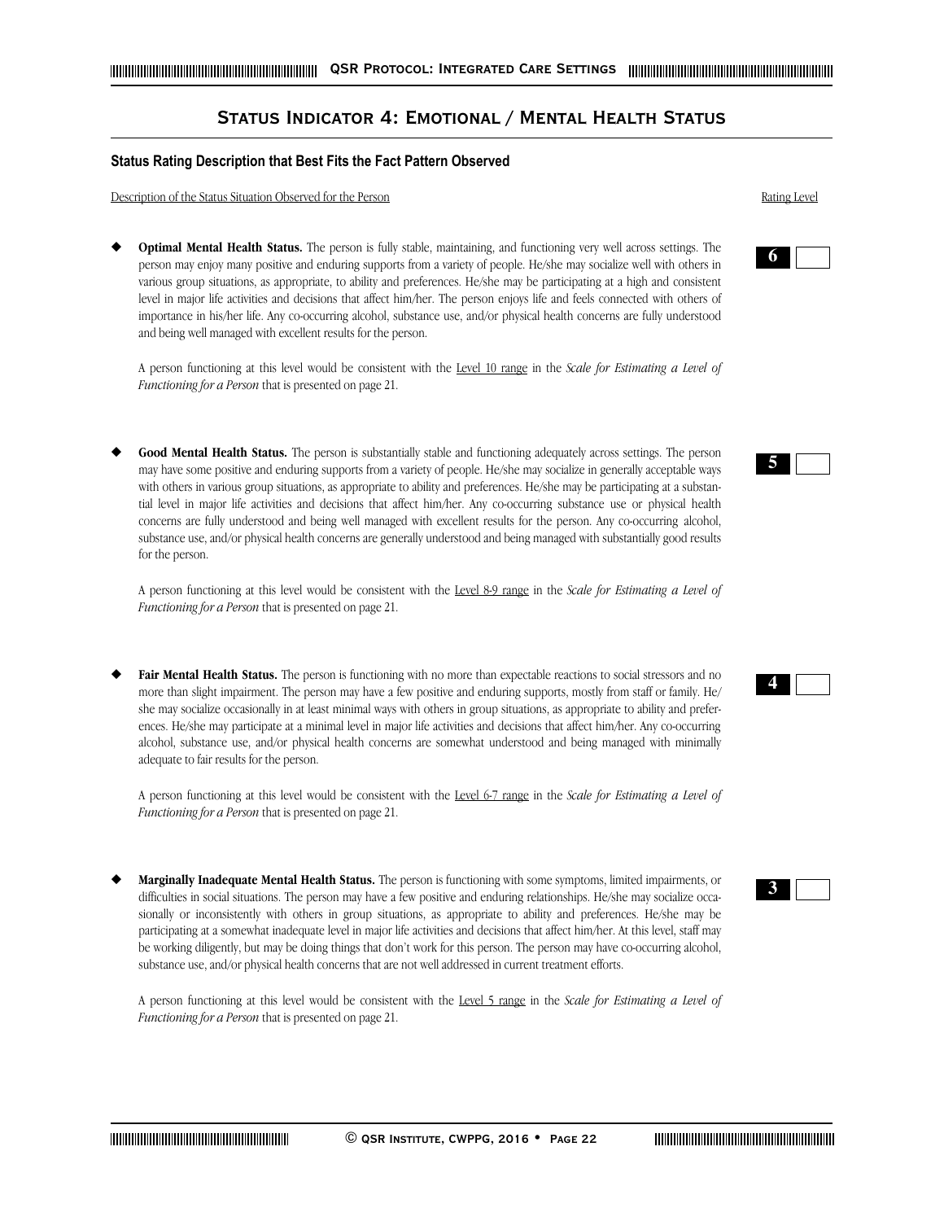# Status Indicator 4: Emotional / Mental Health Status

### Status Rating Description that Best Fits the Fact Pattern Observed

Description of the Status Situation Observed for the Person | Rating Level

- **Optimal Mental Health Status.** The person is fully stable, maintaining, and functioning very well across settings. The person may enjoy many positive and enduring supports from a variety of people. He/she may socialize well with others in various group situations, as appropriate, to ability and preferences. He/she may be participating at a high and consistent level in major life activities and decisions that affect him/her. The person enjoys life and feels connected with others of importance in his/her life. Any co-occurring alcohol, substance use, and/or physical health concerns are fully understood and being well managed with excellent results for the person. **6**

  A person functioning at this level would be consistent with the Level 10 range in the *Scale for Estimating a Level of Functioning for a Person* that is presented on page 21.

- **Good Mental Health Status.** The person is substantially stable and functioning adequately across settings. The person may have some positive and enduring supports from a variety of people. He/she may socialize in generally acceptable ways with others in various group situations, as appropriate to ability and preferences. He/she may be participating at a substantial level in major life activities and decisions that affect him/her. Any co-occurring substance use or physical health concerns are fully understood and being well managed with excellent results for the person. Any co-occurring alcohol, substance use, and/or physical health concerns are generally understood and being managed with substantially good results for the person. **5**

  A person functioning at this level would be consistent with the Level 8-9 range in the *Scale for Estimating a Level of Functioning for a Person* that is presented on page 21.

- **Fair Mental Health Status.** The person is functioning with no more than expectable reactions to social stressors and no more than slight impairment. The person may have a few positive and enduring supports, mostly from staff or family. He/she may socialize occasionally in at least minimal ways with others in group situations, as appropriate to ability and preferences. He/she may participate at a minimal level in major life activities and decisions that affect him/her. Any co-occurring alcohol, substance use, and/or physical health concerns are somewhat understood and being managed with minimally adequate to fair results for the person. **4**

  A person functioning at this level would be consistent with the Level 6-7 range in the *Scale for Estimating a Level of Functioning for a Person* that is presented on page 21.

- **Marginally Inadequate Mental Health Status.** The person is functioning with some symptoms, limited impairments, or difficulties in social situations. The person may have a few positive and enduring relationships. He/she may socialize occasionally or inconsistently with others in group situations, as appropriate to ability and preferences. He/she may be participating at a somewhat inadequate level in major life activities and decisions that affect him/her. At this level, staff may be working diligently, but may be doing things that don't work for this person. The person may have co-occurring alcohol, substance use, and/or physical health concerns that are not well addressed in current treatment efforts. **3**

  A person functioning at this level would be consistent with the Level 5 range in the *Scale for Estimating a Level of Functioning for a Person* that is presented on page 21.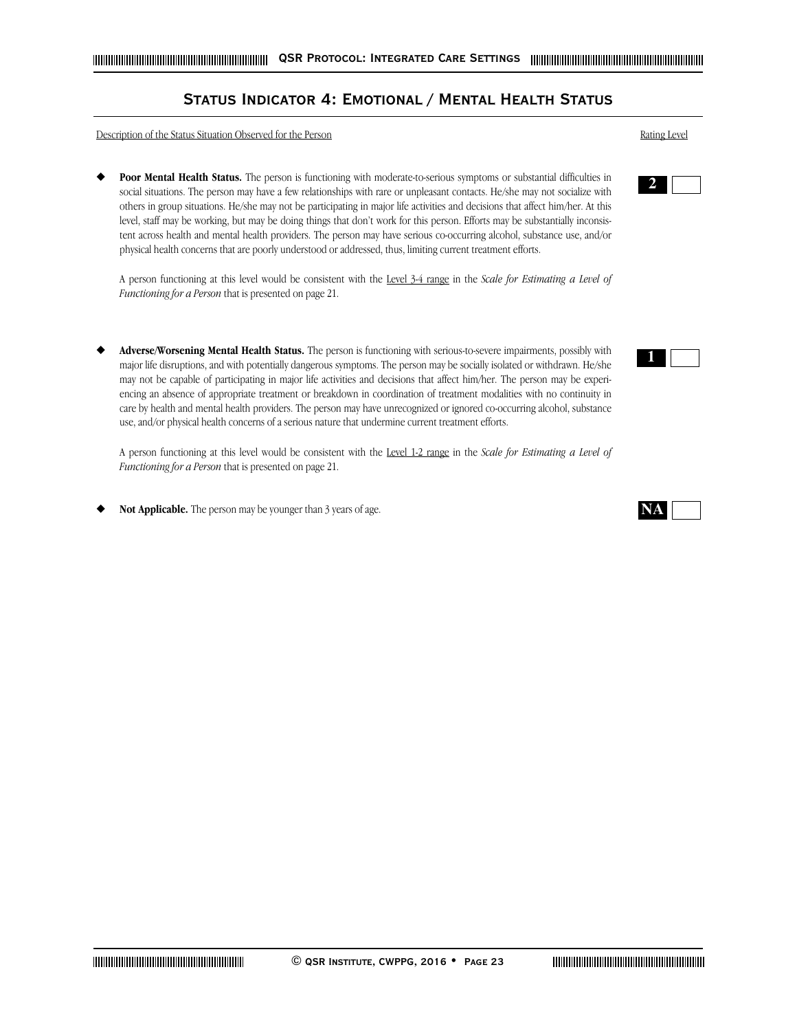## Status Indicator 4: Emotional / Mental Health Status

Description of the Status Situation Observed for the Person | Rating Level

- **Poor Mental Health Status.** The person is functioning with moderate-to-serious symptoms or substantial difficulties in social situations. The person may have a few relationships with rare or unpleasant contacts. He/she may not socialize with others in group situations. He/she may not be participating in major life activities and decisions that affect him/her. At this level, staff may be working, but may be doing things that don't work for this person. Efforts may be substantially inconsistent across health and mental health providers. The person may have serious co-occurring alcohol, substance use, and/or physical health concerns that are poorly understood or addressed, thus, limiting current treatment efforts. **2**

  A person functioning at this level would be consistent with the Level 3-4 range in the *Scale for Estimating a Level of Functioning for a Person* that is presented on page 21.

- **Adverse/Worsening Mental Health Status.** The person is functioning with serious-to-severe impairments, possibly with major life disruptions, and with potentially dangerous symptoms. The person may be socially isolated or withdrawn. He/she may not be capable of participating in major life activities and decisions that affect him/her. The person may be experiencing an absence of appropriate treatment or breakdown in coordination of treatment modalities with no continuity in care by health and mental health providers. The person may have unrecognized or ignored co-occurring alcohol, substance use, and/or physical health concerns of a serious nature that undermine current treatment efforts. **1**

  A person functioning at this level would be consistent with the Level 1-2 range in the *Scale for Estimating a Level of Functioning for a Person* that is presented on page 21.

- **Not Applicable.** The person may be younger than 3 years of age. **NA**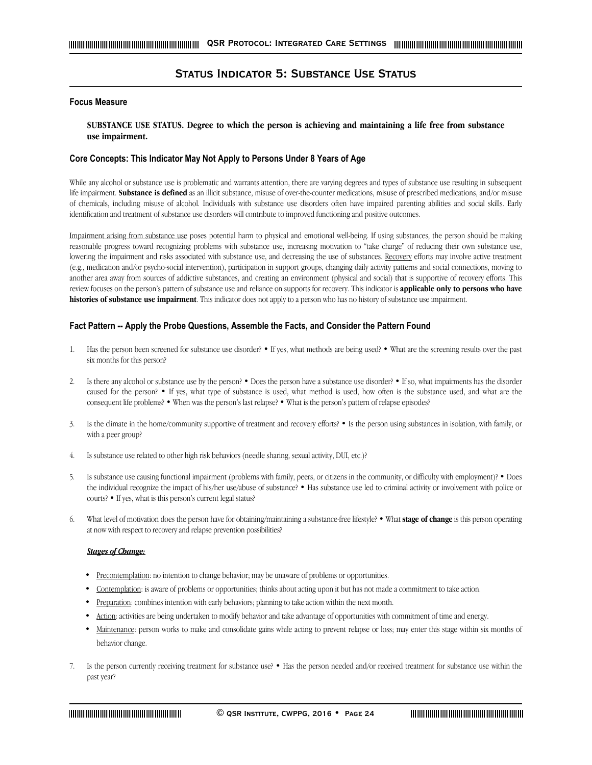## Status Indicator 5: Substance Use Status

### Focus Measure

**SUBSTANCE USE STATUS. Degree to which the person is achieving and maintaining a life free from substance use impairment.**

### Core Concepts: This Indicator May Not Apply to Persons Under 8 Years of Age

While any alcohol or substance use is problematic and warrants attention, there are varying degrees and types of substance use resulting in subsequent life impairment. **Substance is defined** as an illicit substance, misuse of over-the-counter medications, misuse of prescribed medications, and/or misuse of chemicals, including misuse of alcohol. Individuals with substance use disorders often have impaired parenting abilities and social skills. Early identification and treatment of substance use disorders will contribute to improved functioning and positive outcomes.

Impairment arising from substance use poses potential harm to physical and emotional well-being. If using substances, the person should be making reasonable progress toward recognizing problems with substance use, increasing motivation to "take charge" of reducing their own substance use, lowering the impairment and risks associated with substance use, and decreasing the use of substances. Recovery efforts may involve active treatment (e.g., medication and/or psycho-social intervention), participation in support groups, changing daily activity patterns and social connections, moving to another area away from sources of addictive substances, and creating an environment (physical and social) that is supportive of recovery efforts. This review focuses on the person's pattern of substance use and reliance on supports for recovery. This indicator is **applicable only to persons who have histories of substance use impairment**. This indicator does not apply to a person who has no history of substance use impairment.

### Fact Pattern -- Apply the Probe Questions, Assemble the Facts, and Consider the Pattern Found

1. Has the person been screened for substance use disorder? • If yes, what methods are being used? • What are the screening results over the past six months for this person?

2. Is there any alcohol or substance use by the person? • Does the person have a substance use disorder? • If so, what impairments has the disorder caused for the person? • If yes, what type of substance is used, what method is used, how often is the substance used, and what are the consequent life problems? • When was the person's last relapse? • What is the person's pattern of relapse episodes?

3. Is the climate in the home/community supportive of treatment and recovery efforts? • Is the person using substances in isolation, with family, or with a peer group?

4. Is substance use related to other high risk behaviors (needle sharing, sexual activity, DUI, etc.)?

5. Is substance use causing functional impairment (problems with family, peers, or citizens in the community, or difficulty with employment)? • Does the individual recognize the impact of his/her use/abuse of substance? • Has substance use led to criminal activity or involvement with police or courts? • If yes, what is this person's current legal status?

6. What level of motivation does the person have for obtaining/maintaining a substance-free lifestyle? • What **stage of change** is this person operating at now with respect to recovery and relapse prevention possibilities?

   ***Stages of Change:***

   - Precontemplation: no intention to change behavior; may be unaware of problems or opportunities.
   - Contemplation: is aware of problems or opportunities; thinks about acting upon it but has not made a commitment to take action.
   - Preparation: combines intention with early behaviors; planning to take action within the next month.
   - Action: activities are being undertaken to modify behavior and take advantage of opportunities with commitment of time and energy.
   - Maintenance: person works to make and consolidate gains while acting to prevent relapse or loss; may enter this stage within six months of behavior change.

7. Is the person currently receiving treatment for substance use? • Has the person needed and/or received treatment for substance use within the past year?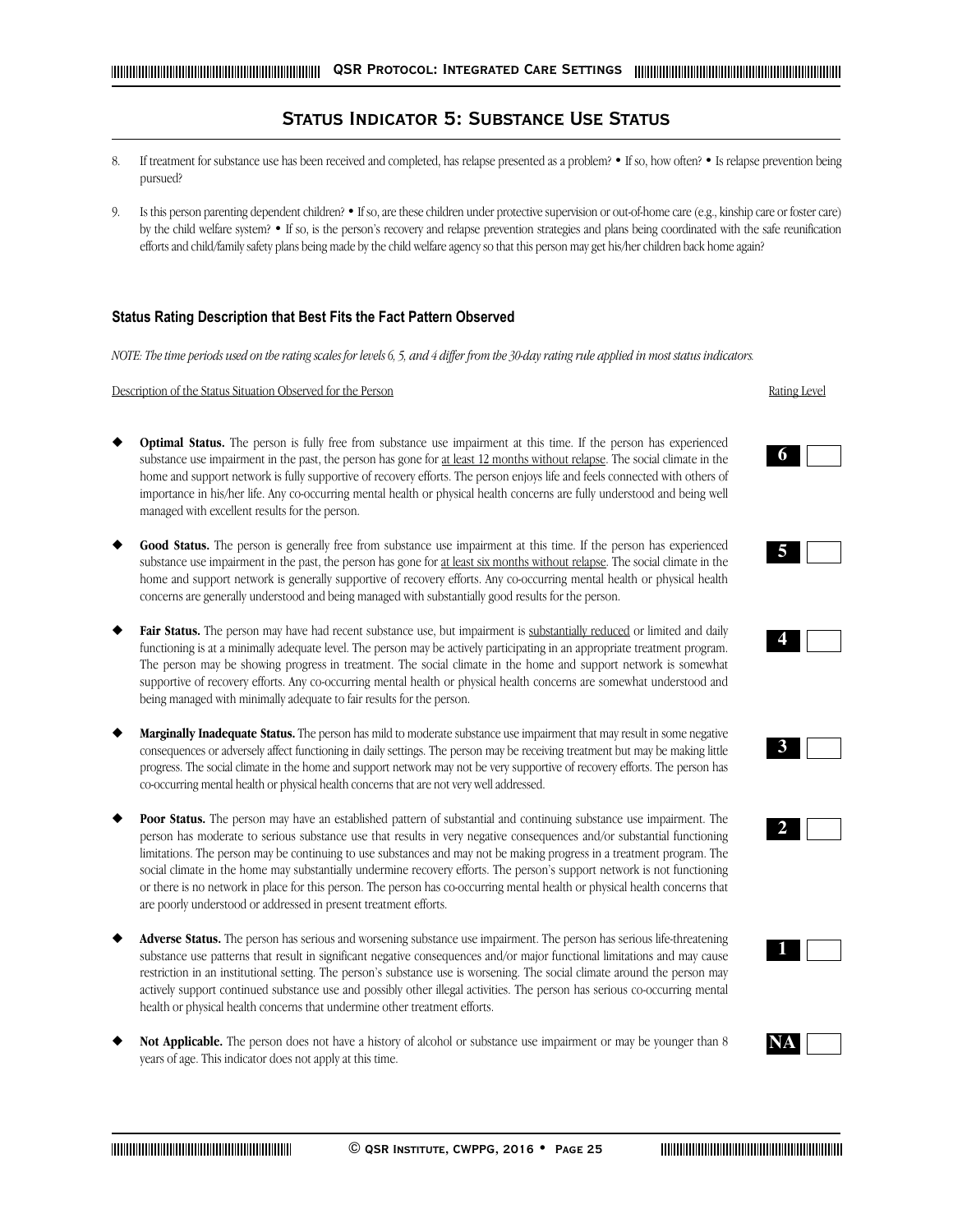## Status Indicator 5: Substance Use Status

8. If treatment for substance use has been received and completed, has relapse presented as a problem? • If so, how often? • Is relapse prevention being pursued?

9. Is this person parenting dependent children? • If so, are these children under protective supervision or out-of-home care (e.g., kinship care or foster care) by the child welfare system? • If so, is the person's recovery and relapse prevention strategies and plans being coordinated with the safe reunification efforts and child/family safety plans being made by the child welfare agency so that this person may get his/her children back home again?

### Status Rating Description that Best Fits the Fact Pattern Observed

*NOTE: The time periods used on the rating scales for levels 6, 5, and 4 differ from the 30-day rating rule applied in most status indicators.*

| Description of the Status Situation Observed for the Person | Rating Level |
|---|---|
| ◆ **Optimal Status.** The person is fully free from substance use impairment at this time. If the person has experienced substance use impairment in the past, the person has gone for at least 12 months without relapse. The social climate in the home and support network is fully supportive of recovery efforts. The person enjoys life and feels connected with others of importance in his/her life. Any co-occurring mental health or physical health concerns are fully understood and being well managed with excellent results for the person. | **6** |
| ◆ **Good Status.** The person is generally free from substance use impairment at this time. If the person has experienced substance use impairment in the past, the person has gone for at least six months without relapse. The social climate in the home and support network is generally supportive of recovery efforts. Any co-occurring mental health or physical health concerns are generally understood and being managed with substantially good results for the person. | **5** |
| ◆ **Fair Status.** The person may have had recent substance use, but impairment is substantially reduced or limited and daily functioning is at a minimally adequate level. The person may be actively participating in an appropriate treatment program. The person may be showing progress in treatment. The social climate in the home and support network is somewhat supportive of recovery efforts. Any co-occurring mental health or physical health concerns are somewhat understood and being managed with minimally adequate to fair results for the person. | **4** |
| ◆ **Marginally Inadequate Status.** The person has mild to moderate substance use impairment that may result in some negative consequences or adversely affect functioning in daily settings. The person may be receiving treatment but may be making little progress. The social climate in the home and support network may not be very supportive of recovery efforts. The person has co-occurring mental health or physical health concerns that are not very well addressed. | **3** |
| ◆ **Poor Status.** The person may have an established pattern of substantial and continuing substance use impairment. The person has moderate to serious substance use that results in very negative consequences and/or substantial functioning limitations. The person may be continuing to use substances and may not be making progress in a treatment program. The social climate in the home may substantially undermine recovery efforts. The person's support network is not functioning or there is no network in place for this person. The person has co-occurring mental health or physical health concerns that are poorly understood or addressed in present treatment efforts. | **2** |
| ◆ **Adverse Status.** The person has serious and worsening substance use impairment. The person has serious life-threatening substance use patterns that result in significant negative consequences and/or major functional limitations and may cause restriction in an institutional setting. The person's substance use is worsening. The social climate around the person may actively support continued substance use and possibly other illegal activities. The person has serious co-occurring mental health or physical health concerns that undermine other treatment efforts. | **1** |
| ◆ **Not Applicable.** The person does not have a history of alcohol or substance use impairment or may be younger than 8 years of age. This indicator does not apply at this time. | **NA** |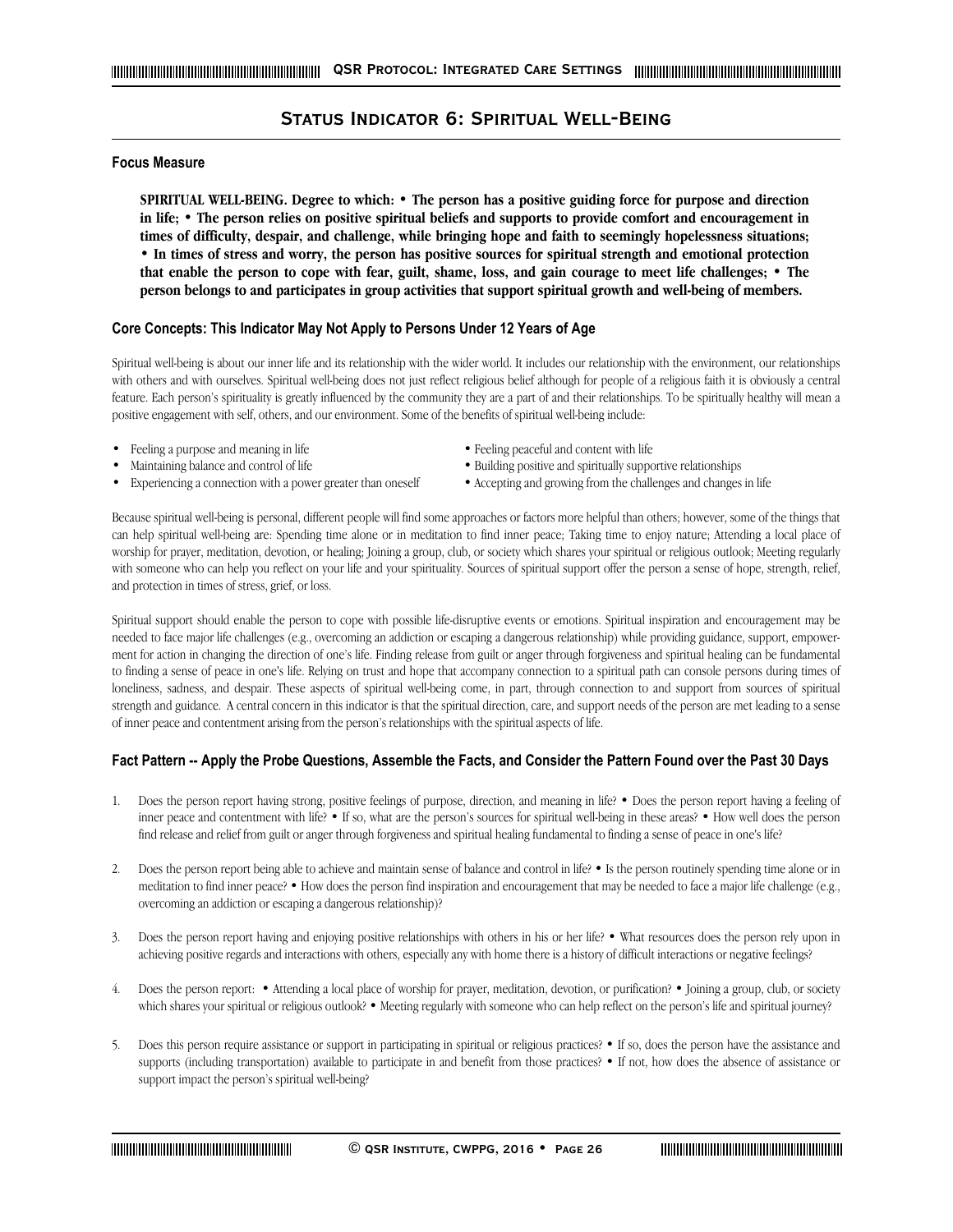# Status Indicator 6: Spiritual Well-Being

### Focus Measure

**SPIRITUAL WELL-BEING. Degree to which: • The person has a positive guiding force for purpose and direction in life; • The person relies on positive spiritual beliefs and supports to provide comfort and encouragement in times of difficulty, despair, and challenge, while bringing hope and faith to seemingly hopelessness situations; • In times of stress and worry, the person has positive sources for spiritual strength and emotional protection that enable the person to cope with fear, guilt, shame, loss, and gain courage to meet life challenges; • The person belongs to and participates in group activities that support spiritual growth and well-being of members.**

### Core Concepts: This Indicator May Not Apply to Persons Under 12 Years of Age

Spiritual well-being is about our inner life and its relationship with the wider world. It includes our relationship with the environment, our relationships with others and with ourselves. Spiritual well-being does not just reflect religious belief although for people of a religious faith it is obviously a central feature. Each person's spirituality is greatly influenced by the community they are a part of and their relationships. To be spiritually healthy will mean a positive engagement with self, others, and our environment. Some of the benefits of spiritual well-being include:

- Feeling a purpose and meaning in life
- Maintaining balance and control of life
- Experiencing a connection with a power greater than oneself
- Feeling peaceful and content with life
- Building positive and spiritually supportive relationships
- Accepting and growing from the challenges and changes in life

Because spiritual well-being is personal, different people will find some approaches or factors more helpful than others; however, some of the things that can help spiritual well-being are: Spending time alone or in meditation to find inner peace; Taking time to enjoy nature; Attending a local place of worship for prayer, meditation, devotion, or healing; Joining a group, club, or society which shares your spiritual or religious outlook; Meeting regularly with someone who can help you reflect on your life and your spirituality. Sources of spiritual support offer the person a sense of hope, strength, relief, and protection in times of stress, grief, or loss.

Spiritual support should enable the person to cope with possible life-disruptive events or emotions. Spiritual inspiration and encouragement may be needed to face major life challenges (e.g., overcoming an addiction or escaping a dangerous relationship) while providing guidance, support, empowerment for action in changing the direction of one's life. Finding release from guilt or anger through forgiveness and spiritual healing can be fundamental to finding a sense of peace in one's life. Relying on trust and hope that accompany connection to a spiritual path can console persons during times of loneliness, sadness, and despair. These aspects of spiritual well-being come, in part, through connection to and support from sources of spiritual strength and guidance. A central concern in this indicator is that the spiritual direction, care, and support needs of the person are met leading to a sense of inner peace and contentment arising from the person's relationships with the spiritual aspects of life.

### Fact Pattern -- Apply the Probe Questions, Assemble the Facts, and Consider the Pattern Found over the Past 30 Days

1. Does the person report having strong, positive feelings of purpose, direction, and meaning in life? • Does the person report having a feeling of inner peace and contentment with life? • If so, what are the person's sources for spiritual well-being in these areas? • How well does the person find release and relief from guilt or anger through forgiveness and spiritual healing fundamental to finding a sense of peace in one's life?

2. Does the person report being able to achieve and maintain sense of balance and control in life? • Is the person routinely spending time alone or in meditation to find inner peace? • How does the person find inspiration and encouragement that may be needed to face a major life challenge (e.g., overcoming an addiction or escaping a dangerous relationship)?

3. Does the person report having and enjoying positive relationships with others in his or her life? • What resources does the person rely upon in achieving positive regards and interactions with others, especially any with home there is a history of difficult interactions or negative feelings?

4. Does the person report: • Attending a local place of worship for prayer, meditation, devotion, or purification? • Joining a group, club, or society which shares your spiritual or religious outlook? • Meeting regularly with someone who can help reflect on the person's life and spiritual journey?

5. Does this person require assistance or support in participating in spiritual or religious practices? • If so, does the person have the assistance and supports (including transportation) available to participate in and benefit from those practices? • If not, how does the absence of assistance or support impact the person's spiritual well-being?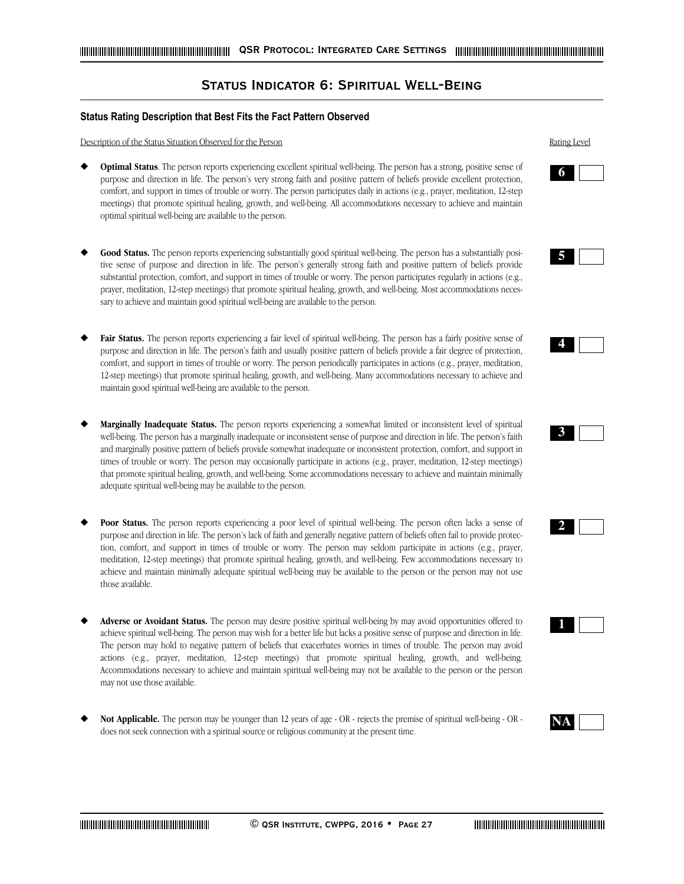# Status Indicator 6: Spiritual Well-Being

### Status Rating Description that Best Fits the Fact Pattern Observed

| Description of the Status Situation Observed for the Person | Rating Level |
| --- | --- |
| **Optimal Status**. The person reports experiencing excellent spiritual well-being. The person has a strong, positive sense of purpose and direction in life. The person's very strong faith and positive pattern of beliefs provide excellent protection, comfort, and support in times of trouble or worry. The person participates daily in actions (e.g., prayer, meditation, 12-step meetings) that promote spiritual healing, growth, and well-being. All accommodations necessary to achieve and maintain optimal spiritual well-being are available to the person. | **6** |
| **Good Status.** The person reports experiencing substantially good spiritual well-being. The person has a substantially positive sense of purpose and direction in life. The person's generally strong faith and positive pattern of beliefs provide substantial protection, comfort, and support in times of trouble or worry. The person participates regularly in actions (e.g., prayer, meditation, 12-step meetings) that promote spiritual healing, growth, and well-being. Most accommodations necessary to achieve and maintain good spiritual well-being are available to the person. | **5** |
| **Fair Status.** The person reports experiencing a fair level of spiritual well-being. The person has a fairly positive sense of purpose and direction in life. The person's faith and usually positive pattern of beliefs provide a fair degree of protection, comfort, and support in times of trouble or worry. The person periodically participates in actions (e.g., prayer, meditation, 12-step meetings) that promote spiritual healing, growth, and well-being. Many accommodations necessary to achieve and maintain good spiritual well-being are available to the person. | **4** |
| **Marginally Inadequate Status.** The person reports experiencing a somewhat limited or inconsistent level of spiritual well-being. The person has a marginally inadequate or inconsistent sense of purpose and direction in life. The person's faith and marginally positive pattern of beliefs provide somewhat inadequate or inconsistent protection, comfort, and support in times of trouble or worry. The person may occasionally participate in actions (e.g., prayer, meditation, 12-step meetings) that promote spiritual healing, growth, and well-being. Some accommodations necessary to achieve and maintain minimally adequate spiritual well-being may be available to the person. | **3** |
| **Poor Status.** The person reports experiencing a poor level of spiritual well-being. The person often lacks a sense of purpose and direction in life. The person's lack of faith and generally negative pattern of beliefs often fail to provide protection, comfort, and support in times of trouble or worry. The person may seldom participate in actions (e.g., prayer, meditation, 12-step meetings) that promote spiritual healing, growth, and well-being. Few accommodations necessary to achieve and maintain minimally adequate spiritual well-being may be available to the person or the person may not use those available. | **2** |
| **Adverse or Avoidant Status.** The person may desire positive spiritual well-being by may avoid opportunities offered to achieve spiritual well-being. The person may wish for a better life but lacks a positive sense of purpose and direction in life. The person may hold to negative pattern of beliefs that exacerbates worries in times of trouble. The person may avoid actions (e.g., prayer, meditation, 12-step meetings) that promote spiritual healing, growth, and well-being. Accommodations necessary to achieve and maintain spiritual well-being may not be available to the person or the person may not use those available. | **1** |
| **Not Applicable.** The person may be younger than 12 years of age - OR - rejects the premise of spiritual well-being - OR - does not seek connection with a spiritual source or religious community at the present time. | **NA** |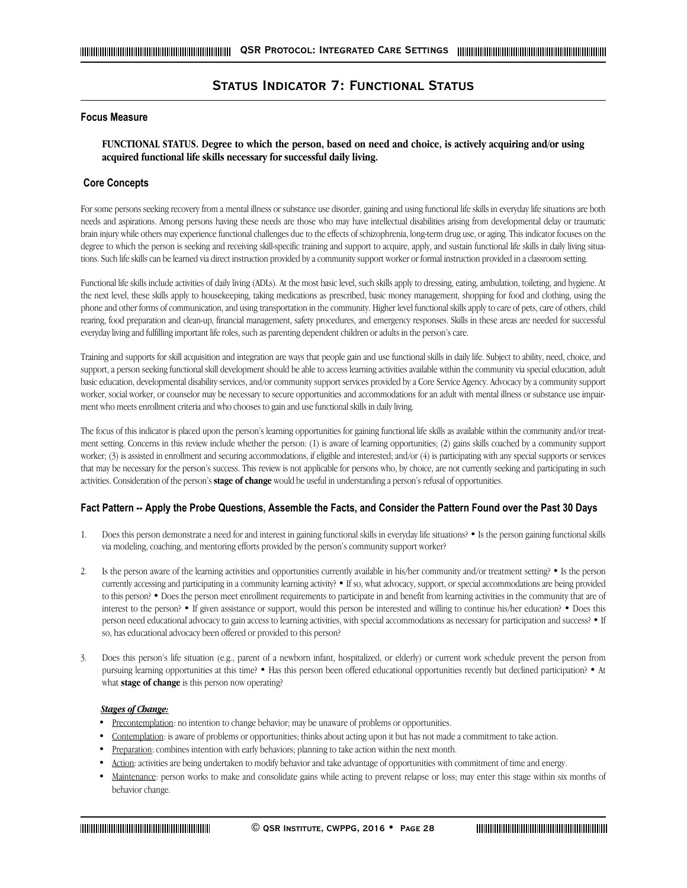# Status Indicator 7: Functional Status

### Focus Measure

**FUNCTIONAL STATUS. Degree to which the person, based on need and choice, is actively acquiring and/or using acquired functional life skills necessary for successful daily living.**

### Core Concepts

For some persons seeking recovery from a mental illness or substance use disorder, gaining and using functional life skills in everyday life situations are both needs and aspirations. Among persons having these needs are those who may have intellectual disabilities arising from developmental delay or traumatic brain injury while others may experience functional challenges due to the effects of schizophrenia, long-term drug use, or aging. This indicator focuses on the degree to which the person is seeking and receiving skill-specific training and support to acquire, apply, and sustain functional life skills in daily living situations. Such life skills can be learned via direct instruction provided by a community support worker or formal instruction provided in a classroom setting.

Functional life skills include activities of daily living (ADLs). At the most basic level, such skills apply to dressing, eating, ambulation, toileting, and hygiene. At the next level, these skills apply to housekeeping, taking medications as prescribed, basic money management, shopping for food and clothing, using the phone and other forms of communication, and using transportation in the community. Higher level functional skills apply to care of pets, care of others, child rearing, food preparation and clean-up, financial management, safety procedures, and emergency responses. Skills in these areas are needed for successful everyday living and fulfilling important life roles, such as parenting dependent children or adults in the person's care.

Training and supports for skill acquisition and integration are ways that people gain and use functional skills in daily life. Subject to ability, need, choice, and support, a person seeking functional skill development should be able to access learning activities available within the community via special education, adult basic education, developmental disability services, and/or community support services provided by a Core Service Agency. Advocacy by a community support worker, social worker, or counselor may be necessary to secure opportunities and accommodations for an adult with mental illness or substance use impairment who meets enrollment criteria and who chooses to gain and use functional skills in daily living.

The focus of this indicator is placed upon the person's learning opportunities for gaining functional life skills as available within the community and/or treatment setting. Concerns in this review include whether the person: (1) is aware of learning opportunities; (2) gains skills coached by a community support worker; (3) is assisted in enrollment and securing accommodations, if eligible and interested; and/or (4) is participating with any special supports or services that may be necessary for the person's success. This review is not applicable for persons who, by choice, are not currently seeking and participating in such activities. Consideration of the person's **stage of change** would be useful in understanding a person's refusal of opportunities.

### Fact Pattern -- Apply the Probe Questions, Assemble the Facts, and Consider the Pattern Found over the Past 30 Days

1. Does this person demonstrate a need for and interest in gaining functional skills in everyday life situations? • Is the person gaining functional skills via modeling, coaching, and mentoring efforts provided by the person's community support worker?

2. Is the person aware of the learning activities and opportunities currently available in his/her community and/or treatment setting? • Is the person currently accessing and participating in a community learning activity? • If so, what advocacy, support, or special accommodations are being provided to this person? • Does the person meet enrollment requirements to participate in and benefit from learning activities in the community that are of interest to the person? • If given assistance or support, would this person be interested and willing to continue his/her education? • Does this person need educational advocacy to gain access to learning activities, with special accommodations as necessary for participation and success? • If so, has educational advocacy been offered or provided to this person?

3. Does this person's life situation (e.g., parent of a newborn infant, hospitalized, or elderly) or current work schedule prevent the person from pursuing learning opportunities at this time? • Has this person been offered educational opportunities recently but declined participation? • At what **stage of change** is this person now operating?

***Stages of Change:***

- Precontemplation: no intention to change behavior; may be unaware of problems or opportunities.
- Contemplation: is aware of problems or opportunities; thinks about acting upon it but has not made a commitment to take action.
- Preparation: combines intention with early behaviors; planning to take action within the next month.
- Action: activities are being undertaken to modify behavior and take advantage of opportunities with commitment of time and energy.
- Maintenance: person works to make and consolidate gains while acting to prevent relapse or loss; may enter this stage within six months of behavior change.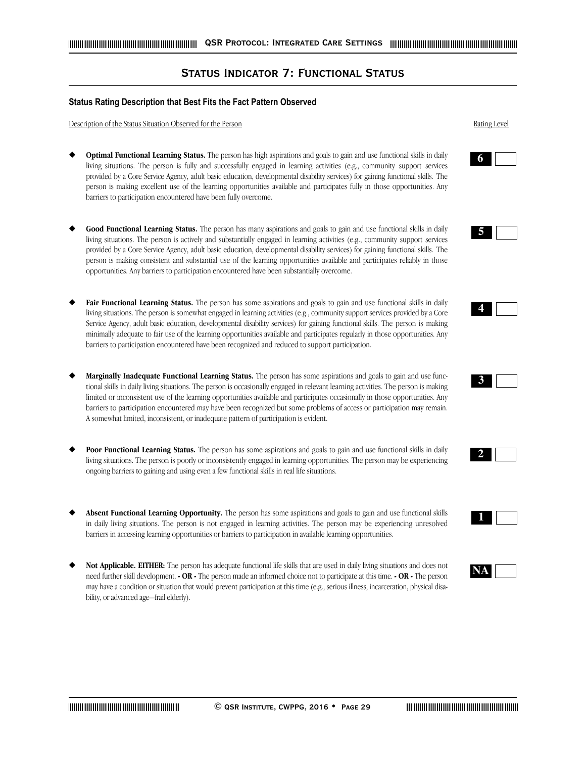## Status Indicator 7: Functional Status

**Status Rating Description that Best Fits the Fact Pattern Observed**

| Description of the Status Situation Observed for the Person | Rating Level |
|---|---|
| ◆ **Optimal Functional Learning Status.** The person has high aspirations and goals to gain and use functional skills in daily living situations. The person is fully and successfully engaged in learning activities (e.g., community support services provided by a Core Service Agency, adult basic education, developmental disability services) for gaining functional skills. The person is making excellent use of the learning opportunities available and participates fully in those opportunities. Any barriers to participation encountered have been fully overcome. | 6 |
| ◆ **Good Functional Learning Status.** The person has many aspirations and goals to gain and use functional skills in daily living situations. The person is actively and substantially engaged in learning activities (e.g., community support services provided by a Core Service Agency, adult basic education, developmental disability services) for gaining functional skills. The person is making consistent and substantial use of the learning opportunities available and participates reliably in those opportunities. Any barriers to participation encountered have been substantially overcome. | 5 |
| ◆ **Fair Functional Learning Status.** The person has some aspirations and goals to gain and use functional skills in daily living situations. The person is somewhat engaged in learning activities (e.g., community support services provided by a Core Service Agency, adult basic education, developmental disability services) for gaining functional skills. The person is making minimally adequate to fair use of the learning opportunities available and participates regularly in those opportunities. Any barriers to participation encountered have been recognized and reduced to support participation. | 4 |
| ◆ **Marginally Inadequate Functional Learning Status.** The person has some aspirations and goals to gain and use functional skills in daily living situations. The person is occasionally engaged in relevant learning activities. The person is making limited or inconsistent use of the learning opportunities available and participates occasionally in those opportunities. Any barriers to participation encountered may have been recognized but some problems of access or participation may remain. A somewhat limited, inconsistent, or inadequate pattern of participation is evident. | 3 |
| ◆ **Poor Functional Learning Status.** The person has some aspirations and goals to gain and use functional skills in daily living situations. The person is poorly or inconsistently engaged in learning opportunities. The person may be experiencing ongoing barriers to gaining and using even a few functional skills in real life situations. | 2 |
| ◆ **Absent Functional Learning Opportunity.** The person has some aspirations and goals to gain and use functional skills in daily living situations. The person is not engaged in learning activities. The person may be experiencing unresolved barriers in accessing learning opportunities or barriers to participation in available learning opportunities. | 1 |
| ◆ **Not Applicable. EITHER:** The person has adequate functional life skills that are used in daily living situations and does not need further skill development. **- OR -** The person made an informed choice not to participate at this time. **- OR -** The person may have a condition or situation that would prevent participation at this time (e.g., serious illness, incarceration, physical disability, or advanced age—frail elderly). | NA |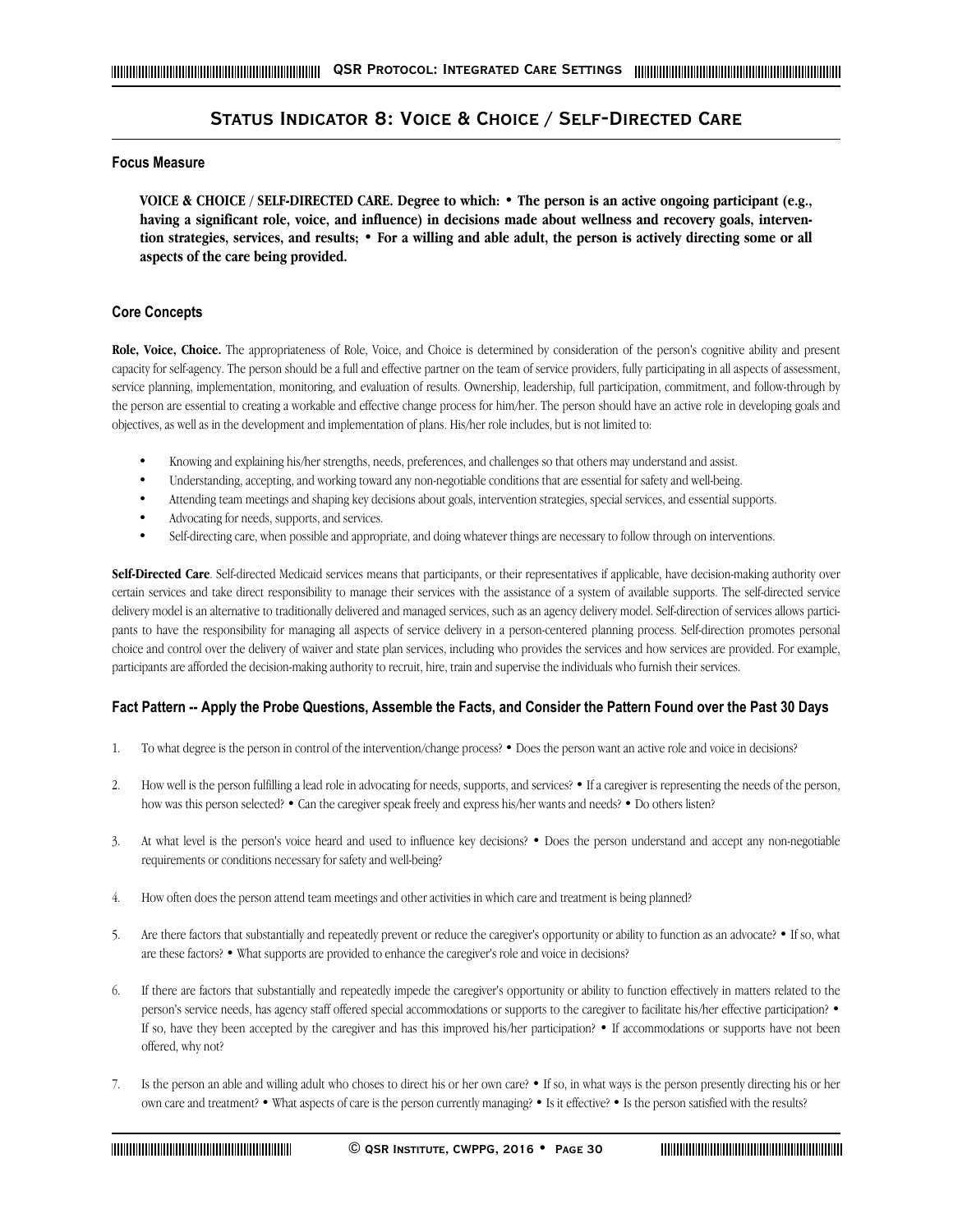# Status Indicator 8: Voice & Choice / Self-Directed Care

## Focus Measure

**VOICE & CHOICE / SELF-DIRECTED CARE. Degree to which: • The person is an active ongoing participant (e.g., having a significant role, voice, and influence) in decisions made about wellness and recovery goals, intervention strategies, services, and results; • For a willing and able adult, the person is actively directing some or all aspects of the care being provided.**

## Core Concepts

**Role, Voice, Choice.** The appropriateness of Role, Voice, and Choice is determined by consideration of the person's cognitive ability and present capacity for self-agency. The person should be a full and effective partner on the team of service providers, fully participating in all aspects of assessment, service planning, implementation, monitoring, and evaluation of results. Ownership, leadership, full participation, commitment, and follow-through by the person are essential to creating a workable and effective change process for him/her. The person should have an active role in developing goals and objectives, as well as in the development and implementation of plans. His/her role includes, but is not limited to:

- Knowing and explaining his/her strengths, needs, preferences, and challenges so that others may understand and assist.
- Understanding, accepting, and working toward any non-negotiable conditions that are essential for safety and well-being.
- Attending team meetings and shaping key decisions about goals, intervention strategies, special services, and essential supports.
- Advocating for needs, supports, and services.
- Self-directing care, when possible and appropriate, and doing whatever things are necessary to follow through on interventions.

**Self-Directed Care**. Self-directed Medicaid services means that participants, or their representatives if applicable, have decision-making authority over certain services and take direct responsibility to manage their services with the assistance of a system of available supports. The self-directed service delivery model is an alternative to traditionally delivered and managed services, such as an agency delivery model. Self-direction of services allows participants to have the responsibility for managing all aspects of service delivery in a person-centered planning process. Self-direction promotes personal choice and control over the delivery of waiver and state plan services, including who provides the services and how services are provided. For example, participants are afforded the decision-making authority to recruit, hire, train and supervise the individuals who furnish their services.

## Fact Pattern -- Apply the Probe Questions, Assemble the Facts, and Consider the Pattern Found over the Past 30 Days

1. To what degree is the person in control of the intervention/change process? • Does the person want an active role and voice in decisions?

2. How well is the person fulfilling a lead role in advocating for needs, supports, and services? • If a caregiver is representing the needs of the person, how was this person selected? • Can the caregiver speak freely and express his/her wants and needs? • Do others listen?

3. At what level is the person's voice heard and used to influence key decisions? • Does the person understand and accept any non-negotiable requirements or conditions necessary for safety and well-being?

4. How often does the person attend team meetings and other activities in which care and treatment is being planned?

5. Are there factors that substantially and repeatedly prevent or reduce the caregiver's opportunity or ability to function as an advocate? • If so, what are these factors? • What supports are provided to enhance the caregiver's role and voice in decisions?

6. If there are factors that substantially and repeatedly impede the caregiver's opportunity or ability to function effectively in matters related to the person's service needs, has agency staff offered special accommodations or supports to the caregiver to facilitate his/her effective participation? • If so, have they been accepted by the caregiver and has this improved his/her participation? • If accommodations or supports have not been offered, why not?

7. Is the person an able and willing adult who choses to direct his or her own care? • If so, in what ways is the person presently directing his or her own care and treatment? • What aspects of care is the person currently managing? • Is it effective? • Is the person satisfied with the results?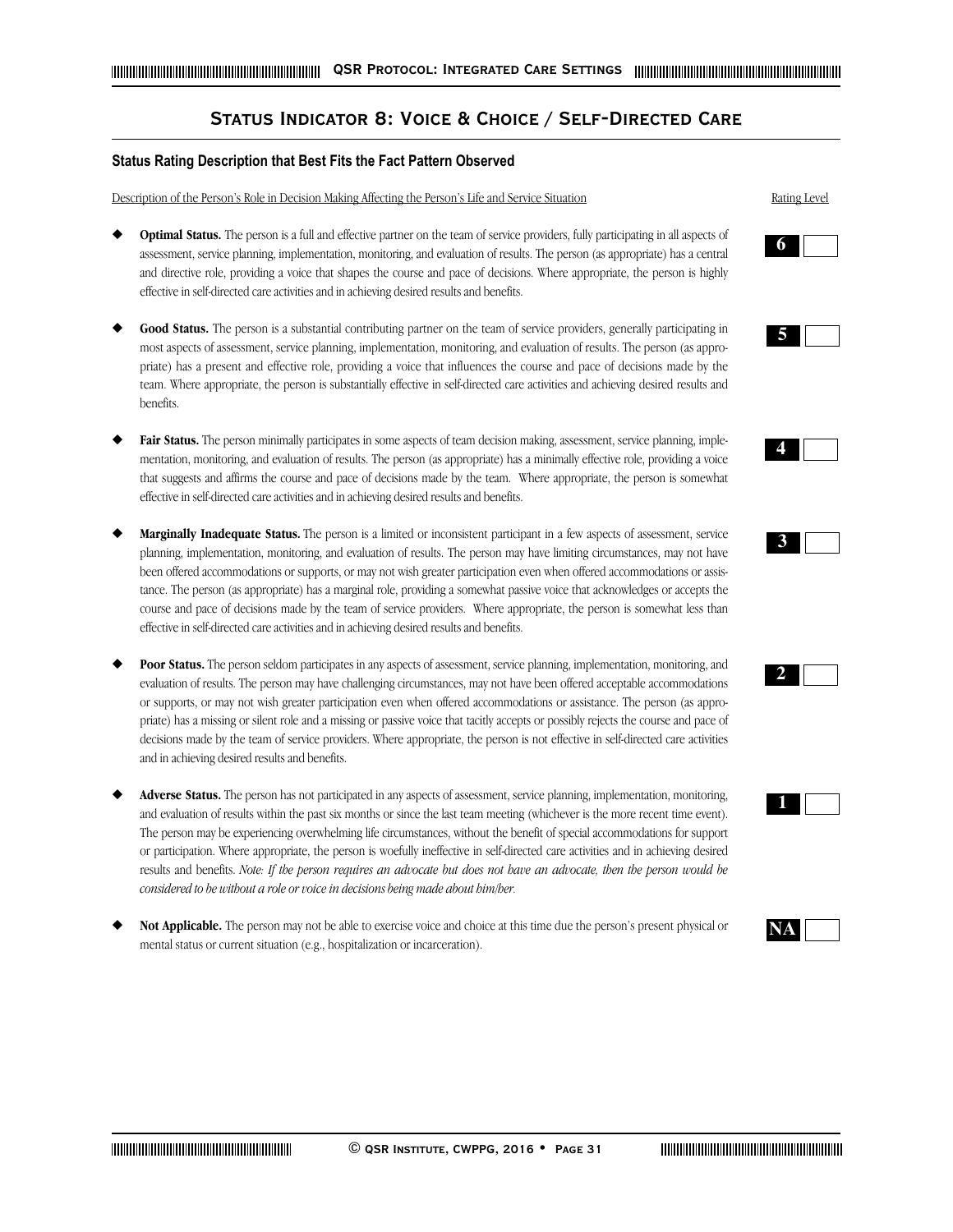## Status Indicator 8: Voice & Choice / Self-Directed Care

**Status Rating Description that Best Fits the Fact Pattern Observed**

Description of the Person's Role in Decision Making Affecting the Person's Life and Service Situation — Rating Level

- **Optimal Status.** The person is a full and effective partner on the team of service providers, fully participating in all aspects of assessment, service planning, implementation, monitoring, and evaluation of results. The person (as appropriate) has a central and directive role, providing a voice that shapes the course and pace of decisions. Where appropriate, the person is highly effective in self-directed care activities and in achieving desired results and benefits. **6**

- **Good Status.** The person is a substantial contributing partner on the team of service providers, generally participating in most aspects of assessment, service planning, implementation, monitoring, and evaluation of results. The person (as appropriate) has a present and effective role, providing a voice that influences the course and pace of decisions made by the team. Where appropriate, the person is substantially effective in self-directed care activities and achieving desired results and benefits. **5**

- **Fair Status.** The person minimally participates in some aspects of team decision making, assessment, service planning, implementation, monitoring, and evaluation of results. The person (as appropriate) has a minimally effective role, providing a voice that suggests and affirms the course and pace of decisions made by the team. Where appropriate, the person is somewhat effective in self-directed care activities and in achieving desired results and benefits. **4**

- **Marginally Inadequate Status.** The person is a limited or inconsistent participant in a few aspects of assessment, service planning, implementation, monitoring, and evaluation of results. The person may have limiting circumstances, may not have been offered accommodations or supports, or may not wish greater participation even when offered accommodations or assistance. The person (as appropriate) has a marginal role, providing a somewhat passive voice that acknowledges or accepts the course and pace of decisions made by the team of service providers. Where appropriate, the person is somewhat less than effective in self-directed care activities and in achieving desired results and benefits. **3**

- **Poor Status.** The person seldom participates in any aspects of assessment, service planning, implementation, monitoring, and evaluation of results. The person may have challenging circumstances, may not have been offered acceptable accommodations or supports, or may not wish greater participation even when offered accommodations or assistance. The person (as appropriate) has a missing or silent role and a missing or passive voice that tacitly accepts or possibly rejects the course and pace of decisions made by the team of service providers. Where appropriate, the person is not effective in self-directed care activities and in achieving desired results and benefits. **2**

- **Adverse Status.** The person has not participated in any aspects of assessment, service planning, implementation, monitoring, and evaluation of results within the past six months or since the last team meeting (whichever is the more recent time event). The person may be experiencing overwhelming life circumstances, without the benefit of special accommodations for support or participation. Where appropriate, the person is woefully ineffective in self-directed care activities and in achieving desired results and benefits. *Note: If the person requires an advocate but does not have an advocate, then the person would be considered to be without a role or voice in decisions being made about him/her.* **1**

- **Not Applicable.** The person may not be able to exercise voice and choice at this time due the person's present physical or mental status or current situation (e.g., hospitalization or incarceration). **NA**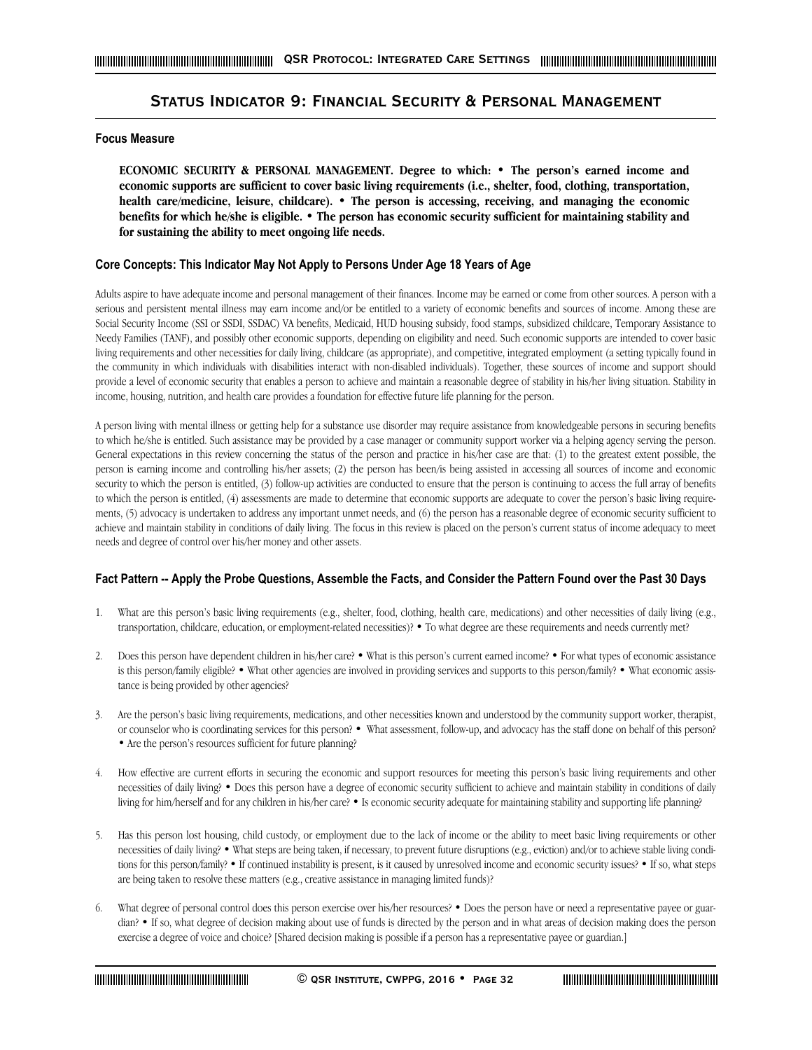# Status Indicator 9: Financial Security & Personal Management

### Focus Measure

**ECONOMIC SECURITY & PERSONAL MANAGEMENT. Degree to which: • The person's earned income and economic supports are sufficient to cover basic living requirements (i.e., shelter, food, clothing, transportation, health care/medicine, leisure, childcare). • The person is accessing, receiving, and managing the economic benefits for which he/she is eligible. • The person has economic security sufficient for maintaining stability and for sustaining the ability to meet ongoing life needs.**

### Core Concepts: This Indicator May Not Apply to Persons Under Age 18 Years of Age

Adults aspire to have adequate income and personal management of their finances. Income may be earned or come from other sources. A person with a serious and persistent mental illness may earn income and/or be entitled to a variety of economic benefits and sources of income. Among these are Social Security Income (SSI or SSDI, SSDAC) VA benefits, Medicaid, HUD housing subsidy, food stamps, subsidized childcare, Temporary Assistance to Needy Families (TANF), and possibly other economic supports, depending on eligibility and need. Such economic supports are intended to cover basic living requirements and other necessities for daily living, childcare (as appropriate), and competitive, integrated employment (a setting typically found in the community in which individuals with disabilities interact with non-disabled individuals). Together, these sources of income and support should provide a level of economic security that enables a person to achieve and maintain a reasonable degree of stability in his/her living situation. Stability in income, housing, nutrition, and health care provides a foundation for effective future life planning for the person.

A person living with mental illness or getting help for a substance use disorder may require assistance from knowledgeable persons in securing benefits to which he/she is entitled. Such assistance may be provided by a case manager or community support worker via a helping agency serving the person. General expectations in this review concerning the status of the person and practice in his/her case are that: (1) to the greatest extent possible, the person is earning income and controlling his/her assets; (2) the person has been/is being assisted in accessing all sources of income and economic security to which the person is entitled, (3) follow-up activities are conducted to ensure that the person is continuing to access the full array of benefits to which the person is entitled, (4) assessments are made to determine that economic supports are adequate to cover the person's basic living requirements, (5) advocacy is undertaken to address any important unmet needs, and (6) the person has a reasonable degree of economic security sufficient to achieve and maintain stability in conditions of daily living. The focus in this review is placed on the person's current status of income adequacy to meet needs and degree of control over his/her money and other assets.

### Fact Pattern -- Apply the Probe Questions, Assemble the Facts, and Consider the Pattern Found over the Past 30 Days

1. What are this person's basic living requirements (e.g., shelter, food, clothing, health care, medications) and other necessities of daily living (e.g., transportation, childcare, education, or employment-related necessities)? • To what degree are these requirements and needs currently met?

2. Does this person have dependent children in his/her care? • What is this person's current earned income? • For what types of economic assistance is this person/family eligible? • What other agencies are involved in providing services and supports to this person/family? • What economic assistance is being provided by other agencies?

3. Are the person's basic living requirements, medications, and other necessities known and understood by the community support worker, therapist, or counselor who is coordinating services for this person? • What assessment, follow-up, and advocacy has the staff done on behalf of this person? • Are the person's resources sufficient for future planning?

4. How effective are current efforts in securing the economic and support resources for meeting this person's basic living requirements and other necessities of daily living? • Does this person have a degree of economic security sufficient to achieve and maintain stability in conditions of daily living for him/herself and for any children in his/her care? • Is economic security adequate for maintaining stability and supporting life planning?

5. Has this person lost housing, child custody, or employment due to the lack of income or the ability to meet basic living requirements or other necessities of daily living? • What steps are being taken, if necessary, to prevent future disruptions (e.g., eviction) and/or to achieve stable living conditions for this person/family? • If continued instability is present, is it caused by unresolved income and economic security issues? • If so, what steps are being taken to resolve these matters (e.g., creative assistance in managing limited funds)?

6. What degree of personal control does this person exercise over his/her resources? • Does the person have or need a representative payee or guardian? • If so, what degree of decision making about use of funds is directed by the person and in what areas of decision making does the person exercise a degree of voice and choice? [Shared decision making is possible if a person has a representative payee or guardian.]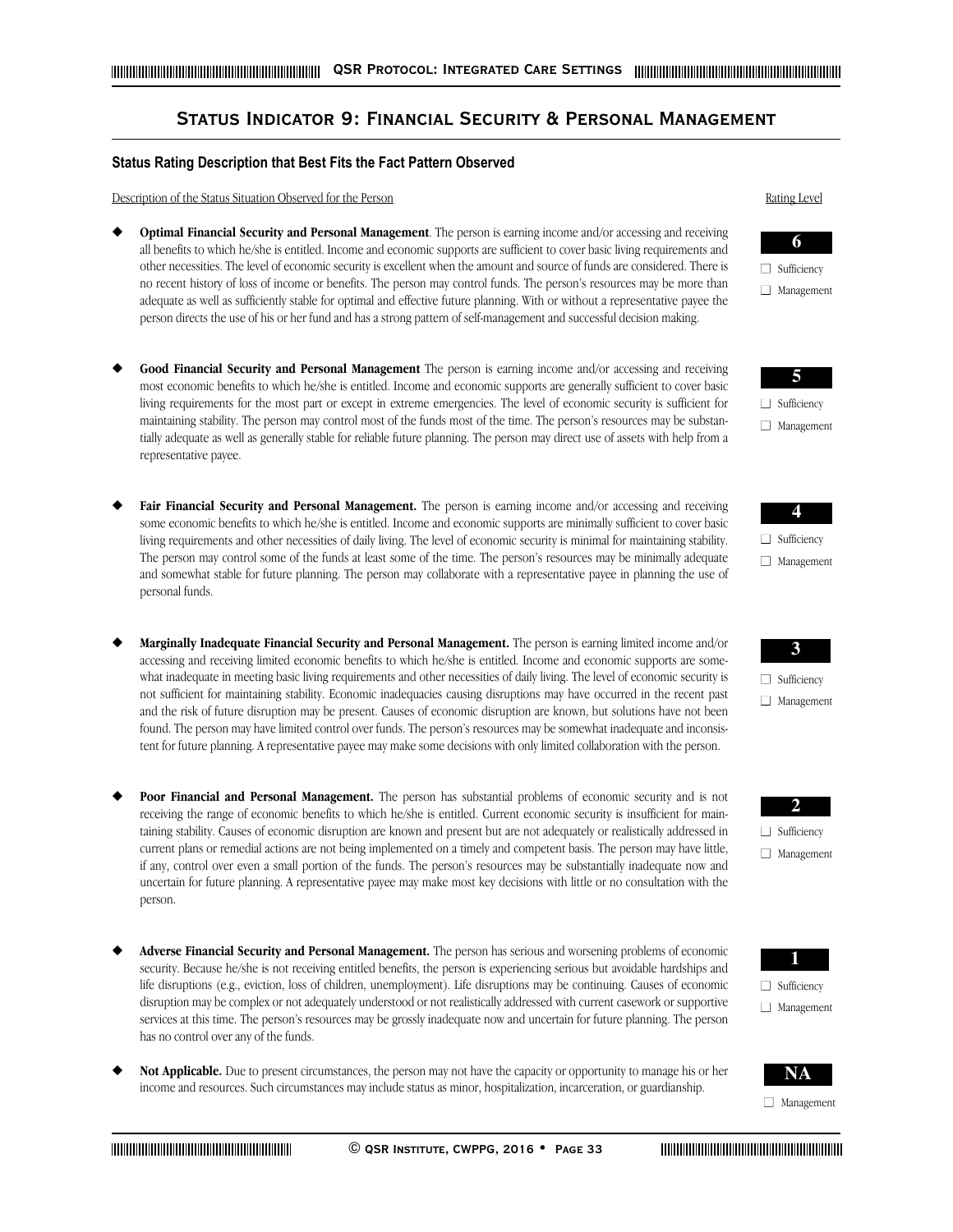# Status Indicator 9: Financial Security & Personal Management

**Status Rating Description that Best Fits the Fact Pattern Observed**

| Description of the Status Situation Observed for the Person | Rating Level |
|---|---|
| ◆ **Optimal Financial Security and Personal Management**. The person is earning income and/or accessing and receiving all benefits to which he/she is entitled. Income and economic supports are sufficient to cover basic living requirements and other necessities. The level of economic security is excellent when the amount and source of funds are considered. There is no recent history of loss of income or benefits. The person may control funds. The person's resources may be more than adequate as well as sufficiently stable for optimal and effective future planning. With or without a representative payee the person directs the use of his or her fund and has a strong pattern of self-management and successful decision making. | **6** ☐ Sufficiency ☐ Management |
| ◆ **Good Financial Security and Personal Management** The person is earning income and/or accessing and receiving most economic benefits to which he/she is entitled. Income and economic supports are generally sufficient to cover basic living requirements for the most part or except in extreme emergencies. The level of economic security is sufficient for maintaining stability. The person may control most of the funds most of the time. The person's resources may be substantially adequate as well as generally stable for reliable future planning. The person may direct use of assets with help from a representative payee. | **5** ☐ Sufficiency ☐ Management |
| ◆ **Fair Financial Security and Personal Management.** The person is earning income and/or accessing and receiving some economic benefits to which he/she is entitled. Income and economic supports are minimally sufficient to cover basic living requirements and other necessities of daily living. The level of economic security is minimal for maintaining stability. The person may control some of the funds at least some of the time. The person's resources may be minimally adequate and somewhat stable for future planning. The person may collaborate with a representative payee in planning the use of personal funds. | **4** ☐ Sufficiency ☐ Management |
| ◆ **Marginally Inadequate Financial Security and Personal Management.** The person is earning limited income and/or accessing and receiving limited economic benefits to which he/she is entitled. Income and economic supports are somewhat inadequate in meeting basic living requirements and other necessities of daily living. The level of economic security is not sufficient for maintaining stability. Economic inadequacies causing disruptions may have occurred in the recent past and the risk of future disruption may be present. Causes of economic disruption are known, but solutions have not been found. The person may have limited control over funds. The person's resources may be somewhat inadequate and inconsistent for future planning. A representative payee may make some decisions with only limited collaboration with the person. | **3** ☐ Sufficiency ☐ Management |
| ◆ **Poor Financial and Personal Management.** The person has substantial problems of economic security and is not receiving the range of economic benefits to which he/she is entitled. Current economic security is insufficient for maintaining stability. Causes of economic disruption are known and present but are not adequately or realistically addressed in current plans or remedial actions are not being implemented on a timely and competent basis. The person may have little, if any, control over even a small portion of the funds. The person's resources may be substantially inadequate now and uncertain for future planning. A representative payee may make most key decisions with little or no consultation with the person. | **2** ☐ Sufficiency ☐ Management |
| ◆ **Adverse Financial Security and Personal Management.** The person has serious and worsening problems of economic security. Because he/she is not receiving entitled benefits, the person is experiencing serious but avoidable hardships and life disruptions (e.g., eviction, loss of children, unemployment). Life disruptions may be continuing. Causes of economic disruption may be complex or not adequately understood or not realistically addressed with current casework or supportive services at this time. The person's resources may be grossly inadequate now and uncertain for future planning. The person has no control over any of the funds. | **1** ☐ Sufficiency ☐ Management |
| ◆ **Not Applicable.** Due to present circumstances, the person may not have the capacity or opportunity to manage his or her income and resources. Such circumstances may include status as minor, hospitalization, incarceration, or guardianship. | **NA** ☐ Management |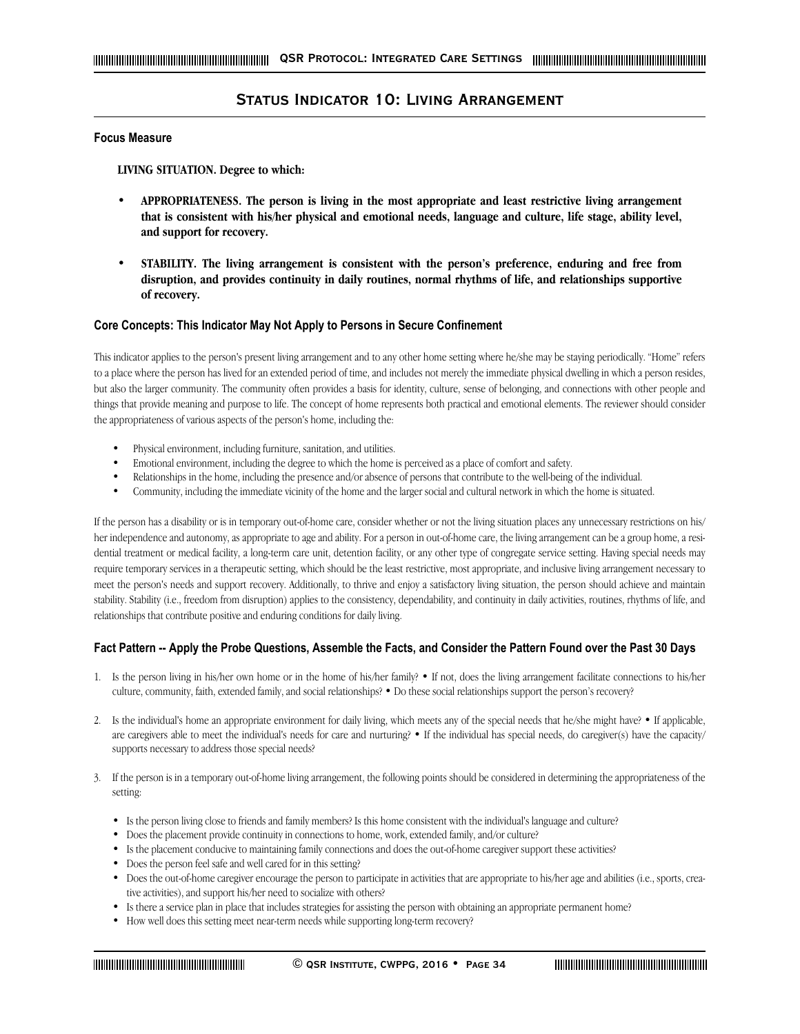# Status Indicator 10: Living Arrangement

### Focus Measure

**LIVING SITUATION. Degree to which:**

- **APPROPRIATENESS. The person is living in the most appropriate and least restrictive living arrangement that is consistent with his/her physical and emotional needs, language and culture, life stage, ability level, and support for recovery.**

- **STABILITY. The living arrangement is consistent with the person's preference, enduring and free from disruption, and provides continuity in daily routines, normal rhythms of life, and relationships supportive of recovery.**

### Core Concepts: This Indicator May Not Apply to Persons in Secure Confinement

This indicator applies to the person's present living arrangement and to any other home setting where he/she may be staying periodically. "Home" refers to a place where the person has lived for an extended period of time, and includes not merely the immediate physical dwelling in which a person resides, but also the larger community. The community often provides a basis for identity, culture, sense of belonging, and connections with other people and things that provide meaning and purpose to life. The concept of home represents both practical and emotional elements. The reviewer should consider the appropriateness of various aspects of the person's home, including the:

- Physical environment, including furniture, sanitation, and utilities.
- Emotional environment, including the degree to which the home is perceived as a place of comfort and safety.
- Relationships in the home, including the presence and/or absence of persons that contribute to the well-being of the individual.
- Community, including the immediate vicinity of the home and the larger social and cultural network in which the home is situated.

If the person has a disability or is in temporary out-of-home care, consider whether or not the living situation places any unnecessary restrictions on his/her independence and autonomy, as appropriate to age and ability. For a person in out-of-home care, the living arrangement can be a group home, a residential treatment or medical facility, a long-term care unit, detention facility, or any other type of congregate service setting. Having special needs may require temporary services in a therapeutic setting, which should be the least restrictive, most appropriate, and inclusive living arrangement necessary to meet the person's needs and support recovery. Additionally, to thrive and enjoy a satisfactory living situation, the person should achieve and maintain stability. Stability (i.e., freedom from disruption) applies to the consistency, dependability, and continuity in daily activities, routines, rhythms of life, and relationships that contribute positive and enduring conditions for daily living.

### Fact Pattern -- Apply the Probe Questions, Assemble the Facts, and Consider the Pattern Found over the Past 30 Days

1. Is the person living in his/her own home or in the home of his/her family? • If not, does the living arrangement facilitate connections to his/her culture, community, faith, extended family, and social relationships? • Do these social relationships support the person's recovery?

2. Is the individual's home an appropriate environment for daily living, which meets any of the special needs that he/she might have? • If applicable, are caregivers able to meet the individual's needs for care and nurturing? • If the individual has special needs, do caregiver(s) have the capacity/supports necessary to address those special needs?

3. If the person is in a temporary out-of-home living arrangement, the following points should be considered in determining the appropriateness of the setting:

   - Is the person living close to friends and family members? Is this home consistent with the individual's language and culture?
   - Does the placement provide continuity in connections to home, work, extended family, and/or culture?
   - Is the placement conducive to maintaining family connections and does the out-of-home caregiver support these activities?
   - Does the person feel safe and well cared for in this setting?
   - Does the out-of-home caregiver encourage the person to participate in activities that are appropriate to his/her age and abilities (i.e., sports, creative activities), and support his/her need to socialize with others?
   - Is there a service plan in place that includes strategies for assisting the person with obtaining an appropriate permanent home?
   - How well does this setting meet near-term needs while supporting long-term recovery?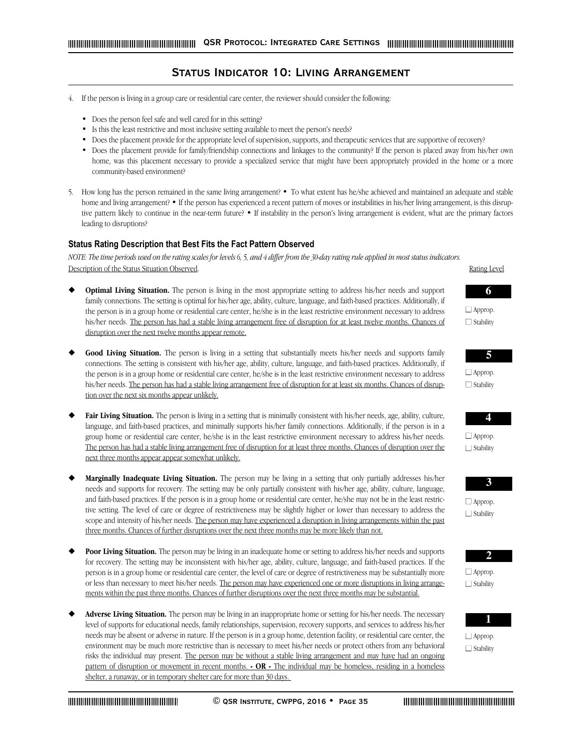## Status Indicator 10: Living Arrangement

4. If the person is living in a group care or residential care center, the reviewer should consider the following:

   - Does the person feel safe and well cared for in this setting?
   - Is this the least restrictive and most inclusive setting available to meet the person's needs?
   - Does the placement provide for the appropriate level of supervision, supports, and therapeutic services that are supportive of recovery?
   - Does the placement provide for family/friendship connections and linkages to the community? If the person is placed away from his/her own home, was this placement necessary to provide a specialized service that might have been appropriately provided in the home or a more community-based environment?

5. How long has the person remained in the same living arrangement? • To what extent has he/she achieved and maintained an adequate and stable home and living arrangement? • If the person has experienced a recent pattern of moves or instabilities in his/her living arrangement, is this disruptive pattern likely to continue in the near-term future? • If instability in the person's living arrangement is evident, what are the primary factors leading to disruptions?

### Status Rating Description that Best Fits the Fact Pattern Observed

*NOTE: The time periods used on the rating scales for levels 6, 5, and 4 differ from the 30-day rating rule applied in most status indicators.*

Description of the Status Situation Observed. — Rating Level

- **Optimal Living Situation.** The person is living in the most appropriate setting to address his/her needs and support family connections. The setting is optimal for his/her age, ability, culture, language, and faith-based practices. Additionally, if the person is in a group home or residential care center, he/she is in the least restrictive environment necessary to address his/her needs. The person has had a stable living arrangement free of disruption for at least twelve months. Chances of disruption over the next twelve months appear remote.

  **6** — ☐ Approp. ☐ Stability

- **Good Living Situation.** The person is living in a setting that substantially meets his/her needs and supports family connections. The setting is consistent with his/her age, ability, culture, language, and faith-based practices. Additionally, if the person is in a group home or residential care center, he/she is in the least restrictive environment necessary to address his/her needs. The person has had a stable living arrangement free of disruption for at least six months. Chances of disruption over the next six months appear unlikely.

  **5** — ☐ Approp. ☐ Stability

- **Fair Living Situation.** The person is living in a setting that is minimally consistent with his/her needs, age, ability, culture, language, and faith-based practices, and minimally supports his/her family connections. Additionally, if the person is in a group home or residential care center, he/she is in the least restrictive environment necessary to address his/her needs. The person has had a stable living arrangement free of disruption for at least three months. Chances of disruption over the next three months appear appear somewhat unlikely.

  **4** — ☐ Approp. ☐ Stability

- **Marginally Inadequate Living Situation.** The person may be living in a setting that only partially addresses his/her needs and supports for recovery. The setting may be only partially consistent with his/her age, ability, culture, language, and faith-based practices. If the person is in a group home or residential care center, he/she may not be in the least restrictive setting. The level of care or degree of restrictiveness may be slightly higher or lower than necessary to address the scope and intensity of his/her needs. The person may have experienced a disruption in living arrangements within the past three months. Chances of further disruptions over the next three months may be more likely than not.

  **3** — ☐ Approp. ☐ Stability

- **Poor Living Situation.** The person may be living in an inadequate home or setting to address his/her needs and supports for recovery. The setting may be inconsistent with his/her age, ability, culture, language, and faith-based practices. If the person is in a group home or residential care center, the level of care or degree of restrictiveness may be substantially more or less than necessary to meet his/her needs. The person may have experienced one or more disruptions in living arrangements within the past three months. Chances of further disruptions over the next three months may be substantial.

  **2** — ☐ Approp. ☐ Stability

- **Adverse Living Situation.** The person may be living in an inappropriate home or setting for his/her needs. The necessary level of supports for educational needs, family relationships, supervision, recovery supports, and services to address his/her needs may be absent or adverse in nature. If the person is in a group home, detention facility, or residential care center, the environment may be much more restrictive than is necessary to meet his/her needs or protect others from any behavioral risks the individual may present. The person may be without a stable living arrangement and may have had an ongoing pattern of disruption or movement in recent months. **- OR -** The individual may be homeless, residing in a homeless shelter, a runaway, or in temporary shelter care for more than 30 days.

  **1** — ☐ Approp. ☐ Stability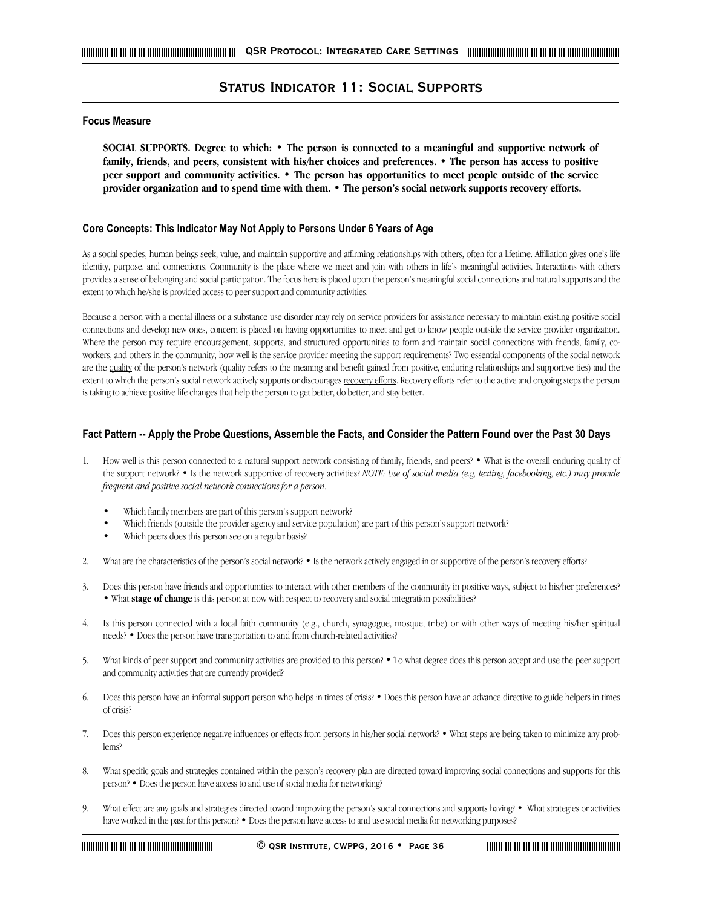# Status Indicator 11: Social Supports

### Focus Measure

**SOCIAL SUPPORTS. Degree to which: • The person is connected to a meaningful and supportive network of family, friends, and peers, consistent with his/her choices and preferences. • The person has access to positive peer support and community activities. • The person has opportunities to meet people outside of the service provider organization and to spend time with them. • The person's social network supports recovery efforts.**

### Core Concepts: This Indicator May Not Apply to Persons Under 6 Years of Age

As a social species, human beings seek, value, and maintain supportive and affirming relationships with others, often for a lifetime. Affiliation gives one's life identity, purpose, and connections. Community is the place where we meet and join with others in life's meaningful activities. Interactions with others provides a sense of belonging and social participation. The focus here is placed upon the person's meaningful social connections and natural supports and the extent to which he/she is provided access to peer support and community activities.

Because a person with a mental illness or a substance use disorder may rely on service providers for assistance necessary to maintain existing positive social connections and develop new ones, concern is placed on having opportunities to meet and get to know people outside the service provider organization. Where the person may require encouragement, supports, and structured opportunities to form and maintain social connections with friends, family, co-workers, and others in the community, how well is the service provider meeting the support requirements? Two essential components of the social network are the quality of the person's network (quality refers to the meaning and benefit gained from positive, enduring relationships and supportive ties) and the extent to which the person's social network actively supports or discourages recovery efforts. Recovery efforts refer to the active and ongoing steps the person is taking to achieve positive life changes that help the person to get better, do better, and stay better.

### Fact Pattern -- Apply the Probe Questions, Assemble the Facts, and Consider the Pattern Found over the Past 30 Days

1. How well is this person connected to a natural support network consisting of family, friends, and peers? • What is the overall enduring quality of the support network? • Is the network supportive of recovery activities? *NOTE: Use of social media (e.g, texting, facebooking, etc.) may provide frequent and positive social network connections for a person.*
   - Which family members are part of this person's support network?
   - Which friends (outside the provider agency and service population) are part of this person's support network?
   - Which peers does this person see on a regular basis?
2. What are the characteristics of the person's social network? • Is the network actively engaged in or supportive of the person's recovery efforts?
3. Does this person have friends and opportunities to interact with other members of the community in positive ways, subject to his/her preferences? • What **stage of change** is this person at now with respect to recovery and social integration possibilities?
4. Is this person connected with a local faith community (e.g., church, synagogue, mosque, tribe) or with other ways of meeting his/her spiritual needs? • Does the person have transportation to and from church-related activities?
5. What kinds of peer support and community activities are provided to this person? • To what degree does this person accept and use the peer support and community activities that are currently provided?
6. Does this person have an informal support person who helps in times of crisis? • Does this person have an advance directive to guide helpers in times of crisis?
7. Does this person experience negative influences or effects from persons in his/her social network? • What steps are being taken to minimize any problems?
8. What specific goals and strategies contained within the person's recovery plan are directed toward improving social connections and supports for this person? • Does the person have access to and use of social media for networking?
9. What effect are any goals and strategies directed toward improving the person's social connections and supports having? • What strategies or activities have worked in the past for this person? • Does the person have access to and use social media for networking purposes?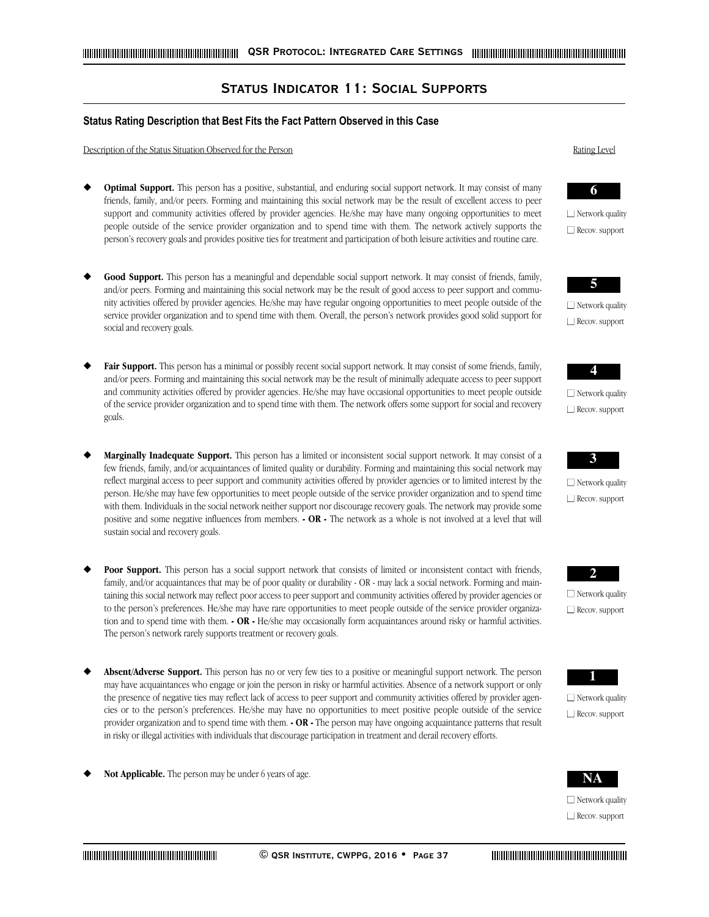## Status Indicator 11: Social Supports

**Status Rating Description that Best Fits the Fact Pattern Observed in this Case**

| Description of the Status Situation Observed for the Person | Rating Level |
| --- | --- |
| ◆ **Optimal Support.** This person has a positive, substantial, and enduring social support network. It may consist of many friends, family, and/or peers. Forming and maintaining this social network may be the result of excellent access to peer support and community activities offered by provider agencies. He/she may have many ongoing opportunities to meet people outside of the service provider organization and to spend time with them. The network actively supports the person's recovery goals and provides positive ties for treatment and participation of both leisure activities and routine care. | **6**<br>☐ Network quality<br>☐ Recov. support |
| ◆ **Good Support.** This person has a meaningful and dependable social support network. It may consist of friends, family, and/or peers. Forming and maintaining this social network may be the result of good access to peer support and community activities offered by provider agencies. He/she may have regular ongoing opportunities to meet people outside of the service provider organization and to spend time with them. Overall, the person's network provides good solid support for social and recovery goals. | **5**<br>☐ Network quality<br>☐ Recov. support |
| ◆ **Fair Support.** This person has a minimal or possibly recent social support network. It may consist of some friends, family, and/or peers. Forming and maintaining this social network may be the result of minimally adequate access to peer support and community activities offered by provider agencies. He/she may have occasional opportunities to meet people outside of the service provider organization and to spend time with them. The network offers some support for social and recovery goals. | **4**<br>☐ Network quality<br>☐ Recov. support |
| ◆ **Marginally Inadequate Support.** This person has a limited or inconsistent social support network. It may consist of a few friends, family, and/or acquaintances of limited quality or durability. Forming and maintaining this social network may reflect marginal access to peer support and community activities offered by provider agencies or to limited interest by the person. He/she may have few opportunities to meet people outside of the service provider organization and to spend time with them. Individuals in the social network neither support nor discourage recovery goals. The network may provide some positive and some negative influences from members. **- OR -** The network as a whole is not involved at a level that will sustain social and recovery goals. | **3**<br>☐ Network quality<br>☐ Recov. support |
| ◆ **Poor Support.** This person has a social support network that consists of limited or inconsistent contact with friends, family, and/or acquaintances that may be of poor quality or durability - OR - may lack a social network. Forming and maintaining this social network may reflect poor access to peer support and community activities offered by provider agencies or to the person's preferences. He/she may have rare opportunities to meet people outside of the service provider organization and to spend time with them. **- OR -** He/she may occasionally form acquaintances around risky or harmful activities. The person's network rarely supports treatment or recovery goals. | **2**<br>☐ Network quality<br>☐ Recov. support |
| ◆ **Absent/Adverse Support.** This person has no or very few ties to a positive or meaningful support network. The person may have acquaintances who engage or join the person in risky or harmful activities. Absence of a network support or only the presence of negative ties may reflect lack of access to peer support and community activities offered by provider agencies or to the person's preferences. He/she may have no opportunities to meet positive people outside of the service provider organization and to spend time with them. **- OR -** The person may have ongoing acquaintance patterns that result in risky or illegal activities with individuals that discourage participation in treatment and derail recovery efforts. | **1**<br>☐ Network quality<br>☐ Recov. support |
| ◆ **Not Applicable.** The person may be under 6 years of age. | **NA**<br>☐ Network quality<br>☐ Recov. support |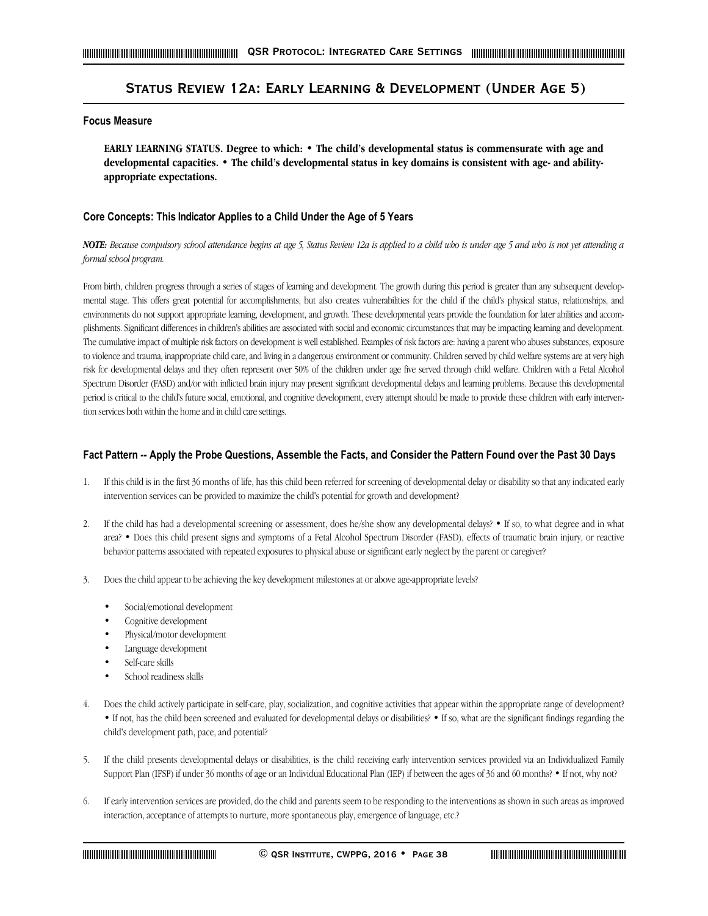# Status Review 12a: Early Learning & Development (Under Age 5)

### Focus Measure

**EARLY LEARNING STATUS. Degree to which: • The child's developmental status is commensurate with age and developmental capacities. • The child's developmental status in key domains is consistent with age- and ability-appropriate expectations.**

### Core Concepts: This Indicator Applies to a Child Under the Age of 5 Years

***NOTE:*** *Because compulsory school attendance begins at age 5, Status Review 12a is applied to a child who is under age 5 and who is not yet attending a formal school program.*

From birth, children progress through a series of stages of learning and development. The growth during this period is greater than any subsequent developmental stage. This offers great potential for accomplishments, but also creates vulnerabilities for the child if the child's physical status, relationships, and environments do not support appropriate learning, development, and growth. These developmental years provide the foundation for later abilities and accomplishments. Significant differences in children's abilities are associated with social and economic circumstances that may be impacting learning and development. The cumulative impact of multiple risk factors on development is well established. Examples of risk factors are: having a parent who abuses substances, exposure to violence and trauma, inappropriate child care, and living in a dangerous environment or community. Children served by child welfare systems are at very high risk for developmental delays and they often represent over 50% of the children under age five served through child welfare. Children with a Fetal Alcohol Spectrum Disorder (FASD) and/or with inflicted brain injury may present significant developmental delays and learning problems. Because this developmental period is critical to the child's future social, emotional, and cognitive development, every attempt should be made to provide these children with early intervention services both within the home and in child care settings.

### Fact Pattern -- Apply the Probe Questions, Assemble the Facts, and Consider the Pattern Found over the Past 30 Days

1. If this child is in the first 36 months of life, has this child been referred for screening of developmental delay or disability so that any indicated early intervention services can be provided to maximize the child's potential for growth and development?

2. If the child has had a developmental screening or assessment, does he/she show any developmental delays? • If so, to what degree and in what area? • Does this child present signs and symptoms of a Fetal Alcohol Spectrum Disorder (FASD), effects of traumatic brain injury, or reactive behavior patterns associated with repeated exposures to physical abuse or significant early neglect by the parent or caregiver?

3. Does the child appear to be achieving the key development milestones at or above age-appropriate levels?
   - Social/emotional development
   - Cognitive development
   - Physical/motor development
   - Language development
   - Self-care skills
   - School readiness skills

4. Does the child actively participate in self-care, play, socialization, and cognitive activities that appear within the appropriate range of development? • If not, has the child been screened and evaluated for developmental delays or disabilities? • If so, what are the significant findings regarding the child's development path, pace, and potential?

5. If the child presents developmental delays or disabilities, is the child receiving early intervention services provided via an Individualized Family Support Plan (IFSP) if under 36 months of age or an Individual Educational Plan (IEP) if between the ages of 36 and 60 months? • If not, why not?

6. If early intervention services are provided, do the child and parents seem to be responding to the interventions as shown in such areas as improved interaction, acceptance of attempts to nurture, more spontaneous play, emergence of language, etc.?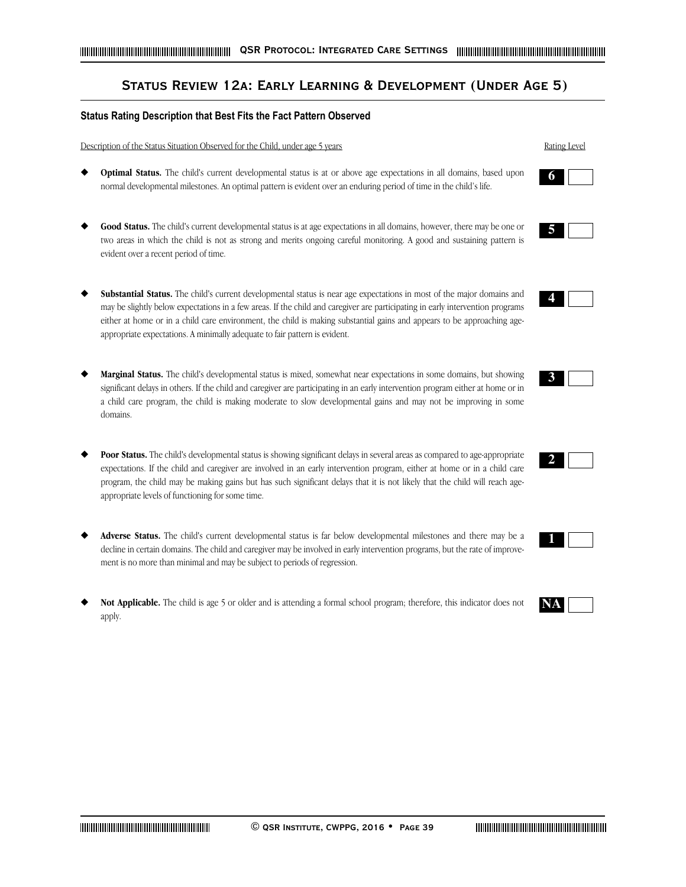# Status Review 12a: Early Learning & Development (Under Age 5)

**Status Rating Description that Best Fits the Fact Pattern Observed**

| Description of the Status Situation Observed for the Child, under age 5 years | Rating Level |
|---|---|
| ◆ **Optimal Status.** The child's current developmental status is at or above age expectations in all domains, based upon normal developmental milestones. An optimal pattern is evident over an enduring period of time in the child's life. | 6 |
| ◆ **Good Status.** The child's current developmental status is at age expectations in all domains, however, there may be one or two areas in which the child is not as strong and merits ongoing careful monitoring. A good and sustaining pattern is evident over a recent period of time. | 5 |
| ◆ **Substantial Status.** The child's current developmental status is near age expectations in most of the major domains and may be slightly below expectations in a few areas. If the child and caregiver are participating in early intervention programs either at home or in a child care environment, the child is making substantial gains and appears to be approaching age-appropriate expectations. A minimally adequate to fair pattern is evident. | 4 |
| ◆ **Marginal Status.** The child's developmental status is mixed, somewhat near expectations in some domains, but showing significant delays in others. If the child and caregiver are participating in an early intervention program either at home or in a child care program, the child is making moderate to slow developmental gains and may not be improving in some domains. | 3 |
| ◆ **Poor Status.** The child's developmental status is showing significant delays in several areas as compared to age-appropriate expectations. If the child and caregiver are involved in an early intervention program, either at home or in a child care program, the child may be making gains but has such significant delays that it is not likely that the child will reach age-appropriate levels of functioning for some time. | 2 |
| ◆ **Adverse Status.** The child's current developmental status is far below developmental milestones and there may be a decline in certain domains. The child and caregiver may be involved in early intervention programs, but the rate of improvement is no more than minimal and may be subject to periods of regression. | 1 |
| ◆ **Not Applicable.** The child is age 5 or older and is attending a formal school program; therefore, this indicator does not apply. | NA |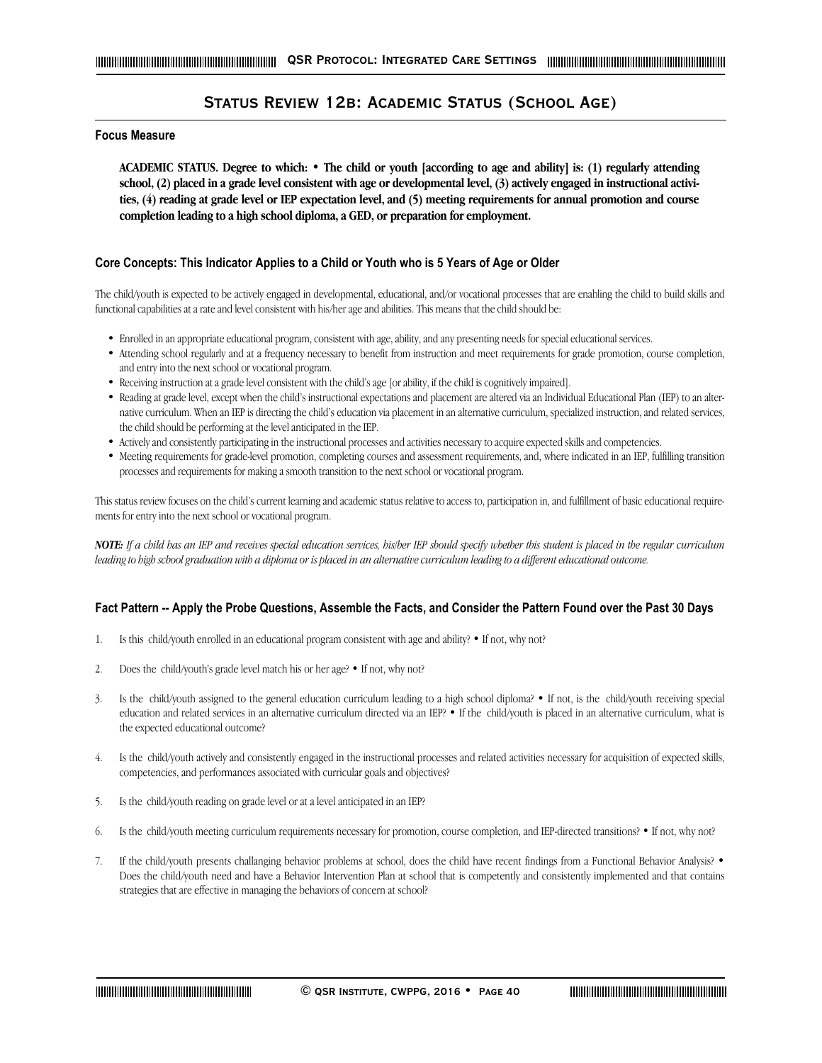# Status Review 12b: Academic Status (School Age)

### Focus Measure

**ACADEMIC STATUS. Degree to which: • The child or youth [according to age and ability] is: (1) regularly attending school, (2) placed in a grade level consistent with age or developmental level, (3) actively engaged in instructional activities, (4) reading at grade level or IEP expectation level, and (5) meeting requirements for annual promotion and course completion leading to a high school diploma, a GED, or preparation for employment.**

### Core Concepts: This Indicator Applies to a Child or Youth who is 5 Years of Age or Older

The child/youth is expected to be actively engaged in developmental, educational, and/or vocational processes that are enabling the child to build skills and functional capabilities at a rate and level consistent with his/her age and abilities. This means that the child should be:

- Enrolled in an appropriate educational program, consistent with age, ability, and any presenting needs for special educational services.
- Attending school regularly and at a frequency necessary to benefit from instruction and meet requirements for grade promotion, course completion, and entry into the next school or vocational program.
- Receiving instruction at a grade level consistent with the child's age [or ability, if the child is cognitively impaired].
- Reading at grade level, except when the child's instructional expectations and placement are altered via an Individual Educational Plan (IEP) to an alternative curriculum. When an IEP is directing the child's education via placement in an alternative curriculum, specialized instruction, and related services, the child should be performing at the level anticipated in the IEP.
- Actively and consistently participating in the instructional processes and activities necessary to acquire expected skills and competencies.
- Meeting requirements for grade-level promotion, completing courses and assessment requirements, and, where indicated in an IEP, fulfilling transition processes and requirements for making a smooth transition to the next school or vocational program.

This status review focuses on the child's current learning and academic status relative to access to, participation in, and fulfillment of basic educational requirements for entry into the next school or vocational program.

***NOTE:*** *If a child has an IEP and receives special education services, his/her IEP should specify whether this student is placed in the regular curriculum leading to high school graduation with a diploma or is placed in an alternative curriculum leading to a different educational outcome.*

### Fact Pattern -- Apply the Probe Questions, Assemble the Facts, and Consider the Pattern Found over the Past 30 Days

1. Is this child/youth enrolled in an educational program consistent with age and ability? • If not, why not?
2. Does the child/youth's grade level match his or her age? • If not, why not?
3. Is the child/youth assigned to the general education curriculum leading to a high school diploma? • If not, is the child/youth receiving special education and related services in an alternative curriculum directed via an IEP? • If the child/youth is placed in an alternative curriculum, what is the expected educational outcome?
4. Is the child/youth actively and consistently engaged in the instructional processes and related activities necessary for acquisition of expected skills, competencies, and performances associated with curricular goals and objectives?
5. Is the child/youth reading on grade level or at a level anticipated in an IEP?
6. Is the child/youth meeting curriculum requirements necessary for promotion, course completion, and IEP-directed transitions? • If not, why not?
7. If the child/youth presents challanging behavior problems at school, does the child have recent findings from a Functional Behavior Analysis? • Does the child/youth need and have a Behavior Intervention Plan at school that is competently and consistently implemented and that contains strategies that are effective in managing the behaviors of concern at school?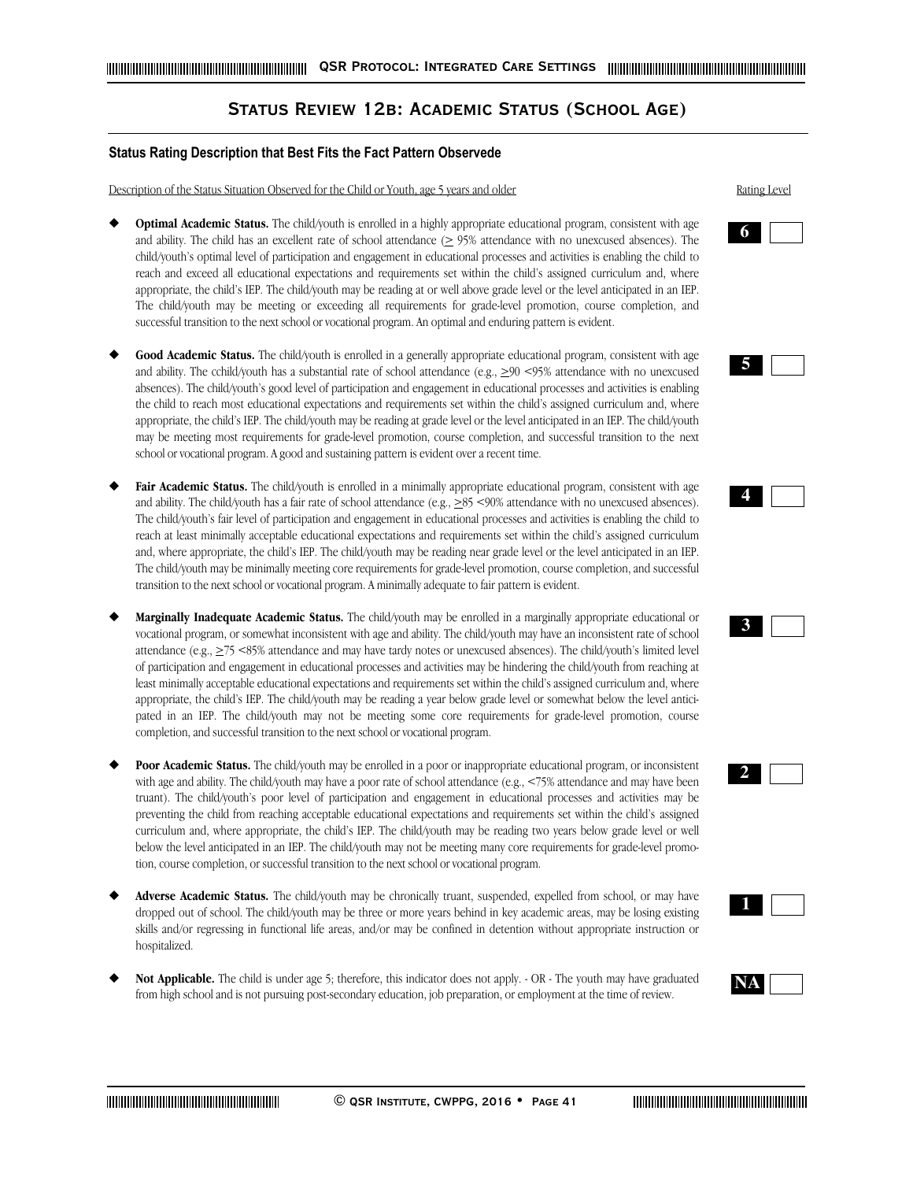# Status Review 12b: Academic Status (School Age)

### Status Rating Description that Best Fits the Fact Pattern Observede

Description of the Status Situation Observed for the Child or Youth, age 5 years and older — Rating Level

- **Optimal Academic Status.** The child/youth is enrolled in a highly appropriate educational program, consistent with age and ability. The child has an excellent rate of school attendance (≥ 95% attendance with no unexcused absences). The child/youth's optimal level of participation and engagement in educational processes and activities is enabling the child to reach and exceed all educational expectations and requirements set within the child's assigned curriculum and, where appropriate, the child's IEP. The child/youth may be reading at or well above grade level or the level anticipated in an IEP. The child/youth may be meeting or exceeding all requirements for grade-level promotion, course completion, and successful transition to the next school or vocational program. An optimal and enduring pattern is evident. **6** [ ]

- **Good Academic Status.** The child/youth is enrolled in a generally appropriate educational program, consistent with age and ability. The cchild/youth has a substantial rate of school attendance (e.g., ≥90 <95% attendance with no unexcused absences). The child/youth's good level of participation and engagement in educational processes and activities is enabling the child to reach most educational expectations and requirements set within the child's assigned curriculum and, where appropriate, the child's IEP. The child/youth may be reading at grade level or the level anticipated in an IEP. The child/youth may be meeting most requirements for grade-level promotion, course completion, and successful transition to the next school or vocational program. A good and sustaining pattern is evident over a recent time. **5** [ ]

- **Fair Academic Status.** The child/youth is enrolled in a minimally appropriate educational program, consistent with age and ability. The child/youth has a fair rate of school attendance (e.g., ≥85 <90% attendance with no unexcused absences). The child/youth's fair level of participation and engagement in educational processes and activities is enabling the child to reach at least minimally acceptable educational expectations and requirements set within the child's assigned curriculum and, where appropriate, the child's IEP. The child/youth may be reading near grade level or the level anticipated in an IEP. The child/youth may be minimally meeting core requirements for grade-level promotion, course completion, and successful transition to the next school or vocational program. A minimally adequate to fair pattern is evident. **4** [ ]

- **Marginally Inadequate Academic Status.** The child/youth may be enrolled in a marginally appropriate educational or vocational program, or somewhat inconsistent with age and ability. The child/youth may have an inconsistent rate of school attendance (e.g., ≥75 <85% attendance and may have tardy notes or unexcused absences). The child/youth's limited level of participation and engagement in educational processes and activities may be hindering the child/youth from reaching at least minimally acceptable educational expectations and requirements set within the child's assigned curriculum and, where appropriate, the child's IEP. The child/youth may be reading a year below grade level or somewhat below the level anticipated in an IEP. The child/youth may not be meeting some core requirements for grade-level promotion, course completion, and successful transition to the next school or vocational program. **3** [ ]

- **Poor Academic Status.** The child/youth may be enrolled in a poor or inappropriate educational program, or inconsistent with age and ability. The child/youth may have a poor rate of school attendance (e.g., <75% attendance and may have been truant). The child/youth's poor level of participation and engagement in educational processes and activities may be preventing the child from reaching acceptable educational expectations and requirements set within the child's assigned curriculum and, where appropriate, the child's IEP. The child/youth may be reading two years below grade level or well below the level anticipated in an IEP. The child/youth may not be meeting many core requirements for grade-level promotion, course completion, or successful transition to the next school or vocational program. **2** [ ]

- **Adverse Academic Status.** The child/youth may be chronically truant, suspended, expelled from school, or may have dropped out of school. The child/youth may be three or more years behind in key academic areas, may be losing existing skills and/or regressing in functional life areas, and/or may be confined in detention without appropriate instruction or hospitalized. **1** [ ]

- **Not Applicable.** The child is under age 5; therefore, this indicator does not apply. - OR - The youth may have graduated from high school and is not pursuing post-secondary education, job preparation, or employment at the time of review. **NA** [ ]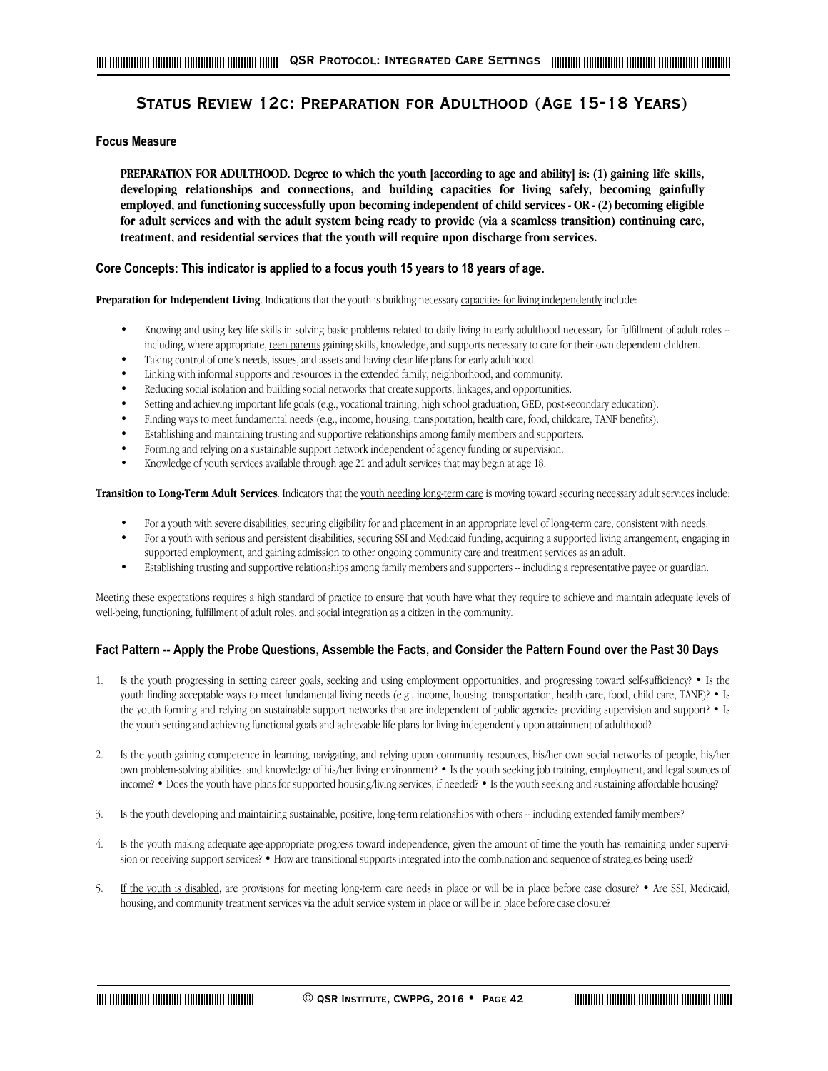# Status Review 12c: Preparation for Adulthood (Age 15-18 Years)

### Focus Measure

**PREPARATION FOR ADULTHOOD. Degree to which the youth [according to age and ability] is: (1) gaining life skills, developing relationships and connections, and building capacities for living safely, becoming gainfully employed, and functioning successfully upon becoming independent of child services - OR - (2) becoming eligible for adult services and with the adult system being ready to provide (via a seamless transition) continuing care, treatment, and residential services that the youth will require upon discharge from services.**

### Core Concepts: This indicator is applied to a focus youth 15 years to 18 years of age.

**Preparation for Independent Living**. Indications that the youth is building necessary capacities for living independently include:

- Knowing and using key life skills in solving basic problems related to daily living in early adulthood necessary for fulfillment of adult roles -- including, where appropriate, teen parents gaining skills, knowledge, and supports necessary to care for their own dependent children.
- Taking control of one's needs, issues, and assets and having clear life plans for early adulthood.
- Linking with informal supports and resources in the extended family, neighborhood, and community.
- Reducing social isolation and building social networks that create supports, linkages, and opportunities.
- Setting and achieving important life goals (e.g., vocational training, high school graduation, GED, post-secondary education).
- Finding ways to meet fundamental needs (e.g., income, housing, transportation, health care, food, childcare, TANF benefits).
- Establishing and maintaining trusting and supportive relationships among family members and supporters.
- Forming and relying on a sustainable support network independent of agency funding or supervision.
- Knowledge of youth services available through age 21 and adult services that may begin at age 18.

**Transition to Long-Term Adult Services**. Indicators that the youth needing long-term care is moving toward securing necessary adult services include:

- For a youth with severe disabilities, securing eligibility for and placement in an appropriate level of long-term care, consistent with needs.
- For a youth with serious and persistent disabilities, securing SSI and Medicaid funding, acquiring a supported living arrangement, engaging in supported employment, and gaining admission to other ongoing community care and treatment services as an adult.
- Establishing trusting and supportive relationships among family members and supporters -- including a representative payee or guardian.

Meeting these expectations requires a high standard of practice to ensure that youth have what they require to achieve and maintain adequate levels of well-being, functioning, fulfillment of adult roles, and social integration as a citizen in the community.

### Fact Pattern -- Apply the Probe Questions, Assemble the Facts, and Consider the Pattern Found over the Past 30 Days

1. Is the youth progressing in setting career goals, seeking and using employment opportunities, and progressing toward self-sufficiency? • Is the youth finding acceptable ways to meet fundamental living needs (e.g., income, housing, transportation, health care, food, child care, TANF)? • Is the youth forming and relying on sustainable support networks that are independent of public agencies providing supervision and support? • Is the youth setting and achieving functional goals and achievable life plans for living independently upon attainment of adulthood?

2. Is the youth gaining competence in learning, navigating, and relying upon community resources, his/her own social networks of people, his/her own problem-solving abilities, and knowledge of his/her living environment? • Is the youth seeking job training, employment, and legal sources of income? • Does the youth have plans for supported housing/living services, if needed? • Is the youth seeking and sustaining affordable housing?

3. Is the youth developing and maintaining sustainable, positive, long-term relationships with others -- including extended family members?

4. Is the youth making adequate age-appropriate progress toward independence, given the amount of time the youth has remaining under supervision or receiving support services? • How are transitional supports integrated into the combination and sequence of strategies being used?

5. If the youth is disabled, are provisions for meeting long-term care needs in place or will be in place before case closure? • Are SSI, Medicaid, housing, and community treatment services via the adult service system in place or will be in place before case closure?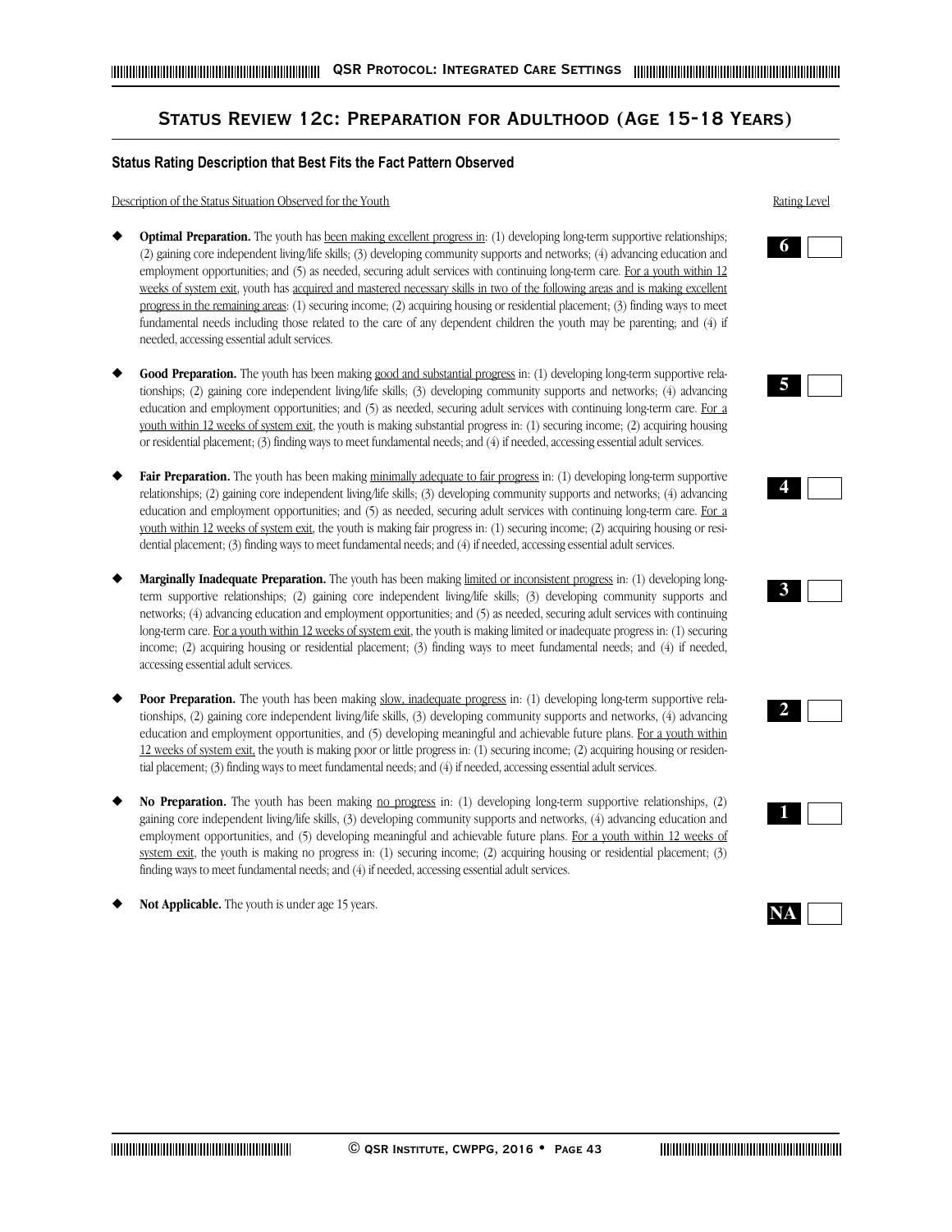# Status Review 12c: Preparation for Adulthood (Age 15-18 Years)

### Status Rating Description that Best Fits the Fact Pattern Observed

| Description of the Status Situation Observed for the Youth | Rating Level |
|---|---|
| ◆ **Optimal Preparation.** The youth has been making excellent progress in: (1) developing long-term supportive relationships; (2) gaining core independent living/life skills; (3) developing community supports and networks; (4) advancing education and employment opportunities; and (5) as needed, securing adult services with continuing long-term care. For a youth within 12 weeks of system exit, youth has acquired and mastered necessary skills in two of the following areas and is making excellent progress in the remaining areas: (1) securing income; (2) acquiring housing or residential placement; (3) finding ways to meet fundamental needs including those related to the care of any dependent children the youth may be parenting; and (4) if needed, accessing essential adult services. | **6** |
| ◆ **Good Preparation.** The youth has been making good and substantial progress in: (1) developing long-term supportive relationships; (2) gaining core independent living/life skills; (3) developing community supports and networks; (4) advancing education and employment opportunities; and (5) as needed, securing adult services with continuing long-term care. For a youth within 12 weeks of system exit, the youth is making substantial progress in: (1) securing income; (2) acquiring housing or residential placement; (3) finding ways to meet fundamental needs; and (4) if needed, accessing essential adult services. | **5** |
| ◆ **Fair Preparation.** The youth has been making minimally adequate to fair progress in: (1) developing long-term supportive relationships; (2) gaining core independent living/life skills; (3) developing community supports and networks; (4) advancing education and employment opportunities; and (5) as needed, securing adult services with continuing long-term care. For a youth within 12 weeks of system exit, the youth is making fair progress in: (1) securing income; (2) acquiring housing or residential placement; (3) finding ways to meet fundamental needs; and (4) if needed, accessing essential adult services. | **4** |
| ◆ **Marginally Inadequate Preparation.** The youth has been making limited or inconsistent progress in: (1) developing long-term supportive relationships; (2) gaining core independent living/life skills; (3) developing community supports and networks; (4) advancing education and employment opportunities; and (5) as needed, securing adult services with continuing long-term care. For a youth within 12 weeks of system exit, the youth is making limited or inadequate progress in: (1) securing income; (2) acquiring housing or residential placement; (3) finding ways to meet fundamental needs; and (4) if needed, accessing essential adult services. | **3** |
| ◆ **Poor Preparation.** The youth has been making slow, inadequate progress in: (1) developing long-term supportive relationships, (2) gaining core independent living/life skills, (3) developing community supports and networks, (4) advancing education and employment opportunities, and (5) developing meaningful and achievable future plans. For a youth within 12 weeks of system exit, the youth is making poor or little progress in: (1) securing income; (2) acquiring housing or residential placement; (3) finding ways to meet fundamental needs; and (4) if needed, accessing essential adult services. | **2** |
| ◆ **No Preparation.** The youth has been making no progress in: (1) developing long-term supportive relationships, (2) gaining core independent living/life skills, (3) developing community supports and networks, (4) advancing education and employment opportunities, and (5) developing meaningful and achievable future plans. For a youth within 12 weeks of system exit, the youth is making no progress in: (1) securing income; (2) acquiring housing or residential placement; (3) finding ways to meet fundamental needs; and (4) if needed, accessing essential adult services. | **1** |
| ◆ **Not Applicable.** The youth is under age 15 years. | **NA** |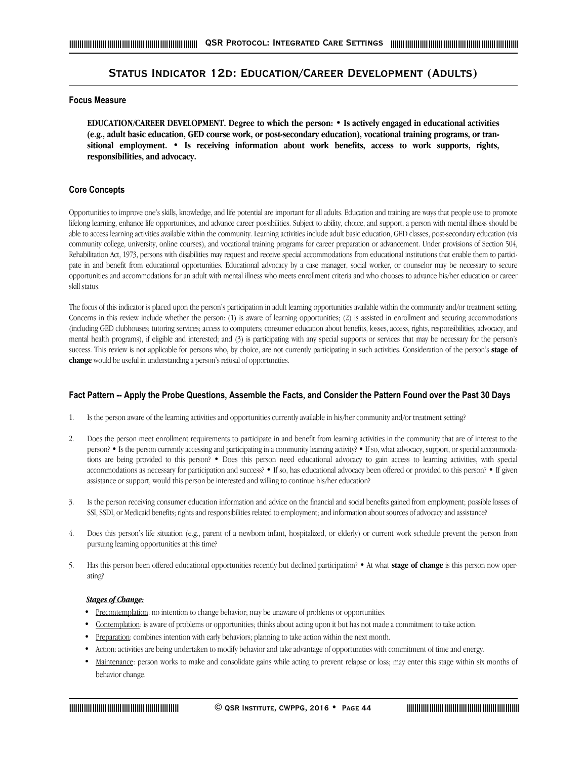# Status Indicator 12d: Education/Career Development (Adults)

## Focus Measure

**EDUCATION/CAREER DEVELOPMENT. Degree to which the person: • Is actively engaged in educational activities (e.g., adult basic education, GED course work, or post-secondary education), vocational training programs, or transitional employment. • Is receiving information about work benefits, access to work supports, rights, responsibilities, and advocacy.**

## Core Concepts

Opportunities to improve one's skills, knowledge, and life potential are important for all adults. Education and training are ways that people use to promote lifelong learning, enhance life opportunities, and advance career possibilities. Subject to ability, choice, and support, a person with mental illness should be able to access learning activities available within the community. Learning activities include adult basic education, GED classes, post-secondary education (via community college, university, online courses), and vocational training programs for career preparation or advancement. Under provisions of Section 504, Rehabilitation Act, 1973, persons with disabilities may request and receive special accommodations from educational institutions that enable them to participate in and benefit from educational opportunities. Educational advocacy by a case manager, social worker, or counselor may be necessary to secure opportunities and accommodations for an adult with mental illness who meets enrollment criteria and who chooses to advance his/her education or career skill status.

The focus of this indicator is placed upon the person's participation in adult learning opportunities available within the community and/or treatment setting. Concerns in this review include whether the person: (1) is aware of learning opportunities; (2) is assisted in enrollment and securing accommodations (including GED clubhouses; tutoring services; access to computers; consumer education about benefits, losses, access, rights, responsibilities, advocacy, and mental health programs), if eligible and interested; and (3) is participating with any special supports or services that may be necessary for the person's success. This review is not applicable for persons who, by choice, are not currently participating in such activities. Consideration of the person's **stage of change** would be useful in understanding a person's refusal of opportunities.

## Fact Pattern -- Apply the Probe Questions, Assemble the Facts, and Consider the Pattern Found over the Past 30 Days

1. Is the person aware of the learning activities and opportunities currently available in his/her community and/or treatment setting?

2. Does the person meet enrollment requirements to participate in and benefit from learning activities in the community that are of interest to the person? • Is the person currently accessing and participating in a community learning activity? • If so, what advocacy, support, or special accommodations are being provided to this person? • Does this person need educational advocacy to gain access to learning activities, with special accommodations as necessary for participation and success? • If so, has educational advocacy been offered or provided to this person? • If given assistance or support, would this person be interested and willing to continue his/her education?

3. Is the person receiving consumer education information and advice on the financial and social benefits gained from employment; possible losses of SSI, SSDI, or Medicaid benefits; rights and responsibilities related to employment; and information about sources of advocacy and assistance?

4. Does this person's life situation (e.g., parent of a newborn infant, hospitalized, or elderly) or current work schedule prevent the person from pursuing learning opportunities at this time?

5. Has this person been offered educational opportunities recently but declined participation? • At what **stage of change** is this person now operating?

***Stages of Change:***

- Precontemplation: no intention to change behavior; may be unaware of problems or opportunities.
- Contemplation: is aware of problems or opportunities; thinks about acting upon it but has not made a commitment to take action.
- Preparation: combines intention with early behaviors; planning to take action within the next month.
- Action: activities are being undertaken to modify behavior and take advantage of opportunities with commitment of time and energy.
- Maintenance: person works to make and consolidate gains while acting to prevent relapse or loss; may enter this stage within six months of behavior change.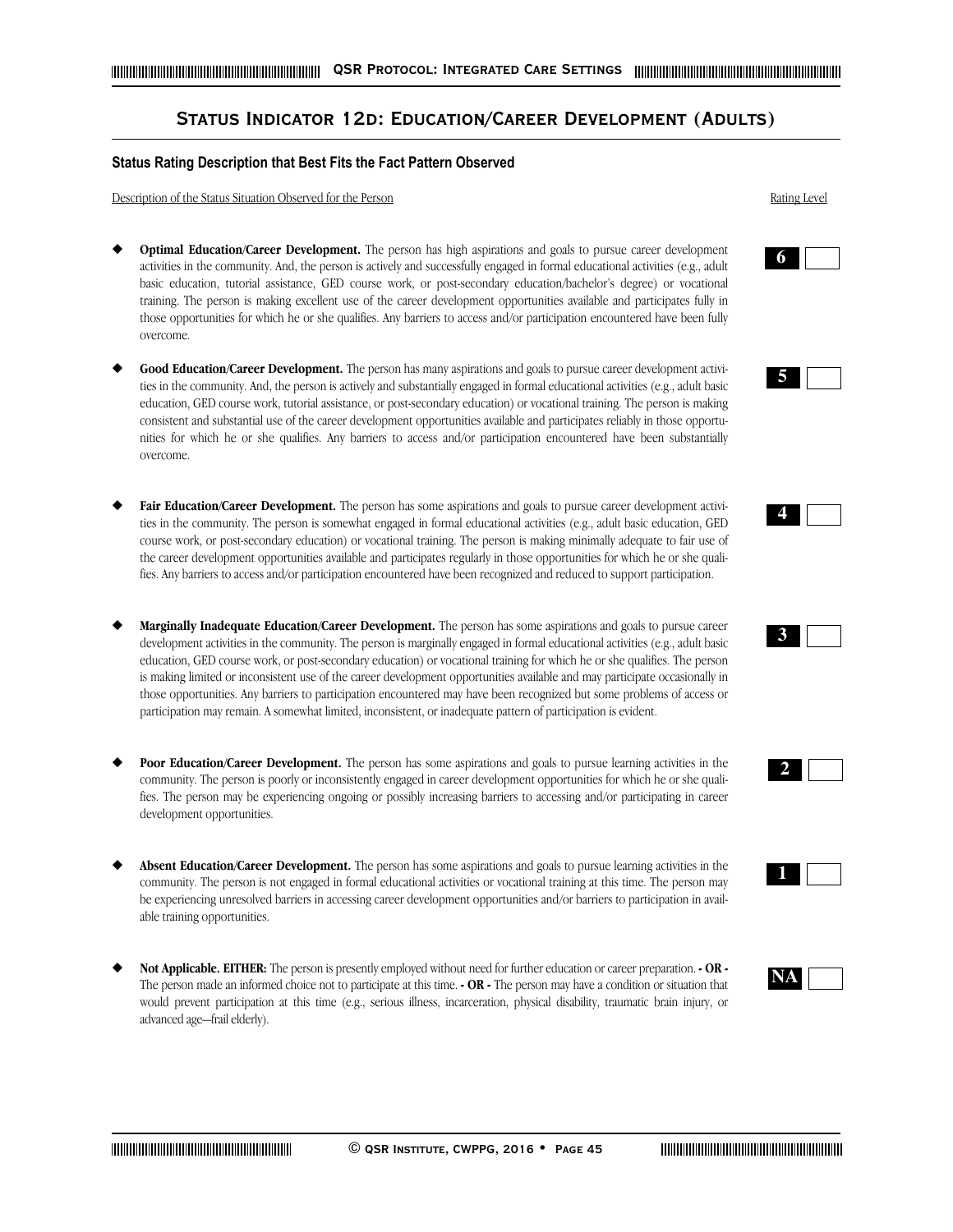# Status Indicator 12d: Education/Career Development (Adults)

**Status Rating Description that Best Fits the Fact Pattern Observed**

Description of the Status Situation Observed for the Person — Rating Level

- **Optimal Education/Career Development.** The person has high aspirations and goals to pursue career development activities in the community. And, the person is actively and successfully engaged in formal educational activities (e.g., adult basic education, tutorial assistance, GED course work, or post-secondary education/bachelor's degree) or vocational training. The person is making excellent use of the career development opportunities available and participates fully in those opportunities for which he or she qualifies. Any barriers to access and/or participation encountered have been fully overcome. **6**

- **Good Education/Career Development.** The person has many aspirations and goals to pursue career development activities in the community. And, the person is actively and substantially engaged in formal educational activities (e.g., adult basic education, GED course work, tutorial assistance, or post-secondary education) or vocational training. The person is making consistent and substantial use of the career development opportunities available and participates reliably in those opportunities for which he or she qualifies. Any barriers to access and/or participation encountered have been substantially overcome. **5**

- **Fair Education/Career Development.** The person has some aspirations and goals to pursue career development activities in the community. The person is somewhat engaged in formal educational activities (e.g., adult basic education, GED course work, or post-secondary education) or vocational training. The person is making minimally adequate to fair use of the career development opportunities available and participates regularly in those opportunities for which he or she qualifies. Any barriers to access and/or participation encountered have been recognized and reduced to support participation. **4**

- **Marginally Inadequate Education/Career Development.** The person has some aspirations and goals to pursue career development activities in the community. The person is marginally engaged in formal educational activities (e.g., adult basic education, GED course work, or post-secondary education) or vocational training for which he or she qualifies. The person is making limited or inconsistent use of the career development opportunities available and may participate occasionally in those opportunities. Any barriers to participation encountered may have been recognized but some problems of access or participation may remain. A somewhat limited, inconsistent, or inadequate pattern of participation is evident. **3**

- **Poor Education/Career Development.** The person has some aspirations and goals to pursue learning activities in the community. The person is poorly or inconsistently engaged in career development opportunities for which he or she qualifies. The person may be experiencing ongoing or possibly increasing barriers to accessing and/or participating in career development opportunities. **2**

- **Absent Education/Career Development.** The person has some aspirations and goals to pursue learning activities in the community. The person is not engaged in formal educational activities or vocational training at this time. The person may be experiencing unresolved barriers in accessing career development opportunities and/or barriers to participation in available training opportunities. **1**

- **Not Applicable. EITHER:** The person is presently employed without need for further education or career preparation. **- OR -** The person made an informed choice not to participate at this time. **- OR -** The person may have a condition or situation that would prevent participation at this time (e.g., serious illness, incarceration, physical disability, traumatic brain injury, or advanced age—frail elderly). **NA**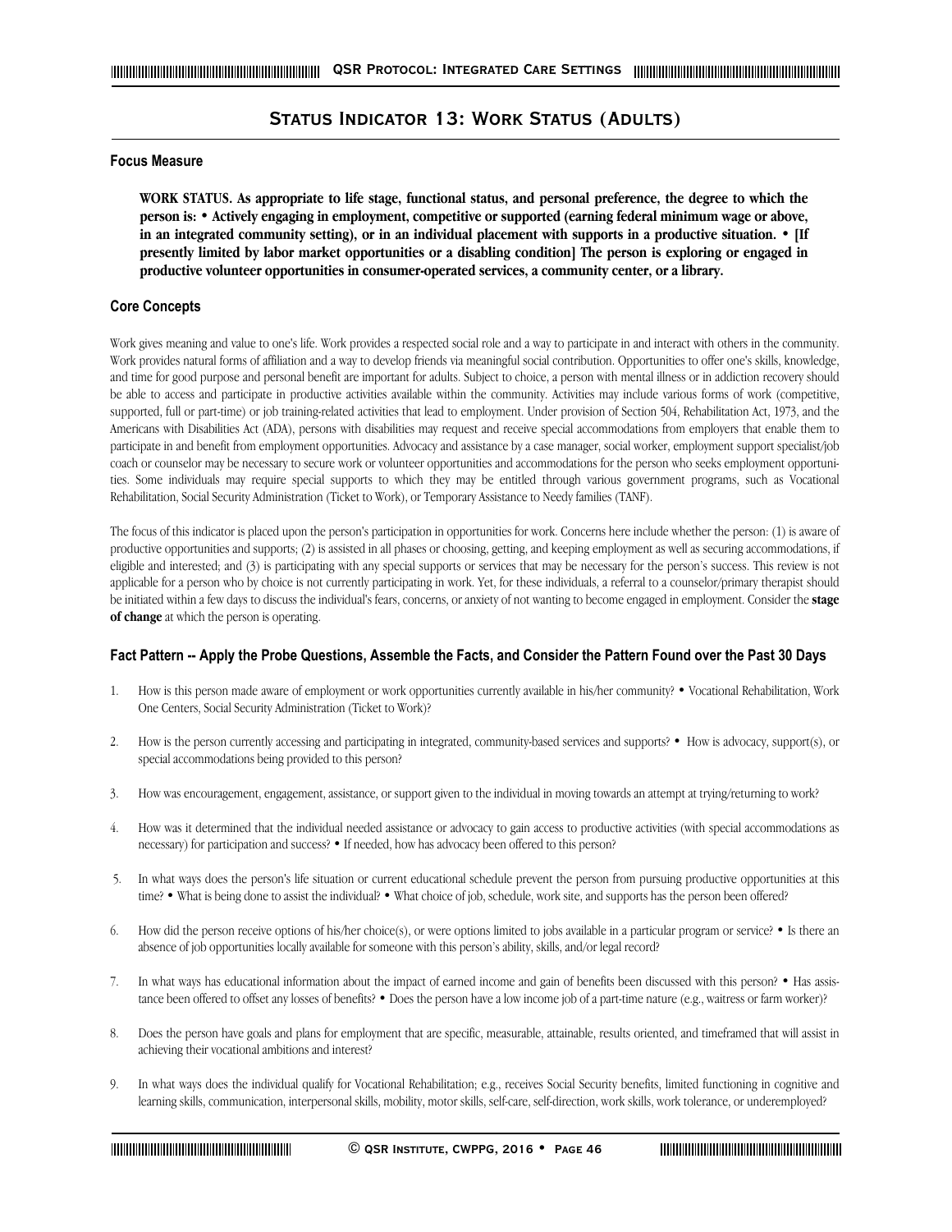# Status Indicator 13: Work Status (Adults)

### Focus Measure

**WORK STATUS. As appropriate to life stage, functional status, and personal preference, the degree to which the person is: • Actively engaging in employment, competitive or supported (earning federal minimum wage or above, in an integrated community setting), or in an individual placement with supports in a productive situation. • [If presently limited by labor market opportunities or a disabling condition] The person is exploring or engaged in productive volunteer opportunities in consumer-operated services, a community center, or a library.**

### Core Concepts

Work gives meaning and value to one's life. Work provides a respected social role and a way to participate in and interact with others in the community. Work provides natural forms of affiliation and a way to develop friends via meaningful social contribution. Opportunities to offer one's skills, knowledge, and time for good purpose and personal benefit are important for adults. Subject to choice, a person with mental illness or in addiction recovery should be able to access and participate in productive activities available within the community. Activities may include various forms of work (competitive, supported, full or part-time) or job training-related activities that lead to employment. Under provision of Section 504, Rehabilitation Act, 1973, and the Americans with Disabilities Act (ADA), persons with disabilities may request and receive special accommodations from employers that enable them to participate in and benefit from employment opportunities. Advocacy and assistance by a case manager, social worker, employment support specialist/job coach or counselor may be necessary to secure work or volunteer opportunities and accommodations for the person who seeks employment opportunities. Some individuals may require special supports to which they may be entitled through various government programs, such as Vocational Rehabilitation, Social Security Administration (Ticket to Work), or Temporary Assistance to Needy families (TANF).

The focus of this indicator is placed upon the person's participation in opportunities for work. Concerns here include whether the person: (1) is aware of productive opportunities and supports; (2) is assisted in all phases or choosing, getting, and keeping employment as well as securing accommodations, if eligible and interested; and (3) is participating with any special supports or services that may be necessary for the person's success. This review is not applicable for a person who by choice is not currently participating in work. Yet, for these individuals, a referral to a counselor/primary therapist should be initiated within a few days to discuss the individual's fears, concerns, or anxiety of not wanting to become engaged in employment. Consider the **stage of change** at which the person is operating.

### Fact Pattern -- Apply the Probe Questions, Assemble the Facts, and Consider the Pattern Found over the Past 30 Days

1. How is this person made aware of employment or work opportunities currently available in his/her community? • Vocational Rehabilitation, Work One Centers, Social Security Administration (Ticket to Work)?
2. How is the person currently accessing and participating in integrated, community-based services and supports? • How is advocacy, support(s), or special accommodations being provided to this person?
3. How was encouragement, engagement, assistance, or support given to the individual in moving towards an attempt at trying/returning to work?
4. How was it determined that the individual needed assistance or advocacy to gain access to productive activities (with special accommodations as necessary) for participation and success? • If needed, how has advocacy been offered to this person?
5. In what ways does the person's life situation or current educational schedule prevent the person from pursuing productive opportunities at this time? • What is being done to assist the individual? • What choice of job, schedule, work site, and supports has the person been offered?
6. How did the person receive options of his/her choice(s), or were options limited to jobs available in a particular program or service? • Is there an absence of job opportunities locally available for someone with this person's ability, skills, and/or legal record?
7. In what ways has educational information about the impact of earned income and gain of benefits been discussed with this person? • Has assistance been offered to offset any losses of benefits? • Does the person have a low income job of a part-time nature (e.g., waitress or farm worker)?
8. Does the person have goals and plans for employment that are specific, measurable, attainable, results oriented, and timeframed that will assist in achieving their vocational ambitions and interest?
9. In what ways does the individual qualify for Vocational Rehabilitation; e.g., receives Social Security benefits, limited functioning in cognitive and learning skills, communication, interpersonal skills, mobility, motor skills, self-care, self-direction, work skills, work tolerance, or underemployed?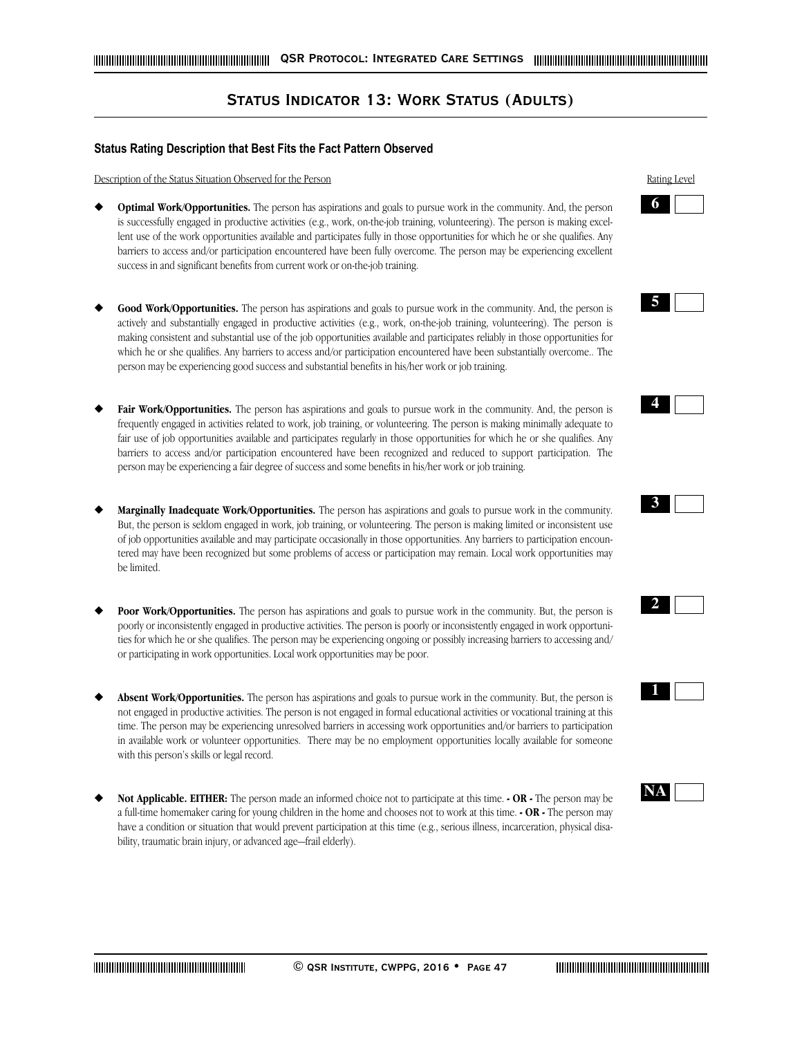# Status Indicator 13: Work Status (Adults)

### Status Rating Description that Best Fits the Fact Pattern Observed

| Description of the Status Situation Observed for the Person | Rating Level |
| --- | --- |
| **Optimal Work/Opportunities.** The person has aspirations and goals to pursue work in the community. And, the person is successfully engaged in productive activities (e.g., work, on-the-job training, volunteering). The person is making excellent use of the work opportunities available and participates fully in those opportunities for which he or she qualifies. Any barriers to access and/or participation encountered have been fully overcome. The person may be experiencing excellent success in and significant benefits from current work or on-the-job training. | **6** |
| **Good Work/Opportunities.** The person has aspirations and goals to pursue work in the community. And, the person is actively and substantially engaged in productive activities (e.g., work, on-the-job training, volunteering). The person is making consistent and substantial use of the job opportunities available and participates reliably in those opportunities for which he or she qualifies. Any barriers to access and/or participation encountered have been substantially overcome.. The person may be experiencing good success and substantial benefits in his/her work or job training. | **5** |
| **Fair Work/Opportunities.** The person has aspirations and goals to pursue work in the community. And, the person is frequently engaged in activities related to work, job training, or volunteering. The person is making minimally adequate to fair use of job opportunities available and participates regularly in those opportunities for which he or she qualifies. Any barriers to access and/or participation encountered have been recognized and reduced to support participation. The person may be experiencing a fair degree of success and some benefits in his/her work or job training. | **4** |
| **Marginally Inadequate Work/Opportunities.** The person has aspirations and goals to pursue work in the community. But, the person is seldom engaged in work, job training, or volunteering. The person is making limited or inconsistent use of job opportunities available and may participate occasionally in those opportunities. Any barriers to participation encountered may have been recognized but some problems of access or participation may remain. Local work opportunities may be limited. | **3** |
| **Poor Work/Opportunities.** The person has aspirations and goals to pursue work in the community. But, the person is poorly or inconsistently engaged in productive activities. The person is poorly or inconsistently engaged in work opportunities for which he or she qualifies. The person may be experiencing ongoing or possibly increasing barriers to accessing and/or participating in work opportunities. Local work opportunities may be poor. | **2** |
| **Absent Work/Opportunities.** The person has aspirations and goals to pursue work in the community. But, the person is not engaged in productive activities. The person is not engaged in formal educational activities or vocational training at this time. The person may be experiencing unresolved barriers in accessing work opportunities and/or barriers to participation in available work or volunteer opportunities. There may be no employment opportunities locally available for someone with this person's skills or legal record. | **1** |
| **Not Applicable. EITHER:** The person made an informed choice not to participate at this time. **- OR -** The person may be a full-time homemaker caring for young children in the home and chooses not to work at this time. **- OR -** The person may have a condition or situation that would prevent participation at this time (e.g., serious illness, incarceration, physical disability, traumatic brain injury, or advanced age—frail elderly). | **NA** |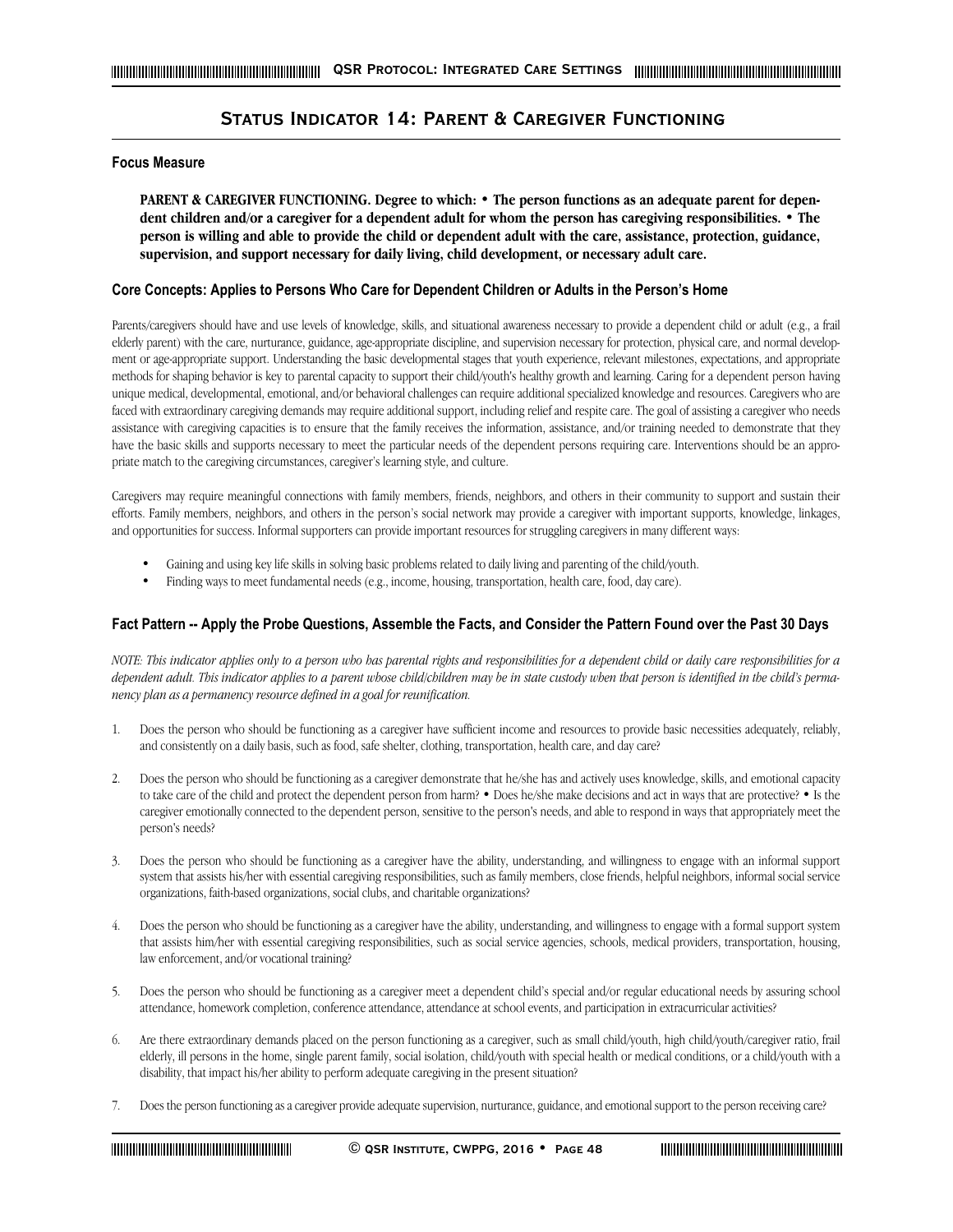# Status Indicator 14: Parent & Caregiver Functioning

### Focus Measure

**PARENT & CAREGIVER FUNCTIONING. Degree to which: • The person functions as an adequate parent for dependent children and/or a caregiver for a dependent adult for whom the person has caregiving responsibilities. • The person is willing and able to provide the child or dependent adult with the care, assistance, protection, guidance, supervision, and support necessary for daily living, child development, or necessary adult care.**

### Core Concepts: Applies to Persons Who Care for Dependent Children or Adults in the Person's Home

Parents/caregivers should have and use levels of knowledge, skills, and situational awareness necessary to provide a dependent child or adult (e.g., a frail elderly parent) with the care, nurturance, guidance, age-appropriate discipline, and supervision necessary for protection, physical care, and normal development or age-appropriate support. Understanding the basic developmental stages that youth experience, relevant milestones, expectations, and appropriate methods for shaping behavior is key to parental capacity to support their child/youth's healthy growth and learning. Caring for a dependent person having unique medical, developmental, emotional, and/or behavioral challenges can require additional specialized knowledge and resources. Caregivers who are faced with extraordinary caregiving demands may require additional support, including relief and respite care. The goal of assisting a caregiver who needs assistance with caregiving capacities is to ensure that the family receives the information, assistance, and/or training needed to demonstrate that they have the basic skills and supports necessary to meet the particular needs of the dependent persons requiring care. Interventions should be an appropriate match to the caregiving circumstances, caregiver's learning style, and culture.

Caregivers may require meaningful connections with family members, friends, neighbors, and others in their community to support and sustain their efforts. Family members, neighbors, and others in the person's social network may provide a caregiver with important supports, knowledge, linkages, and opportunities for success. Informal supporters can provide important resources for struggling caregivers in many different ways:

- Gaining and using key life skills in solving basic problems related to daily living and parenting of the child/youth.
- Finding ways to meet fundamental needs (e.g., income, housing, transportation, health care, food, day care).

### Fact Pattern -- Apply the Probe Questions, Assemble the Facts, and Consider the Pattern Found over the Past 30 Days

*NOTE: This indicator applies only to a person who has parental rights and responsibilities for a dependent child or daily care responsibilities for a dependent adult. This indicator applies to a parent whose child/children may be in state custody when that person is identified in the child's permanency plan as a permanency resource defined in a goal for reunification.*

1. Does the person who should be functioning as a caregiver have sufficient income and resources to provide basic necessities adequately, reliably, and consistently on a daily basis, such as food, safe shelter, clothing, transportation, health care, and day care?

2. Does the person who should be functioning as a caregiver demonstrate that he/she has and actively uses knowledge, skills, and emotional capacity to take care of the child and protect the dependent person from harm? • Does he/she make decisions and act in ways that are protective? • Is the caregiver emotionally connected to the dependent person, sensitive to the person's needs, and able to respond in ways that appropriately meet the person's needs?

3. Does the person who should be functioning as a caregiver have the ability, understanding, and willingness to engage with an informal support system that assists his/her with essential caregiving responsibilities, such as family members, close friends, helpful neighbors, informal social service organizations, faith-based organizations, social clubs, and charitable organizations?

4. Does the person who should be functioning as a caregiver have the ability, understanding, and willingness to engage with a formal support system that assists him/her with essential caregiving responsibilities, such as social service agencies, schools, medical providers, transportation, housing, law enforcement, and/or vocational training?

5. Does the person who should be functioning as a caregiver meet a dependent child's special and/or regular educational needs by assuring school attendance, homework completion, conference attendance, attendance at school events, and participation in extracurricular activities?

6. Are there extraordinary demands placed on the person functioning as a caregiver, such as small child/youth, high child/youth/caregiver ratio, frail elderly, ill persons in the home, single parent family, social isolation, child/youth with special health or medical conditions, or a child/youth with a disability, that impact his/her ability to perform adequate caregiving in the present situation?

7. Does the person functioning as a caregiver provide adequate supervision, nurturance, guidance, and emotional support to the person receiving care?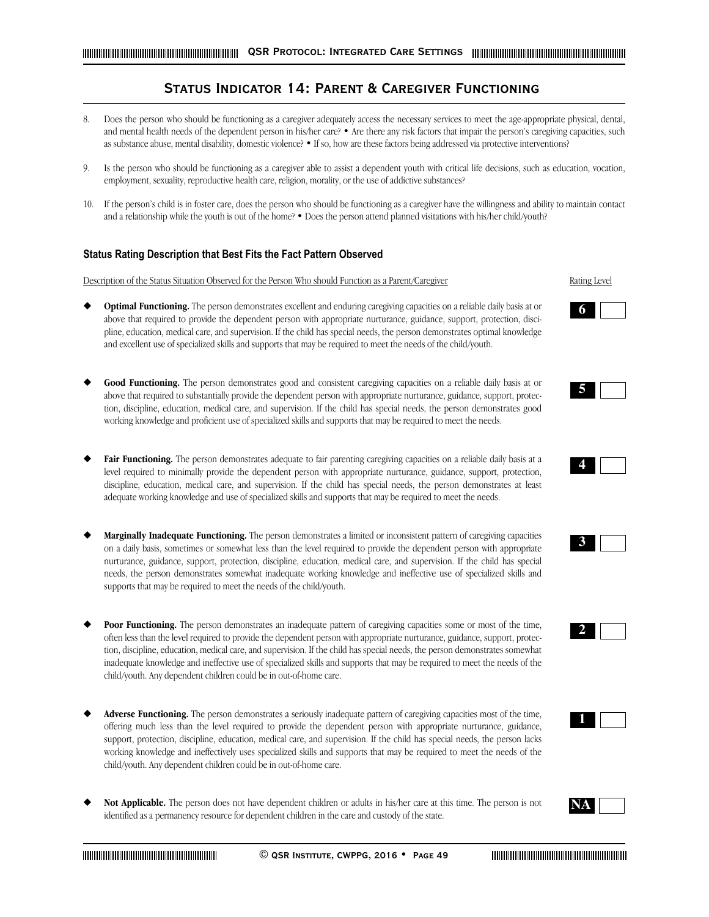## Status Indicator 14: Parent & Caregiver Functioning

8. Does the person who should be functioning as a caregiver adequately access the necessary services to meet the age-appropriate physical, dental, and mental health needs of the dependent person in his/her care? • Are there any risk factors that impair the person's caregiving capacities, such as substance abuse, mental disability, domestic violence? • If so, how are these factors being addressed via protective interventions?

9. Is the person who should be functioning as a caregiver able to assist a dependent youth with critical life decisions, such as education, vocation, employment, sexuality, reproductive health care, religion, morality, or the use of addictive substances?

10. If the person's child is in foster care, does the person who should be functioning as a caregiver have the willingness and ability to maintain contact and a relationship while the youth is out of the home? • Does the person attend planned visitations with his/her child/youth?

### Status Rating Description that Best Fits the Fact Pattern Observed

| Description of the Status Situation Observed for the Person Who should Function as a Parent/Caregiver | Rating Level |
|---|---|
| ◆ **Optimal Functioning.** The person demonstrates excellent and enduring caregiving capacities on a reliable daily basis at or above that required to provide the dependent person with appropriate nurturance, guidance, support, protection, discipline, education, medical care, and supervision. If the child has special needs, the person demonstrates optimal knowledge and excellent use of specialized skills and supports that may be required to meet the needs of the child/youth. | 6 |
| ◆ **Good Functioning.** The person demonstrates good and consistent caregiving capacities on a reliable daily basis at or above that required to substantially provide the dependent person with appropriate nurturance, guidance, support, protection, discipline, education, medical care, and supervision. If the child has special needs, the person demonstrates good working knowledge and proficient use of specialized skills and supports that may be required to meet the needs. | 5 |
| ◆ **Fair Functioning.** The person demonstrates adequate to fair parenting caregiving capacities on a reliable daily basis at a level required to minimally provide the dependent person with appropriate nurturance, guidance, support, protection, discipline, education, medical care, and supervision. If the child has special needs, the person demonstrates at least adequate working knowledge and use of specialized skills and supports that may be required to meet the needs. | 4 |
| ◆ **Marginally Inadequate Functioning.** The person demonstrates a limited or inconsistent pattern of caregiving capacities on a daily basis, sometimes or somewhat less than the level required to provide the dependent person with appropriate nurturance, guidance, support, protection, discipline, education, medical care, and supervision. If the child has special needs, the person demonstrates somewhat inadequate working knowledge and ineffective use of specialized skills and supports that may be required to meet the needs of the child/youth. | 3 |
| ◆ **Poor Functioning.** The person demonstrates an inadequate pattern of caregiving capacities some or most of the time, often less than the level required to provide the dependent person with appropriate nurturance, guidance, support, protection, discipline, education, medical care, and supervision. If the child has special needs, the person demonstrates somewhat inadequate knowledge and ineffective use of specialized skills and supports that may be required to meet the needs of the child/youth. Any dependent children could be in out-of-home care. | 2 |
| ◆ **Adverse Functioning.** The person demonstrates a seriously inadequate pattern of caregiving capacities most of the time, offering much less than the level required to provide the dependent person with appropriate nurturance, guidance, support, protection, discipline, education, medical care, and supervision. If the child has special needs, the person lacks working knowledge and ineffectively uses specialized skills and supports that may be required to meet the needs of the child/youth. Any dependent children could be in out-of-home care. | 1 |
| ◆ **Not Applicable.** The person does not have dependent children or adults in his/her care at this time. The person is not identified as a permanency resource for dependent children in the care and custody of the state. | NA |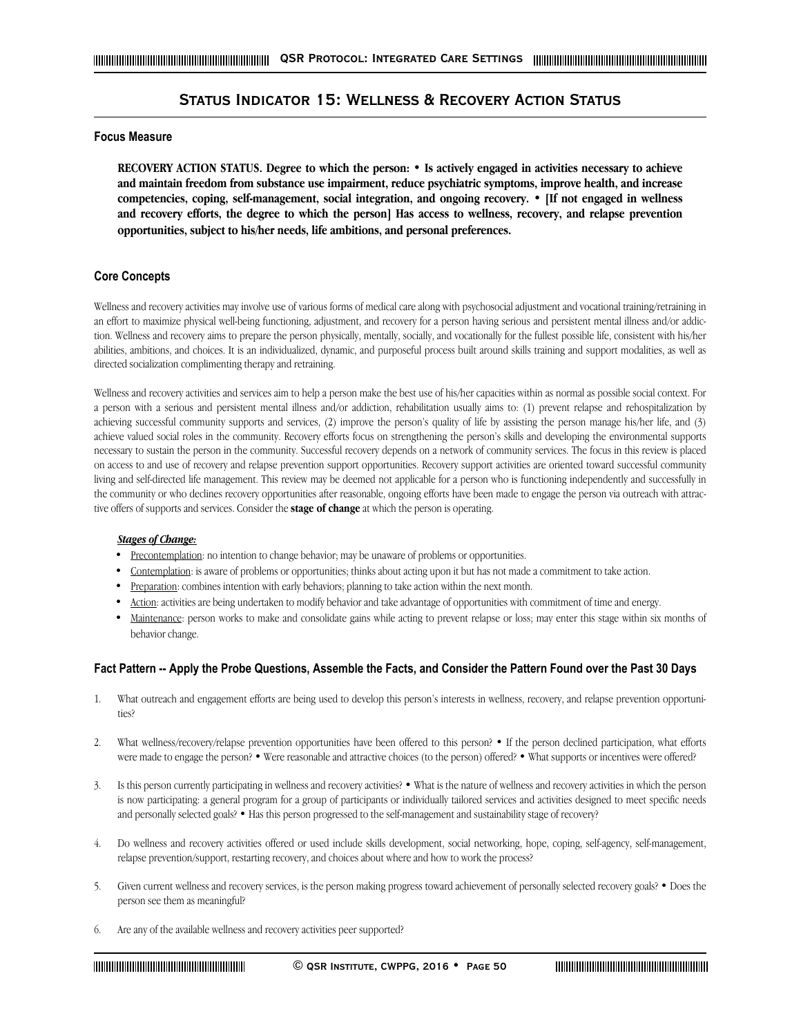# Status Indicator 15: Wellness & Recovery Action Status

## Focus Measure

**RECOVERY ACTION STATUS. Degree to which the person: • Is actively engaged in activities necessary to achieve and maintain freedom from substance use impairment, reduce psychiatric symptoms, improve health, and increase competencies, coping, self-management, social integration, and ongoing recovery. • [If not engaged in wellness and recovery efforts, the degree to which the person] Has access to wellness, recovery, and relapse prevention opportunities, subject to his/her needs, life ambitions, and personal preferences.**

## Core Concepts

Wellness and recovery activities may involve use of various forms of medical care along with psychosocial adjustment and vocational training/retraining in an effort to maximize physical well-being functioning, adjustment, and recovery for a person having serious and persistent mental illness and/or addiction. Wellness and recovery aims to prepare the person physically, mentally, socially, and vocationally for the fullest possible life, consistent with his/her abilities, ambitions, and choices. It is an individualized, dynamic, and purposeful process built around skills training and support modalities, as well as directed socialization complimenting therapy and retraining.

Wellness and recovery activities and services aim to help a person make the best use of his/her capacities within as normal as possible social context. For a person with a serious and persistent mental illness and/or addiction, rehabilitation usually aims to: (1) prevent relapse and rehospitalization by achieving successful community supports and services, (2) improve the person's quality of life by assisting the person manage his/her life, and (3) achieve valued social roles in the community. Recovery efforts focus on strengthening the person's skills and developing the environmental supports necessary to sustain the person in the community. Successful recovery depends on a network of community services. The focus in this review is placed on access to and use of recovery and relapse prevention support opportunities. Recovery support activities are oriented toward successful community living and self-directed life management. This review may be deemed not applicable for a person who is functioning independently and successfully in the community or who declines recovery opportunities after reasonable, ongoing efforts have been made to engage the person via outreach with attractive offers of supports and services. Consider the **stage of change** at which the person is operating.

***Stages of Change:***

- Precontemplation: no intention to change behavior; may be unaware of problems or opportunities.
- Contemplation: is aware of problems or opportunities; thinks about acting upon it but has not made a commitment to take action.
- Preparation: combines intention with early behaviors; planning to take action within the next month.
- Action: activities are being undertaken to modify behavior and take advantage of opportunities with commitment of time and energy.
- Maintenance: person works to make and consolidate gains while acting to prevent relapse or loss; may enter this stage within six months of behavior change.

## Fact Pattern -- Apply the Probe Questions, Assemble the Facts, and Consider the Pattern Found over the Past 30 Days

1. What outreach and engagement efforts are being used to develop this person's interests in wellness, recovery, and relapse prevention opportunities?

2. What wellness/recovery/relapse prevention opportunities have been offered to this person? • If the person declined participation, what efforts were made to engage the person? • Were reasonable and attractive choices (to the person) offered? • What supports or incentives were offered?

3. Is this person currently participating in wellness and recovery activities? • What is the nature of wellness and recovery activities in which the person is now participating: a general program for a group of participants or individually tailored services and activities designed to meet specific needs and personally selected goals? • Has this person progressed to the self-management and sustainability stage of recovery?

4. Do wellness and recovery activities offered or used include skills development, social networking, hope, coping, self-agency, self-management, relapse prevention/support, restarting recovery, and choices about where and how to work the process?

5. Given current wellness and recovery services, is the person making progress toward achievement of personally selected recovery goals? • Does the person see them as meaningful?

6. Are any of the available wellness and recovery activities peer supported?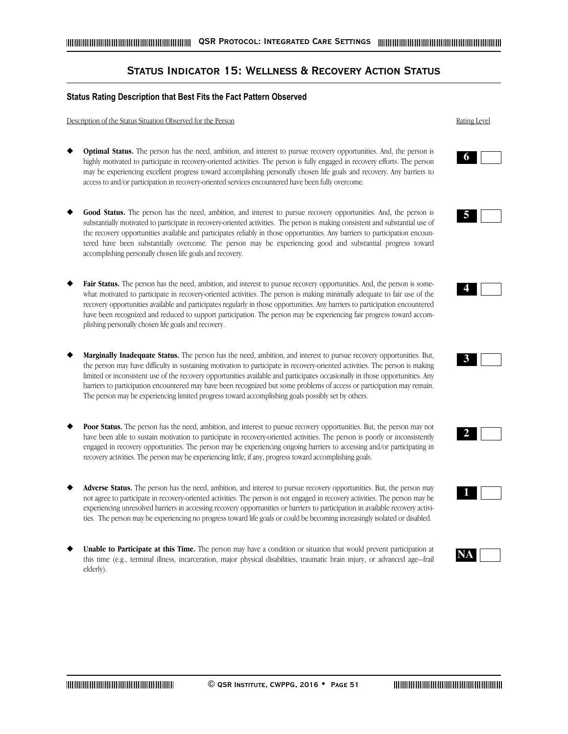## Status Indicator 15: Wellness & Recovery Action Status

**Status Rating Description that Best Fits the Fact Pattern Observed**

Description of the Status Situation Observed for the Person — Rating Level

- **Optimal Status.** The person has the need, ambition, and interest to pursue recovery opportunities. And, the person is highly motivated to participate in recovery-oriented activities. The person is fully engaged in recovery efforts. The person may be experiencing excellent progress toward accomplishing personally chosen life goals and recovery. Any barriers to access to and/or participation in recovery-oriented services encountered have been fully overcome. **6** [ ]

- **Good Status.** The person has the need, ambition, and interest to pursue recovery opportunities. And, the person is substantially motivated to participate in recovery-oriented activities. The person is making consistent and substantial use of the recovery opportunities available and participates reliably in those opportunities. Any barriers to participation encountered have been substantially overcome. The person may be experiencing good and substantial progress toward accomplishing personally chosen life goals and recovery. **5** [ ]

- **Fair Status.** The person has the need, ambition, and interest to pursue recovery opportunities. And, the person is somewhat motivated to participate in recovery-oriented activities. The person is making minimally adequate to fair use of the recovery opportunities available and participates regularly in those opportunities. Any barriers to participation encountered have been recognized and reduced to support participation. The person may be experiencing fair progress toward accomplishing personally chosen life goals and recovery. **4** [ ]

- **Marginally Inadequate Status.** The person has the need, ambition, and interest to pursue recovery opportunities. But, the person may have difficulty in sustaining motivation to participate in recovery-oriented activities. The person is making limited or inconsistent use of the recovery opportunities available and participates occasionally in those opportunities. Any barriers to participation encountered may have been recognized but some problems of access or participation may remain. The person may be experiencing limited progress toward accomplishing goals possibly set by others. **3** [ ]

- **Poor Status.** The person has the need, ambition, and interest to pursue recovery opportunities. But, the person may not have been able to sustain motivation to participate in recovery-oriented activities. The person is poorly or inconsistently engaged in recovery opportunities. The person may be experiencing ongoing barriers to accessing and/or participating in recovery activities. The person may be experiencing little, if any, progress toward accomplishing goals. **2** [ ]

- **Adverse Status.** The person has the need, ambition, and interest to pursue recovery opportunities. But, the person may not agree to participate in recovery-oriented activities. The person is not engaged in recovery activities. The person may be experiencing unresolved barriers in accessing recovery opportunities or barriers to participation in available recovery activities. The person may be experiencing no progress toward life goals or could be becoming increasingly isolated or disabled. **1** [ ]

- **Unable to Participate at this Time.** The person may have a condition or situation that would prevent participation at this time (e.g., terminal illness, incarceration, major physical disabilities, traumatic brain injury, or advanced age—frail elderly). **NA** [ ]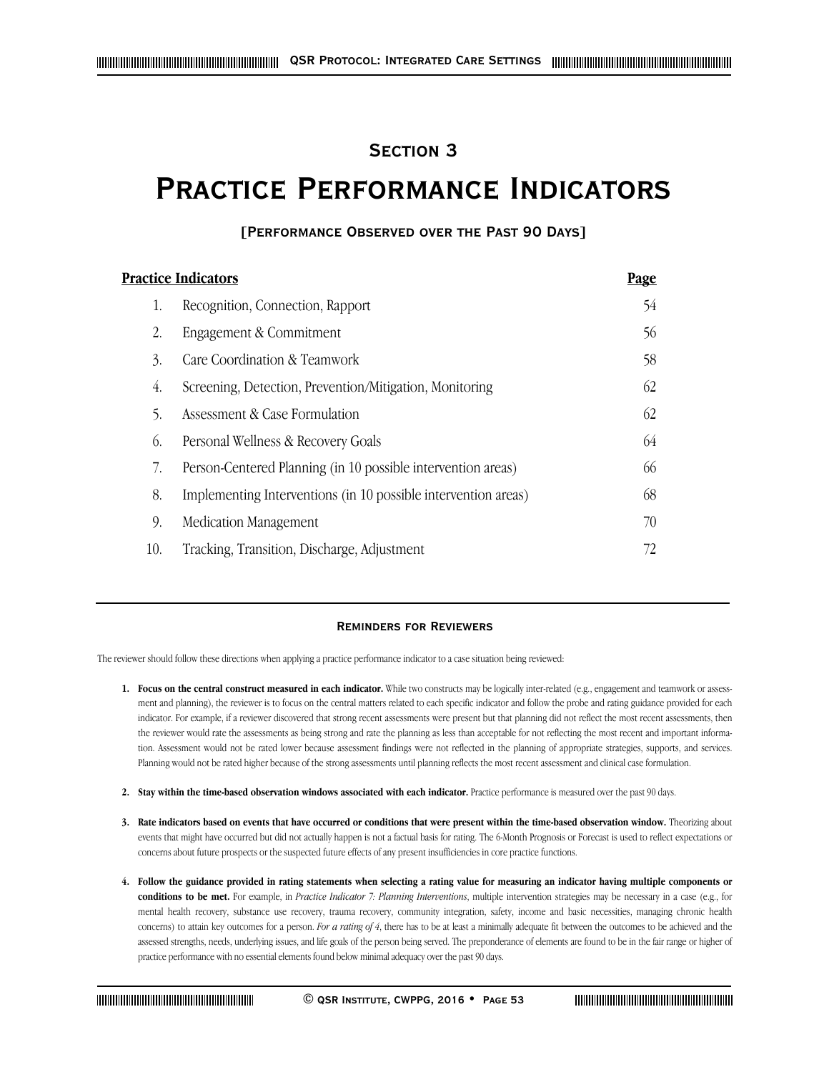# Section 3

# Practice Performance Indicators

### [Performance Observed over the Past 90 Days]

| Practice Indicators | | Page |
|---|---|---|
| 1. | Recognition, Connection, Rapport | 54 |
| 2. | Engagement & Commitment | 56 |
| 3. | Care Coordination & Teamwork | 58 |
| 4. | Screening, Detection, Prevention/Mitigation, Monitoring | 62 |
| 5. | Assessment & Case Formulation | 62 |
| 6. | Personal Wellness & Recovery Goals | 64 |
| 7. | Person-Centered Planning (in 10 possible intervention areas) | 66 |
| 8. | Implementing Interventions (in 10 possible intervention areas) | 68 |
| 9. | Medication Management | 70 |
| 10. | Tracking, Transition, Discharge, Adjustment | 72 |

#### Reminders for Reviewers

The reviewer should follow these directions when applying a practice performance indicator to a case situation being reviewed:

1. **Focus on the central construct measured in each indicator.** While two constructs may be logically inter-related (e.g., engagement and teamwork or assessment and planning), the reviewer is to focus on the central matters related to each specific indicator and follow the probe and rating guidance provided for each indicator. For example, if a reviewer discovered that strong recent assessments were present but that planning did not reflect the most recent assessments, then the reviewer would rate the assessments as being strong and rate the planning as less than acceptable for not reflecting the most recent and important information. Assessment would not be rated lower because assessment findings were not reflected in the planning of appropriate strategies, supports, and services. Planning would not be rated higher because of the strong assessments until planning reflects the most recent assessment and clinical case formulation.

2. **Stay within the time-based observation windows associated with each indicator.** Practice performance is measured over the past 90 days.

3. **Rate indicators based on events that have occurred or conditions that were present within the time-based observation window.** Theorizing about events that might have occurred but did not actually happen is not a factual basis for rating. The 6-Month Prognosis or Forecast is used to reflect expectations or concerns about future prospects or the suspected future effects of any present insufficiencies in core practice functions.

4. **Follow the guidance provided in rating statements when selecting a rating value for measuring an indicator having multiple components or conditions to be met.** For example, in *Practice Indicator 7: Planning Interventions*, multiple intervention strategies may be necessary in a case (e.g., for mental health recovery, substance use recovery, trauma recovery, community integration, safety, income and basic necessities, managing chronic health concerns) to attain key outcomes for a person. *For a rating of 4*, there has to be at least a minimally adequate fit between the outcomes to be achieved and the assessed strengths, needs, underlying issues, and life goals of the person being served. The preponderance of elements are found to be in the fair range or higher of practice performance with no essential elements found below minimal adequacy over the past 90 days.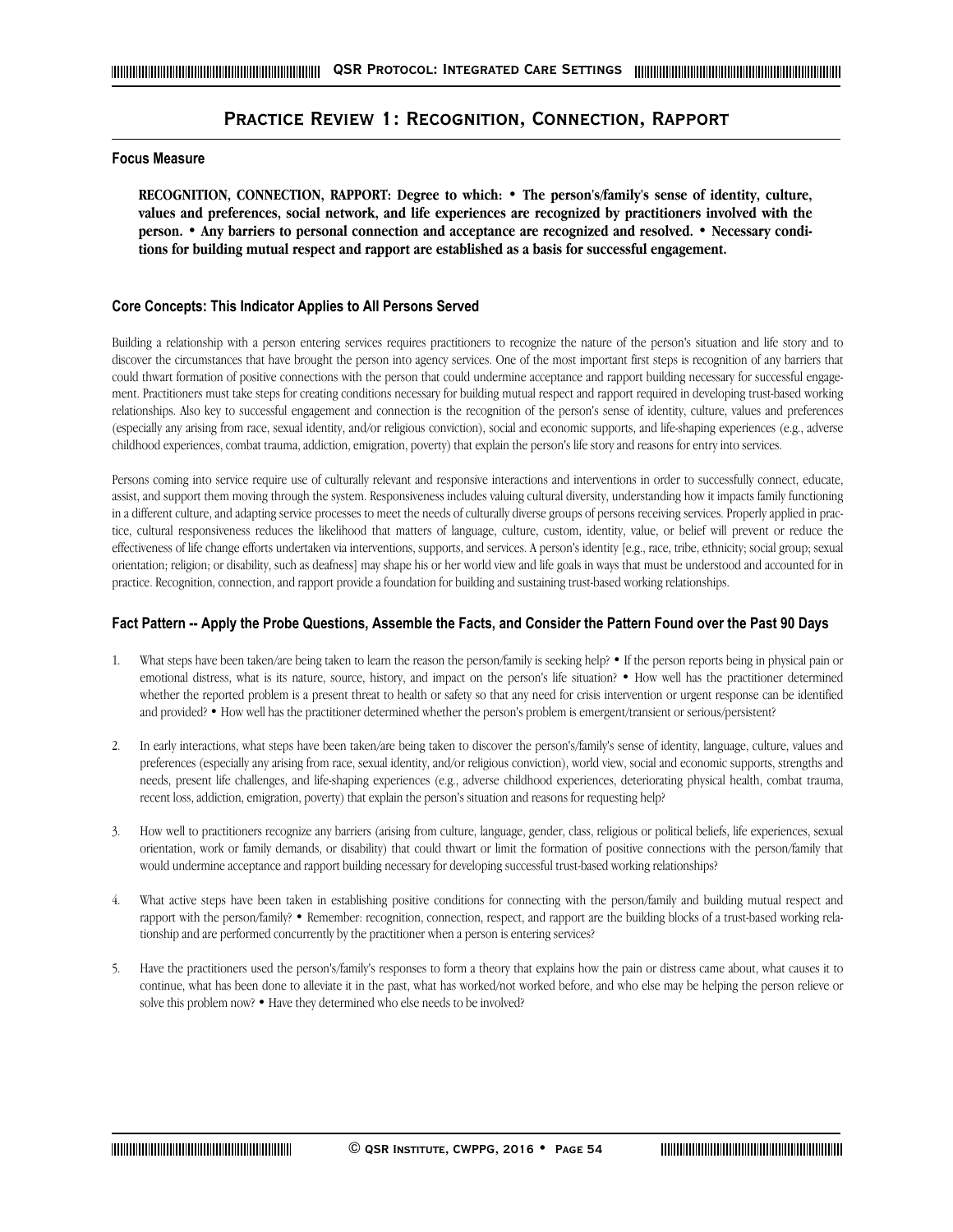# Practice Review 1: Recognition, Connection, Rapport

### Focus Measure

**RECOGNITION, CONNECTION, RAPPORT: Degree to which: • The person's/family's sense of identity, culture, values and preferences, social network, and life experiences are recognized by practitioners involved with the person. • Any barriers to personal connection and acceptance are recognized and resolved. • Necessary conditions for building mutual respect and rapport are established as a basis for successful engagement.**

### Core Concepts: This Indicator Applies to All Persons Served

Building a relationship with a person entering services requires practitioners to recognize the nature of the person's situation and life story and to discover the circumstances that have brought the person into agency services. One of the most important first steps is recognition of any barriers that could thwart formation of positive connections with the person that could undermine acceptance and rapport building necessary for successful engagement. Practitioners must take steps for creating conditions necessary for building mutual respect and rapport required in developing trust-based working relationships. Also key to successful engagement and connection is the recognition of the person's sense of identity, culture, values and preferences (especially any arising from race, sexual identity, and/or religious conviction), social and economic supports, and life-shaping experiences (e.g., adverse childhood experiences, combat trauma, addiction, emigration, poverty) that explain the person's life story and reasons for entry into services.

Persons coming into service require use of culturally relevant and responsive interactions and interventions in order to successfully connect, educate, assist, and support them moving through the system. Responsiveness includes valuing cultural diversity, understanding how it impacts family functioning in a different culture, and adapting service processes to meet the needs of culturally diverse groups of persons receiving services. Properly applied in practice, cultural responsiveness reduces the likelihood that matters of language, culture, custom, identity, value, or belief will prevent or reduce the effectiveness of life change efforts undertaken via interventions, supports, and services. A person's identity [e.g., race, tribe, ethnicity; social group; sexual orientation; religion; or disability, such as deafness] may shape his or her world view and life goals in ways that must be understood and accounted for in practice. Recognition, connection, and rapport provide a foundation for building and sustaining trust-based working relationships.

### Fact Pattern -- Apply the Probe Questions, Assemble the Facts, and Consider the Pattern Found over the Past 90 Days

1. What steps have been taken/are being taken to learn the reason the person/family is seeking help? • If the person reports being in physical pain or emotional distress, what is its nature, source, history, and impact on the person's life situation? • How well has the practitioner determined whether the reported problem is a present threat to health or safety so that any need for crisis intervention or urgent response can be identified and provided? • How well has the practitioner determined whether the person's problem is emergent/transient or serious/persistent?

2. In early interactions, what steps have been taken/are being taken to discover the person's/family's sense of identity, language, culture, values and preferences (especially any arising from race, sexual identity, and/or religious conviction), world view, social and economic supports, strengths and needs, present life challenges, and life-shaping experiences (e.g., adverse childhood experiences, deteriorating physical health, combat trauma, recent loss, addiction, emigration, poverty) that explain the person's situation and reasons for requesting help?

3. How well to practitioners recognize any barriers (arising from culture, language, gender, class, religious or political beliefs, life experiences, sexual orientation, work or family demands, or disability) that could thwart or limit the formation of positive connections with the person/family that would undermine acceptance and rapport building necessary for developing successful trust-based working relationships?

4. What active steps have been taken in establishing positive conditions for connecting with the person/family and building mutual respect and rapport with the person/family? • Remember: recognition, connection, respect, and rapport are the building blocks of a trust-based working relationship and are performed concurrently by the practitioner when a person is entering services?

5. Have the practitioners used the person's/family's responses to form a theory that explains how the pain or distress came about, what causes it to continue, what has been done to alleviate it in the past, what has worked/not worked before, and who else may be helping the person relieve or solve this problem now? • Have they determined who else needs to be involved?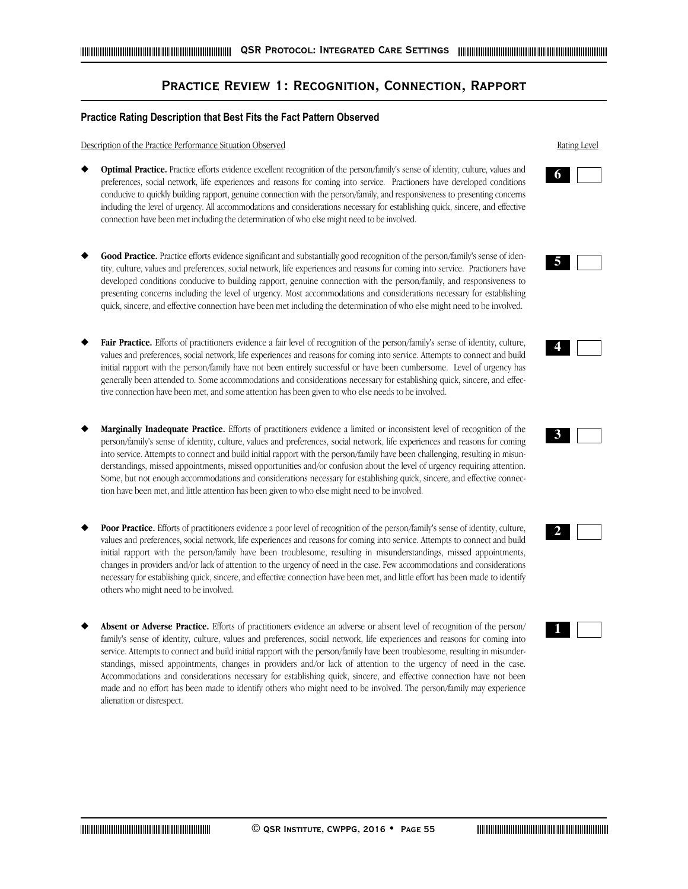# Practice Review 1: Recognition, Connection, Rapport

**Practice Rating Description that Best Fits the Fact Pattern Observed**

| Description of the Practice Performance Situation Observed | Rating Level |
|---|---|
| **Optimal Practice.** Practice efforts evidence excellent recognition of the person/family's sense of identity, culture, values and preferences, social network, life experiences and reasons for coming into service. Practioners have developed conditions conducive to quickly building rapport, genuine connection with the person/family, and responsiveness to presenting concerns including the level of urgency. All accommodations and considerations necessary for establishing quick, sincere, and effective connection have been met including the determination of who else might need to be involved. | **6** |
| **Good Practice.** Practice efforts evidence significant and substantially good recognition of the person/family's sense of identity, culture, values and preferences, social network, life experiences and reasons for coming into service. Practioners have developed conditions conducive to building rapport, genuine connection with the person/family, and responsiveness to presenting concerns including the level of urgency. Most accommodations and considerations necessary for establishing quick, sincere, and effective connection have been met including the determination of who else might need to be involved. | **5** |
| **Fair Practice.** Efforts of practitioners evidence a fair level of recognition of the person/family's sense of identity, culture, values and preferences, social network, life experiences and reasons for coming into service. Attempts to connect and build initial rapport with the person/family have not been entirely successful or have been cumbersome. Level of urgency has generally been attended to. Some accommodations and considerations necessary for establishing quick, sincere, and effective connection have been met, and some attention has been given to who else needs to be involved. | **4** |
| **Marginally Inadequate Practice.** Efforts of practitioners evidence a limited or inconsistent level of recognition of the person/family's sense of identity, culture, values and preferences, social network, life experiences and reasons for coming into service. Attempts to connect and build initial rapport with the person/family have been challenging, resulting in misunderstandings, missed appointments, missed opportunities and/or confusion about the level of urgency requiring attention. Some, but not enough accommodations and considerations necessary for establishing quick, sincere, and effective connection have been met, and little attention has been given to who else might need to be involved. | **3** |
| **Poor Practice.** Efforts of practitioners evidence a poor level of recognition of the person/family's sense of identity, culture, values and preferences, social network, life experiences and reasons for coming into service. Attempts to connect and build initial rapport with the person/family have been troublesome, resulting in misunderstandings, missed appointments, changes in providers and/or lack of attention to the urgency of need in the case. Few accommodations and considerations necessary for establishing quick, sincere, and effective connection have been met, and little effort has been made to identify others who might need to be involved. | **2** |
| **Absent or Adverse Practice.** Efforts of practitioners evidence an adverse or absent level of recognition of the person/family's sense of identity, culture, values and preferences, social network, life experiences and reasons for coming into service. Attempts to connect and build initial rapport with the person/family have been troublesome, resulting in misunderstandings, missed appointments, changes in providers and/or lack of attention to the urgency of need in the case. Accommodations and considerations necessary for establishing quick, sincere, and effective connection have not been made and no effort has been made to identify others who might need to be involved. The person/family may experience alienation or disrespect. | **1** |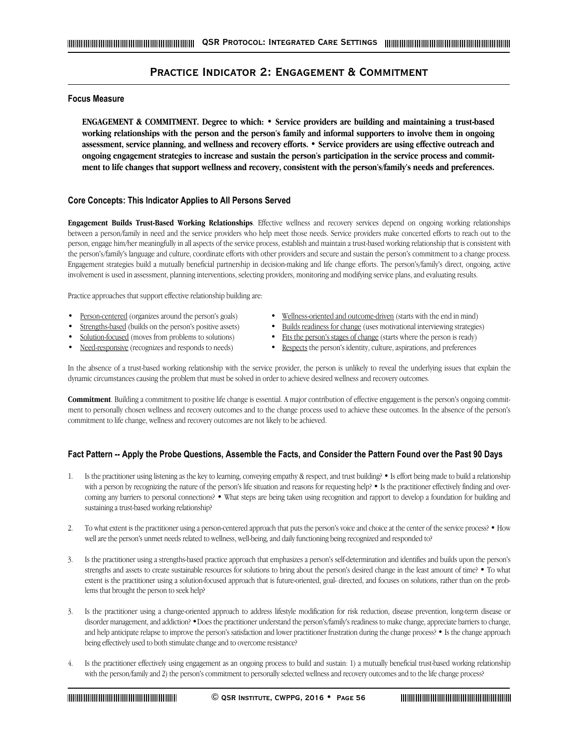# Practice Indicator 2: Engagement & Commitment

### Focus Measure

**ENGAGEMENT & COMMITMENT. Degree to which: • Service providers are building and maintaining a trust-based working relationships with the person and the person's family and informal supporters to involve them in ongoing assessment, service planning, and wellness and recovery efforts. • Service providers are using effective outreach and ongoing engagement strategies to increase and sustain the person's participation in the service process and commitment to life changes that support wellness and recovery, consistent with the person's/family's needs and preferences.**

### Core Concepts: This Indicator Applies to All Persons Served

**Engagement Builds Trust-Based Working Relationships**. Effective wellness and recovery services depend on ongoing working relationships between a person/family in need and the service providers who help meet those needs. Service providers make concerted efforts to reach out to the person, engage him/her meaningfully in all aspects of the service process, establish and maintain a trust-based working relationship that is consistent with the person's/family's language and culture, coordinate efforts with other providers and secure and sustain the person's commitment to a change process. Engagement strategies build a mutually beneficial partnership in decision-making and life change efforts. The person's/family's direct, ongoing, active involvement is used in assessment, planning interventions, selecting providers, monitoring and modifying service plans, and evaluating results.

Practice approaches that support effective relationship building are:

- Person-centered (organizes around the person's goals)
- Strengths-based (builds on the person's positive assets)
- Solution-focused (moves from problems to solutions)
- Need-responsive (recognizes and responds to needs)
- Wellness-oriented and outcome-driven (starts with the end in mind)
- Builds readiness for change (uses motivational interviewing strategies)
- Fits the person's stages of change (starts where the person is ready)
- Respects the person's identity, culture, aspirations, and preferences

In the absence of a trust-based working relationship with the service provider, the person is unlikely to reveal the underlying issues that explain the dynamic circumstances causing the problem that must be solved in order to achieve desired wellness and recovery outcomes.

**Commitment**. Building a commitment to positive life change is essential. A major contribution of effective engagement is the person's ongoing commitment to personally chosen wellness and recovery outcomes and to the change process used to achieve these outcomes. In the absence of the person's commitment to life change, wellness and recovery outcomes are not likely to be achieved.

### Fact Pattern -- Apply the Probe Questions, Assemble the Facts, and Consider the Pattern Found over the Past 90 Days

1. Is the practitioner using listening as the key to learning, conveying empathy & respect, and trust building? • Is effort being made to build a relationship with a person by recognizing the nature of the person's life situation and reasons for requesting help? • Is the practitioner effectively finding and overcoming any barriers to personal connections? • What steps are being taken using recognition and rapport to develop a foundation for building and sustaining a trust-based working relationship?

2. To what extent is the practitioner using a person-centered approach that puts the person's voice and choice at the center of the service process? • How well are the person's unmet needs related to wellness, well-being, and daily functioning being recognized and responded to?

3. Is the practitioner using a strengths-based practice approach that emphasizes a person's self-determination and identifies and builds upon the person's strengths and assets to create sustainable resources for solutions to bring about the person's desired change in the least amount of time? • To what extent is the practitioner using a solution-focused approach that is future-oriented, goal- directed, and focuses on solutions, rather than on the problems that brought the person to seek help?

3. Is the practitioner using a change-oriented approach to address lifestyle modification for risk reduction, disease prevention, long-term disease or disorder management, and addiction? •Does the practitioner understand the person's/family's readiness to make change, appreciate barriers to change, and help anticipate relapse to improve the person's satisfaction and lower practitioner frustration during the change process? • Is the change approach being effectively used to both stimulate change and to overcome resistance?

4. Is the practitioner effectively using engagement as an ongoing process to build and sustain: 1) a mutually beneficial trust-based working relationship with the person/family and 2) the person's commitment to personally selected wellness and recovery outcomes and to the life change process?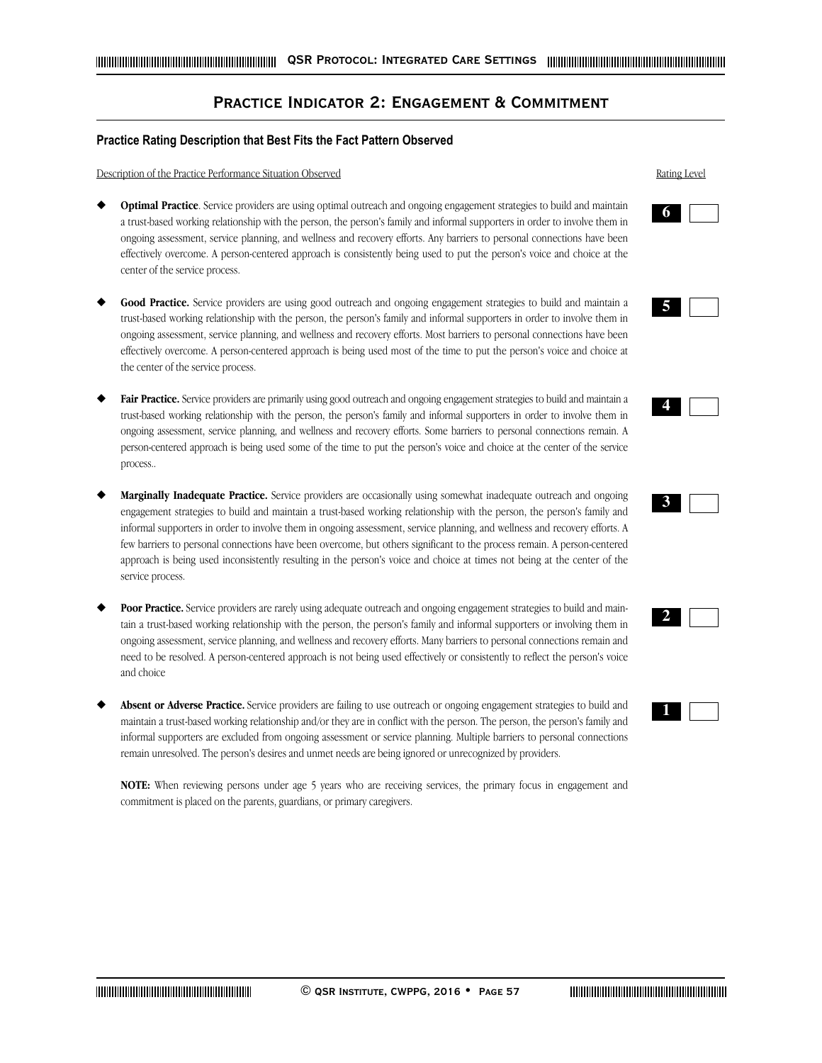## Practice Indicator 2: Engagement & Commitment

### Practice Rating Description that Best Fits the Fact Pattern Observed

| Description of the Practice Performance Situation Observed | Rating Level |
|---|---|
| ◆ **Optimal Practice**. Service providers are using optimal outreach and ongoing engagement strategies to build and maintain a trust-based working relationship with the person, the person's family and informal supporters in order to involve them in ongoing assessment, service planning, and wellness and recovery efforts. Any barriers to personal connections have been effectively overcome. A person-centered approach is consistently being used to put the person's voice and choice at the center of the service process. | 6 |
| ◆ **Good Practice.** Service providers are using good outreach and ongoing engagement strategies to build and maintain a trust-based working relationship with the person, the person's family and informal supporters in order to involve them in ongoing assessment, service planning, and wellness and recovery efforts. Most barriers to personal connections have been effectively overcome. A person-centered approach is being used most of the time to put the person's voice and choice at the center of the service process. | 5 |
| ◆ **Fair Practice.** Service providers are primarily using good outreach and ongoing engagement strategies to build and maintain a trust-based working relationship with the person, the person's family and informal supporters in order to involve them in ongoing assessment, service planning, and wellness and recovery efforts. Some barriers to personal connections remain. A person-centered approach is being used some of the time to put the person's voice and choice at the center of the service process.. | 4 |
| ◆ **Marginally Inadequate Practice.** Service providers are occasionally using somewhat inadequate outreach and ongoing engagement strategies to build and maintain a trust-based working relationship with the person, the person's family and informal supporters in order to involve them in ongoing assessment, service planning, and wellness and recovery efforts. A few barriers to personal connections have been overcome, but others significant to the process remain. A person-centered approach is being used inconsistently resulting in the person's voice and choice at times not being at the center of the service process. | 3 |
| ◆ **Poor Practice.** Service providers are rarely using adequate outreach and ongoing engagement strategies to build and maintain a trust-based working relationship with the person, the person's family and informal supporters or involving them in ongoing assessment, service planning, and wellness and recovery efforts. Many barriers to personal connections remain and need to be resolved. A person-centered approach is not being used effectively or consistently to reflect the person's voice and choice | 2 |
| ◆ **Absent or Adverse Practice.** Service providers are failing to use outreach or ongoing engagement strategies to build and maintain a trust-based working relationship and/or they are in conflict with the person. The person, the person's family and informal supporters are excluded from ongoing assessment or service planning. Multiple barriers to personal connections remain unresolved. The person's desires and unmet needs are being ignored or unrecognized by providers. | 1 |

**NOTE:** When reviewing persons under age 5 years who are receiving services, the primary focus in engagement and commitment is placed on the parents, guardians, or primary caregivers.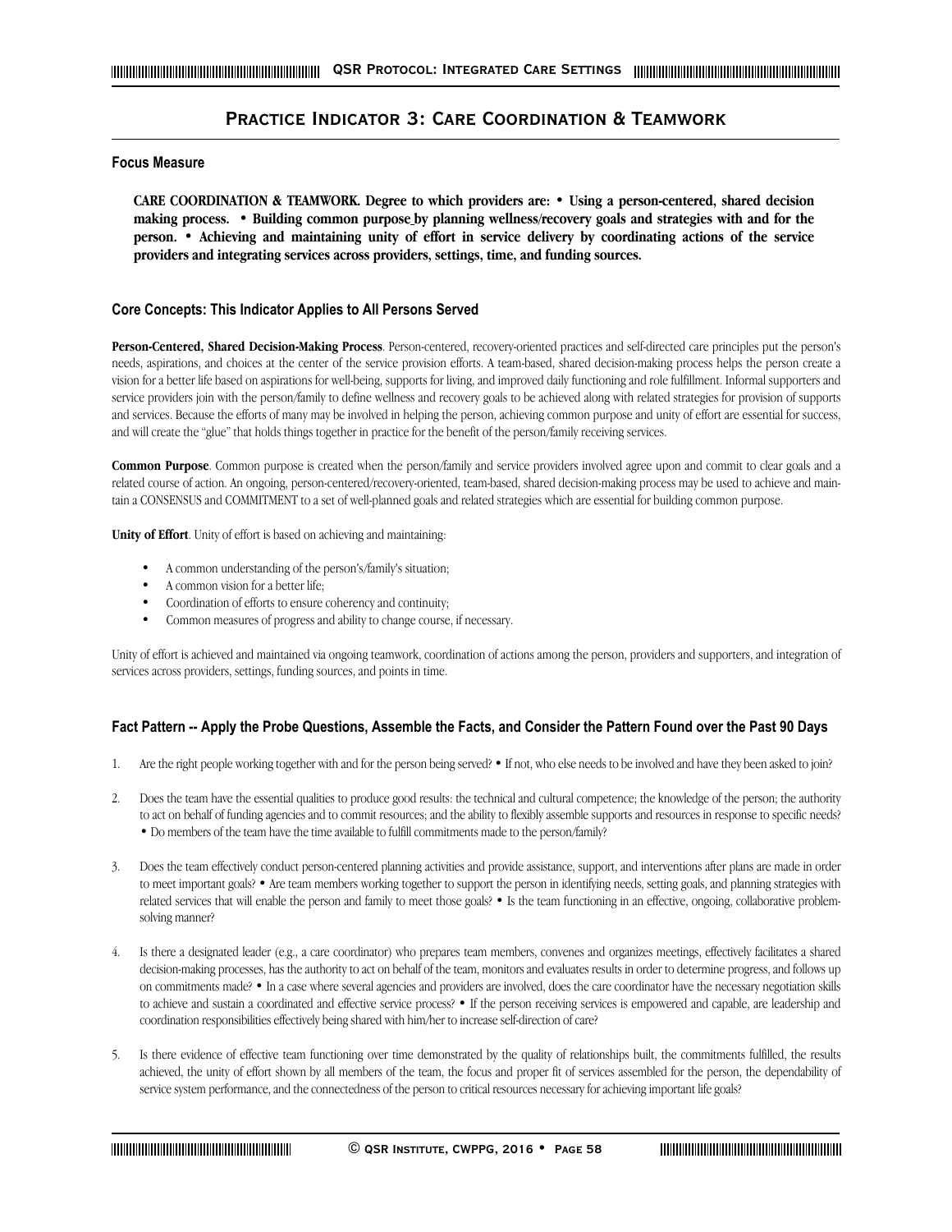# Practice Indicator 3: Care Coordination & Teamwork

### Focus Measure

**CARE COORDINATION & TEAMWORK. Degree to which providers are: • Using a person-centered, shared decision making process. • Building common purpose by planning wellness/recovery goals and strategies with and for the person. • Achieving and maintaining unity of effort in service delivery by coordinating actions of the service providers and integrating services across providers, settings, time, and funding sources.**

### Core Concepts: This Indicator Applies to All Persons Served

**Person-Centered, Shared Decision-Making Process**. Person-centered, recovery-oriented practices and self-directed care principles put the person's needs, aspirations, and choices at the center of the service provision efforts. A team-based, shared decision-making process helps the person create a vision for a better life based on aspirations for well-being, supports for living, and improved daily functioning and role fulfillment. Informal supporters and service providers join with the person/family to define wellness and recovery goals to be achieved along with related strategies for provision of supports and services. Because the efforts of many may be involved in helping the person, achieving common purpose and unity of effort are essential for success, and will create the "glue" that holds things together in practice for the benefit of the person/family receiving services.

**Common Purpose**. Common purpose is created when the person/family and service providers involved agree upon and commit to clear goals and a related course of action. An ongoing, person-centered/recovery-oriented, team-based, shared decision-making process may be used to achieve and maintain a CONSENSUS and COMMITMENT to a set of well-planned goals and related strategies which are essential for building common purpose.

**Unity of Effort**. Unity of effort is based on achieving and maintaining:

- A common understanding of the person's/family's situation;
- A common vision for a better life;
- Coordination of efforts to ensure coherency and continuity;
- Common measures of progress and ability to change course, if necessary.

Unity of effort is achieved and maintained via ongoing teamwork, coordination of actions among the person, providers and supporters, and integration of services across providers, settings, funding sources, and points in time.

### Fact Pattern -- Apply the Probe Questions, Assemble the Facts, and Consider the Pattern Found over the Past 90 Days

1. Are the right people working together with and for the person being served? • If not, who else needs to be involved and have they been asked to join?
2. Does the team have the essential qualities to produce good results: the technical and cultural competence; the knowledge of the person; the authority to act on behalf of funding agencies and to commit resources; and the ability to flexibly assemble supports and resources in response to specific needs? • Do members of the team have the time available to fulfill commitments made to the person/family?
3. Does the team effectively conduct person-centered planning activities and provide assistance, support, and interventions after plans are made in order to meet important goals? • Are team members working together to support the person in identifying needs, setting goals, and planning strategies with related services that will enable the person and family to meet those goals? • Is the team functioning in an effective, ongoing, collaborative problem-solving manner?
4. Is there a designated leader (e.g., a care coordinator) who prepares team members, convenes and organizes meetings, effectively facilitates a shared decision-making processes, has the authority to act on behalf of the team, monitors and evaluates results in order to determine progress, and follows up on commitments made? • In a case where several agencies and providers are involved, does the care coordinator have the necessary negotiation skills to achieve and sustain a coordinated and effective service process? • If the person receiving services is empowered and capable, are leadership and coordination responsibilities effectively being shared with him/her to increase self-direction of care?
5. Is there evidence of effective team functioning over time demonstrated by the quality of relationships built, the commitments fulfilled, the results achieved, the unity of effort shown by all members of the team, the focus and proper fit of services assembled for the person, the dependability of service system performance, and the connectedness of the person to critical resources necessary for achieving important life goals?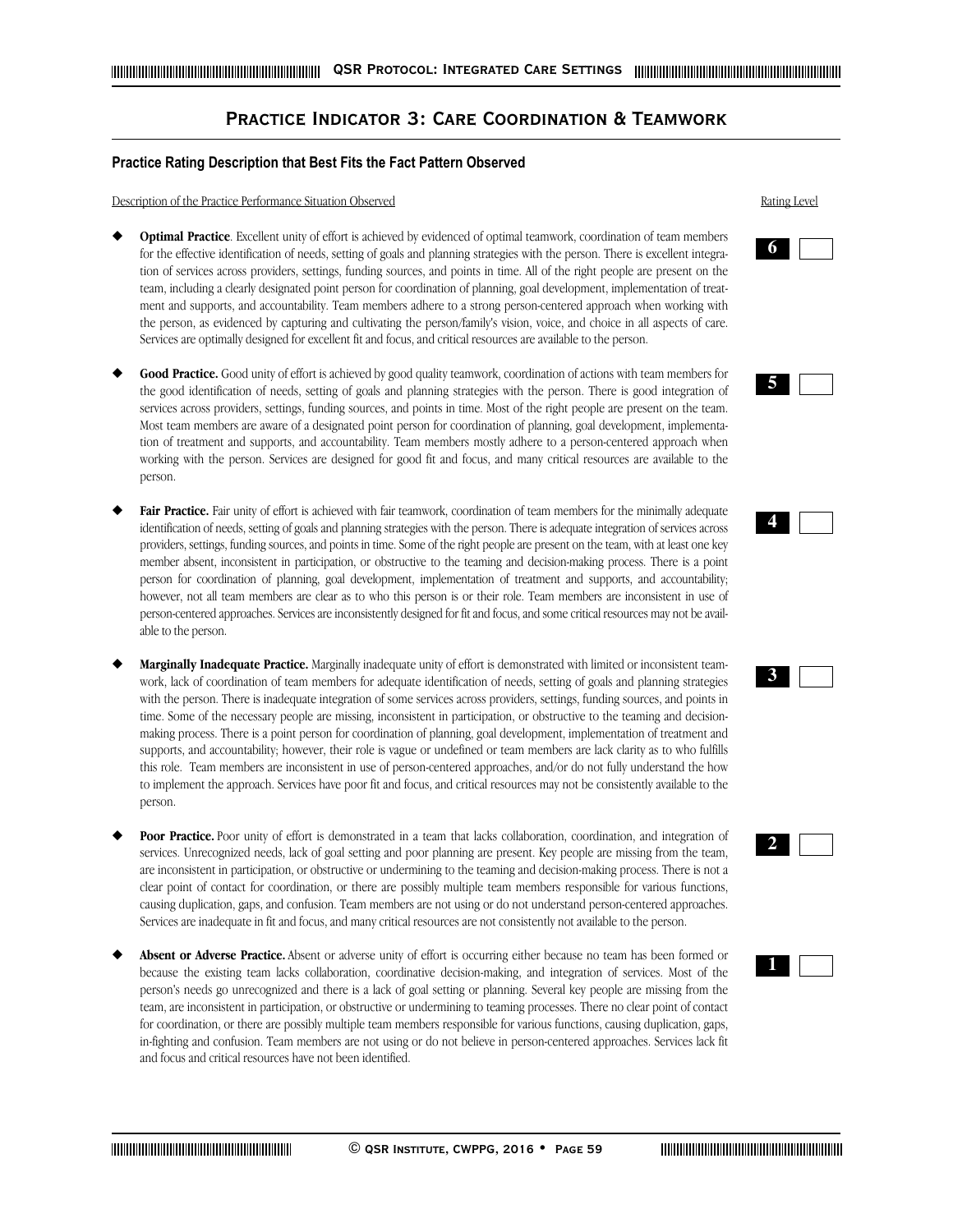## Practice Indicator 3: Care Coordination & Teamwork

### Practice Rating Description that Best Fits the Fact Pattern Observed

Description of the Practice Performance Situation Observed — Rating Level

- **Optimal Practice**. Excellent unity of effort is achieved by evidenced of optimal teamwork, coordination of team members for the effective identification of needs, setting of goals and planning strategies with the person. There is excellent integration of services across providers, settings, funding sources, and points in time. All of the right people are present on the team, including a clearly designated point person for coordination of planning, goal development, implementation of treatment and supports, and accountability. Team members adhere to a strong person-centered approach when working with the person, as evidenced by capturing and cultivating the person/family's vision, voice, and choice in all aspects of care. Services are optimally designed for excellent fit and focus, and critical resources are available to the person. **6** ☐

- **Good Practice.** Good unity of effort is achieved by good quality teamwork, coordination of actions with team members for the good identification of needs, setting of goals and planning strategies with the person. There is good integration of services across providers, settings, funding sources, and points in time. Most of the right people are present on the team. Most team members are aware of a designated point person for coordination of planning, goal development, implementation of treatment and supports, and accountability. Team members mostly adhere to a person-centered approach when working with the person. Services are designed for good fit and focus, and many critical resources are available to the person. **5** ☐

- **Fair Practice.** Fair unity of effort is achieved with fair teamwork, coordination of team members for the minimally adequate identification of needs, setting of goals and planning strategies with the person. There is adequate integration of services across providers, settings, funding sources, and points in time. Some of the right people are present on the team, with at least one key member absent, inconsistent in participation, or obstructive to the teaming and decision-making process. There is a point person for coordination of planning, goal development, implementation of treatment and supports, and accountability; however, not all team members are clear as to who this person is or their role. Team members are inconsistent in use of person-centered approaches. Services are inconsistently designed for fit and focus, and some critical resources may not be available to the person. **4** ☐

- **Marginally Inadequate Practice.** Marginally inadequate unity of effort is demonstrated with limited or inconsistent teamwork, lack of coordination of team members for adequate identification of needs, setting of goals and planning strategies with the person. There is inadequate integration of some services across providers, settings, funding sources, and points in time. Some of the necessary people are missing, inconsistent in participation, or obstructive to the teaming and decision-making process. There is a point person for coordination of planning, goal development, implementation of treatment and supports, and accountability; however, their role is vague or undefined or team members are lack clarity as to who fulfills this role. Team members are inconsistent in use of person-centered approaches, and/or do not fully understand the how to implement the approach. Services have poor fit and focus, and critical resources may not be consistently available to the person. **3** ☐

- **Poor Practice.** Poor unity of effort is demonstrated in a team that lacks collaboration, coordination, and integration of services. Unrecognized needs, lack of goal setting and poor planning are present. Key people are missing from the team, are inconsistent in participation, or obstructive or undermining to the teaming and decision-making process. There is not a clear point of contact for coordination, or there are possibly multiple team members responsible for various functions, causing duplication, gaps, and confusion. Team members are not using or do not understand person-centered approaches. Services are inadequate in fit and focus, and many critical resources are not consistently not available to the person. **2** ☐

- **Absent or Adverse Practice.** Absent or adverse unity of effort is occurring either because no team has been formed or because the existing team lacks collaboration, coordinative decision-making, and integration of services. Most of the person's needs go unrecognized and there is a lack of goal setting or planning. Several key people are missing from the team, are inconsistent in participation, or obstructive or undermining to teaming processes. There no clear point of contact for coordination, or there are possibly multiple team members responsible for various functions, causing duplication, gaps, in-fighting and confusion. Team members are not using or do not believe in person-centered approaches. Services lack fit and focus and critical resources have not been identified. **1** ☐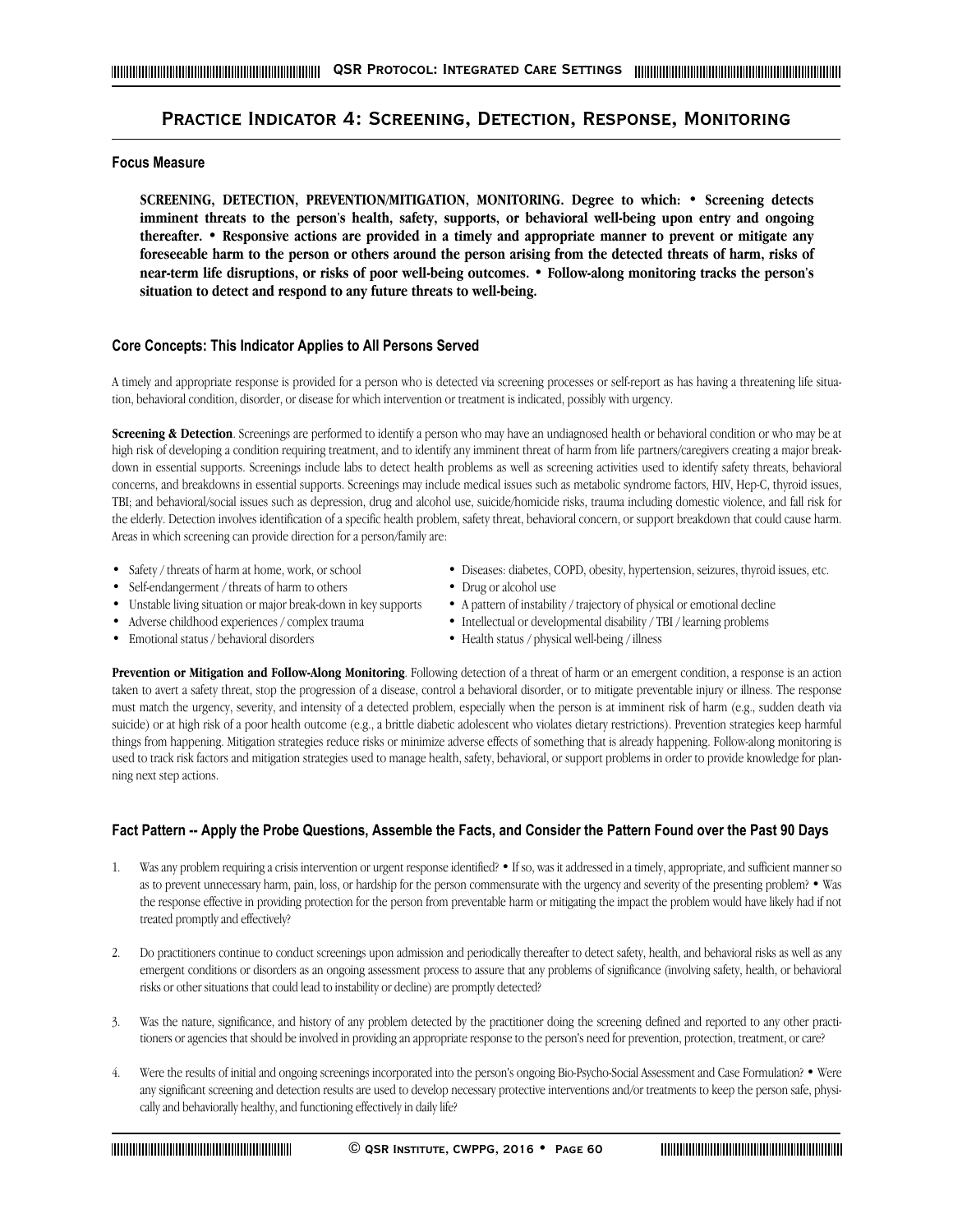# Practice Indicator 4: Screening, Detection, Response, Monitoring

### Focus Measure

**SCREENING, DETECTION, PREVENTION/MITIGATION, MONITORING. Degree to which: • Screening detects imminent threats to the person's health, safety, supports, or behavioral well-being upon entry and ongoing thereafter. • Responsive actions are provided in a timely and appropriate manner to prevent or mitigate any foreseeable harm to the person or others around the person arising from the detected threats of harm, risks of near-term life disruptions, or risks of poor well-being outcomes. • Follow-along monitoring tracks the person's situation to detect and respond to any future threats to well-being.**

### Core Concepts: This Indicator Applies to All Persons Served

A timely and appropriate response is provided for a person who is detected via screening processes or self-report as has having a threatening life situation, behavioral condition, disorder, or disease for which intervention or treatment is indicated, possibly with urgency.

**Screening & Detection**. Screenings are performed to identify a person who may have an undiagnosed health or behavioral condition or who may be at high risk of developing a condition requiring treatment, and to identify any imminent threat of harm from life partners/caregivers creating a major breakdown in essential supports. Screenings include labs to detect health problems as well as screening activities used to identify safety threats, behavioral concerns, and breakdowns in essential supports. Screenings may include medical issues such as metabolic syndrome factors, HIV, Hep-C, thyroid issues, TBI; and behavioral/social issues such as depression, drug and alcohol use, suicide/homicide risks, trauma including domestic violence, and fall risk for the elderly. Detection involves identification of a specific health problem, safety threat, behavioral concern, or support breakdown that could cause harm. Areas in which screening can provide direction for a person/family are:

- Safety / threats of harm at home, work, or school
- Self-endangerment / threats of harm to others
- Unstable living situation or major break-down in key supports
- Adverse childhood experiences / complex trauma
- Emotional status / behavioral disorders
- Diseases: diabetes, COPD, obesity, hypertension, seizures, thyroid issues, etc.
- Drug or alcohol use
- A pattern of instability / trajectory of physical or emotional decline
- Intellectual or developmental disability / TBI / learning problems
- Health status / physical well-being / illness

**Prevention or Mitigation and Follow-Along Monitoring**. Following detection of a threat of harm or an emergent condition, a response is an action taken to avert a safety threat, stop the progression of a disease, control a behavioral disorder, or to mitigate preventable injury or illness. The response must match the urgency, severity, and intensity of a detected problem, especially when the person is at imminent risk of harm (e.g., sudden death via suicide) or at high risk of a poor health outcome (e.g., a brittle diabetic adolescent who violates dietary restrictions). Prevention strategies keep harmful things from happening. Mitigation strategies reduce risks or minimize adverse effects of something that is already happening. Follow-along monitoring is used to track risk factors and mitigation strategies used to manage health, safety, behavioral, or support problems in order to provide knowledge for planning next step actions.

### Fact Pattern -- Apply the Probe Questions, Assemble the Facts, and Consider the Pattern Found over the Past 90 Days

1. Was any problem requiring a crisis intervention or urgent response identified? • If so, was it addressed in a timely, appropriate, and sufficient manner so as to prevent unnecessary harm, pain, loss, or hardship for the person commensurate with the urgency and severity of the presenting problem? • Was the response effective in providing protection for the person from preventable harm or mitigating the impact the problem would have likely had if not treated promptly and effectively?

2. Do practitioners continue to conduct screenings upon admission and periodically thereafter to detect safety, health, and behavioral risks as well as any emergent conditions or disorders as an ongoing assessment process to assure that any problems of significance (involving safety, health, or behavioral risks or other situations that could lead to instability or decline) are promptly detected?

3. Was the nature, significance, and history of any problem detected by the practitioner doing the screening defined and reported to any other practitioners or agencies that should be involved in providing an appropriate response to the person's need for prevention, protection, treatment, or care?

4. Were the results of initial and ongoing screenings incorporated into the person's ongoing Bio-Psycho-Social Assessment and Case Formulation? • Were any significant screening and detection results are used to develop necessary protective interventions and/or treatments to keep the person safe, physically and behaviorally healthy, and functioning effectively in daily life?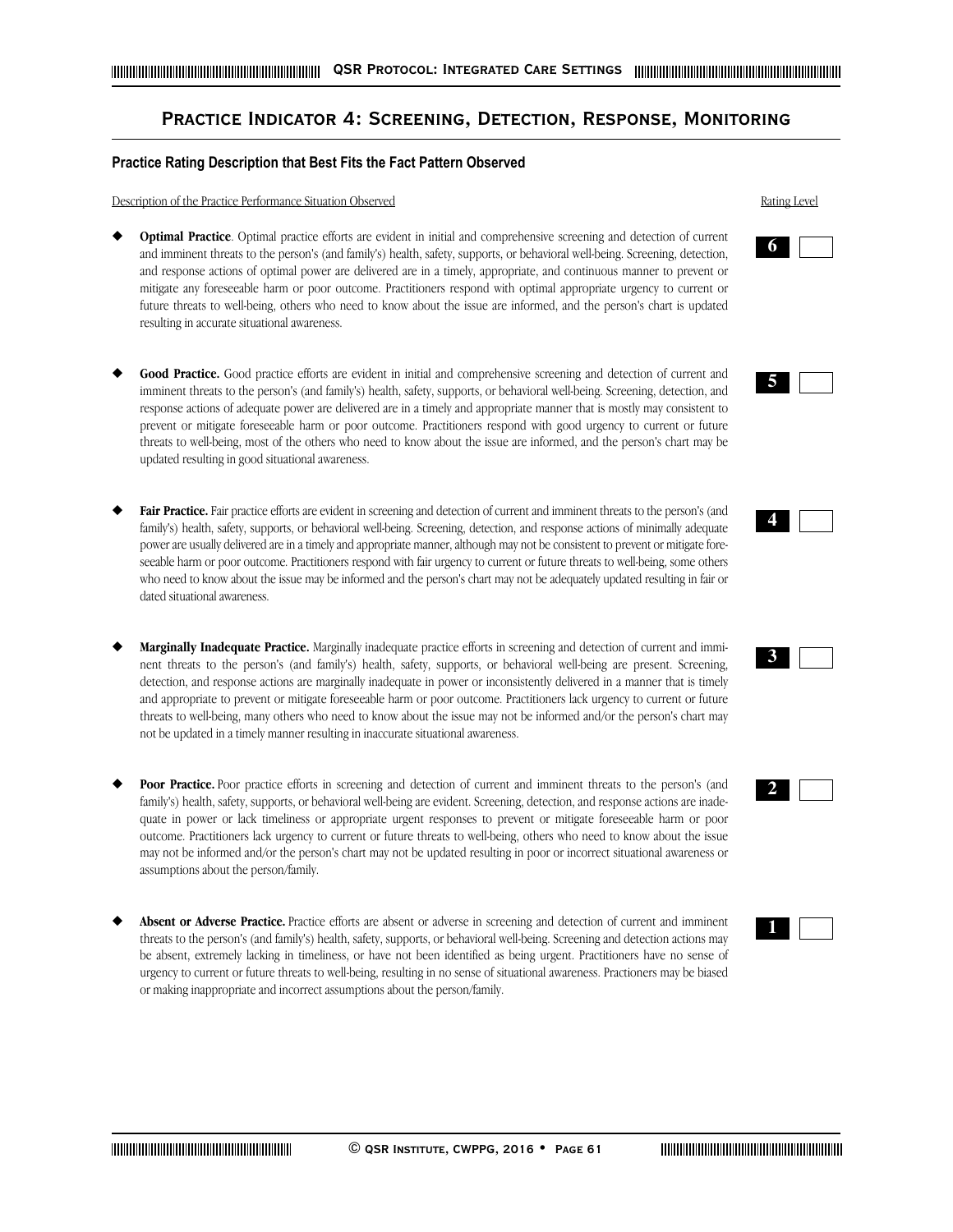# Practice Indicator 4: Screening, Detection, Response, Monitoring

### Practice Rating Description that Best Fits the Fact Pattern Observed

| Description of the Practice Performance Situation Observed | Rating Level |
|---|---|
| ◆ **Optimal Practice**. Optimal practice efforts are evident in initial and comprehensive screening and detection of current and imminent threats to the person's (and family's) health, safety, supports, or behavioral well-being. Screening, detection, and response actions of optimal power are delivered are in a timely, appropriate, and continuous manner to prevent or mitigate any foreseeable harm or poor outcome. Practitioners respond with optimal appropriate urgency to current or future threats to well-being, others who need to know about the issue are informed, and the person's chart is updated resulting in accurate situational awareness. | **6** |
| ◆ **Good Practice.** Good practice efforts are evident in initial and comprehensive screening and detection of current and imminent threats to the person's (and family's) health, safety, supports, or behavioral well-being. Screening, detection, and response actions of adequate power are delivered are in a timely and appropriate manner that is mostly may consistent to prevent or mitigate foreseeable harm or poor outcome. Practitioners respond with good urgency to current or future threats to well-being, most of the others who need to know about the issue are informed, and the person's chart may be updated resulting in good situational awareness. | **5** |
| ◆ **Fair Practice.** Fair practice efforts are evident in screening and detection of current and imminent threats to the person's (and family's) health, safety, supports, or behavioral well-being. Screening, detection, and response actions of minimally adequate power are usually delivered are in a timely and appropriate manner, although may not be consistent to prevent or mitigate foreseeable harm or poor outcome. Practitioners respond with fair urgency to current or future threats to well-being, some others who need to know about the issue may be informed and the person's chart may not be adequately updated resulting in fair or dated situational awareness. | **4** |
| ◆ **Marginally Inadequate Practice.** Marginally inadequate practice efforts in screening and detection of current and imminent threats to the person's (and family's) health, safety, supports, or behavioral well-being are present. Screening, detection, and response actions are marginally inadequate in power or inconsistently delivered in a manner that is timely and appropriate to prevent or mitigate foreseeable harm or poor outcome. Practitioners lack urgency to current or future threats to well-being, many others who need to know about the issue may not be informed and/or the person's chart may not be updated in a timely manner resulting in inaccurate situational awareness. | **3** |
| ◆ **Poor Practice.** Poor practice efforts in screening and detection of current and imminent threats to the person's (and family's) health, safety, supports, or behavioral well-being are evident. Screening, detection, and response actions are inadequate in power or lack timeliness or appropriate urgent responses to prevent or mitigate foreseeable harm or poor outcome. Practitioners lack urgency to current or future threats to well-being, others who need to know about the issue may not be informed and/or the person's chart may not be updated resulting in poor or incorrect situational awareness or assumptions about the person/family. | **2** |
| ◆ **Absent or Adverse Practice.** Practice efforts are absent or adverse in screening and detection of current and imminent threats to the person's (and family's) health, safety, supports, or behavioral well-being. Screening and detection actions may be absent, extremely lacking in timeliness, or have not been identified as being urgent. Practitioners have no sense of urgency to current or future threats to well-being, resulting in no sense of situational awareness. Practioners may be biased or making inappropriate and incorrect assumptions about the person/family. | **1** |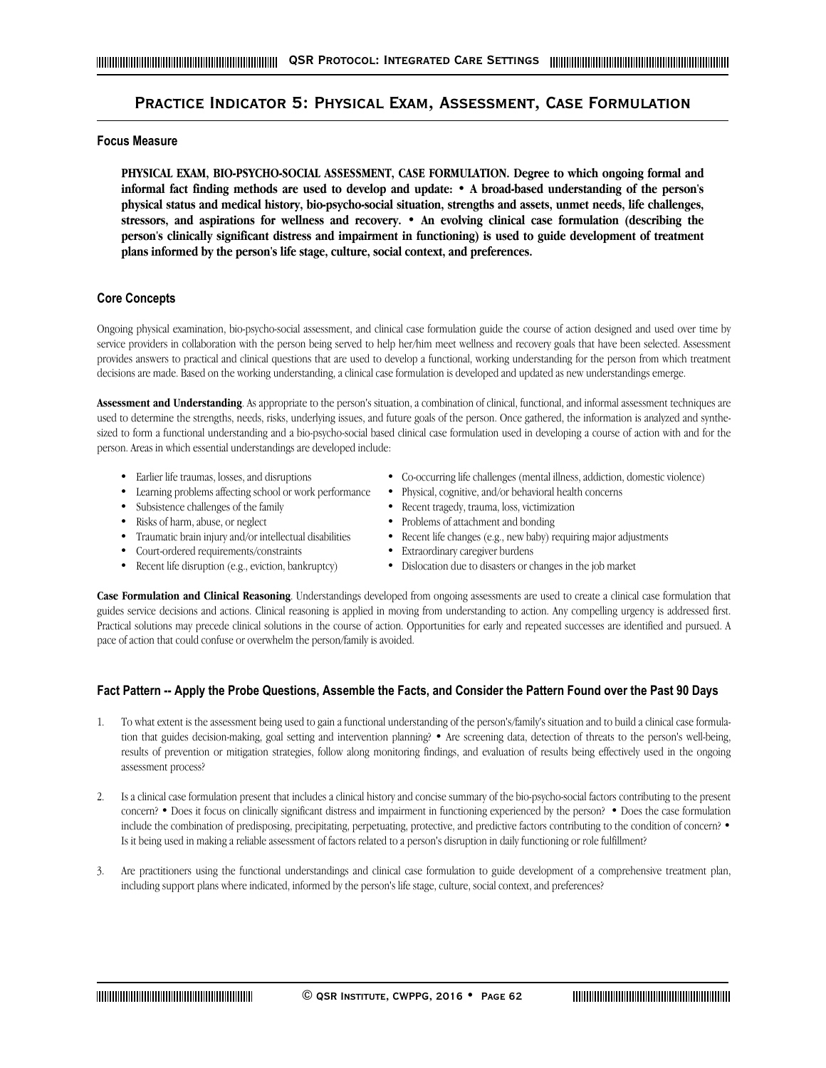# Practice Indicator 5: Physical Exam, Assessment, Case Formulation

### Focus Measure

**PHYSICAL EXAM, BIO-PSYCHO-SOCIAL ASSESSMENT, CASE FORMULATION. Degree to which ongoing formal and informal fact finding methods are used to develop and update: • A broad-based understanding of the person's physical status and medical history, bio-psycho-social situation, strengths and assets, unmet needs, life challenges, stressors, and aspirations for wellness and recovery. • An evolving clinical case formulation (describing the person's clinically significant distress and impairment in functioning) is used to guide development of treatment plans informed by the person's life stage, culture, social context, and preferences.**

### Core Concepts

Ongoing physical examination, bio-psycho-social assessment, and clinical case formulation guide the course of action designed and used over time by service providers in collaboration with the person being served to help her/him meet wellness and recovery goals that have been selected. Assessment provides answers to practical and clinical questions that are used to develop a functional, working understanding for the person from which treatment decisions are made. Based on the working understanding, a clinical case formulation is developed and updated as new understandings emerge.

**Assessment and Understanding**. As appropriate to the person's situation, a combination of clinical, functional, and informal assessment techniques are used to determine the strengths, needs, risks, underlying issues, and future goals of the person. Once gathered, the information is analyzed and synthesized to form a functional understanding and a bio-psycho-social based clinical case formulation used in developing a course of action with and for the person. Areas in which essential understandings are developed include:

- Earlier life traumas, losses, and disruptions
- Learning problems affecting school or work performance
- Subsistence challenges of the family
- Risks of harm, abuse, or neglect
- Traumatic brain injury and/or intellectual disabilities
- Court-ordered requirements/constraints
- Recent life disruption (e.g., eviction, bankruptcy)
- Co-occurring life challenges (mental illness, addiction, domestic violence)
- Physical, cognitive, and/or behavioral health concerns
- Recent tragedy, trauma, loss, victimization
- Problems of attachment and bonding
- Recent life changes (e.g., new baby) requiring major adjustments
- Extraordinary caregiver burdens
- Dislocation due to disasters or changes in the job market

**Case Formulation and Clinical Reasoning**. Understandings developed from ongoing assessments are used to create a clinical case formulation that guides service decisions and actions. Clinical reasoning is applied in moving from understanding to action. Any compelling urgency is addressed first. Practical solutions may precede clinical solutions in the course of action. Opportunities for early and repeated successes are identified and pursued. A pace of action that could confuse or overwhelm the person/family is avoided.

### Fact Pattern -- Apply the Probe Questions, Assemble the Facts, and Consider the Pattern Found over the Past 90 Days

1. To what extent is the assessment being used to gain a functional understanding of the person's/family's situation and to build a clinical case formulation that guides decision-making, goal setting and intervention planning? • Are screening data, detection of threats to the person's well-being, results of prevention or mitigation strategies, follow along monitoring findings, and evaluation of results being effectively used in the ongoing assessment process?

2. Is a clinical case formulation present that includes a clinical history and concise summary of the bio-psycho-social factors contributing to the present concern? • Does it focus on clinically significant distress and impairment in functioning experienced by the person? • Does the case formulation include the combination of predisposing, precipitating, perpetuating, protective, and predictive factors contributing to the condition of concern? • Is it being used in making a reliable assessment of factors related to a person's disruption in daily functioning or role fulfillment?

3. Are practitioners using the functional understandings and clinical case formulation to guide development of a comprehensive treatment plan, including support plans where indicated, informed by the person's life stage, culture, social context, and preferences?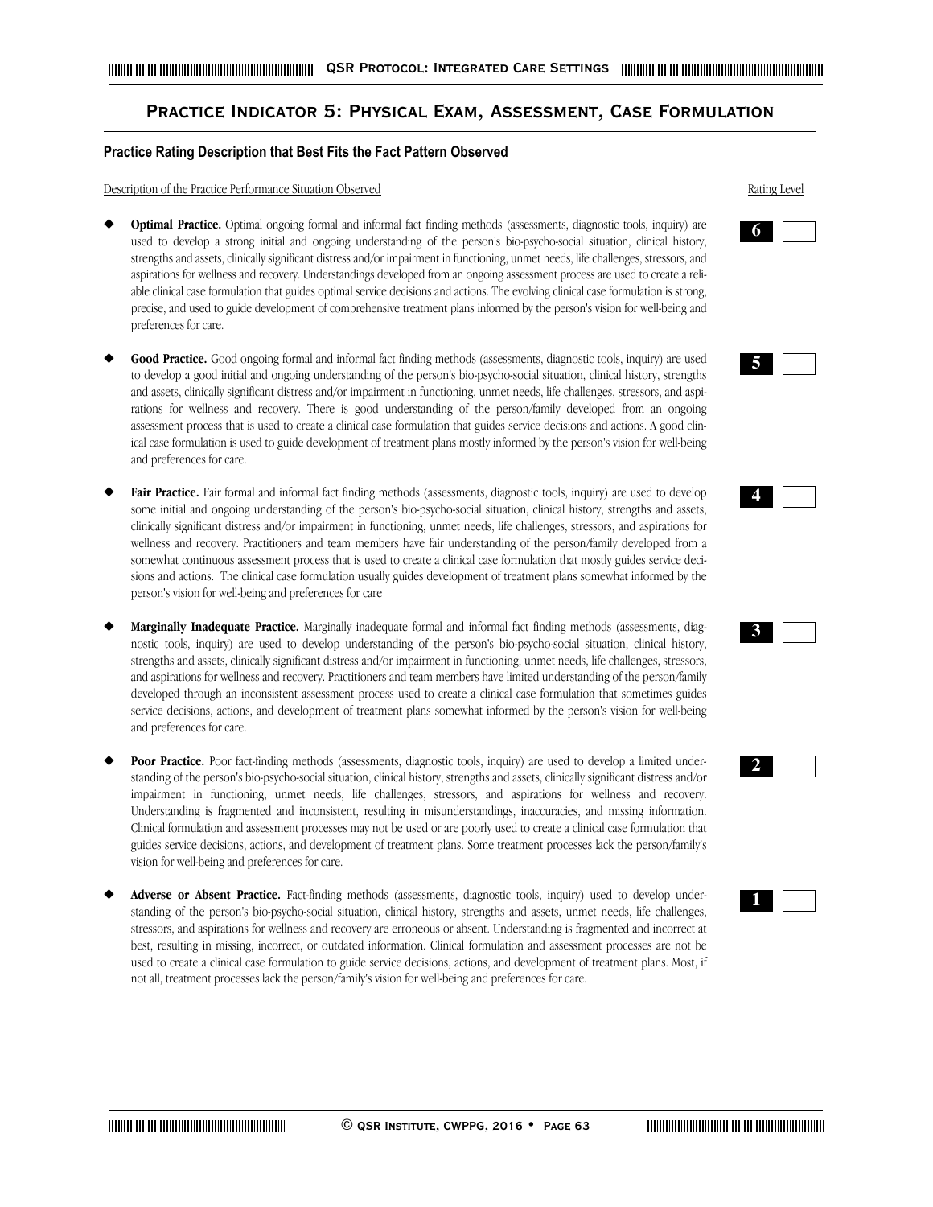# Practice Indicator 5: Physical Exam, Assessment, Case Formulation

### Practice Rating Description that Best Fits the Fact Pattern Observed

Description of the Practice Performance Situation Observed — Rating Level

- **Optimal Practice.** Optimal ongoing formal and informal fact finding methods (assessments, diagnostic tools, inquiry) are used to develop a strong initial and ongoing understanding of the person's bio-psycho-social situation, clinical history, strengths and assets, clinically significant distress and/or impairment in functioning, unmet needs, life challenges, stressors, and aspirations for wellness and recovery. Understandings developed from an ongoing assessment process are used to create a reliable clinical case formulation that guides optimal service decisions and actions. The evolving clinical case formulation is strong, precise, and used to guide development of comprehensive treatment plans informed by the person's vision for well-being and preferences for care. **6** ☐

- **Good Practice.** Good ongoing formal and informal fact finding methods (assessments, diagnostic tools, inquiry) are used to develop a good initial and ongoing understanding of the person's bio-psycho-social situation, clinical history, strengths and assets, clinically significant distress and/or impairment in functioning, unmet needs, life challenges, stressors, and aspirations for wellness and recovery. There is good understanding of the person/family developed from an ongoing assessment process that is used to create a clinical case formulation that guides service decisions and actions. A good clinical case formulation is used to guide development of treatment plans mostly informed by the person's vision for well-being and preferences for care. **5** ☐

- **Fair Practice.** Fair formal and informal fact finding methods (assessments, diagnostic tools, inquiry) are used to develop some initial and ongoing understanding of the person's bio-psycho-social situation, clinical history, strengths and assets, clinically significant distress and/or impairment in functioning, unmet needs, life challenges, stressors, and aspirations for wellness and recovery. Practitioners and team members have fair understanding of the person/family developed from a somewhat continuous assessment process that is used to create a clinical case formulation that mostly guides service decisions and actions. The clinical case formulation usually guides development of treatment plans somewhat informed by the person's vision for well-being and preferences for care **4** ☐

- **Marginally Inadequate Practice.** Marginally inadequate formal and informal fact finding methods (assessments, diagnostic tools, inquiry) are used to develop understanding of the person's bio-psycho-social situation, clinical history, strengths and assets, clinically significant distress and/or impairment in functioning, unmet needs, life challenges, stressors, and aspirations for wellness and recovery. Practitioners and team members have limited understanding of the person/family developed through an inconsistent assessment process used to create a clinical case formulation that sometimes guides service decisions, actions, and development of treatment plans somewhat informed by the person's vision for well-being and preferences for care. **3** ☐

- **Poor Practice.** Poor fact-finding methods (assessments, diagnostic tools, inquiry) are used to develop a limited understanding of the person's bio-psycho-social situation, clinical history, strengths and assets, clinically significant distress and/or impairment in functioning, unmet needs, life challenges, stressors, and aspirations for wellness and recovery. Understanding is fragmented and inconsistent, resulting in misunderstandings, inaccuracies, and missing information. Clinical formulation and assessment processes may not be used or are poorly used to create a clinical case formulation that guides service decisions, actions, and development of treatment plans. Some treatment processes lack the person/family's vision for well-being and preferences for care. **2** ☐

- **Adverse or Absent Practice.** Fact-finding methods (assessments, diagnostic tools, inquiry) used to develop understanding of the person's bio-psycho-social situation, clinical history, strengths and assets, unmet needs, life challenges, stressors, and aspirations for wellness and recovery are erroneous or absent. Understanding is fragmented and incorrect at best, resulting in missing, incorrect, or outdated information. Clinical formulation and assessment processes are not be used to create a clinical case formulation to guide service decisions, actions, and development of treatment plans. Most, if not all, treatment processes lack the person/family's vision for well-being and preferences for care. **1** ☐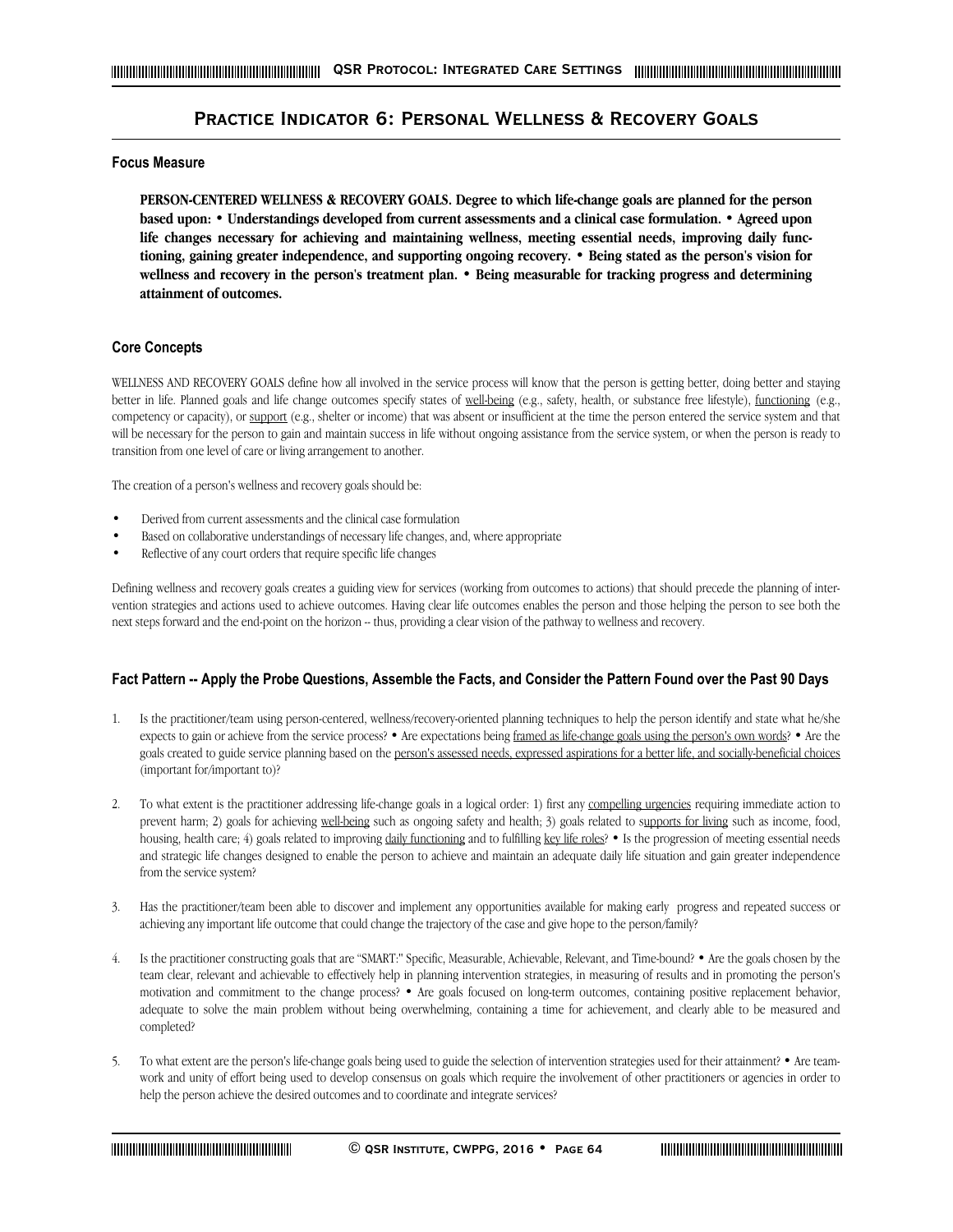# Practice Indicator 6: Personal Wellness & Recovery Goals

### Focus Measure

**PERSON-CENTERED WELLNESS & RECOVERY GOALS. Degree to which life-change goals are planned for the person based upon: • Understandings developed from current assessments and a clinical case formulation. • Agreed upon life changes necessary for achieving and maintaining wellness, meeting essential needs, improving daily functioning, gaining greater independence, and supporting ongoing recovery. • Being stated as the person's vision for wellness and recovery in the person's treatment plan. • Being measurable for tracking progress and determining attainment of outcomes.**

### Core Concepts

WELLNESS AND RECOVERY GOALS define how all involved in the service process will know that the person is getting better, doing better and staying better in life. Planned goals and life change outcomes specify states of well-being (e.g., safety, health, or substance free lifestyle), functioning (e.g., competency or capacity), or support (e.g., shelter or income) that was absent or insufficient at the time the person entered the service system and that will be necessary for the person to gain and maintain success in life without ongoing assistance from the service system, or when the person is ready to transition from one level of care or living arrangement to another.

The creation of a person's wellness and recovery goals should be:

- Derived from current assessments and the clinical case formulation
- Based on collaborative understandings of necessary life changes, and, where appropriate
- Reflective of any court orders that require specific life changes

Defining wellness and recovery goals creates a guiding view for services (working from outcomes to actions) that should precede the planning of intervention strategies and actions used to achieve outcomes. Having clear life outcomes enables the person and those helping the person to see both the next steps forward and the end-point on the horizon -- thus, providing a clear vision of the pathway to wellness and recovery.

### Fact Pattern -- Apply the Probe Questions, Assemble the Facts, and Consider the Pattern Found over the Past 90 Days

1. Is the practitioner/team using person-centered, wellness/recovery-oriented planning techniques to help the person identify and state what he/she expects to gain or achieve from the service process? • Are expectations being framed as life-change goals using the person's own words? • Are the goals created to guide service planning based on the person's assessed needs, expressed aspirations for a better life, and socially-beneficial choices (important for/important to)?

2. To what extent is the practitioner addressing life-change goals in a logical order: 1) first any compelling urgencies requiring immediate action to prevent harm; 2) goals for achieving well-being such as ongoing safety and health; 3) goals related to supports for living such as income, food, housing, health care; 4) goals related to improving daily functioning and to fulfilling key life roles? • Is the progression of meeting essential needs and strategic life changes designed to enable the person to achieve and maintain an adequate daily life situation and gain greater independence from the service system?

3. Has the practitioner/team been able to discover and implement any opportunities available for making early progress and repeated success or achieving any important life outcome that could change the trajectory of the case and give hope to the person/family?

4. Is the practitioner constructing goals that are "SMART:" Specific, Measurable, Achievable, Relevant, and Time-bound? • Are the goals chosen by the team clear, relevant and achievable to effectively help in planning intervention strategies, in measuring of results and in promoting the person's motivation and commitment to the change process? • Are goals focused on long-term outcomes, containing positive replacement behavior, adequate to solve the main problem without being overwhelming, containing a time for achievement, and clearly able to be measured and completed?

5. To what extent are the person's life-change goals being used to guide the selection of intervention strategies used for their attainment? • Are teamwork and unity of effort being used to develop consensus on goals which require the involvement of other practitioners or agencies in order to help the person achieve the desired outcomes and to coordinate and integrate services?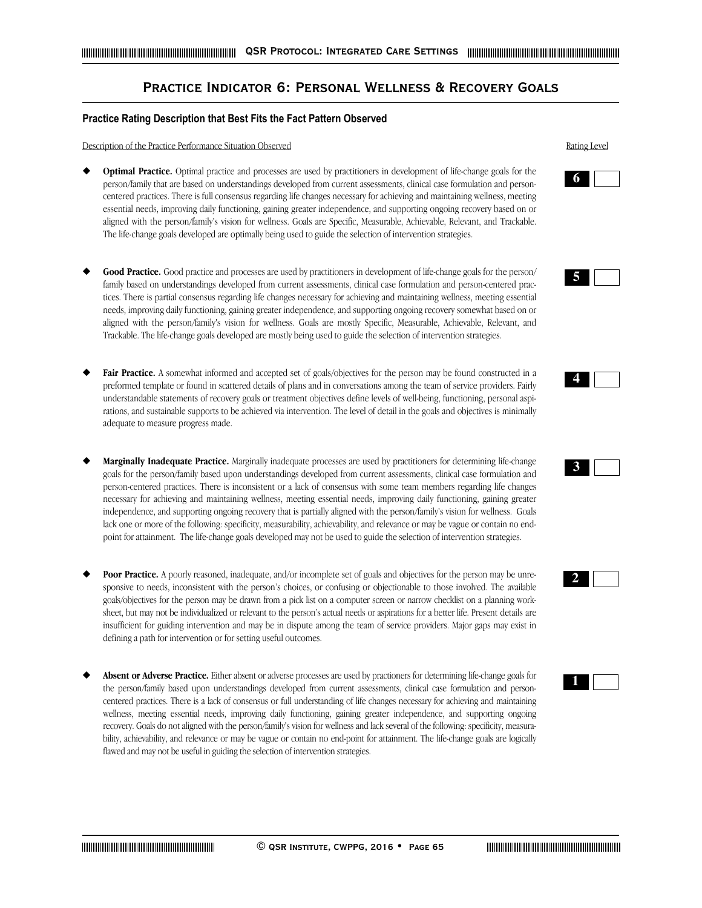## Practice Indicator 6: Personal Wellness & Recovery Goals

**Practice Rating Description that Best Fits the Fact Pattern Observed**

Description of the Practice Performance Situation Observed | Rating Level

- **Optimal Practice.** Optimal practice and processes are used by practitioners in development of life-change goals for the person/family that are based on understandings developed from current assessments, clinical case formulation and person-centered practices. There is full consensus regarding life changes necessary for achieving and maintaining wellness, meeting essential needs, improving daily functioning, gaining greater independence, and supporting ongoing recovery based on or aligned with the person/family's vision for wellness. Goals are Specific, Measurable, Achievable, Relevant, and Trackable. The life-change goals developed are optimally being used to guide the selection of intervention strategies. **6** ☐

- **Good Practice.** Good practice and processes are used by practitioners in development of life-change goals for the person/family based on understandings developed from current assessments, clinical case formulation and person-centered practices. There is partial consensus regarding life changes necessary for achieving and maintaining wellness, meeting essential needs, improving daily functioning, gaining greater independence, and supporting ongoing recovery somewhat based on or aligned with the person/family's vision for wellness. Goals are mostly Specific, Measurable, Achievable, Relevant, and Trackable. The life-change goals developed are mostly being used to guide the selection of intervention strategies. **5** ☐

- **Fair Practice.** A somewhat informed and accepted set of goals/objectives for the person may be found constructed in a preformed template or found in scattered details of plans and in conversations among the team of service providers. Fairly understandable statements of recovery goals or treatment objectives define levels of well-being, functioning, personal aspirations, and sustainable supports to be achieved via intervention. The level of detail in the goals and objectives is minimally adequate to measure progress made. **4** ☐

- **Marginally Inadequate Practice.** Marginally inadequate processes are used by practitioners for determining life-change goals for the person/family based upon understandings developed from current assessments, clinical case formulation and person-centered practices. There is inconsistent or a lack of consensus with some team members regarding life changes necessary for achieving and maintaining wellness, meeting essential needs, improving daily functioning, gaining greater independence, and supporting ongoing recovery that is partially aligned with the person/family's vision for wellness. Goals lack one or more of the following: specificity, measurability, achievability, and relevance or may be vague or contain no end-point for attainment. The life-change goals developed may not be used to guide the selection of intervention strategies. **3** ☐

- **Poor Practice.** A poorly reasoned, inadequate, and/or incomplete set of goals and objectives for the person may be unresponsive to needs, inconsistent with the person's choices, or confusing or objectionable to those involved. The available goals/objectives for the person may be drawn from a pick list on a computer screen or narrow checklist on a planning worksheet, but may not be individualized or relevant to the person's actual needs or aspirations for a better life. Present details are insufficient for guiding intervention and may be in dispute among the team of service providers. Major gaps may exist in defining a path for intervention or for setting useful outcomes. **2** ☐

- **Absent or Adverse Practice.** Either absent or adverse processes are used by practioners for determining life-change goals for the person/family based upon understandings developed from current assessments, clinical case formulation and person-centered practices. There is a lack of consensus or full understanding of life changes necessary for achieving and maintaining wellness, meeting essential needs, improving daily functioning, gaining greater independence, and supporting ongoing recovery. Goals do not aligned with the person/family's vision for wellness and lack several of the following: specificity, measurability, achievability, and relevance or may be vague or contain no end-point for attainment. The life-change goals are logically flawed and may not be useful in guiding the selection of intervention strategies. **1** ☐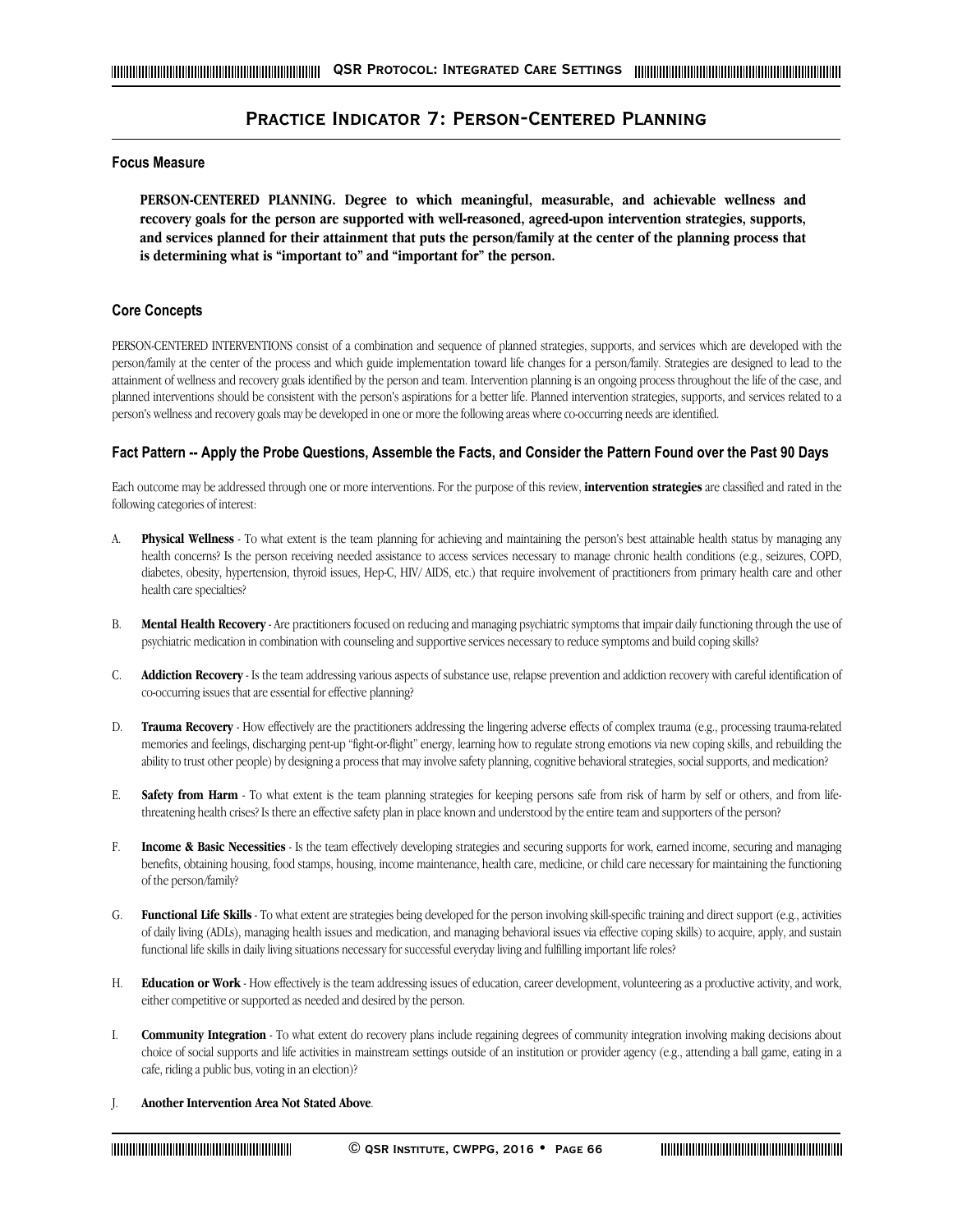# Practice Indicator 7: Person-Centered Planning

### Focus Measure

**PERSON-CENTERED PLANNING. Degree to which meaningful, measurable, and achievable wellness and recovery goals for the person are supported with well-reasoned, agreed-upon intervention strategies, supports, and services planned for their attainment that puts the person/family at the center of the planning process that is determining what is "important to" and "important for" the person.**

### Core Concepts

PERSON-CENTERED INTERVENTIONS consist of a combination and sequence of planned strategies, supports, and services which are developed with the person/family at the center of the process and which guide implementation toward life changes for a person/family. Strategies are designed to lead to the attainment of wellness and recovery goals identified by the person and team. Intervention planning is an ongoing process throughout the life of the case, and planned interventions should be consistent with the person's aspirations for a better life. Planned intervention strategies, supports, and services related to a person's wellness and recovery goals may be developed in one or more the following areas where co-occurring needs are identified.

### Fact Pattern -- Apply the Probe Questions, Assemble the Facts, and Consider the Pattern Found over the Past 90 Days

Each outcome may be addressed through one or more interventions. For the purpose of this review, **intervention strategies** are classified and rated in the following categories of interest:

A. **Physical Wellness** - To what extent is the team planning for achieving and maintaining the person's best attainable health status by managing any health concerns? Is the person receiving needed assistance to access services necessary to manage chronic health conditions (e.g., seizures, COPD, diabetes, obesity, hypertension, thyroid issues, Hep-C, HIV/ AIDS, etc.) that require involvement of practitioners from primary health care and other health care specialties?

B. **Mental Health Recovery** - Are practitioners focused on reducing and managing psychiatric symptoms that impair daily functioning through the use of psychiatric medication in combination with counseling and supportive services necessary to reduce symptoms and build coping skills?

C. **Addiction Recovery** - Is the team addressing various aspects of substance use, relapse prevention and addiction recovery with careful identification of co-occurring issues that are essential for effective planning?

D. **Trauma Recovery** - How effectively are the practitioners addressing the lingering adverse effects of complex trauma (e.g., processing trauma-related memories and feelings, discharging pent-up "fight-or-flight" energy, learning how to regulate strong emotions via new coping skills, and rebuilding the ability to trust other people) by designing a process that may involve safety planning, cognitive behavioral strategies, social supports, and medication?

E. **Safety from Harm** - To what extent is the team planning strategies for keeping persons safe from risk of harm by self or others, and from life-threatening health crises? Is there an effective safety plan in place known and understood by the entire team and supporters of the person?

F. **Income & Basic Necessities** - Is the team effectively developing strategies and securing supports for work, earned income, securing and managing benefits, obtaining housing, food stamps, housing, income maintenance, health care, medicine, or child care necessary for maintaining the functioning of the person/family?

G. **Functional Life Skills** - To what extent are strategies being developed for the person involving skill-specific training and direct support (e.g., activities of daily living (ADLs), managing health issues and medication, and managing behavioral issues via effective coping skills) to acquire, apply, and sustain functional life skills in daily living situations necessary for successful everyday living and fulfilling important life roles?

H. **Education or Work** - How effectively is the team addressing issues of education, career development, volunteering as a productive activity, and work, either competitive or supported as needed and desired by the person.

I. **Community Integration** - To what extent do recovery plans include regaining degrees of community integration involving making decisions about choice of social supports and life activities in mainstream settings outside of an institution or provider agency (e.g., attending a ball game, eating in a cafe, riding a public bus, voting in an election)?

J. **Another Intervention Area Not Stated Above**.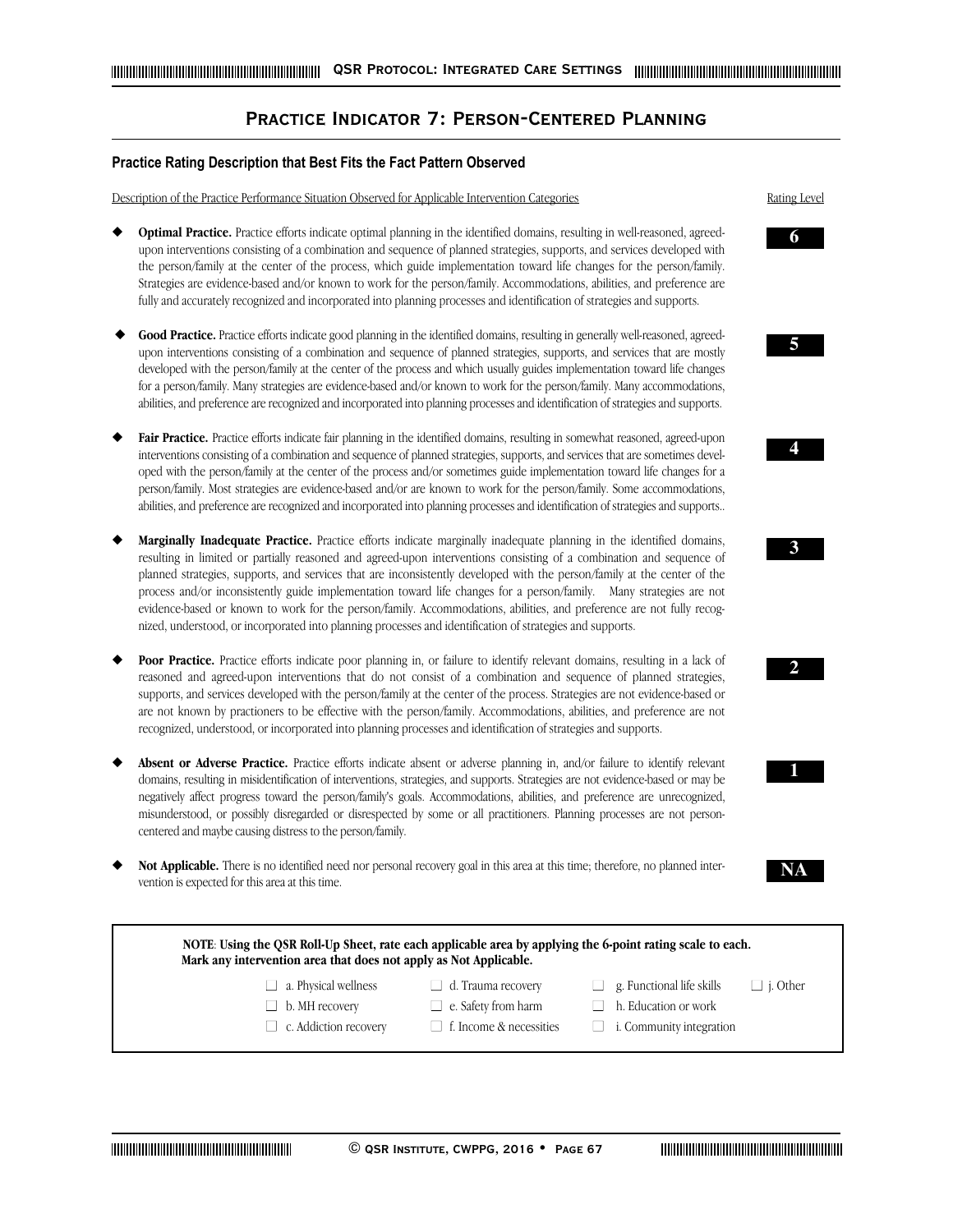# Practice Indicator 7: Person-Centered Planning

### Practice Rating Description that Best Fits the Fact Pattern Observed

| Description of the Practice Performance Situation Observed for Applicable Intervention Categories | Rating Level |
|---|---|
| ◆ **Optimal Practice.** Practice efforts indicate optimal planning in the identified domains, resulting in well-reasoned, agreed-upon interventions consisting of a combination and sequence of planned strategies, supports, and services developed with the person/family at the center of the process, which guide implementation toward life changes for the person/family. Strategies are evidence-based and/or known to work for the person/family. Accommodations, abilities, and preference are fully and accurately recognized and incorporated into planning processes and identification of strategies and supports. | **6** |
| ◆ **Good Practice.** Practice efforts indicate good planning in the identified domains, resulting in generally well-reasoned, agreed-upon interventions consisting of a combination and sequence of planned strategies, supports, and services that are mostly developed with the person/family at the center of the process and which usually guides implementation toward life changes for a person/family. Many strategies are evidence-based and/or known to work for the person/family. Many accommodations, abilities, and preference are recognized and incorporated into planning processes and identification of strategies and supports. | **5** |
| ◆ **Fair Practice.** Practice efforts indicate fair planning in the identified domains, resulting in somewhat reasoned, agreed-upon interventions consisting of a combination and sequence of planned strategies, supports, and services that are sometimes developed with the person/family at the center of the process and/or sometimes guide implementation toward life changes for a person/family. Most strategies are evidence-based and/or are known to work for the person/family. Some accommodations, abilities, and preference are recognized and incorporated into planning processes and identification of strategies and supports.. | **4** |
| ◆ **Marginally Inadequate Practice.** Practice efforts indicate marginally inadequate planning in the identified domains, resulting in limited or partially reasoned and agreed-upon interventions consisting of a combination and sequence of planned strategies, supports, and services that are inconsistently developed with the person/family at the center of the process and/or inconsistently guide implementation toward life changes for a person/family. Many strategies are not evidence-based or known to work for the person/family. Accommodations, abilities, and preference are not fully recognized, understood, or incorporated into planning processes and identification of strategies and supports. | **3** |
| ◆ **Poor Practice.** Practice efforts indicate poor planning in, or failure to identify relevant domains, resulting in a lack of reasoned and agreed-upon interventions that do not consist of a combination and sequence of planned strategies, supports, and services developed with the person/family at the center of the process. Strategies are not evidence-based or are not known by practioners to be effective with the person/family. Accommodations, abilities, and preference are not recognized, understood, or incorporated into planning processes and identification of strategies and supports. | **2** |
| ◆ **Absent or Adverse Practice.** Practice efforts indicate absent or adverse planning in, and/or failure to identify relevant domains, resulting in misidentification of interventions, strategies, and supports. Strategies are not evidence-based or may be negatively affect progress toward the person/family's goals. Accommodations, abilities, and preference are unrecognized, misunderstood, or possibly disregarded or disrespected by some or all practitioners. Planning processes are not person-centered and maybe causing distress to the person/family. | **1** |
| ◆ **Not Applicable.** There is no identified need nor personal recovery goal in this area at this time; therefore, no planned intervention is expected for this area at this time. | **NA** |

**NOTE**: **Using the QSR Roll-Up Sheet, rate each applicable area by applying the 6-point rating scale to each. Mark any intervention area that does not apply as Not Applicable.**

- ☐ a. Physical wellness
- ☐ b. MH recovery
- ☐ c. Addiction recovery
- ☐ d. Trauma recovery
- ☐ e. Safety from harm
- ☐ f. Income & necessities
- ☐ g. Functional life skills
- ☐ h. Education or work
- ☐ i. Community integration
- ☐ j. Other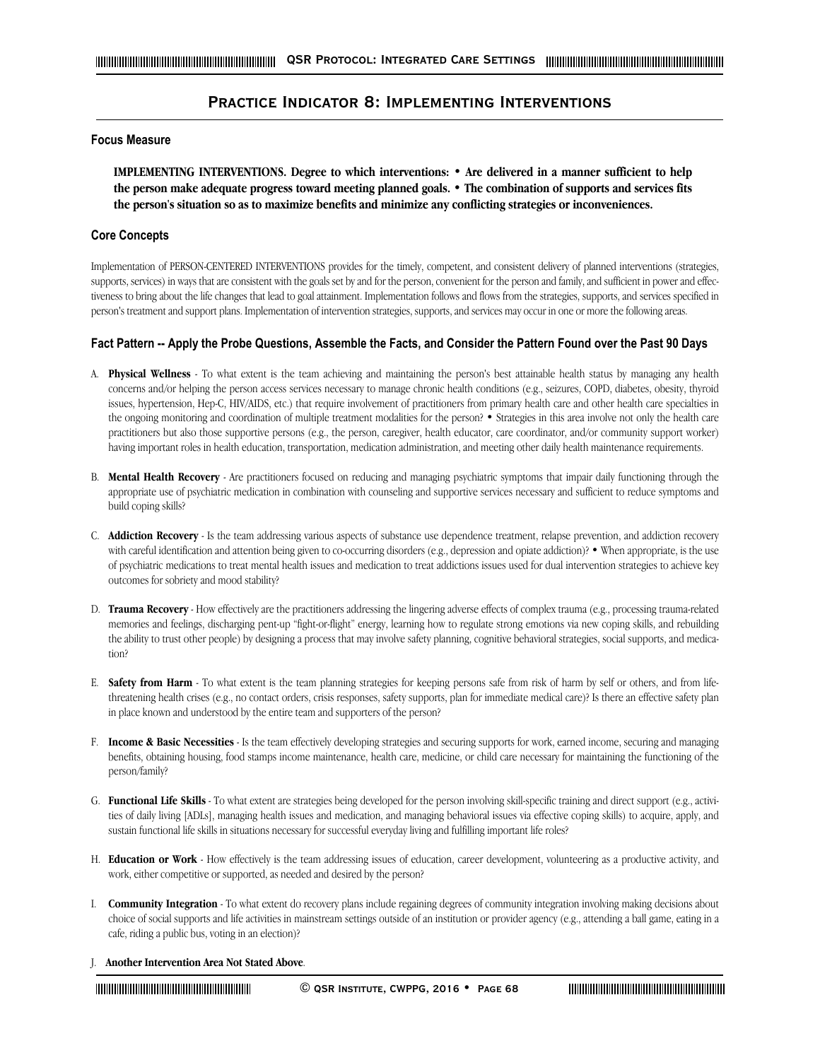# Practice Indicator 8: Implementing Interventions

## Focus Measure

**IMPLEMENTING INTERVENTIONS. Degree to which interventions: • Are delivered in a manner sufficient to help the person make adequate progress toward meeting planned goals. • The combination of supports and services fits the person's situation so as to maximize benefits and minimize any conflicting strategies or inconveniences.**

## Core Concepts

Implementation of PERSON-CENTERED INTERVENTIONS provides for the timely, competent, and consistent delivery of planned interventions (strategies, supports, services) in ways that are consistent with the goals set by and for the person, convenient for the person and family, and sufficient in power and effectiveness to bring about the life changes that lead to goal attainment. Implementation follows and flows from the strategies, supports, and services specified in person's treatment and support plans. Implementation of intervention strategies, supports, and services may occur in one or more the following areas.

## Fact Pattern -- Apply the Probe Questions, Assemble the Facts, and Consider the Pattern Found over the Past 90 Days

A. **Physical Wellness** - To what extent is the team achieving and maintaining the person's best attainable health status by managing any health concerns and/or helping the person access services necessary to manage chronic health conditions (e.g., seizures, COPD, diabetes, obesity, thyroid issues, hypertension, Hep-C, HIV/AIDS, etc.) that require involvement of practitioners from primary health care and other health care specialties in the ongoing monitoring and coordination of multiple treatment modalities for the person? • Strategies in this area involve not only the health care practitioners but also those supportive persons (e.g., the person, caregiver, health educator, care coordinator, and/or community support worker) having important roles in health education, transportation, medication administration, and meeting other daily health maintenance requirements.

B. **Mental Health Recovery** - Are practitioners focused on reducing and managing psychiatric symptoms that impair daily functioning through the appropriate use of psychiatric medication in combination with counseling and supportive services necessary and sufficient to reduce symptoms and build coping skills?

C. **Addiction Recovery** - Is the team addressing various aspects of substance use dependence treatment, relapse prevention, and addiction recovery with careful identification and attention being given to co-occurring disorders (e.g., depression and opiate addiction)? • When appropriate, is the use of psychiatric medications to treat mental health issues and medication to treat addictions issues used for dual intervention strategies to achieve key outcomes for sobriety and mood stability?

D. **Trauma Recovery** - How effectively are the practitioners addressing the lingering adverse effects of complex trauma (e.g., processing trauma-related memories and feelings, discharging pent-up "fight-or-flight" energy, learning how to regulate strong emotions via new coping skills, and rebuilding the ability to trust other people) by designing a process that may involve safety planning, cognitive behavioral strategies, social supports, and medication?

E. **Safety from Harm** - To what extent is the team planning strategies for keeping persons safe from risk of harm by self or others, and from life-threatening health crises (e.g., no contact orders, crisis responses, safety supports, plan for immediate medical care)? Is there an effective safety plan in place known and understood by the entire team and supporters of the person?

F. **Income & Basic Necessities** - Is the team effectively developing strategies and securing supports for work, earned income, securing and managing benefits, obtaining housing, food stamps income maintenance, health care, medicine, or child care necessary for maintaining the functioning of the person/family?

G. **Functional Life Skills** - To what extent are strategies being developed for the person involving skill-specific training and direct support (e.g., activities of daily living [ADLs], managing health issues and medication, and managing behavioral issues via effective coping skills) to acquire, apply, and sustain functional life skills in situations necessary for successful everyday living and fulfilling important life roles?

H. **Education or Work** - How effectively is the team addressing issues of education, career development, volunteering as a productive activity, and work, either competitive or supported, as needed and desired by the person?

I. **Community Integration** - To what extent do recovery plans include regaining degrees of community integration involving making decisions about choice of social supports and life activities in mainstream settings outside of an institution or provider agency (e.g., attending a ball game, eating in a cafe, riding a public bus, voting in an election)?

J. **Another Intervention Area Not Stated Above**.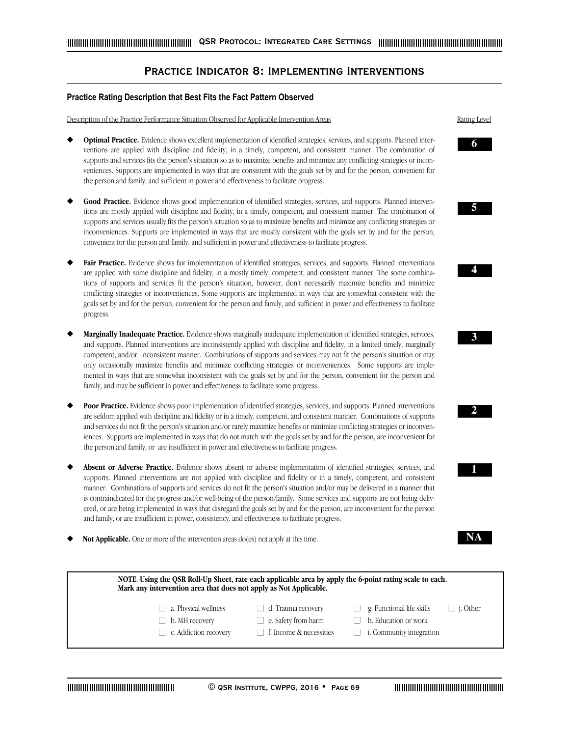# Practice Indicator 8: Implementing Interventions

### Practice Rating Description that Best Fits the Fact Pattern Observed

| Description of the Practice Performance Situation Observed for Applicable Intervention Areas | Rating Level |
|---|---|
| ◆ **Optimal Practice.** Evidence shows excellent implementation of identified strategies, services, and supports. Planned interventions are applied with discipline and fidelity, in a timely, competent, and consistent manner. The combination of supports and services fits the person's situation so as to maximize benefits and minimize any conflicting strategies or inconveniences. Supports are implemented in ways that are consistent with the goals set by and for the person, convenient for the person and family, and sufficient in power and effectiveness to facilitate progress. | **6** |
| ◆ **Good Practice.** Evidence shows good implementation of identified strategies, services, and supports. Planned interventions are mostly applied with discipline and fidelity, in a timely, competent, and consistent manner. The combination of supports and services usually fits the person's situation so as to maximize benefits and minimize any conflicting strategies or inconveniences. Supports are implemented in ways that are mostly consistent with the goals set by and for the person, convenient for the person and family, and sufficient in power and effectiveness to facilitate progress. | **5** |
| ◆ **Fair Practice.** Evidence shows fair implementation of identified strategies, services, and supports. Planned interventions are applied with some discipline and fidelity, in a mostly timely, competent, and consistent manner. The some combinations of supports and services fit the person's situation, however, don't necessarily maximize benefits and minimize conflicting strategies or inconveniences. Some supports are implemented in ways that are somewhat consistent with the goals set by and for the person, convenient for the person and family, and sufficient in power and effectiveness to facilitate progress. | **4** |
| ◆ **Marginally Inadequate Practice.** Evidence shows marginally inadequate implementation of identified strategies, services, and supports. Planned interventions are inconsistently applied with discipline and fidelity, in a limited timely, marginally competent, and/or inconsistent manner. Combinations of supports and services may not fit the person's situation or may only occasionally maximize benefits and minimize conflicting strategies or inconveniences. Some supports are implemented in ways that are somewhat inconsistent with the goals set by and for the person, convenient for the person and family, and may be sufficient in power and effectiveness to facilitate some progress. | **3** |
| ◆ **Poor Practice.** Evidence shows poor implementation of identified strategies, services, and supports. Planned interventions are seldom applied with discipline and fidelity or in a timely, competent, and consistent manner. Combinations of supports and services do not fit the person's situation and/or rarely maximize benefits or minimize conflicting strategies or inconveniences. Supports are implemented in ways that do not match with the goals set by and for the person, are inconvenient for the person and family, or are insufficient in power and effectiveness to facilitate progress. | **2** |
| ◆ **Absent or Adverse Practice.** Evidence shows absent or adverse implementation of identified strategies, services, and supports. Planned interventions are not applied with discipline and fidelity or in a timely, competent, and consistent manner. Combinations of supports and services do not fit the person's situation and/or may be delivered in a manner that is contraindicated for the progress and/or well-being of the person/family. Some services and supports are not being delivered, or are being implemented in ways that disregard the goals set by and for the person, are inconvenient for the person and family, or are insufficient in power, consistency, and effectiveness to facilitate progress. | **1** |
| ◆ **Not Applicable.** One or more of the intervention areas do(es) not apply at this time. | **NA** |

**NOTE**: **Using the QSR Roll-Up Sheet, rate each applicable area by apply the 6-point rating scale to each. Mark any intervention area that does not apply as Not Applicable.**

- ☐ a. Physical wellness
- ☐ b. MH recovery
- ☐ c. Addiction recovery
- ☐ d. Trauma recovery
- ☐ e. Safety from harm
- ☐ f. Income & necessities
- ☐ g. Functional life skills
- ☐ h. Education or work
- ☐ i. Community integration
- ☐ j. Other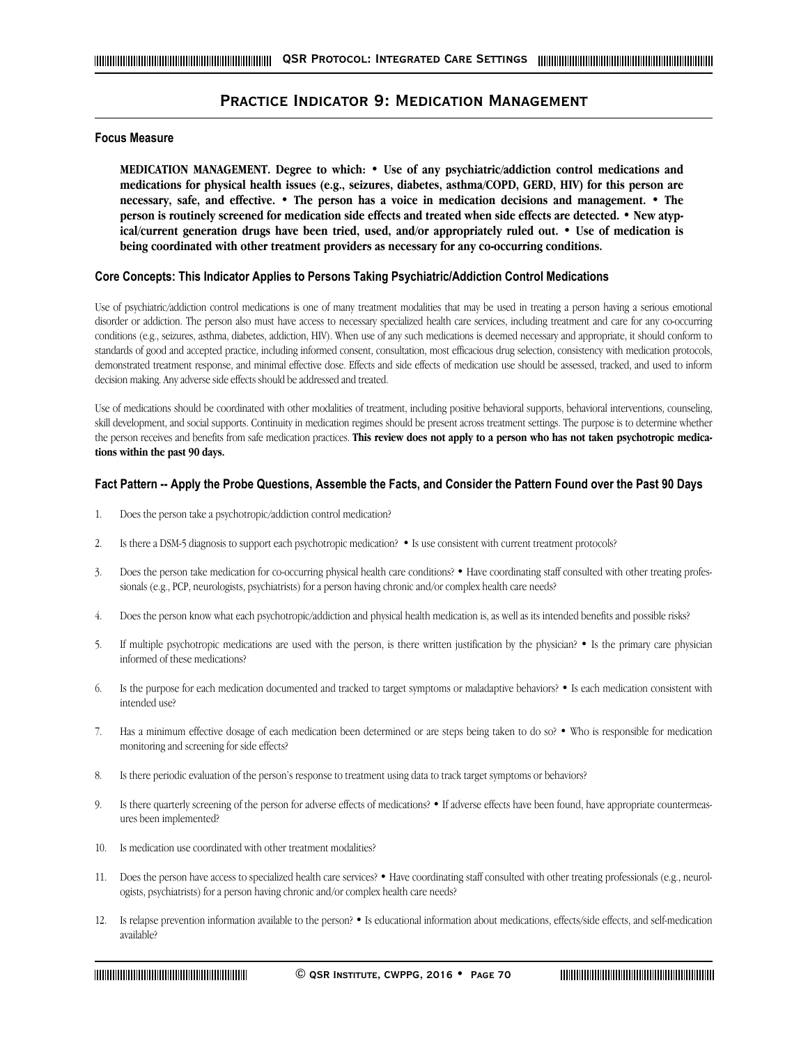# Practice Indicator 9: Medication Management

### Focus Measure

**MEDICATION MANAGEMENT. Degree to which: • Use of any psychiatric/addiction control medications and medications for physical health issues (e.g., seizures, diabetes, asthma/COPD, GERD, HIV) for this person are necessary, safe, and effective. • The person has a voice in medication decisions and management. • The person is routinely screened for medication side effects and treated when side effects are detected. • New atypical/current generation drugs have been tried, used, and/or appropriately ruled out. • Use of medication is being coordinated with other treatment providers as necessary for any co-occurring conditions.**

### Core Concepts: This Indicator Applies to Persons Taking Psychiatric/Addiction Control Medications

Use of psychiatric/addiction control medications is one of many treatment modalities that may be used in treating a person having a serious emotional disorder or addiction. The person also must have access to necessary specialized health care services, including treatment and care for any co-occurring conditions (e.g., seizures, asthma, diabetes, addiction, HIV). When use of any such medications is deemed necessary and appropriate, it should conform to standards of good and accepted practice, including informed consent, consultation, most efficacious drug selection, consistency with medication protocols, demonstrated treatment response, and minimal effective dose. Effects and side effects of medication use should be assessed, tracked, and used to inform decision making. Any adverse side effects should be addressed and treated.

Use of medications should be coordinated with other modalities of treatment, including positive behavioral supports, behavioral interventions, counseling, skill development, and social supports. Continuity in medication regimes should be present across treatment settings. The purpose is to determine whether the person receives and benefits from safe medication practices. **This review does not apply to a person who has not taken psychotropic medications within the past 90 days.**

### Fact Pattern -- Apply the Probe Questions, Assemble the Facts, and Consider the Pattern Found over the Past 90 Days

1. Does the person take a psychotropic/addiction control medication?
2. Is there a DSM-5 diagnosis to support each psychotropic medication? • Is use consistent with current treatment protocols?
3. Does the person take medication for co-occurring physical health care conditions? • Have coordinating staff consulted with other treating professionals (e.g., PCP, neurologists, psychiatrists) for a person having chronic and/or complex health care needs?
4. Does the person know what each psychotropic/addiction and physical health medication is, as well as its intended benefits and possible risks?
5. If multiple psychotropic medications are used with the person, is there written justification by the physician? • Is the primary care physician informed of these medications?
6. Is the purpose for each medication documented and tracked to target symptoms or maladaptive behaviors? • Is each medication consistent with intended use?
7. Has a minimum effective dosage of each medication been determined or are steps being taken to do so? • Who is responsible for medication monitoring and screening for side effects?
8. Is there periodic evaluation of the person's response to treatment using data to track target symptoms or behaviors?
9. Is there quarterly screening of the person for adverse effects of medications? • If adverse effects have been found, have appropriate countermeasures been implemented?
10. Is medication use coordinated with other treatment modalities?
11. Does the person have access to specialized health care services? • Have coordinating staff consulted with other treating professionals (e.g., neurologists, psychiatrists) for a person having chronic and/or complex health care needs?
12. Is relapse prevention information available to the person? • Is educational information about medications, effects/side effects, and self-medication available?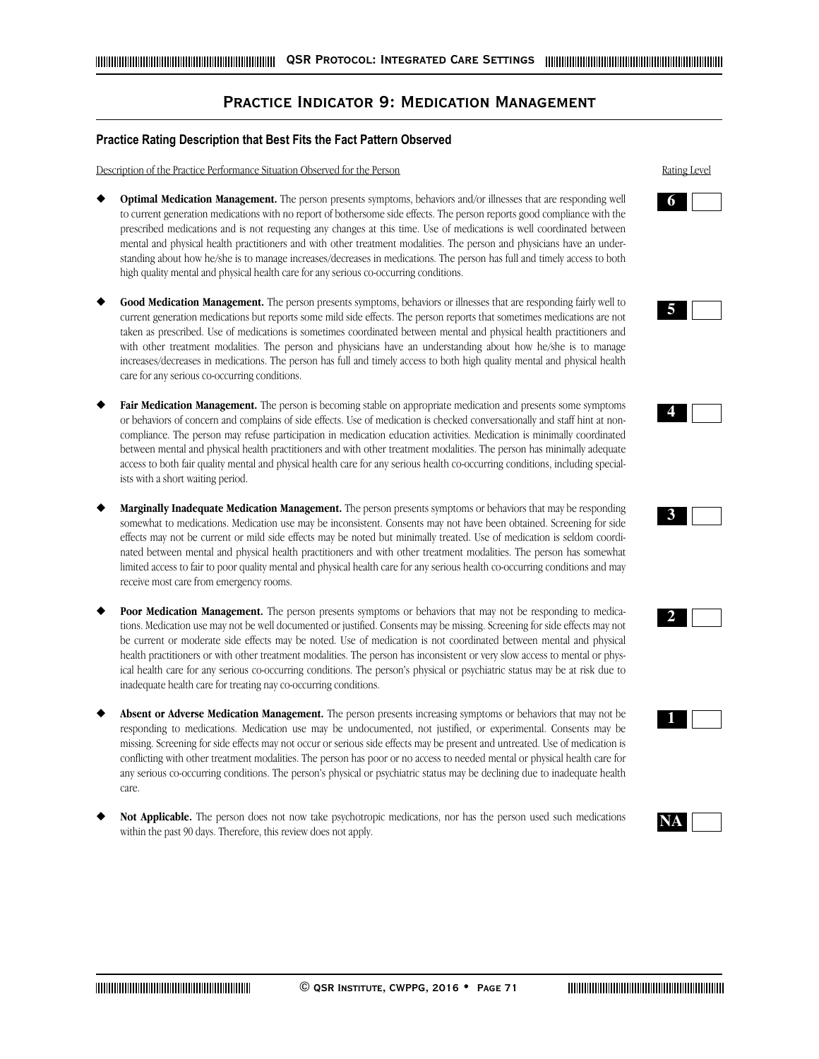# Practice Indicator 9: Medication Management

### Practice Rating Description that Best Fits the Fact Pattern Observed

| Description of the Practice Performance Situation Observed for the Person | Rating Level |
|---|---|
| ◆ **Optimal Medication Management.** The person presents symptoms, behaviors and/or illnesses that are responding well to current generation medications with no report of bothersome side effects. The person reports good compliance with the prescribed medications and is not requesting any changes at this time. Use of medications is well coordinated between mental and physical health practitioners and with other treatment modalities. The person and physicians have an understanding about how he/she is to manage increases/decreases in medications. The person has full and timely access to both high quality mental and physical health care for any serious co-occurring conditions. | **6** ☐ |
| ◆ **Good Medication Management.** The person presents symptoms, behaviors or illnesses that are responding fairly well to current generation medications but reports some mild side effects. The person reports that sometimes medications are not taken as prescribed. Use of medications is sometimes coordinated between mental and physical health practitioners and with other treatment modalities. The person and physicians have an understanding about how he/she is to manage increases/decreases in medications. The person has full and timely access to both high quality mental and physical health care for any serious co-occurring conditions. | **5** ☐ |
| ◆ **Fair Medication Management.** The person is becoming stable on appropriate medication and presents some symptoms or behaviors of concern and complains of side effects. Use of medication is checked conversationally and staff hint at non-compliance. The person may refuse participation in medication education activities. Medication is minimally coordinated between mental and physical health practitioners and with other treatment modalities. The person has minimally adequate access to both fair quality mental and physical health care for any serious health co-occurring conditions, including specialists with a short waiting period. | **4** ☐ |
| ◆ **Marginally Inadequate Medication Management.** The person presents symptoms or behaviors that may be responding somewhat to medications. Medication use may be inconsistent. Consents may not have been obtained. Screening for side effects may not be current or mild side effects may be noted but minimally treated. Use of medication is seldom coordinated between mental and physical health practitioners and with other treatment modalities. The person has somewhat limited access to fair to poor quality mental and physical health care for any serious health co-occurring conditions and may receive most care from emergency rooms. | **3** ☐ |
| ◆ **Poor Medication Management.** The person presents symptoms or behaviors that may not be responding to medications. Medication use may not be well documented or justified. Consents may be missing. Screening for side effects may not be current or moderate side effects may be noted. Use of medication is not coordinated between mental and physical health practitioners or with other treatment modalities. The person has inconsistent or very slow access to mental or physical health care for any serious co-occurring conditions. The person's physical or psychiatric status may be at risk due to inadequate health care for treating nay co-occurring conditions. | **2** ☐ |
| ◆ **Absent or Adverse Medication Management.** The person presents increasing symptoms or behaviors that may not be responding to medications. Medication use may be undocumented, not justified, or experimental. Consents may be missing. Screening for side effects may not occur or serious side effects may be present and untreated. Use of medication is conflicting with other treatment modalities. The person has poor or no access to needed mental or physical health care for any serious co-occurring conditions. The person's physical or psychiatric status may be declining due to inadequate health care. | **1** ☐ |
| ◆ **Not Applicable.** The person does not now take psychotropic medications, nor has the person used such medications within the past 90 days. Therefore, this review does not apply. | **NA** ☐ |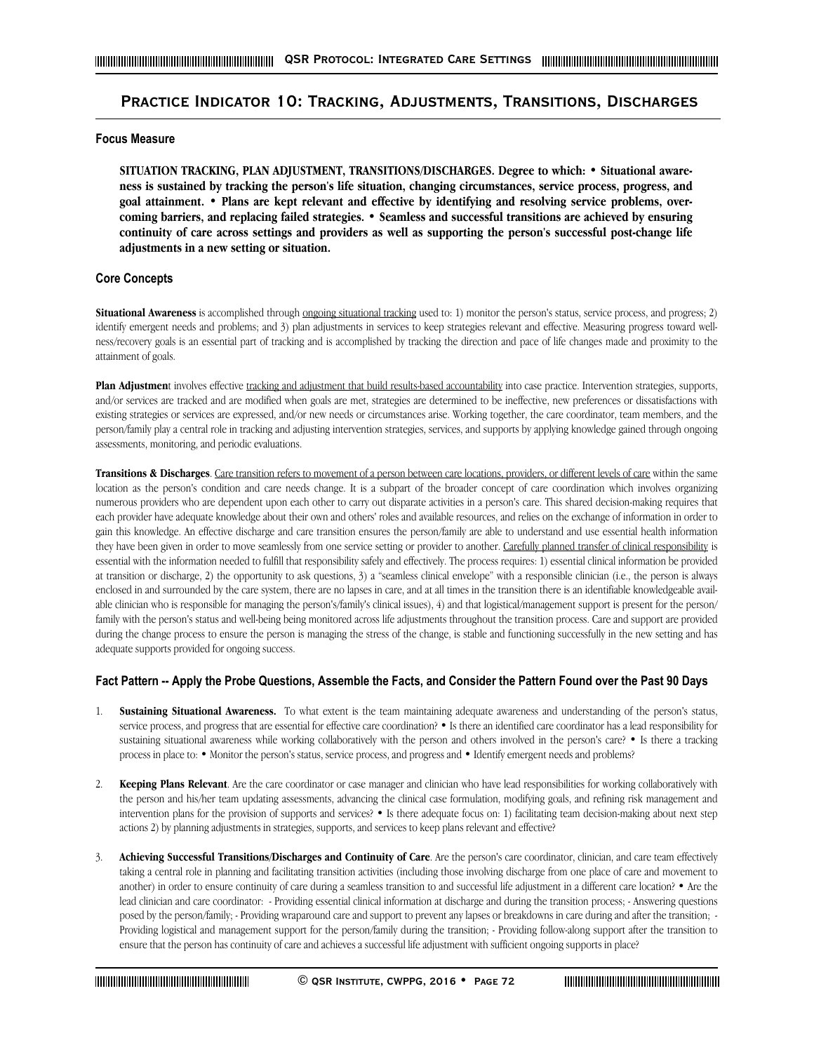## Practice Indicator 10: Tracking, Adjustments, Transitions, Discharges

### Focus Measure

**SITUATION TRACKING, PLAN ADJUSTMENT, TRANSITIONS/DISCHARGES. Degree to which: • Situational awareness is sustained by tracking the person's life situation, changing circumstances, service process, progress, and goal attainment. • Plans are kept relevant and effective by identifying and resolving service problems, overcoming barriers, and replacing failed strategies. • Seamless and successful transitions are achieved by ensuring continuity of care across settings and providers as well as supporting the person's successful post-change life adjustments in a new setting or situation.**

### Core Concepts

**Situational Awareness** is accomplished through ongoing situational tracking used to: 1) monitor the person's status, service process, and progress; 2) identify emergent needs and problems; and 3) plan adjustments in services to keep strategies relevant and effective. Measuring progress toward wellness/recovery goals is an essential part of tracking and is accomplished by tracking the direction and pace of life changes made and proximity to the attainment of goals.

**Plan Adjustment** involves effective tracking and adjustment that build results-based accountability into case practice. Intervention strategies, supports, and/or services are tracked and are modified when goals are met, strategies are determined to be ineffective, new preferences or dissatisfactions with existing strategies or services are expressed, and/or new needs or circumstances arise. Working together, the care coordinator, team members, and the person/family play a central role in tracking and adjusting intervention strategies, services, and supports by applying knowledge gained through ongoing assessments, monitoring, and periodic evaluations.

**Transitions & Discharges**. Care transition refers to movement of a person between care locations, providers, or different levels of care within the same location as the person's condition and care needs change. It is a subpart of the broader concept of care coordination which involves organizing numerous providers who are dependent upon each other to carry out disparate activities in a person's care. This shared decision-making requires that each provider have adequate knowledge about their own and others' roles and available resources, and relies on the exchange of information in order to gain this knowledge. An effective discharge and care transition ensures the person/family are able to understand and use essential health information they have been given in order to move seamlessly from one service setting or provider to another. Carefully planned transfer of clinical responsibility is essential with the information needed to fulfill that responsibility safely and effectively. The process requires: 1) essential clinical information be provided at transition or discharge, 2) the opportunity to ask questions, 3) a "seamless clinical envelope" with a responsible clinician (i.e., the person is always enclosed in and surrounded by the care system, there are no lapses in care, and at all times in the transition there is an identifiable knowledgeable available clinician who is responsible for managing the person's/family's clinical issues), 4) and that logistical/management support is present for the person/family with the person's status and well-being being monitored across life adjustments throughout the transition process. Care and support are provided during the change process to ensure the person is managing the stress of the change, is stable and functioning successfully in the new setting and has adequate supports provided for ongoing success.

### Fact Pattern -- Apply the Probe Questions, Assemble the Facts, and Consider the Pattern Found over the Past 90 Days

1. **Sustaining Situational Awareness.** To what extent is the team maintaining adequate awareness and understanding of the person's status, service process, and progress that are essential for effective care coordination? • Is there an identified care coordinator has a lead responsibility for sustaining situational awareness while working collaboratively with the person and others involved in the person's care? • Is there a tracking process in place to: • Monitor the person's status, service process, and progress and • Identify emergent needs and problems?

2. **Keeping Plans Relevant**. Are the care coordinator or case manager and clinician who have lead responsibilities for working collaboratively with the person and his/her team updating assessments, advancing the clinical case formulation, modifying goals, and refining risk management and intervention plans for the provision of supports and services? • Is there adequate focus on: 1) facilitating team decision-making about next step actions 2) by planning adjustments in strategies, supports, and services to keep plans relevant and effective?

3. **Achieving Successful Transitions/Discharges and Continuity of Care**. Are the person's care coordinator, clinician, and care team effectively taking a central role in planning and facilitating transition activities (including those involving discharge from one place of care and movement to another) in order to ensure continuity of care during a seamless transition to and successful life adjustment in a different care location? • Are the lead clinician and care coordinator: - Providing essential clinical information at discharge and during the transition process; - Answering questions posed by the person/family; - Providing wraparound care and support to prevent any lapses or breakdowns in care during and after the transition; - Providing logistical and management support for the person/family during the transition; - Providing follow-along support after the transition to ensure that the person has continuity of care and achieves a successful life adjustment with sufficient ongoing supports in place?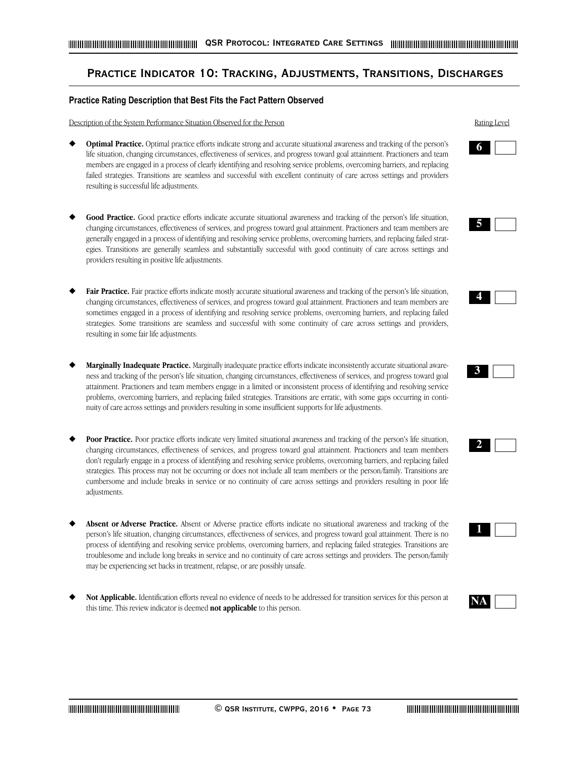## Practice Indicator 10: Tracking, Adjustments, Transitions, Discharges

### Practice Rating Description that Best Fits the Fact Pattern Observed

| Description of the System Performance Situation Observed for the Person | Rating Level |
|---|---|
| ◆ **Optimal Practice.** Optimal practice efforts indicate strong and accurate situational awareness and tracking of the person's life situation, changing circumstances, effectiveness of services, and progress toward goal attainment. Practioners and team members are engaged in a process of clearly identifying and resolving service problems, overcoming barriers, and replacing failed strategies. Transitions are seamless and successful with excellent continuity of care across settings and providers resulting is successful life adjustments. | **6** |
| ◆ **Good Practice.** Good practice efforts indicate accurate situational awareness and tracking of the person's life situation, changing circumstances, effectiveness of services, and progress toward goal attainment. Practioners and team members are generally engaged in a process of identifying and resolving service problems, overcoming barriers, and replacing failed strategies. Transitions are generally seamless and substantially successful with good continuity of care across settings and providers resulting in positive life adjustments. | **5** |
| ◆ **Fair Practice.** Fair practice efforts indicate mostly accurate situational awareness and tracking of the person's life situation, changing circumstances, effectiveness of services, and progress toward goal attainment. Practioners and team members are sometimes engaged in a process of identifying and resolving service problems, overcoming barriers, and replacing failed strategies. Some transitions are seamless and successful with some continuity of care across settings and providers, resulting in some fair life adjustments. | **4** |
| ◆ **Marginally Inadequate Practice.** Marginally inadequate practice efforts indicate inconsistently accurate situational awareness and tracking of the person's life situation, changing circumstances, effectiveness of services, and progress toward goal attainment. Practioners and team members engage in a limited or inconsistent process of identifying and resolving service problems, overcoming barriers, and replacing failed strategies. Transitions are erratic, with some gaps occurring in continuity of care across settings and providers resulting in some insufficient supports for life adjustments. | **3** |
| ◆ **Poor Practice.** Poor practice efforts indicate very limited situational awareness and tracking of the person's life situation, changing circumstances, effectiveness of services, and progress toward goal attainment. Practioners and team members don't regularly engage in a process of identifying and resolving service problems, overcoming barriers, and replacing failed strategies. This process may not be occurring or does not include all team members or the person/family. Transitions are cumbersome and include breaks in service or no continuity of care across settings and providers resulting in poor life adjustments. | **2** |
| ◆ **Absent or Adverse Practice.** Absent or Adverse practice efforts indicate no situational awareness and tracking of the person's life situation, changing circumstances, effectiveness of services, and progress toward goal attainment. There is no process of identifying and resolving service problems, overcoming barriers, and replacing failed strategies. Transitions are troublesome and include long breaks in service and no continuity of care across settings and providers. The person/family may be experiencing set backs in treatment, relapse, or are possibly unsafe. | **1** |
| ◆ **Not Applicable.** Identification efforts reveal no evidence of needs to be addressed for transition services for this person at this time. This review indicator is deemed **not applicable** to this person. | **NA** |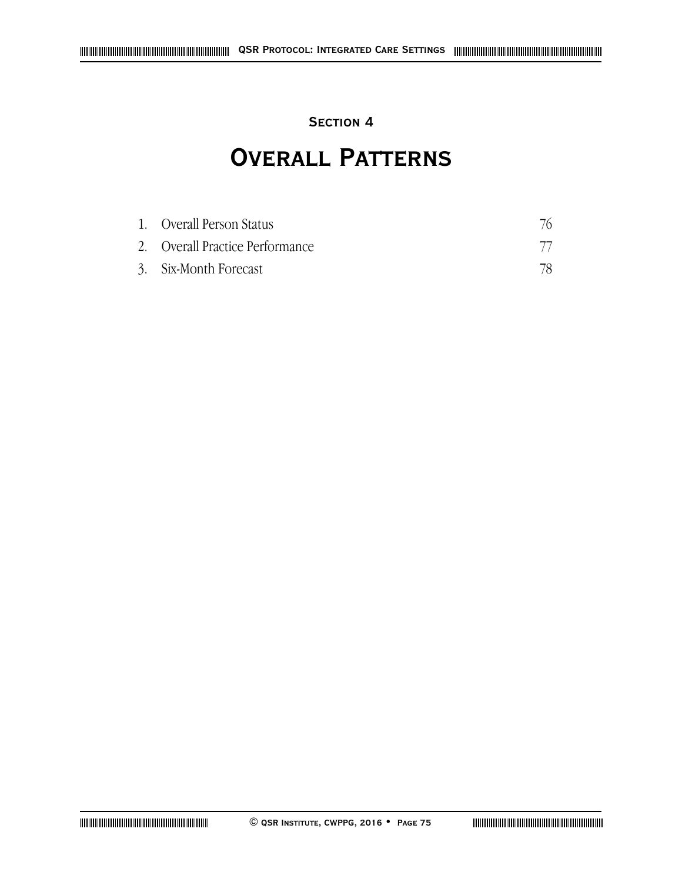## Section 4

# Overall Patterns

| | | |
|---|---|---|
| 1. | Overall Person Status | 76 |
| 2. | Overall Practice Performance | 77 |
| 3. | Six-Month Forecast | 78 |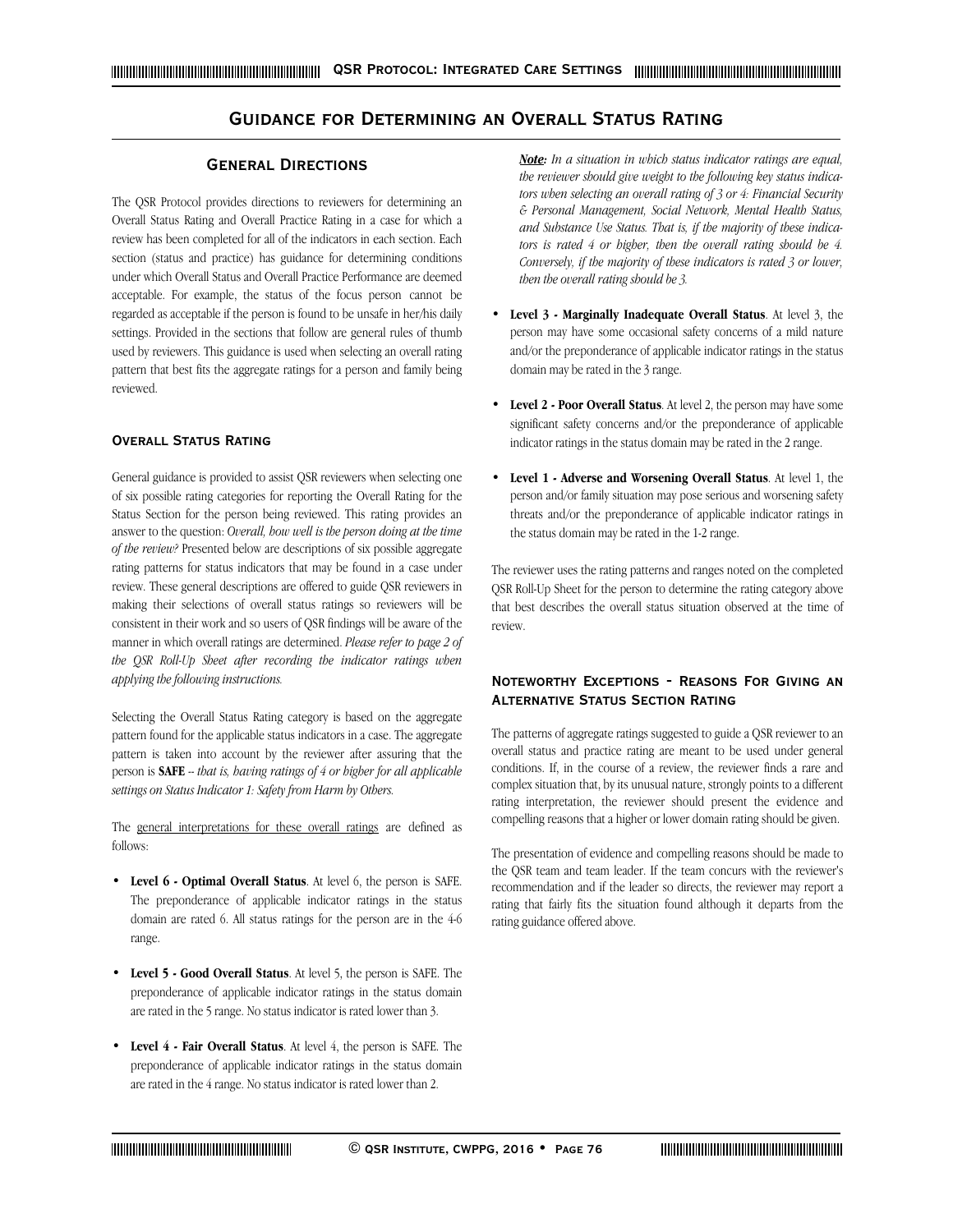# Guidance for Determining an Overall Status Rating

## General Directions

The QSR Protocol provides directions to reviewers for determining an Overall Status Rating and Overall Practice Rating in a case for which a review has been completed for all of the indicators in each section. Each section (status and practice) has guidance for determining conditions under which Overall Status and Overall Practice Performance are deemed acceptable. For example, the status of the focus person cannot be regarded as acceptable if the person is found to be unsafe in her/his daily settings. Provided in the sections that follow are general rules of thumb used by reviewers. This guidance is used when selecting an overall rating pattern that best fits the aggregate ratings for a person and family being reviewed.

### Overall Status Rating

General guidance is provided to assist QSR reviewers when selecting one of six possible rating categories for reporting the Overall Rating for the Status Section for the person being reviewed. This rating provides an answer to the question: *Overall, how well is the person doing at the time of the review?* Presented below are descriptions of six possible aggregate rating patterns for status indicators that may be found in a case under review. These general descriptions are offered to guide QSR reviewers in making their selections of overall status ratings so reviewers will be consistent in their work and so users of QSR findings will be aware of the manner in which overall ratings are determined. *Please refer to page 2 of the QSR Roll-Up Sheet after recording the indicator ratings when applying the following instructions.*

Selecting the Overall Status Rating category is based on the aggregate pattern found for the applicable status indicators in a case. The aggregate pattern is taken into account by the reviewer after assuring that the person is **SAFE** -- *that is, having ratings of 4 or higher for all applicable settings on Status Indicator 1: Safety from Harm by Others.*

The general interpretations for these overall ratings are defined as follows:

- **Level 6 - Optimal Overall Status**. At level 6, the person is SAFE. The preponderance of applicable indicator ratings in the status domain are rated 6. All status ratings for the person are in the 4-6 range.
- **Level 5 - Good Overall Status**. At level 5, the person is SAFE. The preponderance of applicable indicator ratings in the status domain are rated in the 5 range. No status indicator is rated lower than 3.
- **Level 4 - Fair Overall Status**. At level 4, the person is SAFE. The preponderance of applicable indicator ratings in the status domain are rated in the 4 range. No status indicator is rated lower than 2.

***Note:*** *In a situation in which status indicator ratings are equal, the reviewer should give weight to the following key status indicators when selecting an overall rating of 3 or 4: Financial Security & Personal Management, Social Network, Mental Health Status, and Substance Use Status. That is, if the majority of these indicators is rated 4 or higher, then the overall rating should be 4. Conversely, if the majority of these indicators is rated 3 or lower, then the overall rating should be 3.*

- **Level 3 - Marginally Inadequate Overall Status**. At level 3, the person may have some occasional safety concerns of a mild nature and/or the preponderance of applicable indicator ratings in the status domain may be rated in the 3 range.
- **Level 2 - Poor Overall Status**. At level 2, the person may have some significant safety concerns and/or the preponderance of applicable indicator ratings in the status domain may be rated in the 2 range.
- **Level 1 - Adverse and Worsening Overall Status**. At level 1, the person and/or family situation may pose serious and worsening safety threats and/or the preponderance of applicable indicator ratings in the status domain may be rated in the 1-2 range.

The reviewer uses the rating patterns and ranges noted on the completed QSR Roll-Up Sheet for the person to determine the rating category above that best describes the overall status situation observed at the time of review.

### Noteworthy Exceptions - Reasons For Giving an Alternative Status Section Rating

The patterns of aggregate ratings suggested to guide a QSR reviewer to an overall status and practice rating are meant to be used under general conditions. If, in the course of a review, the reviewer finds a rare and complex situation that, by its unusual nature, strongly points to a different rating interpretation, the reviewer should present the evidence and compelling reasons that a higher or lower domain rating should be given.

The presentation of evidence and compelling reasons should be made to the QSR team and team leader. If the team concurs with the reviewer's recommendation and if the leader so directs, the reviewer may report a rating that fairly fits the situation found although it departs from the rating guidance offered above.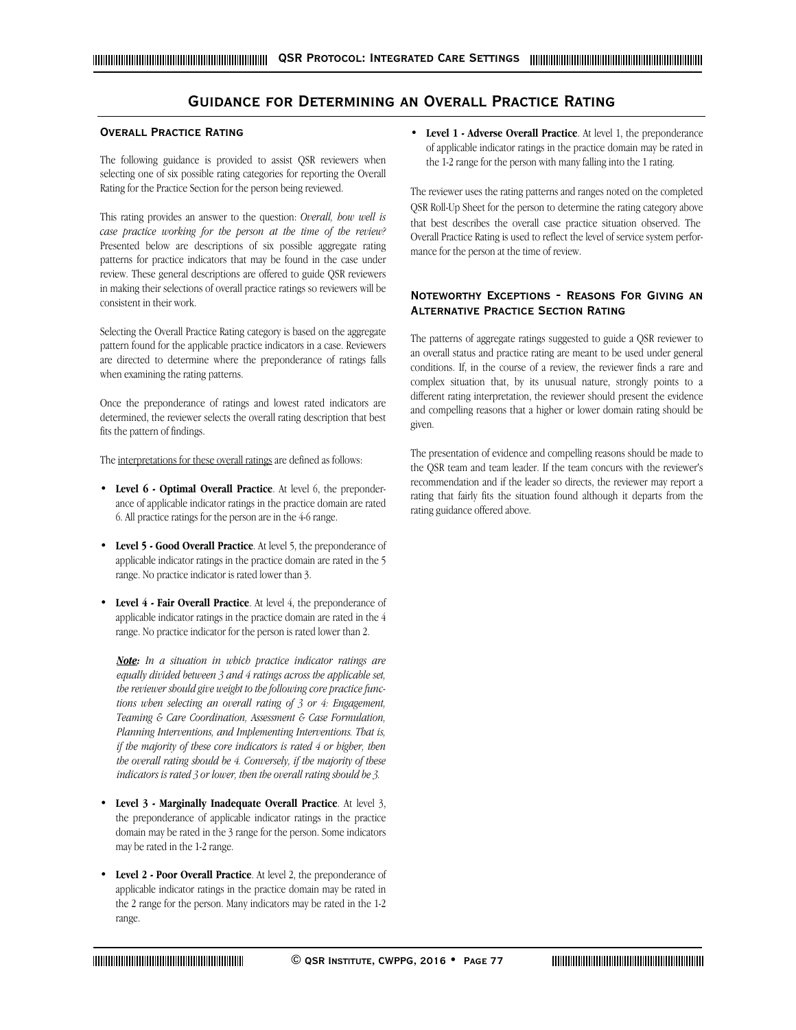# Guidance for Determining an Overall Practice Rating

### Overall Practice Rating

The following guidance is provided to assist QSR reviewers when selecting one of six possible rating categories for reporting the Overall Rating for the Practice Section for the person being reviewed.

This rating provides an answer to the question: *Overall, how well is case practice working for the person at the time of the review?* Presented below are descriptions of six possible aggregate rating patterns for practice indicators that may be found in the case under review. These general descriptions are offered to guide QSR reviewers in making their selections of overall practice ratings so reviewers will be consistent in their work.

Selecting the Overall Practice Rating category is based on the aggregate pattern found for the applicable practice indicators in a case. Reviewers are directed to determine where the preponderance of ratings falls when examining the rating patterns.

Once the preponderance of ratings and lowest rated indicators are determined, the reviewer selects the overall rating description that best fits the pattern of findings.

The interpretations for these overall ratings are defined as follows:

- **Level 6 - Optimal Overall Practice**. At level 6, the preponderance of applicable indicator ratings in the practice domain are rated 6. All practice ratings for the person are in the 4-6 range.
- **Level 5 - Good Overall Practice**. At level 5, the preponderance of applicable indicator ratings in the practice domain are rated in the 5 range. No practice indicator is rated lower than 3.
- **Level 4 - Fair Overall Practice**. At level 4, the preponderance of applicable indicator ratings in the practice domain are rated in the 4 range. No practice indicator for the person is rated lower than 2.

  ***Note:*** *In a situation in which practice indicator ratings are equally divided between 3 and 4 ratings across the applicable set, the reviewer should give weight to the following core practice functions when selecting an overall rating of 3 or 4: Engagement, Teaming & Care Coordination, Assessment & Case Formulation, Planning Interventions, and Implementing Interventions. That is, if the majority of these core indicators is rated 4 or higher, then the overall rating should be 4. Conversely, if the majority of these indicators is rated 3 or lower, then the overall rating should be 3.*

- **Level 3 - Marginally Inadequate Overall Practice**. At level 3, the preponderance of applicable indicator ratings in the practice domain may be rated in the 3 range for the person. Some indicators may be rated in the 1-2 range.
- **Level 2 - Poor Overall Practice**. At level 2, the preponderance of applicable indicator ratings in the practice domain may be rated in the 2 range for the person. Many indicators may be rated in the 1-2 range.
- **Level 1 - Adverse Overall Practice**. At level 1, the preponderance of applicable indicator ratings in the practice domain may be rated in the 1-2 range for the person with many falling into the 1 rating.

The reviewer uses the rating patterns and ranges noted on the completed QSR Roll-Up Sheet for the person to determine the rating category above that best describes the overall case practice situation observed. The Overall Practice Rating is used to reflect the level of service system performance for the person at the time of review.

### Noteworthy Exceptions - Reasons For Giving an Alternative Practice Section Rating

The patterns of aggregate ratings suggested to guide a QSR reviewer to an overall status and practice rating are meant to be used under general conditions. If, in the course of a review, the reviewer finds a rare and complex situation that, by its unusual nature, strongly points to a different rating interpretation, the reviewer should present the evidence and compelling reasons that a higher or lower domain rating should be given.

The presentation of evidence and compelling reasons should be made to the QSR team and team leader. If the team concurs with the reviewer's recommendation and if the leader so directs, the reviewer may report a rating that fairly fits the situation found although it departs from the rating guidance offered above.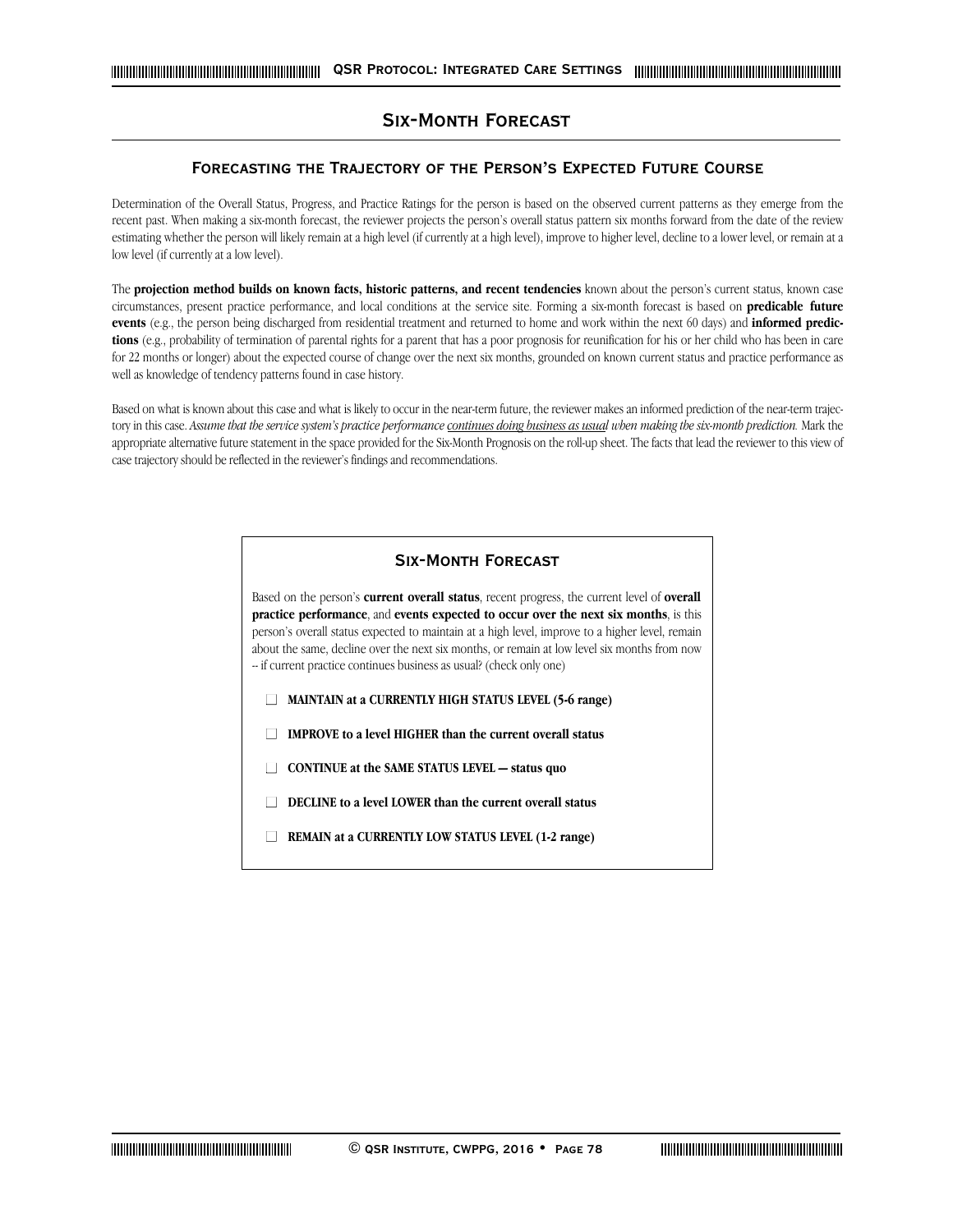# Six-Month Forecast

## Forecasting the Trajectory of the Person's Expected Future Course

Determination of the Overall Status, Progress, and Practice Ratings for the person is based on the observed current patterns as they emerge from the recent past. When making a six-month forecast, the reviewer projects the person's overall status pattern six months forward from the date of the review estimating whether the person will likely remain at a high level (if currently at a high level), improve to higher level, decline to a lower level, or remain at a low level (if currently at a low level).

The **projection method builds on known facts, historic patterns, and recent tendencies** known about the person's current status, known case circumstances, present practice performance, and local conditions at the service site. Forming a six-month forecast is based on **predicable future events** (e.g., the person being discharged from residential treatment and returned to home and work within the next 60 days) and **informed predictions** (e.g., probability of termination of parental rights for a parent that has a poor prognosis for reunification for his or her child who has been in care for 22 months or longer) about the expected course of change over the next six months, grounded on known current status and practice performance as well as knowledge of tendency patterns found in case history.

Based on what is known about this case and what is likely to occur in the near-term future, the reviewer makes an informed prediction of the near-term trajectory in this case. *Assume that the service system's practice performance continues doing business as usual when making the six-month prediction.* Mark the appropriate alternative future statement in the space provided for the Six-Month Prognosis on the roll-up sheet. The facts that lead the reviewer to this view of case trajectory should be reflected in the reviewer's findings and recommendations.

### Six-Month Forecast

Based on the person's **current overall status**, recent progress, the current level of **overall practice performance**, and **events expected to occur over the next six months**, is this person's overall status expected to maintain at a high level, improve to a higher level, remain about the same, decline over the next six months, or remain at low level six months from now -- if current practice continues business as usual? (check only one)

- ☐ **MAINTAIN at a CURRENTLY HIGH STATUS LEVEL (5-6 range)**
- ☐ **IMPROVE to a level HIGHER than the current overall status**
- ☐ **CONTINUE at the SAME STATUS LEVEL — status quo**
- ☐ **DECLINE to a level LOWER than the current overall status**
- ☐ **REMAIN at a CURRENTLY LOW STATUS LEVEL (1-2 range)**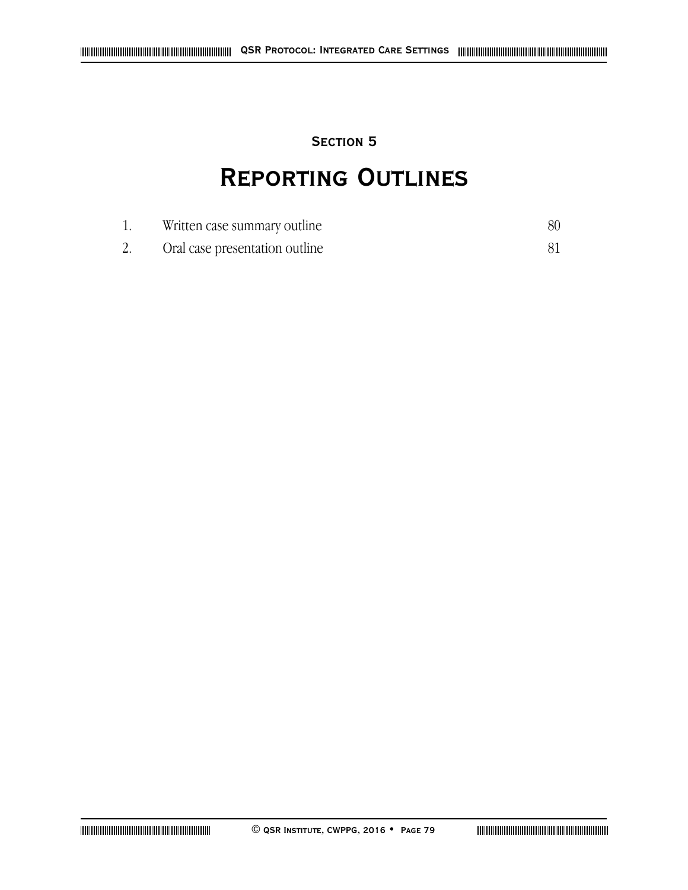## Section 5

# Reporting Outlines

| | | |
|---|---|---|
| 1. | Written case summary outline | 80 |
| 2. | Oral case presentation outline | 81 |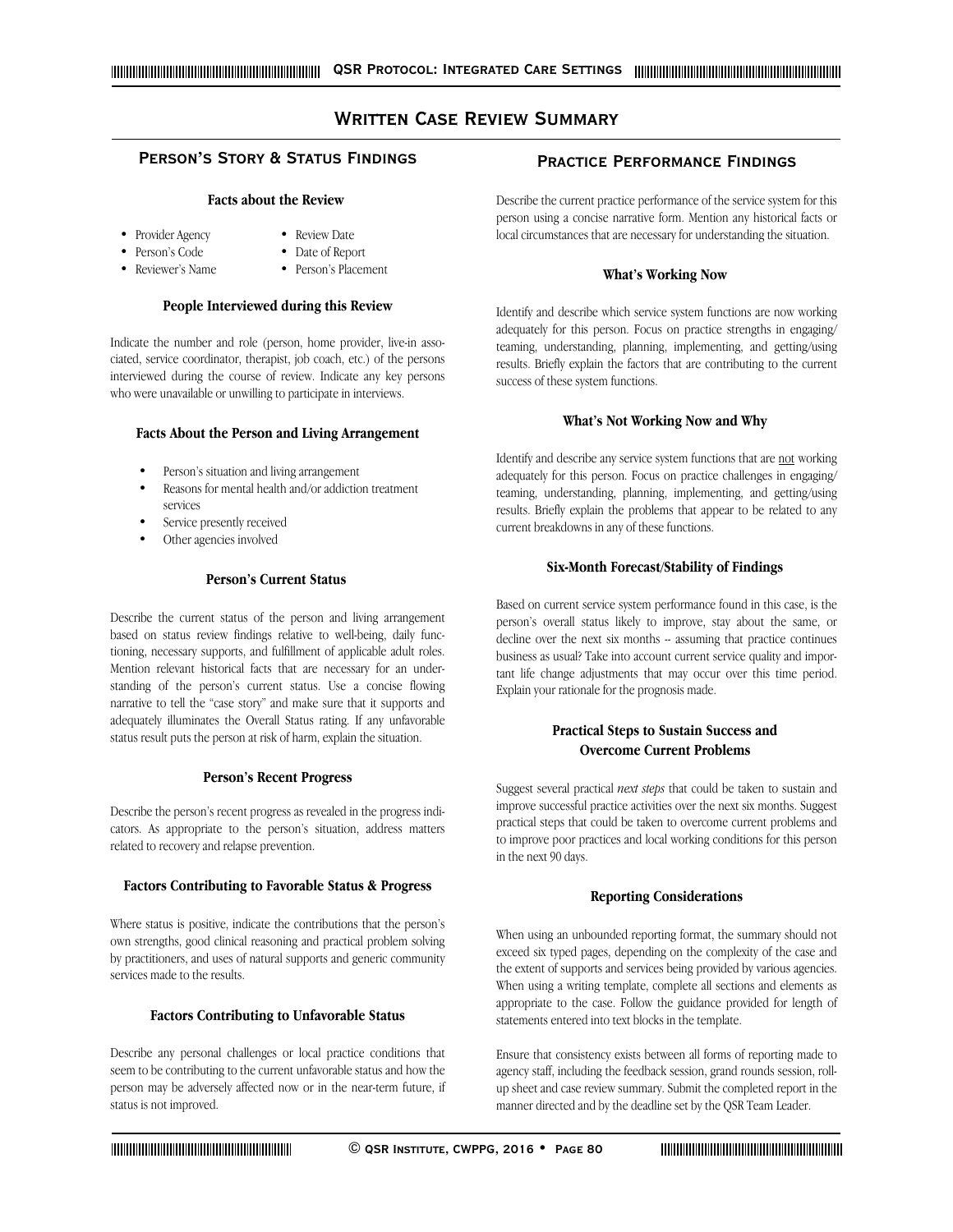# Written Case Review Summary

## Person's Story & Status Findings

### Facts about the Review

- Provider Agency
- Person's Code
- Reviewer's Name
- Review Date
- Date of Report
- Person's Placement

### People Interviewed during this Review

Indicate the number and role (person, home provider, live-in associated, service coordinator, therapist, job coach, etc.) of the persons interviewed during the course of review. Indicate any key persons who were unavailable or unwilling to participate in interviews.

### Facts About the Person and Living Arrangement

- Person's situation and living arrangement
- Reasons for mental health and/or addiction treatment services
- Service presently received
- Other agencies involved

### Person's Current Status

Describe the current status of the person and living arrangement based on status review findings relative to well-being, daily functioning, necessary supports, and fulfillment of applicable adult roles. Mention relevant historical facts that are necessary for an understanding of the person's current status. Use a concise flowing narrative to tell the "case story" and make sure that it supports and adequately illuminates the Overall Status rating. If any unfavorable status result puts the person at risk of harm, explain the situation.

### Person's Recent Progress

Describe the person's recent progress as revealed in the progress indicators. As appropriate to the person's situation, address matters related to recovery and relapse prevention.

### Factors Contributing to Favorable Status & Progress

Where status is positive, indicate the contributions that the person's own strengths, good clinical reasoning and practical problem solving by practitioners, and uses of natural supports and generic community services made to the results.

### Factors Contributing to Unfavorable Status

Describe any personal challenges or local practice conditions that seem to be contributing to the current unfavorable status and how the person may be adversely affected now or in the near-term future, if status is not improved.

## Practice Performance Findings

Describe the current practice performance of the service system for this person using a concise narrative form. Mention any historical facts or local circumstances that are necessary for understanding the situation.

### What's Working Now

Identify and describe which service system functions are now working adequately for this person. Focus on practice strengths in engaging/teaming, understanding, planning, implementing, and getting/using results. Briefly explain the factors that are contributing to the current success of these system functions.

### What's Not Working Now and Why

Identify and describe any service system functions that are <u>not</u> working adequately for this person. Focus on practice challenges in engaging/teaming, understanding, planning, implementing, and getting/using results. Briefly explain the problems that appear to be related to any current breakdowns in any of these functions.

### Six-Month Forecast/Stability of Findings

Based on current service system performance found in this case, is the person's overall status likely to improve, stay about the same, or decline over the next six months -- assuming that practice continues business as usual? Take into account current service quality and important life change adjustments that may occur over this time period. Explain your rationale for the prognosis made.

### Practical Steps to Sustain Success and Overcome Current Problems

Suggest several practical *next steps* that could be taken to sustain and improve successful practice activities over the next six months. Suggest practical steps that could be taken to overcome current problems and to improve poor practices and local working conditions for this person in the next 90 days.

### Reporting Considerations

When using an unbounded reporting format, the summary should not exceed six typed pages, depending on the complexity of the case and the extent of supports and services being provided by various agencies. When using a writing template, complete all sections and elements as appropriate to the case. Follow the guidance provided for length of statements entered into text blocks in the template.

Ensure that consistency exists between all forms of reporting made to agency staff, including the feedback session, grand rounds session, roll-up sheet and case review summary. Submit the completed report in the manner directed and by the deadline set by the QSR Team Leader.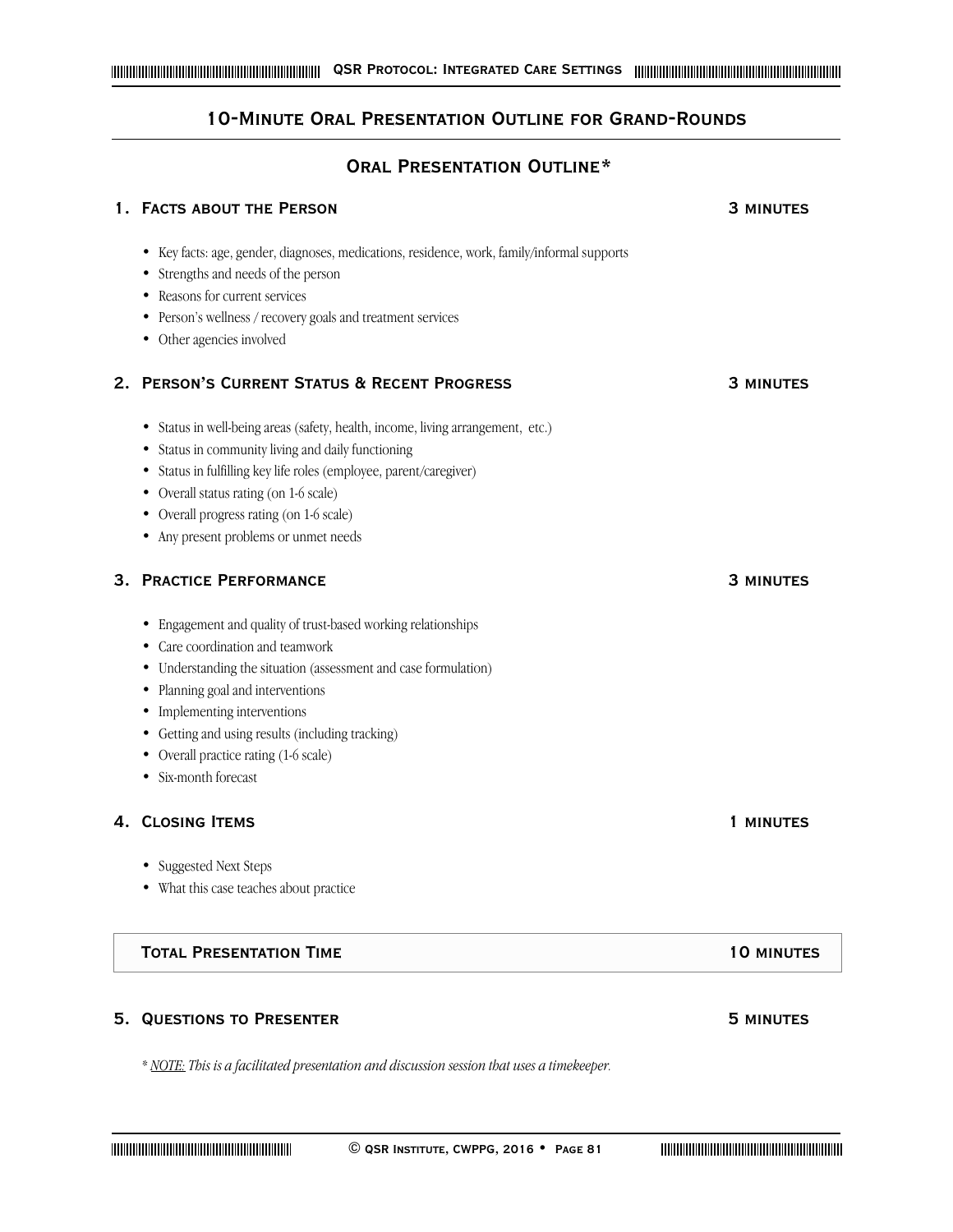# 10-Minute Oral Presentation Outline for Grand-Rounds

## Oral Presentation Outline*

### 1. Facts about the Person — 3 minutes

- Key facts: age, gender, diagnoses, medications, residence, work, family/informal supports
- Strengths and needs of the person
- Reasons for current services
- Person's wellness / recovery goals and treatment services
- Other agencies involved

### 2. Person's Current Status & Recent Progress — 3 minutes

- Status in well-being areas (safety, health, income, living arrangement, etc.)
- Status in community living and daily functioning
- Status in fulfilling key life roles (employee, parent/caregiver)
- Overall status rating (on 1-6 scale)
- Overall progress rating (on 1-6 scale)
- Any present problems or unmet needs

### 3. Practice Performance — 3 minutes

- Engagement and quality of trust-based working relationships
- Care coordination and teamwork
- Understanding the situation (assessment and case formulation)
- Planning goal and interventions
- Implementing interventions
- Getting and using results (including tracking)
- Overall practice rating (1-6 scale)
- Six-month forecast

### 4. Closing Items — 1 minutes

- Suggested Next Steps
- What this case teaches about practice

| **Total Presentation Time** | **10 minutes** |
|---|---|

### 5. Questions to Presenter — 5 minutes

\* *NOTE: This is a facilitated presentation and discussion session that uses a timekeeper.*